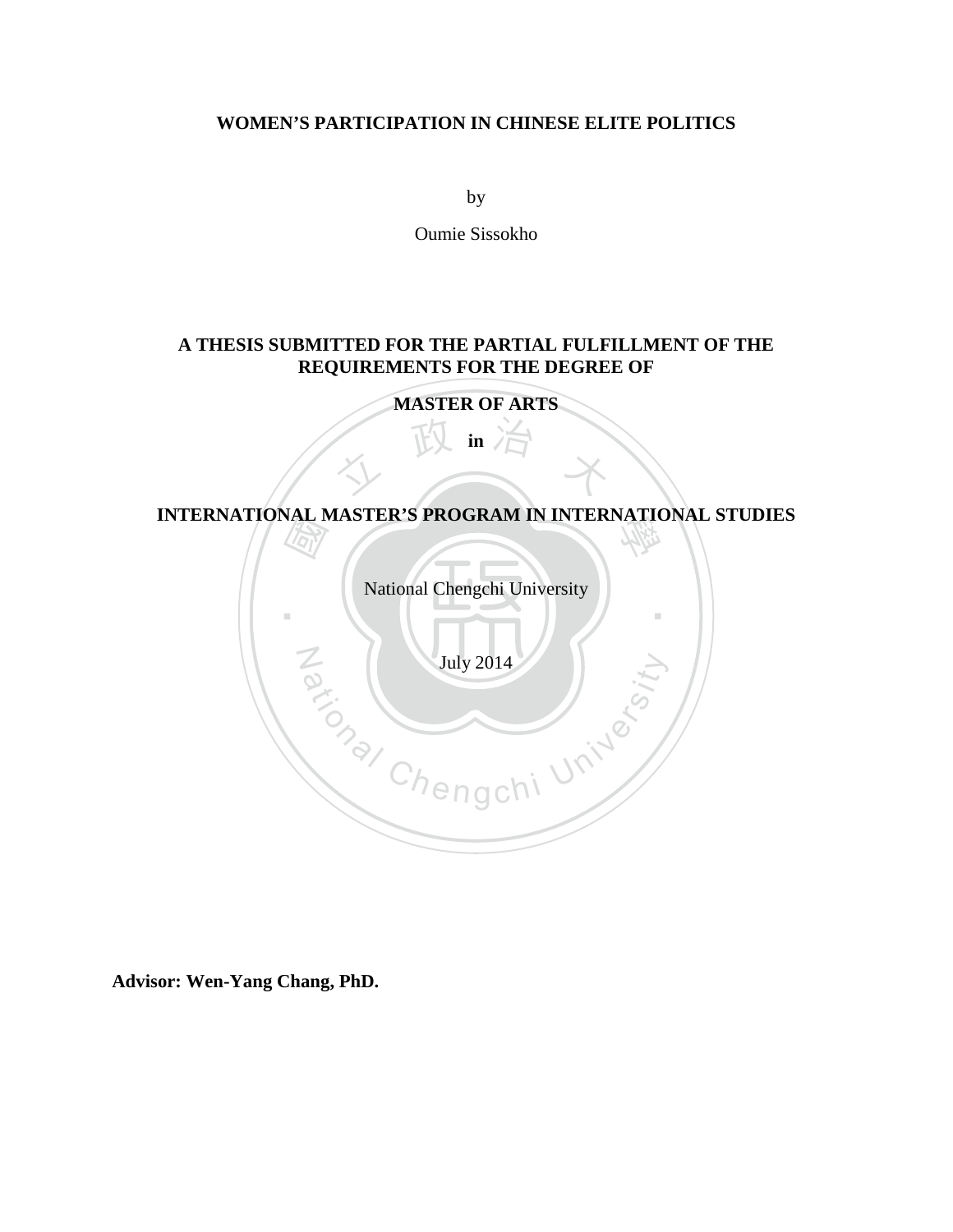**WOMEN'S PARTICIPATION IN CHINESE ELITE POLITICS**

by

Oumie Sissokho

**A THESIS SUBMITTED FOR THE PARTIAL FULFILLMENT OF THE REQUIREMENTS FOR THE DEGREE OF**

**MASTER OF ARTS**

**in**

**INTERNATIONAL MASTER'S PROGRAM IN INTERNATIONAL STUDIES**

National Chengchi University

July 2014

**Advisor: Wen-Yang Chang, PhD.**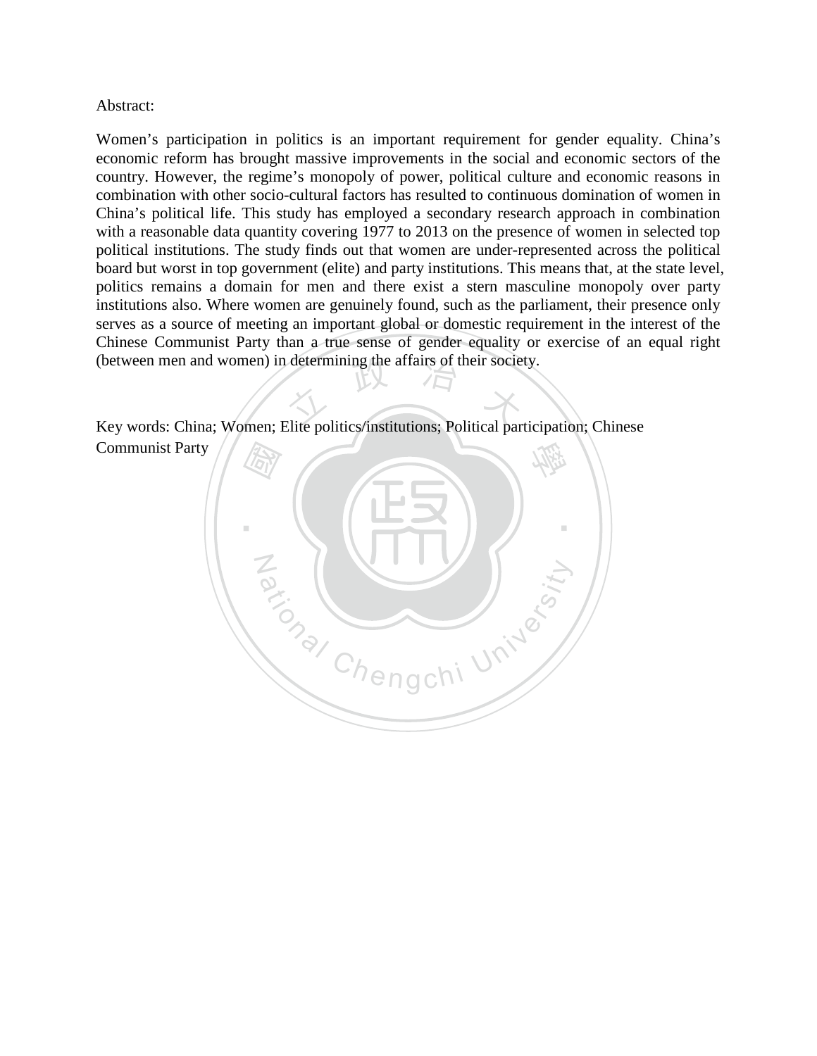Abstract:

Women's participation in politics is an important requirement for gender equality. China's economic reform has brought massive improvements in the social and economic sectors of the country. However, the regime's monopoly of power, political culture and economic reasons in combination with other socio-cultural factors has resulted to continuous domination of women in China's political life. This study has employed a secondary research approach in combination with a reasonable data quantity covering 1977 to 2013 on the presence of women in selected top political institutions. The study finds out that women are under-represented across the political board but worst in top government (elite) and party institutions. This means that, at the state level, politics remains a domain for men and there exist a stern masculine monopoly over party institutions also. Where women are genuinely found, such as the parliament, their presence only serves as a source of meeting an important global or domestic requirement in the interest of the Chinese Communist Party than a true sense of gender equality or exercise of an equal right (between men and women) in determining the affairs of their society.

Key words: China; Women; Elite politics/institutions; Political participation; Chinese Communist Party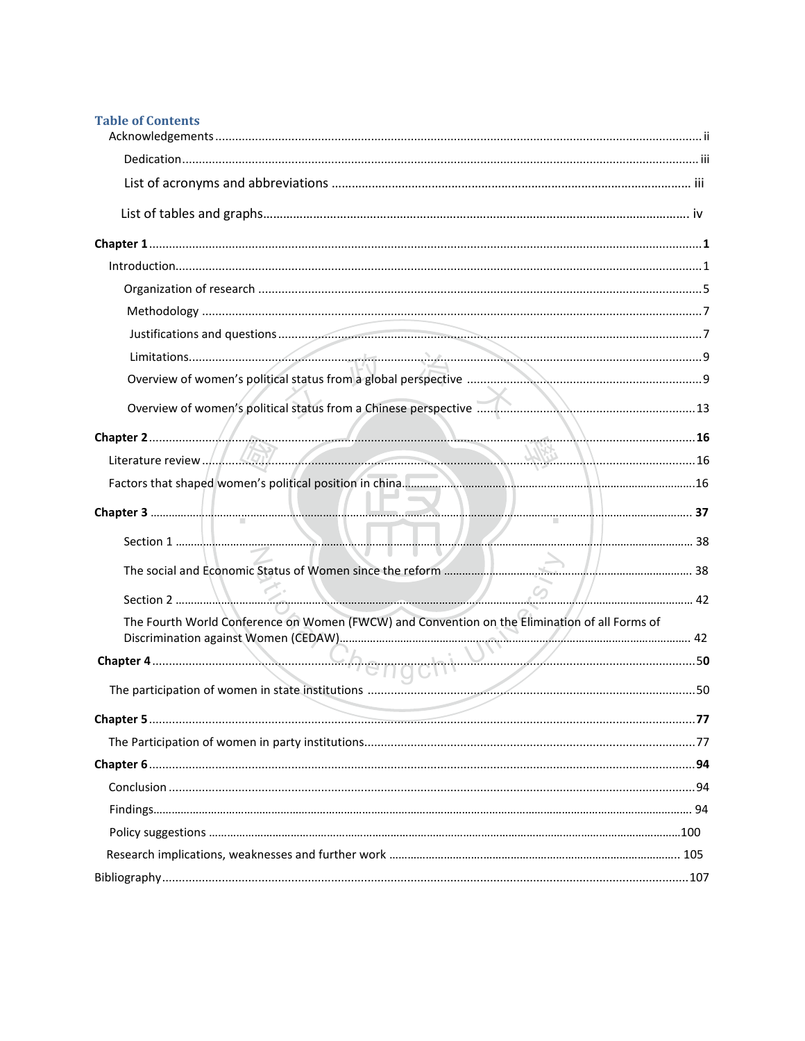## Table of Contents

Acknowledgements ..... ii

Dedication ..... iii

List of acronyms and abbreviations ..... iii

List of tables and graphs ..... iv

**Chapter 1 ..... 1**

Introduction ..... 1

Organization of research ..... 5

Methodology ..... 7

Justifications and questions ..... 7

Limitations ..... 9

Overview of women's political status from a global perspective ..... 9

Overview of women's political status from a Chinese perspective ..... 13

**Chapter 2 ..... 16**

Literature review ..... 16

Factors that shaped women's political position in china ..... 16

**Chapter 3 ..... 37**

Section 1 ..... 38

The social and Economic Status of Women since the reform ..... 38

Section 2 ..... 42

The Fourth World Conference on Women (FWCW) and Convention on the Elimination of all Forms of Discrimination against Women (CEDAW) ..... 42

**Chapter 4 ..... 50**

The participation of women in state institutions ..... 50

**Chapter 5 ..... 77**

The Participation of women in party institutions ..... 77

**Chapter 6 ..... 94**

Conclusion ..... 94

Findings ..... 94

Policy suggestions ..... 100

Research implications, weaknesses and further work ..... 105

Bibliography ..... 107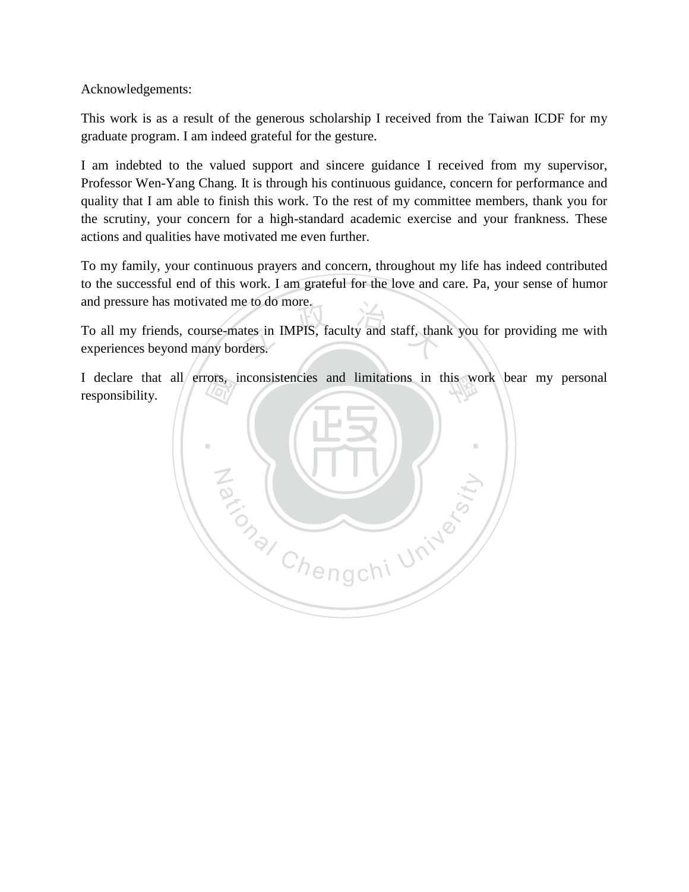Acknowledgements:

This work is as a result of the generous scholarship I received from the Taiwan ICDF for my graduate program. I am indeed grateful for the gesture.

I am indebted to the valued support and sincere guidance I received from my supervisor, Professor Wen-Yang Chang. It is through his continuous guidance, concern for performance and quality that I am able to finish this work. To the rest of my committee members, thank you for the scrutiny, your concern for a high-standard academic exercise and your frankness. These actions and qualities have motivated me even further.

To my family, your continuous prayers and concern, throughout my life has indeed contributed to the successful end of this work. I am grateful for the love and care. Pa, your sense of humor and pressure has motivated me to do more.

To all my friends, course-mates in IMPIS, faculty and staff, thank you for providing me with experiences beyond many borders.

I declare that all errors, inconsistencies and limitations in this work bear my personal responsibility.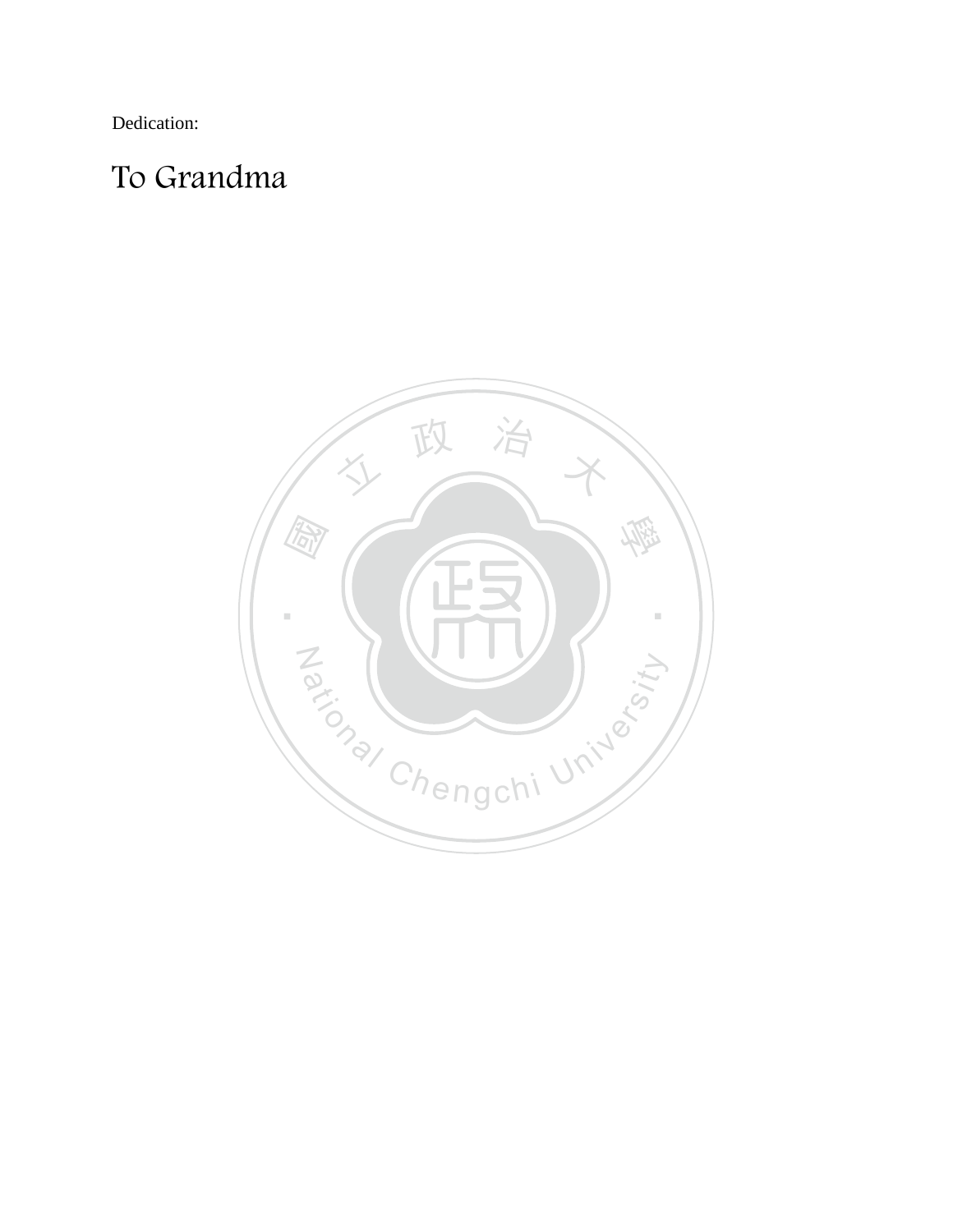Dedication:

To Grandma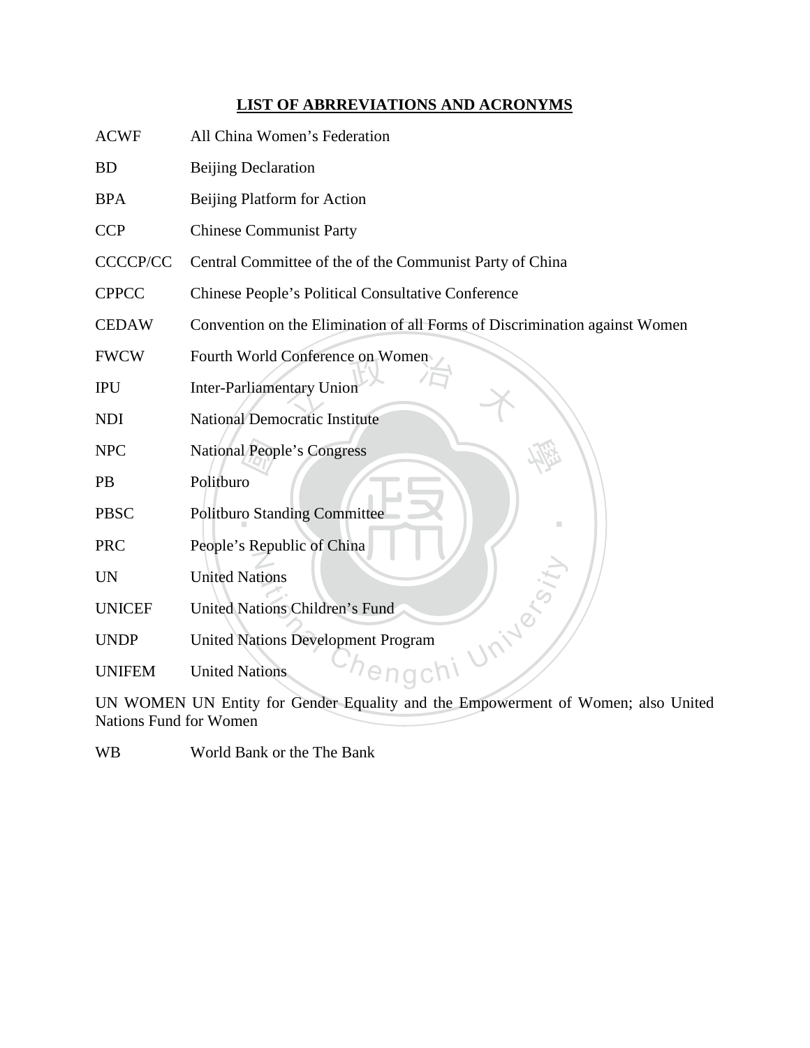## LIST OF ABRREVIATIONS AND ACRONYMS

| | |
|---|---|
| ACWF | All China Women's Federation |
| BD | Beijing Declaration |
| BPA | Beijing Platform for Action |
| CCP | Chinese Communist Party |
| CCCCP/CC | Central Committee of the of the Communist Party of China |
| CPPCC | Chinese People's Political Consultative Conference |
| CEDAW | Convention on the Elimination of all Forms of Discrimination against Women |
| FWCW | Fourth World Conference on Women |
| IPU | Inter-Parliamentary Union |
| NDI | National Democratic Institute |
| NPC | National People's Congress |
| PB | Politburo |
| PBSC | Politburo Standing Committee |
| PRC | People's Republic of China |
| UN | United Nations |
| UNICEF | United Nations Children's Fund |
| UNDP | United Nations Development Program |
| UNIFEM | United Nations |
| UN WOMEN | UN Entity for Gender Equality and the Empowerment of Women; also United Nations Fund for Women |
| WB | World Bank or the The Bank |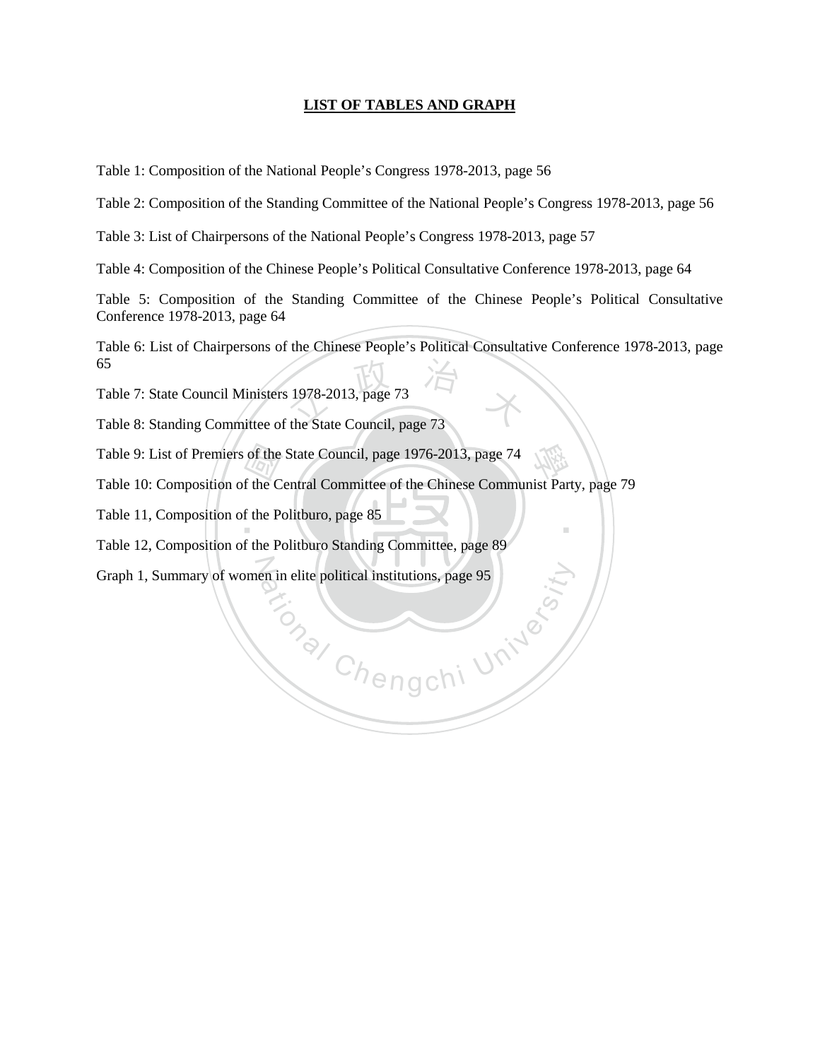## LIST OF TABLES AND GRAPH

Table 1: Composition of the National People's Congress 1978-2013, page 56

Table 2: Composition of the Standing Committee of the National People's Congress 1978-2013, page 56

Table 3: List of Chairpersons of the National People's Congress 1978-2013, page 57

Table 4: Composition of the Chinese People's Political Consultative Conference 1978-2013, page 64

Table 5: Composition of the Standing Committee of the Chinese People's Political Consultative Conference 1978-2013, page 64

Table 6: List of Chairpersons of the Chinese People's Political Consultative Conference 1978-2013, page 65

Table 7: State Council Ministers 1978-2013, page 73

Table 8: Standing Committee of the State Council, page 73

Table 9: List of Premiers of the State Council, page 1976-2013, page 74

Table 10: Composition of the Central Committee of the Chinese Communist Party, page 79

Table 11, Composition of the Politburo, page 85

Table 12, Composition of the Politburo Standing Committee, page 89

Graph 1, Summary of women in elite political institutions, page 95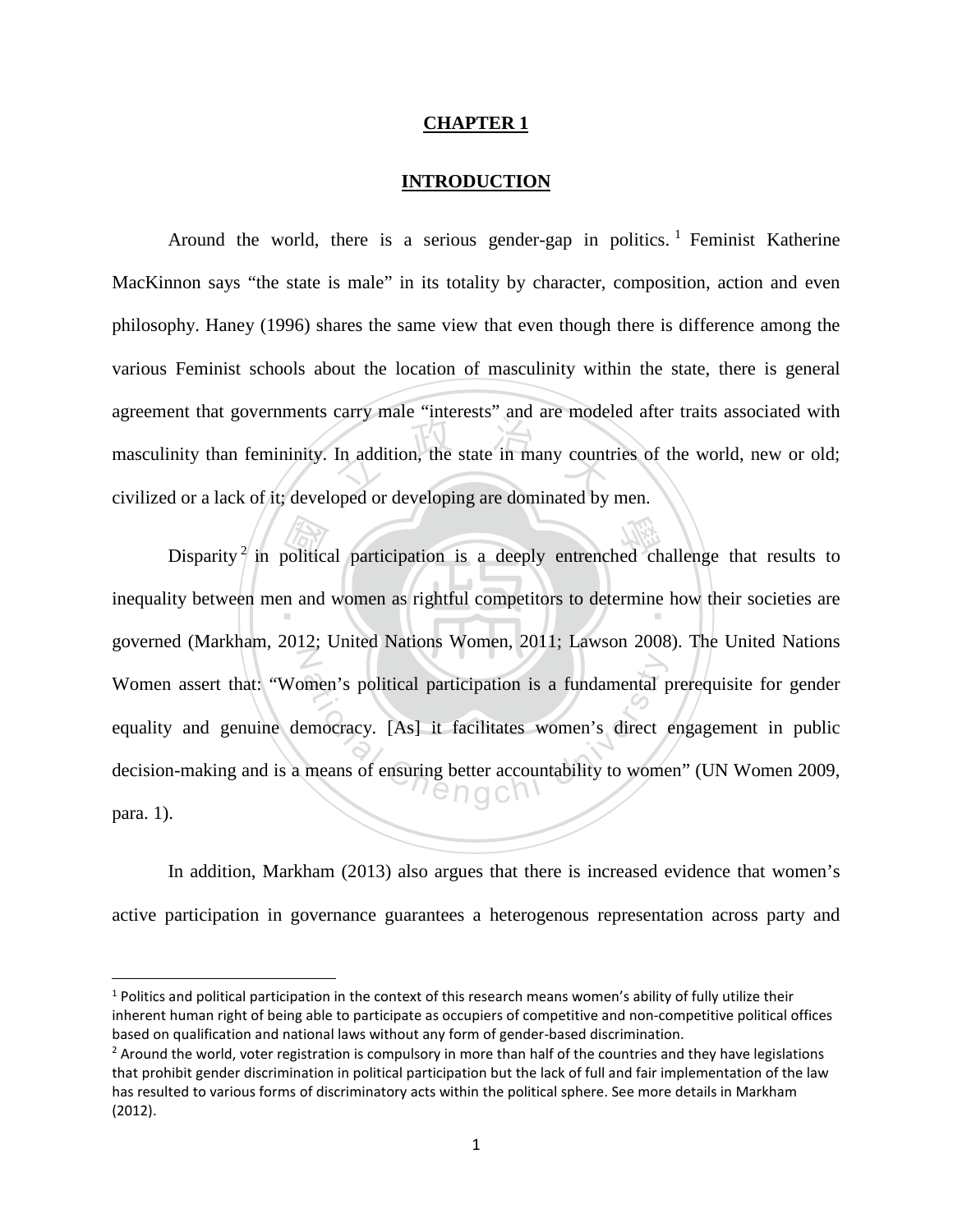# CHAPTER 1

## INTRODUCTION

Around the world, there is a serious gender-gap in politics.[1] Feminist Katherine MacKinnon says "the state is male" in its totality by character, composition, action and even philosophy. Haney (1996) shares the same view that even though there is difference among the various Feminist schools about the location of masculinity within the state, there is general agreement that governments carry male "interests" and are modeled after traits associated with masculinity than femininity. In addition, the state in many countries of the world, new or old; civilized or a lack of it; developed or developing are dominated by men.

Disparity[2] in political participation is a deeply entrenched challenge that results to inequality between men and women as rightful competitors to determine how their societies are governed (Markham, 2012; United Nations Women, 2011; Lawson 2008). The United Nations Women assert that: "Women's political participation is a fundamental prerequisite for gender equality and genuine democracy. [As] it facilitates women's direct engagement in public decision-making and is a means of ensuring better accountability to women" (UN Women 2009, para. 1).

In addition, Markham (2013) also argues that there is increased evidence that women's active participation in governance guarantees a heterogenous representation across party and

[1] Politics and political participation in the context of this research means women's ability of fully utilize their inherent human right of being able to participate as occupiers of competitive and non-competitive political offices based on qualification and national laws without any form of gender-based discrimination.

[2] Around the world, voter registration is compulsory in more than half of the countries and they have legislations that prohibit gender discrimination in political participation but the lack of full and fair implementation of the law has resulted to various forms of discriminatory acts within the political sphere. See more details in Markham (2012).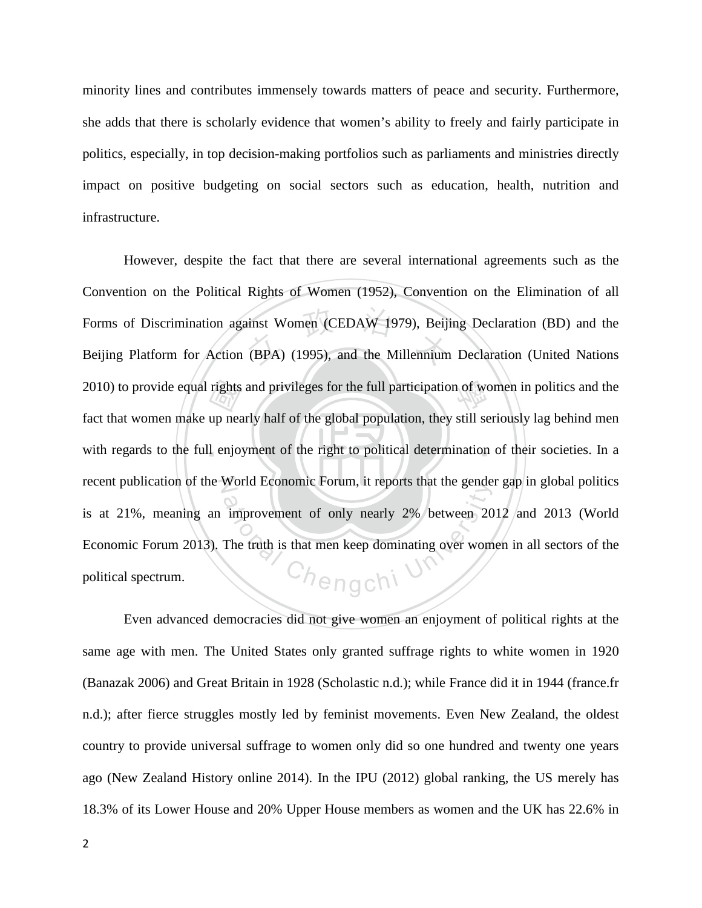minority lines and contributes immensely towards matters of peace and security. Furthermore, she adds that there is scholarly evidence that women's ability to freely and fairly participate in politics, especially, in top decision-making portfolios such as parliaments and ministries directly impact on positive budgeting on social sectors such as education, health, nutrition and infrastructure.

However, despite the fact that there are several international agreements such as the Convention on the Political Rights of Women (1952), Convention on the Elimination of all Forms of Discrimination against Women (CEDAW 1979), Beijing Declaration (BD) and the Beijing Platform for Action (BPA) (1995), and the Millennium Declaration (United Nations 2010) to provide equal rights and privileges for the full participation of women in politics and the fact that women make up nearly half of the global population, they still seriously lag behind men with regards to the full enjoyment of the right to political determination of their societies. In a recent publication of the World Economic Forum, it reports that the gender gap in global politics is at 21%, meaning an improvement of only nearly 2% between 2012 and 2013 (World Economic Forum 2013). The truth is that men keep dominating over women in all sectors of the political spectrum.

Even advanced democracies did not give women an enjoyment of political rights at the same age with men. The United States only granted suffrage rights to white women in 1920 (Banazak 2006) and Great Britain in 1928 (Scholastic n.d.); while France did it in 1944 (france.fr n.d.); after fierce struggles mostly led by feminist movements. Even New Zealand, the oldest country to provide universal suffrage to women only did so one hundred and twenty one years ago (New Zealand History online 2014). In the IPU (2012) global ranking, the US merely has 18.3% of its Lower House and 20% Upper House members as women and the UK has 22.6% in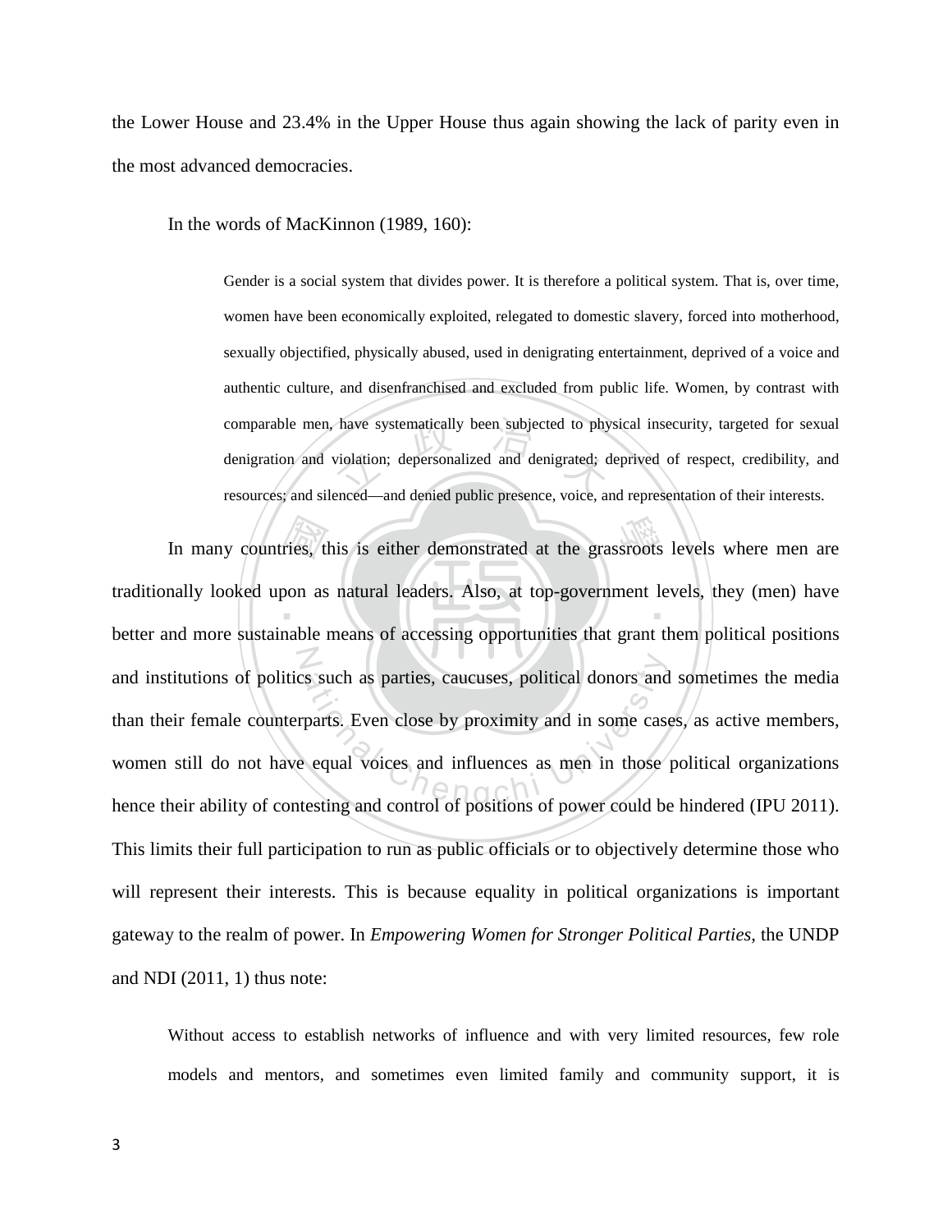the Lower House and 23.4% in the Upper House thus again showing the lack of parity even in the most advanced democracies.

In the words of MacKinnon (1989, 160):

> Gender is a social system that divides power. It is therefore a political system. That is, over time, women have been economically exploited, relegated to domestic slavery, forced into motherhood, sexually objectified, physically abused, used in denigrating entertainment, deprived of a voice and authentic culture, and disenfranchised and excluded from public life. Women, by contrast with comparable men, have systematically been subjected to physical insecurity, targeted for sexual denigration and violation; depersonalized and denigrated; deprived of respect, credibility, and resources; and silenced—and denied public presence, voice, and representation of their interests.

In many countries, this is either demonstrated at the grassroots levels where men are traditionally looked upon as natural leaders. Also, at top-government levels, they (men) have better and more sustainable means of accessing opportunities that grant them political positions and institutions of politics such as parties, caucuses, political donors and sometimes the media than their female counterparts. Even close by proximity and in some cases, as active members, women still do not have equal voices and influences as men in those political organizations hence their ability of contesting and control of positions of power could be hindered (IPU 2011). This limits their full participation to run as public officials or to objectively determine those who will represent their interests. This is because equality in political organizations is important gateway to the realm of power. In *Empowering Women for Stronger Political Parties*, the UNDP and NDI (2011, 1) thus note:

> Without access to establish networks of influence and with very limited resources, few role models and mentors, and sometimes even limited family and community support, it is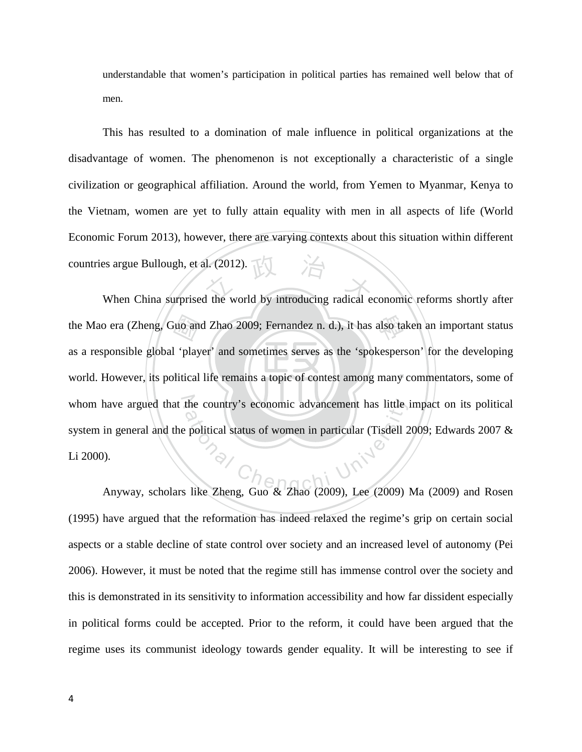understandable that women's participation in political parties has remained well below that of men.

This has resulted to a domination of male influence in political organizations at the disadvantage of women. The phenomenon is not exceptionally a characteristic of a single civilization or geographical affiliation. Around the world, from Yemen to Myanmar, Kenya to the Vietnam, women are yet to fully attain equality with men in all aspects of life (World Economic Forum 2013), however, there are varying contexts about this situation within different countries argue Bullough, et al. (2012).

When China surprised the world by introducing radical economic reforms shortly after the Mao era (Zheng, Guo and Zhao 2009; Fernandez n. d.), it has also taken an important status as a responsible global 'player' and sometimes serves as the 'spokesperson' for the developing world. However, its political life remains a topic of contest among many commentators, some of whom have argued that the country's economic advancement has little impact on its political system in general and the political status of women in particular (Tisdell 2009; Edwards 2007 & Li 2000).

Anyway, scholars like Zheng, Guo & Zhao (2009), Lee (2009) Ma (2009) and Rosen (1995) have argued that the reformation has indeed relaxed the regime's grip on certain social aspects or a stable decline of state control over society and an increased level of autonomy (Pei 2006). However, it must be noted that the regime still has immense control over the society and this is demonstrated in its sensitivity to information accessibility and how far dissident especially in political forms could be accepted. Prior to the reform, it could have been argued that the regime uses its communist ideology towards gender equality. It will be interesting to see if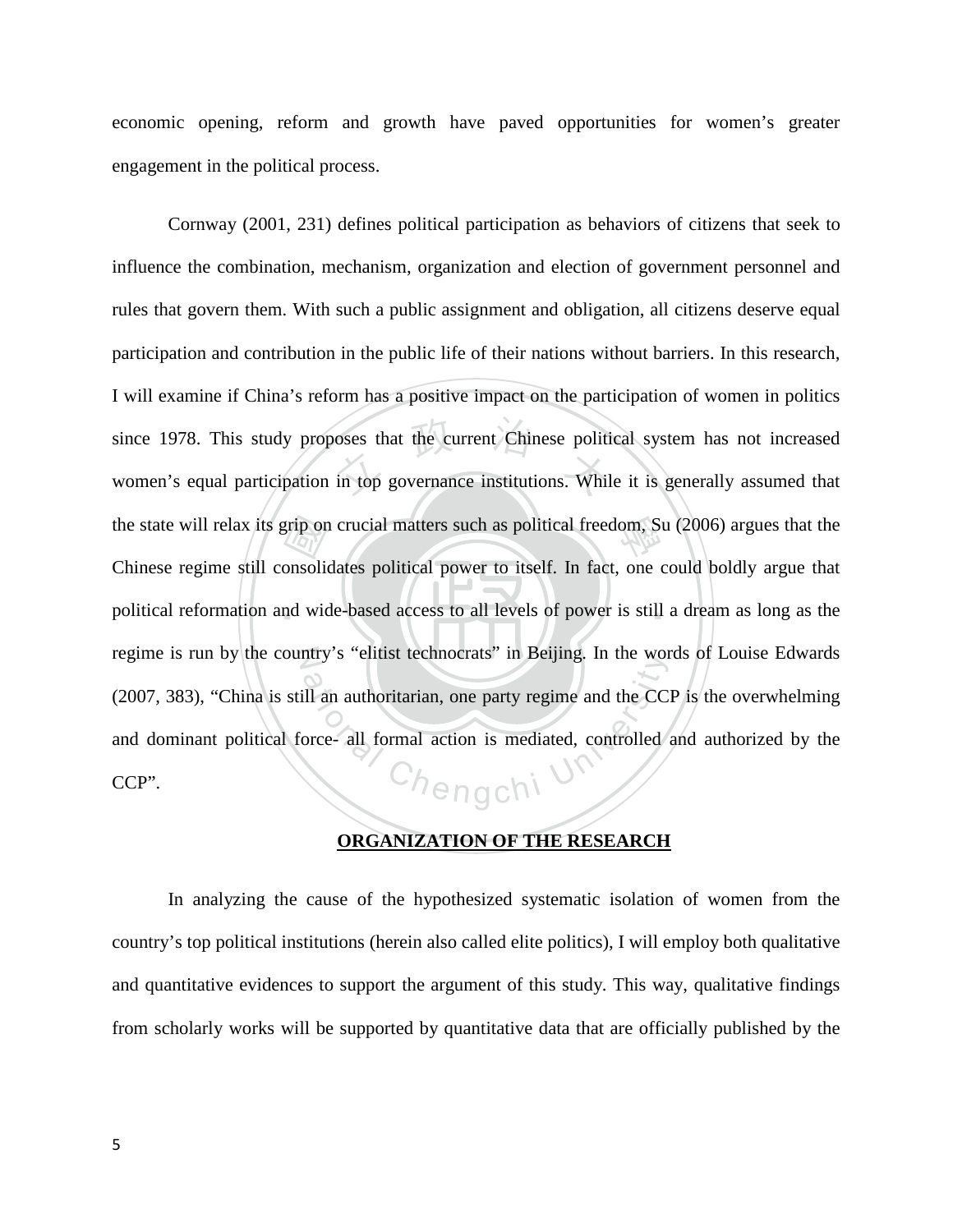economic opening, reform and growth have paved opportunities for women's greater engagement in the political process.

Cornway (2001, 231) defines political participation as behaviors of citizens that seek to influence the combination, mechanism, organization and election of government personnel and rules that govern them. With such a public assignment and obligation, all citizens deserve equal participation and contribution in the public life of their nations without barriers. In this research, I will examine if China's reform has a positive impact on the participation of women in politics since 1978. This study proposes that the current Chinese political system has not increased women's equal participation in top governance institutions. While it is generally assumed that the state will relax its grip on crucial matters such as political freedom, Su (2006) argues that the Chinese regime still consolidates political power to itself. In fact, one could boldly argue that political reformation and wide-based access to all levels of power is still a dream as long as the regime is run by the country's "elitist technocrats" in Beijing. In the words of Louise Edwards (2007, 383), "China is still an authoritarian, one party regime and the CCP is the overwhelming and dominant political force- all formal action is mediated, controlled and authorized by the CCP".

**ORGANIZATION OF THE RESEARCH**

In analyzing the cause of the hypothesized systematic isolation of women from the country's top political institutions (herein also called elite politics), I will employ both qualitative and quantitative evidences to support the argument of this study. This way, qualitative findings from scholarly works will be supported by quantitative data that are officially published by the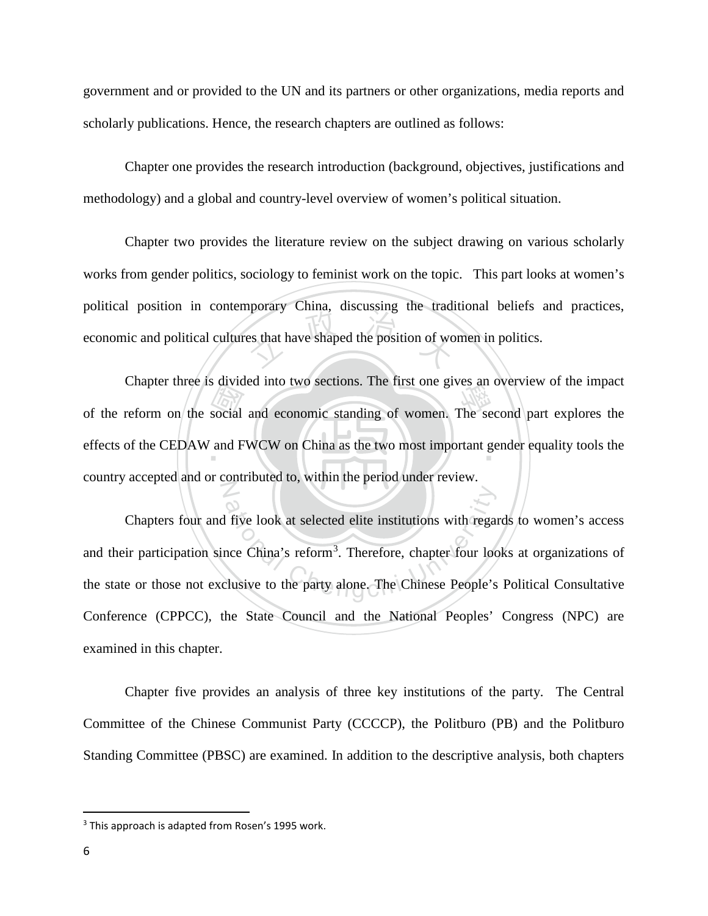government and or provided to the UN and its partners or other organizations, media reports and scholarly publications. Hence, the research chapters are outlined as follows:

Chapter one provides the research introduction (background, objectives, justifications and methodology) and a global and country-level overview of women's political situation.

Chapter two provides the literature review on the subject drawing on various scholarly works from gender politics, sociology to feminist work on the topic. This part looks at women's political position in contemporary China, discussing the traditional beliefs and practices, economic and political cultures that have shaped the position of women in politics.

Chapter three is divided into two sections. The first one gives an overview of the impact of the reform on the social and economic standing of women. The second part explores the effects of the CEDAW and FWCW on China as the two most important gender equality tools the country accepted and or contributed to, within the period under review.

Chapters four and five look at selected elite institutions with regards to women's access and their participation since China's reform[3]. Therefore, chapter four looks at organizations of the state or those not exclusive to the party alone. The Chinese People's Political Consultative Conference (CPPCC), the State Council and the National Peoples' Congress (NPC) are examined in this chapter.

Chapter five provides an analysis of three key institutions of the party. The Central Committee of the Chinese Communist Party (CCCCP), the Politburo (PB) and the Politburo Standing Committee (PBSC) are examined. In addition to the descriptive analysis, both chapters

[3] This approach is adapted from Rosen's 1995 work.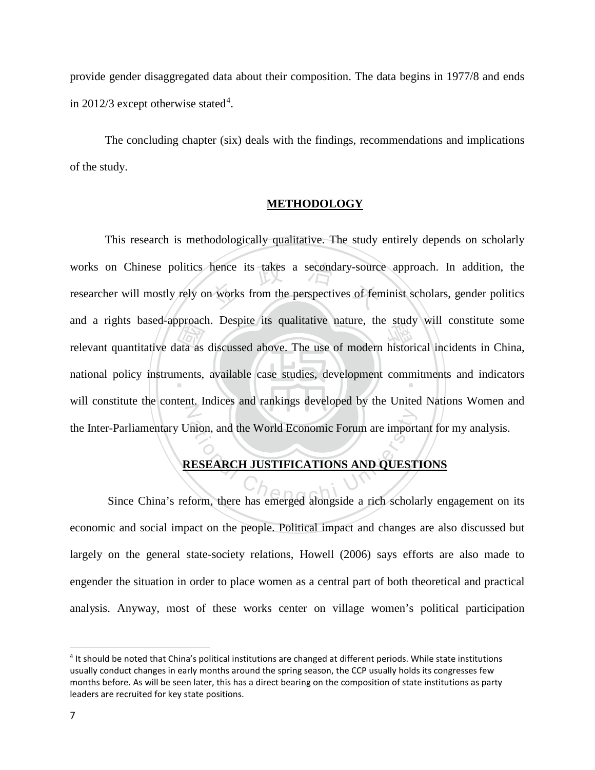provide gender disaggregated data about their composition. The data begins in 1977/8 and ends in 2012/3 except otherwise stated[4].

The concluding chapter (six) deals with the findings, recommendations and implications of the study.

## METHODOLOGY

This research is methodologically qualitative. The study entirely depends on scholarly works on Chinese politics hence its takes a secondary-source approach. In addition, the researcher will mostly rely on works from the perspectives of feminist scholars, gender politics and a rights based-approach. Despite its qualitative nature, the study will constitute some relevant quantitative data as discussed above. The use of modern historical incidents in China, national policy instruments, available case studies, development commitments and indicators will constitute the content. Indices and rankings developed by the United Nations Women and the Inter-Parliamentary Union, and the World Economic Forum are important for my analysis.

## RESEARCH JUSTIFICATIONS AND QUESTIONS

Since China's reform, there has emerged alongside a rich scholarly engagement on its economic and social impact on the people. Political impact and changes are also discussed but largely on the general state-society relations, Howell (2006) says efforts are also made to engender the situation in order to place women as a central part of both theoretical and practical analysis. Anyway, most of these works center on village women's political participation

---

[4] It should be noted that China's political institutions are changed at different periods. While state institutions usually conduct changes in early months around the spring season, the CCP usually holds its congresses few months before. As will be seen later, this has a direct bearing on the composition of state institutions as party leaders are recruited for key state positions.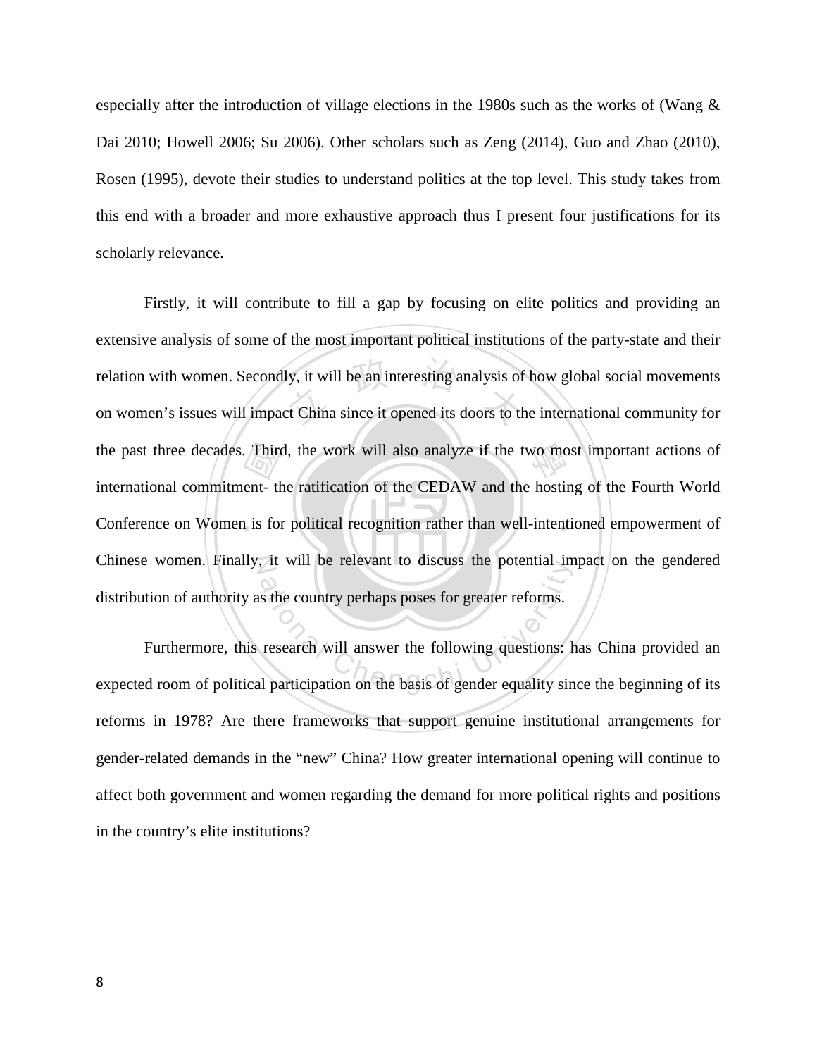especially after the introduction of village elections in the 1980s such as the works of (Wang & Dai 2010; Howell 2006; Su 2006). Other scholars such as Zeng (2014), Guo and Zhao (2010), Rosen (1995), devote their studies to understand politics at the top level. This study takes from this end with a broader and more exhaustive approach thus I present four justifications for its scholarly relevance.

Firstly, it will contribute to fill a gap by focusing on elite politics and providing an extensive analysis of some of the most important political institutions of the party-state and their relation with women. Secondly, it will be an interesting analysis of how global social movements on women's issues will impact China since it opened its doors to the international community for the past three decades. Third, the work will also analyze if the two most important actions of international commitment- the ratification of the CEDAW and the hosting of the Fourth World Conference on Women is for political recognition rather than well-intentioned empowerment of Chinese women. Finally, it will be relevant to discuss the potential impact on the gendered distribution of authority as the country perhaps poses for greater reforms.

Furthermore, this research will answer the following questions: has China provided an expected room of political participation on the basis of gender equality since the beginning of its reforms in 1978? Are there frameworks that support genuine institutional arrangements for gender-related demands in the "new" China? How greater international opening will continue to affect both government and women regarding the demand for more political rights and positions in the country's elite institutions?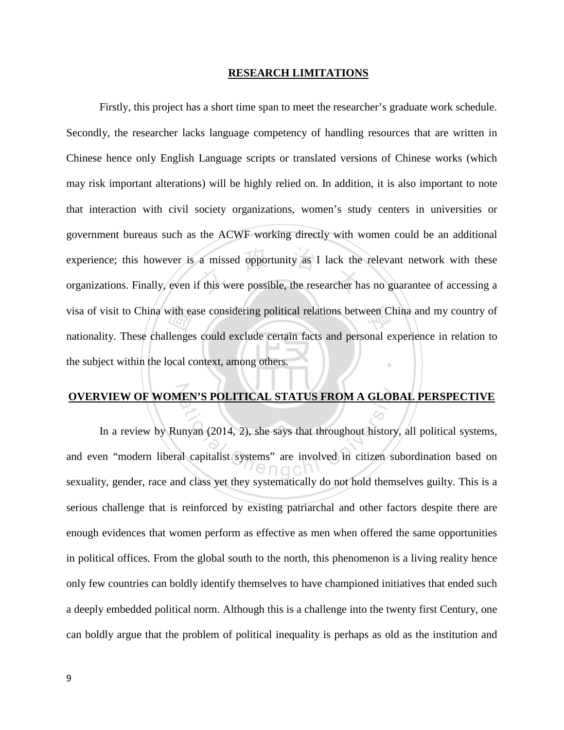## RESEARCH LIMITATIONS

Firstly, this project has a short time span to meet the researcher's graduate work schedule. Secondly, the researcher lacks language competency of handling resources that are written in Chinese hence only English Language scripts or translated versions of Chinese works (which may risk important alterations) will be highly relied on. In addition, it is also important to note that interaction with civil society organizations, women's study centers in universities or government bureaus such as the ACWF working directly with women could be an additional experience; this however is a missed opportunity as I lack the relevant network with these organizations. Finally, even if this were possible, the researcher has no guarantee of accessing a visa of visit to China with ease considering political relations between China and my country of nationality. These challenges could exclude certain facts and personal experience in relation to the subject within the local context, among others.

## OVERVIEW OF WOMEN'S POLITICAL STATUS FROM A GLOBAL PERSPECTIVE

In a review by Runyan (2014, 2), she says that throughout history, all political systems, and even "modern liberal capitalist systems" are involved in citizen subordination based on sexuality, gender, race and class yet they systematically do not hold themselves guilty. This is a serious challenge that is reinforced by existing patriarchal and other factors despite there are enough evidences that women perform as effective as men when offered the same opportunities in political offices. From the global south to the north, this phenomenon is a living reality hence only few countries can boldly identify themselves to have championed initiatives that ended such a deeply embedded political norm. Although this is a challenge into the twenty first Century, one can boldly argue that the problem of political inequality is perhaps as old as the institution and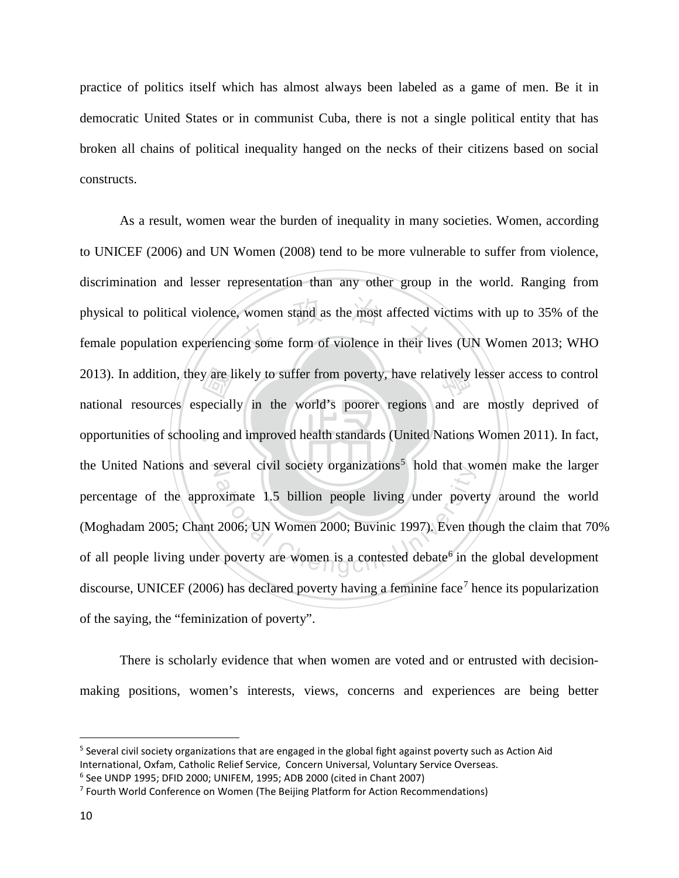practice of politics itself which has almost always been labeled as a game of men. Be it in democratic United States or in communist Cuba, there is not a single political entity that has broken all chains of political inequality hanged on the necks of their citizens based on social constructs.

As a result, women wear the burden of inequality in many societies. Women, according to UNICEF (2006) and UN Women (2008) tend to be more vulnerable to suffer from violence, discrimination and lesser representation than any other group in the world. Ranging from physical to political violence, women stand as the most affected victims with up to 35% of the female population experiencing some form of violence in their lives (UN Women 2013; WHO 2013). In addition, they are likely to suffer from poverty, have relatively lesser access to control national resources especially in the world's poorer regions and are mostly deprived of opportunities of schooling and improved health standards (United Nations Women 2011). In fact, the United Nations and several civil society organizations[5] hold that women make the larger percentage of the approximate 1.5 billion people living under poverty around the world (Moghadam 2005; Chant 2006; UN Women 2000; Buvinic 1997). Even though the claim that 70% of all people living under poverty are women is a contested debate[6] in the global development discourse, UNICEF (2006) has declared poverty having a feminine face[7] hence its popularization of the saying, the "feminization of poverty".

There is scholarly evidence that when women are voted and or entrusted with decision-making positions, women's interests, views, concerns and experiences are being better

---

[5] Several civil society organizations that are engaged in the global fight against poverty such as Action Aid International, Oxfam, Catholic Relief Service, Concern Universal, Voluntary Service Overseas.

[6] See UNDP 1995; DFID 2000; UNIFEM, 1995; ADB 2000 (cited in Chant 2007)

[7] Fourth World Conference on Women (The Beijing Platform for Action Recommendations)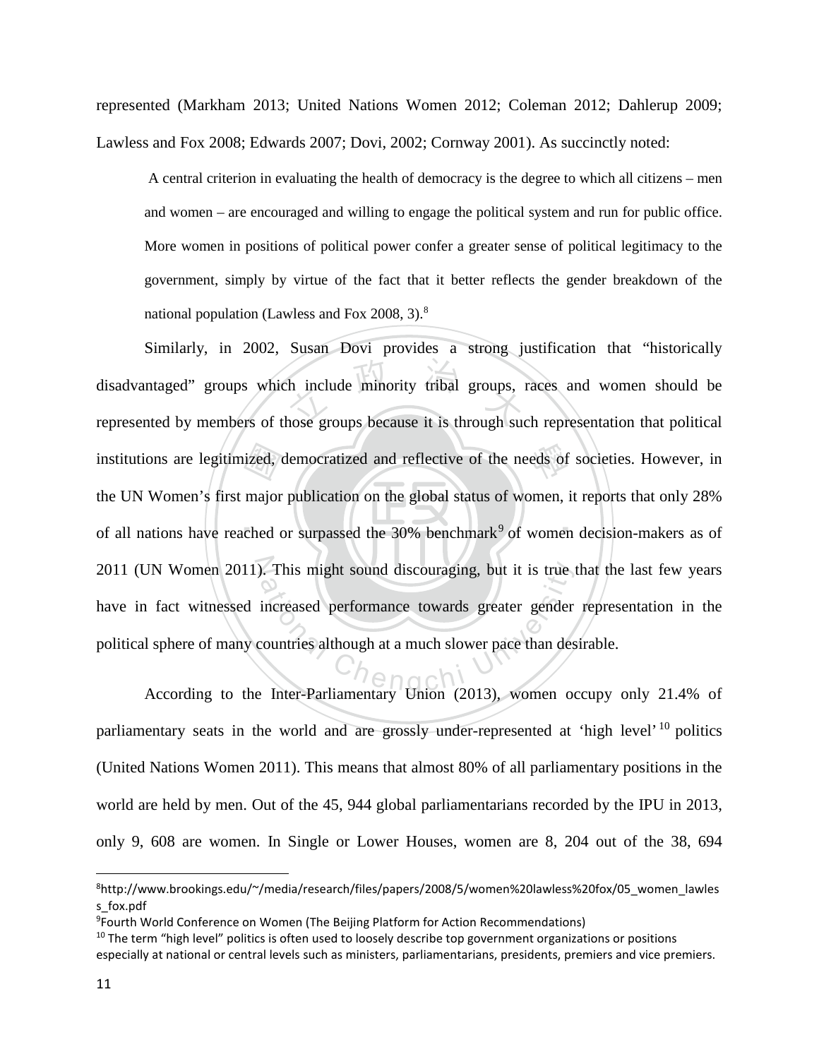represented (Markham 2013; United Nations Women 2012; Coleman 2012; Dahlerup 2009; Lawless and Fox 2008; Edwards 2007; Dovi, 2002; Cornway 2001). As succinctly noted:

> A central criterion in evaluating the health of democracy is the degree to which all citizens – men and women – are encouraged and willing to engage the political system and run for public office. More women in positions of political power confer a greater sense of political legitimacy to the government, simply by virtue of the fact that it better reflects the gender breakdown of the national population (Lawless and Fox 2008, 3).[8]

Similarly, in 2002, Susan Dovi provides a strong justification that "historically disadvantaged" groups which include minority tribal groups, races and women should be represented by members of those groups because it is through such representation that political institutions are legitimized, democratized and reflective of the needs of societies. However, in the UN Women's first major publication on the global status of women, it reports that only 28% of all nations have reached or surpassed the 30% benchmark[9] of women decision-makers as of 2011 (UN Women 2011). This might sound discouraging, but it is true that the last few years have in fact witnessed increased performance towards greater gender representation in the political sphere of many countries although at a much slower pace than desirable.

According to the Inter-Parliamentary Union (2013), women occupy only 21.4% of parliamentary seats in the world and are grossly under-represented at 'high level'[10] politics (United Nations Women 2011). This means that almost 80% of all parliamentary positions in the world are held by men. Out of the 45, 944 global parliamentarians recorded by the IPU in 2013, only 9, 608 are women. In Single or Lower Houses, women are 8, 204 out of the 38, 694

---

[8] http://www.brookings.edu/~/media/research/files/papers/2008/5/women%20lawless%20fox/05_women_lawless_fox.pdf

[9] Fourth World Conference on Women (The Beijing Platform for Action Recommendations)

[10] The term "high level" politics is often used to loosely describe top government organizations or positions especially at national or central levels such as ministers, parliamentarians, presidents, premiers and vice premiers.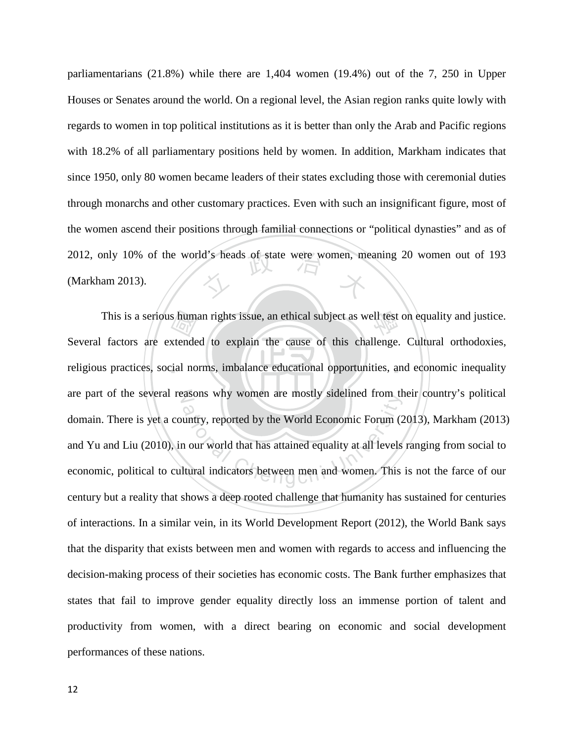parliamentarians (21.8%) while there are 1,404 women (19.4%) out of the 7, 250 in Upper Houses or Senates around the world. On a regional level, the Asian region ranks quite lowly with regards to women in top political institutions as it is better than only the Arab and Pacific regions with 18.2% of all parliamentary positions held by women. In addition, Markham indicates that since 1950, only 80 women became leaders of their states excluding those with ceremonial duties through monarchs and other customary practices. Even with such an insignificant figure, most of the women ascend their positions through familial connections or "political dynasties" and as of 2012, only 10% of the world's heads of state were women, meaning 20 women out of 193 (Markham 2013).

This is a serious human rights issue, an ethical subject as well test on equality and justice. Several factors are extended to explain the cause of this challenge. Cultural orthodoxies, religious practices, social norms, imbalance educational opportunities, and economic inequality are part of the several reasons why women are mostly sidelined from their country's political domain. There is yet a country, reported by the World Economic Forum (2013), Markham (2013) and Yu and Liu (2010), in our world that has attained equality at all levels ranging from social to economic, political to cultural indicators between men and women. This is not the farce of our century but a reality that shows a deep rooted challenge that humanity has sustained for centuries of interactions. In a similar vein, in its World Development Report (2012), the World Bank says that the disparity that exists between men and women with regards to access and influencing the decision-making process of their societies has economic costs. The Bank further emphasizes that states that fail to improve gender equality directly loss an immense portion of talent and productivity from women, with a direct bearing on economic and social development performances of these nations.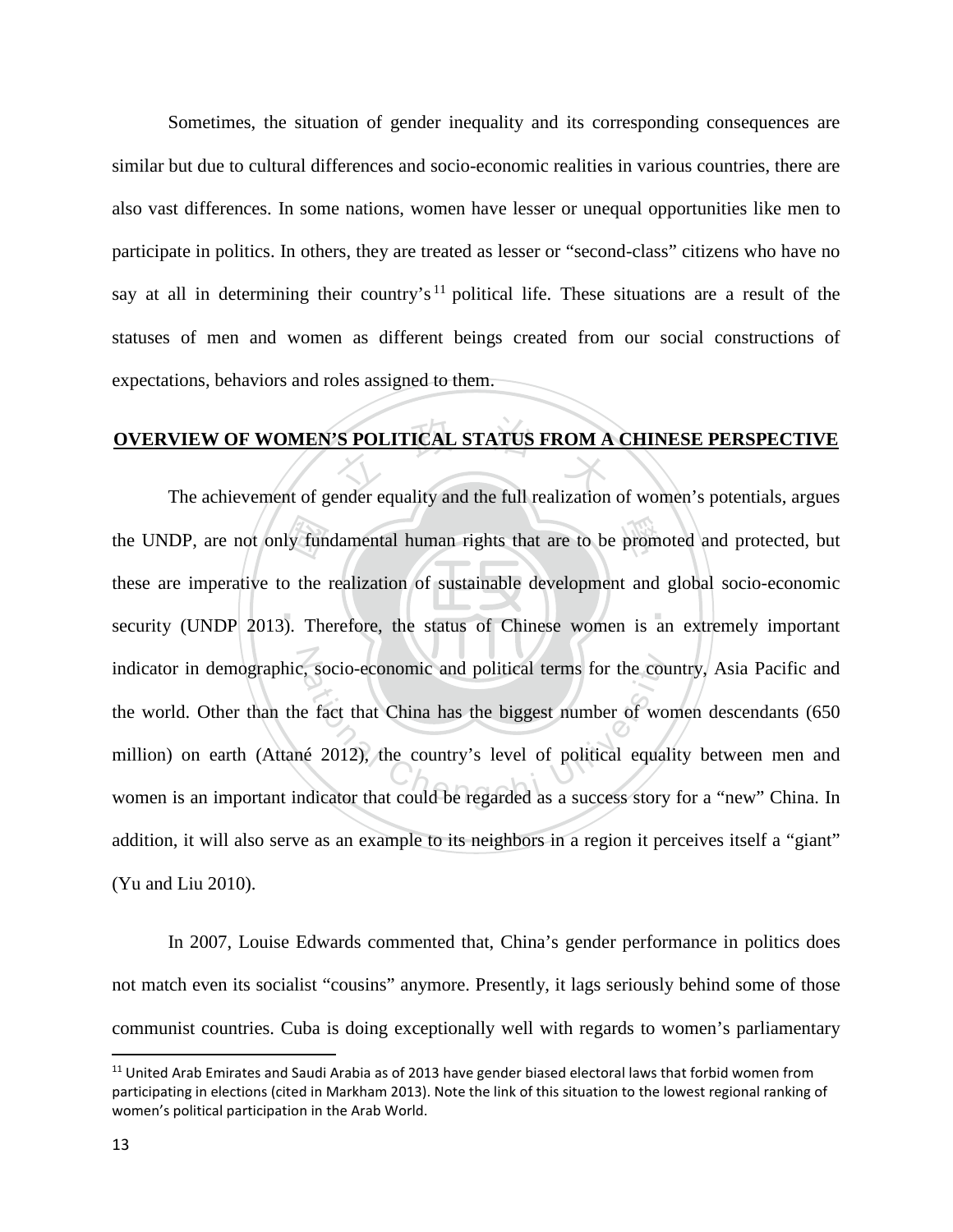Sometimes, the situation of gender inequality and its corresponding consequences are similar but due to cultural differences and socio-economic realities in various countries, there are also vast differences. In some nations, women have lesser or unequal opportunities like men to participate in politics. In others, they are treated as lesser or "second-class" citizens who have no say at all in determining their country's[11] political life. These situations are a result of the statuses of men and women as different beings created from our social constructions of expectations, behaviors and roles assigned to them.

## OVERVIEW OF WOMEN'S POLITICAL STATUS FROM A CHINESE PERSPECTIVE

The achievement of gender equality and the full realization of women's potentials, argues the UNDP, are not only fundamental human rights that are to be promoted and protected, but these are imperative to the realization of sustainable development and global socio-economic security (UNDP 2013). Therefore, the status of Chinese women is an extremely important indicator in demographic, socio-economic and political terms for the country, Asia Pacific and the world. Other than the fact that China has the biggest number of women descendants (650 million) on earth (Attané 2012), the country's level of political equality between men and women is an important indicator that could be regarded as a success story for a "new" China. In addition, it will also serve as an example to its neighbors in a region it perceives itself a "giant" (Yu and Liu 2010).

In 2007, Louise Edwards commented that, China's gender performance in politics does not match even its socialist "cousins" anymore. Presently, it lags seriously behind some of those communist countries. Cuba is doing exceptionally well with regards to women's parliamentary

[11] United Arab Emirates and Saudi Arabia as of 2013 have gender biased electoral laws that forbid women from participating in elections (cited in Markham 2013). Note the link of this situation to the lowest regional ranking of women's political participation in the Arab World.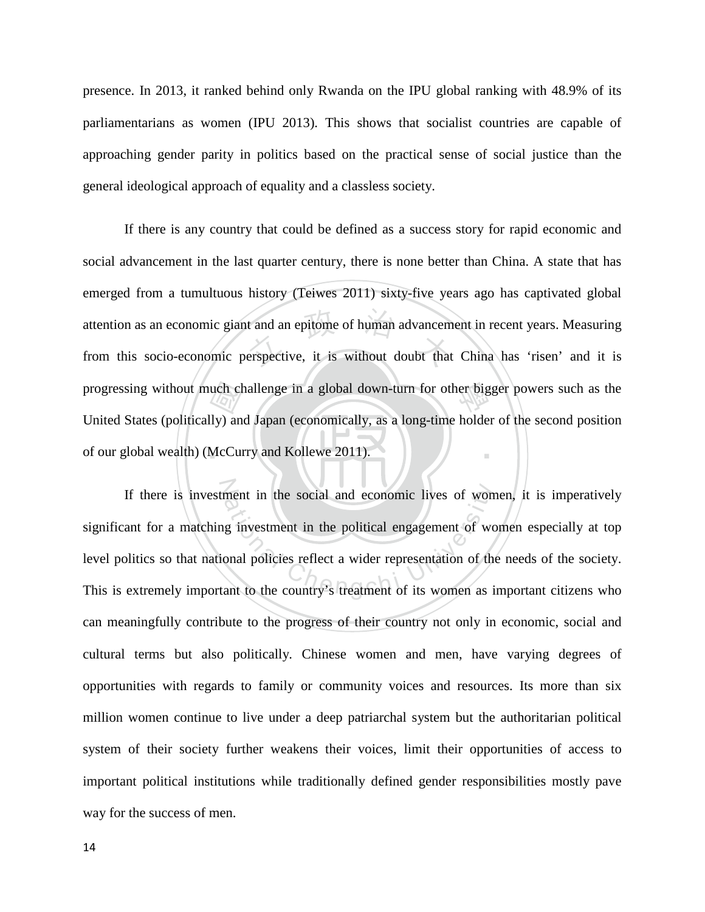presence. In 2013, it ranked behind only Rwanda on the IPU global ranking with 48.9% of its parliamentarians as women (IPU 2013). This shows that socialist countries are capable of approaching gender parity in politics based on the practical sense of social justice than the general ideological approach of equality and a classless society.

If there is any country that could be defined as a success story for rapid economic and social advancement in the last quarter century, there is none better than China. A state that has emerged from a tumultuous history (Teiwes 2011) sixty-five years ago has captivated global attention as an economic giant and an epitome of human advancement in recent years. Measuring from this socio-economic perspective, it is without doubt that China has 'risen' and it is progressing without much challenge in a global down-turn for other bigger powers such as the United States (politically) and Japan (economically, as a long-time holder of the second position of our global wealth) (McCurry and Kollewe 2011).

If there is investment in the social and economic lives of women, it is imperatively significant for a matching investment in the political engagement of women especially at top level politics so that national policies reflect a wider representation of the needs of the society. This is extremely important to the country's treatment of its women as important citizens who can meaningfully contribute to the progress of their country not only in economic, social and cultural terms but also politically. Chinese women and men, have varying degrees of opportunities with regards to family or community voices and resources. Its more than six million women continue to live under a deep patriarchal system but the authoritarian political system of their society further weakens their voices, limit their opportunities of access to important political institutions while traditionally defined gender responsibilities mostly pave way for the success of men.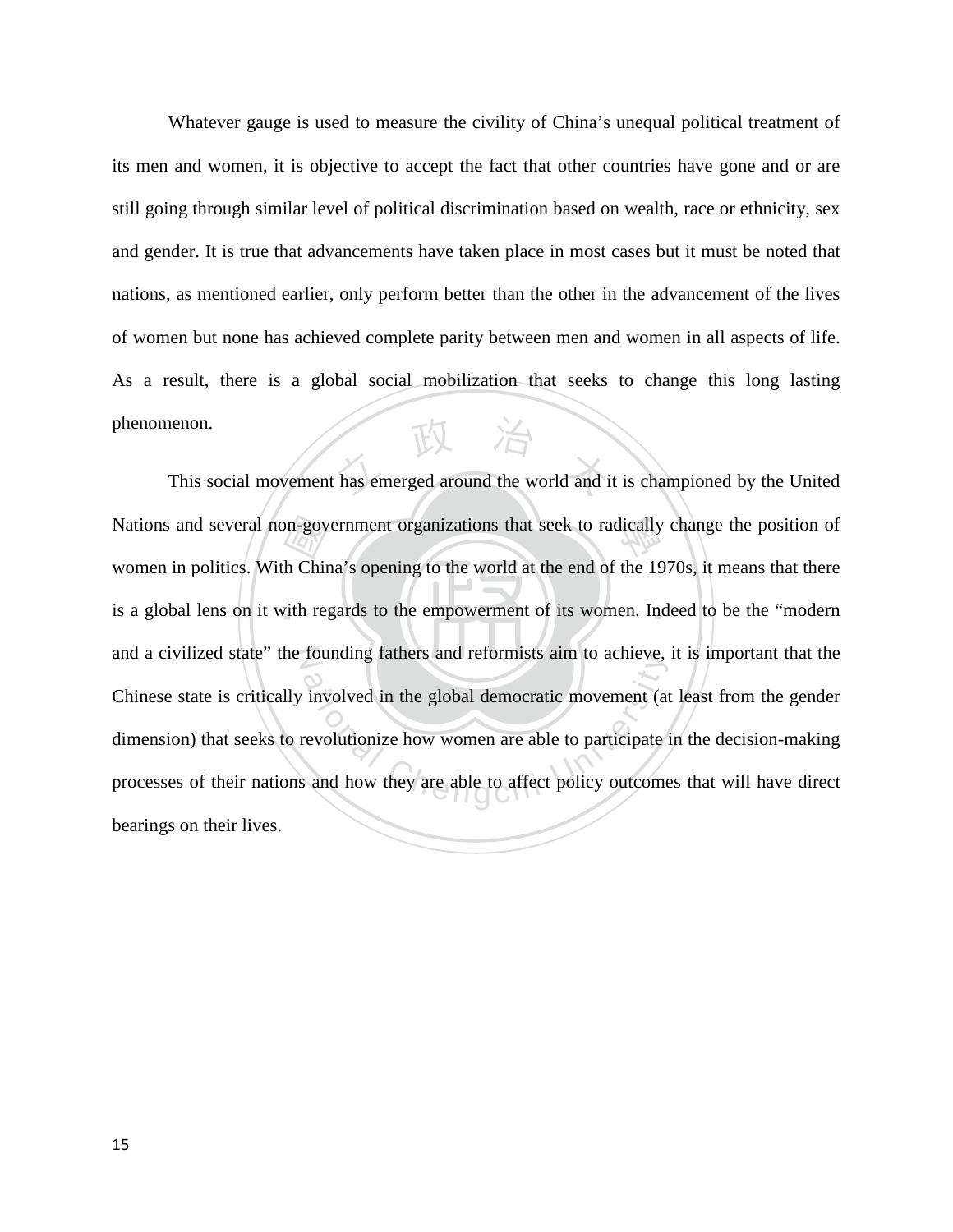Whatever gauge is used to measure the civility of China's unequal political treatment of its men and women, it is objective to accept the fact that other countries have gone and or are still going through similar level of political discrimination based on wealth, race or ethnicity, sex and gender. It is true that advancements have taken place in most cases but it must be noted that nations, as mentioned earlier, only perform better than the other in the advancement of the lives of women but none has achieved complete parity between men and women in all aspects of life. As a result, there is a global social mobilization that seeks to change this long lasting phenomenon.

This social movement has emerged around the world and it is championed by the United Nations and several non-government organizations that seek to radically change the position of women in politics. With China's opening to the world at the end of the 1970s, it means that there is a global lens on it with regards to the empowerment of its women. Indeed to be the "modern and a civilized state" the founding fathers and reformists aim to achieve, it is important that the Chinese state is critically involved in the global democratic movement (at least from the gender dimension) that seeks to revolutionize how women are able to participate in the decision-making processes of their nations and how they are able to affect policy outcomes that will have direct bearings on their lives.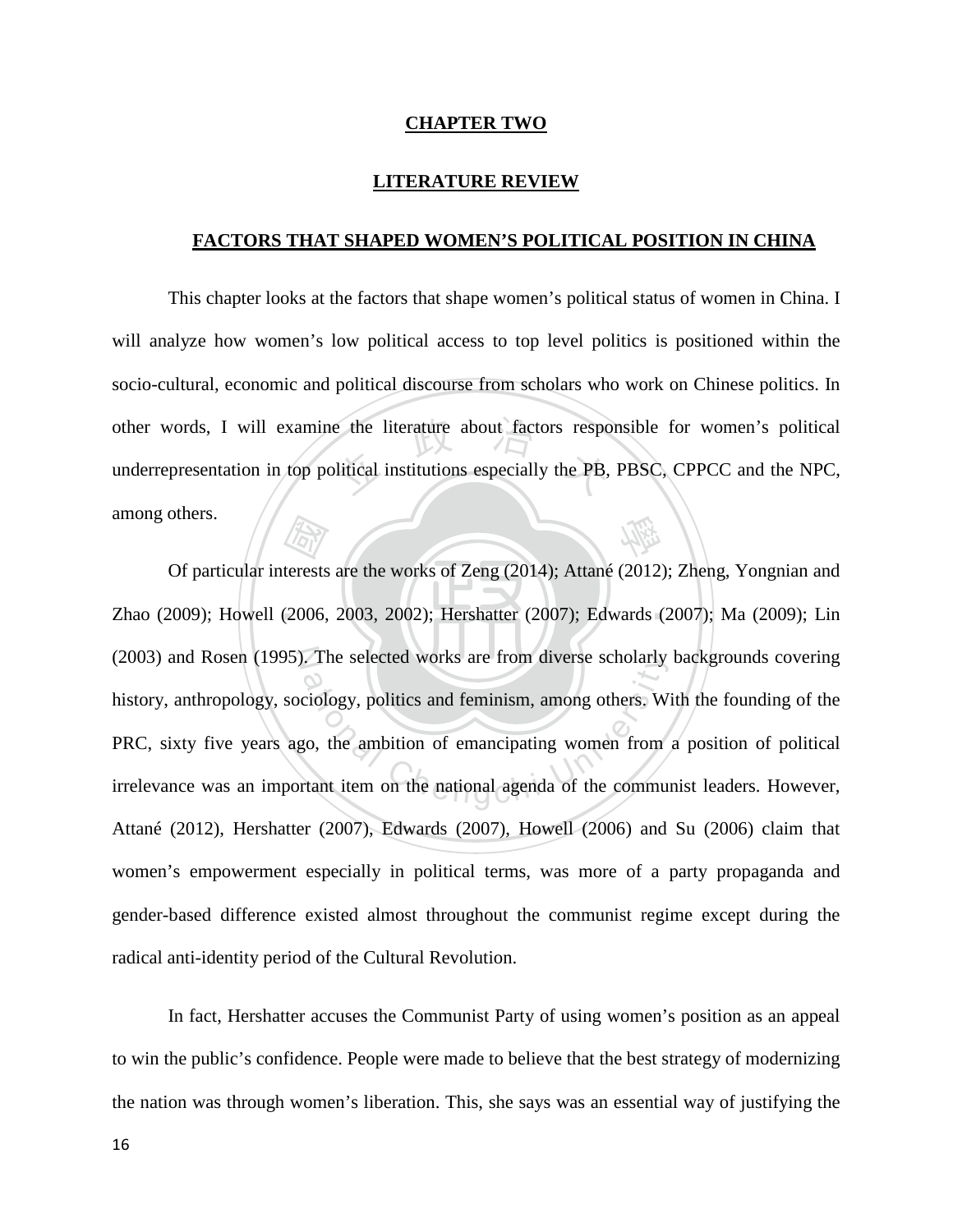# CHAPTER TWO

## LITERATURE REVIEW

### FACTORS THAT SHAPED WOMEN'S POLITICAL POSITION IN CHINA

This chapter looks at the factors that shape women's political status of women in China. I will analyze how women's low political access to top level politics is positioned within the socio-cultural, economic and political discourse from scholars who work on Chinese politics. In other words, I will examine the literature about factors responsible for women's political underrepresentation in top political institutions especially the PB, PBSC, CPPCC and the NPC, among others.

Of particular interests are the works of Zeng (2014); Attané (2012); Zheng, Yongnian and Zhao (2009); Howell (2006, 2003, 2002); Hershatter (2007); Edwards (2007); Ma (2009); Lin (2003) and Rosen (1995). The selected works are from diverse scholarly backgrounds covering history, anthropology, sociology, politics and feminism, among others. With the founding of the PRC, sixty five years ago, the ambition of emancipating women from a position of political irrelevance was an important item on the national agenda of the communist leaders. However, Attané (2012), Hershatter (2007), Edwards (2007), Howell (2006) and Su (2006) claim that women's empowerment especially in political terms, was more of a party propaganda and gender-based difference existed almost throughout the communist regime except during the radical anti-identity period of the Cultural Revolution.

In fact, Hershatter accuses the Communist Party of using women's position as an appeal to win the public's confidence. People were made to believe that the best strategy of modernizing the nation was through women's liberation. This, she says was an essential way of justifying the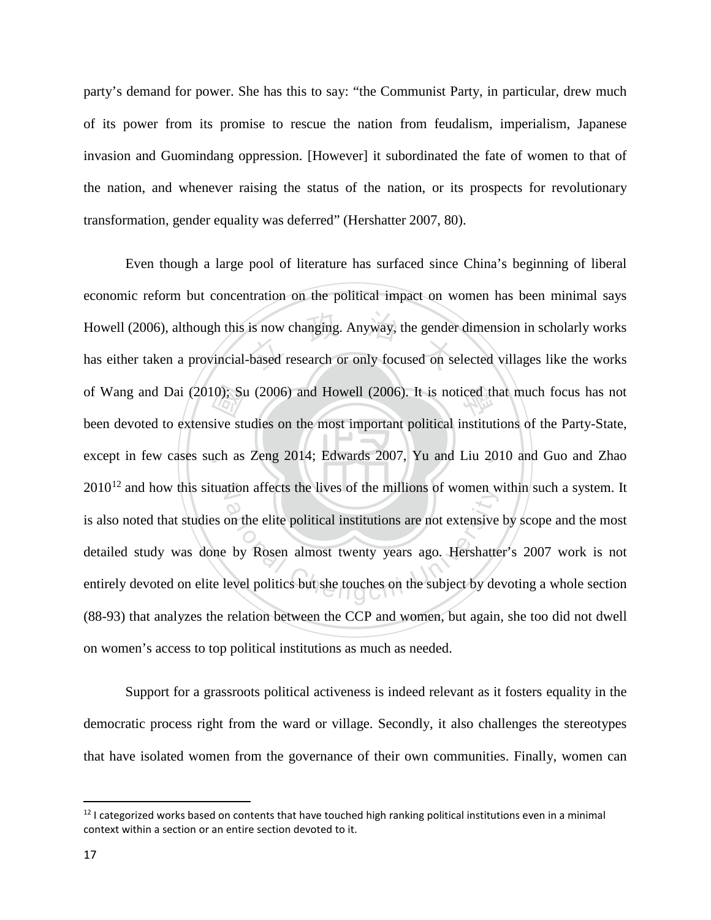party's demand for power. She has this to say: "the Communist Party, in particular, drew much of its power from its promise to rescue the nation from feudalism, imperialism, Japanese invasion and Guomindang oppression. [However] it subordinated the fate of women to that of the nation, and whenever raising the status of the nation, or its prospects for revolutionary transformation, gender equality was deferred" (Hershatter 2007, 80).

Even though a large pool of literature has surfaced since China's beginning of liberal economic reform but concentration on the political impact on women has been minimal says Howell (2006), although this is now changing. Anyway, the gender dimension in scholarly works has either taken a provincial-based research or only focused on selected villages like the works of Wang and Dai (2010); Su (2006) and Howell (2006). It is noticed that much focus has not been devoted to extensive studies on the most important political institutions of the Party-State, except in few cases such as Zeng 2014; Edwards 2007, Yu and Liu 2010 and Guo and Zhao 2010[12] and how this situation affects the lives of the millions of women within such a system. It is also noted that studies on the elite political institutions are not extensive by scope and the most detailed study was done by Rosen almost twenty years ago. Hershatter's 2007 work is not entirely devoted on elite level politics but she touches on the subject by devoting a whole section (88-93) that analyzes the relation between the CCP and women, but again, she too did not dwell on women's access to top political institutions as much as needed.

Support for a grassroots political activeness is indeed relevant as it fosters equality in the democratic process right from the ward or village. Secondly, it also challenges the stereotypes that have isolated women from the governance of their own communities. Finally, women can

---

[12] I categorized works based on contents that have touched high ranking political institutions even in a minimal context within a section or an entire section devoted to it.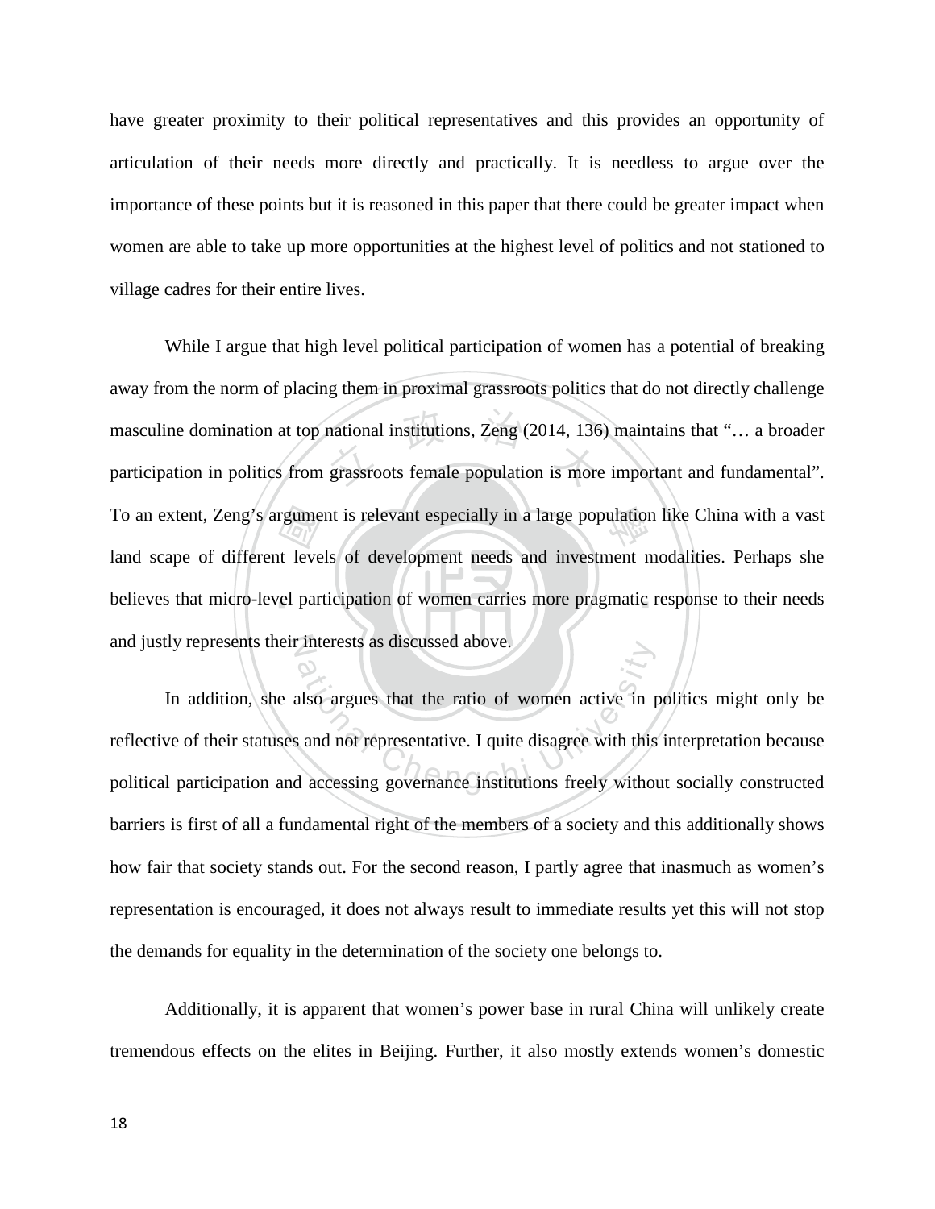have greater proximity to their political representatives and this provides an opportunity of articulation of their needs more directly and practically. It is needless to argue over the importance of these points but it is reasoned in this paper that there could be greater impact when women are able to take up more opportunities at the highest level of politics and not stationed to village cadres for their entire lives.

While I argue that high level political participation of women has a potential of breaking away from the norm of placing them in proximal grassroots politics that do not directly challenge masculine domination at top national institutions, Zeng (2014, 136) maintains that "… a broader participation in politics from grassroots female population is more important and fundamental". To an extent, Zeng's argument is relevant especially in a large population like China with a vast land scape of different levels of development needs and investment modalities. Perhaps she believes that micro-level participation of women carries more pragmatic response to their needs and justly represents their interests as discussed above.

In addition, she also argues that the ratio of women active in politics might only be reflective of their statuses and not representative. I quite disagree with this interpretation because political participation and accessing governance institutions freely without socially constructed barriers is first of all a fundamental right of the members of a society and this additionally shows how fair that society stands out. For the second reason, I partly agree that inasmuch as women's representation is encouraged, it does not always result to immediate results yet this will not stop the demands for equality in the determination of the society one belongs to.

Additionally, it is apparent that women's power base in rural China will unlikely create tremendous effects on the elites in Beijing. Further, it also mostly extends women's domestic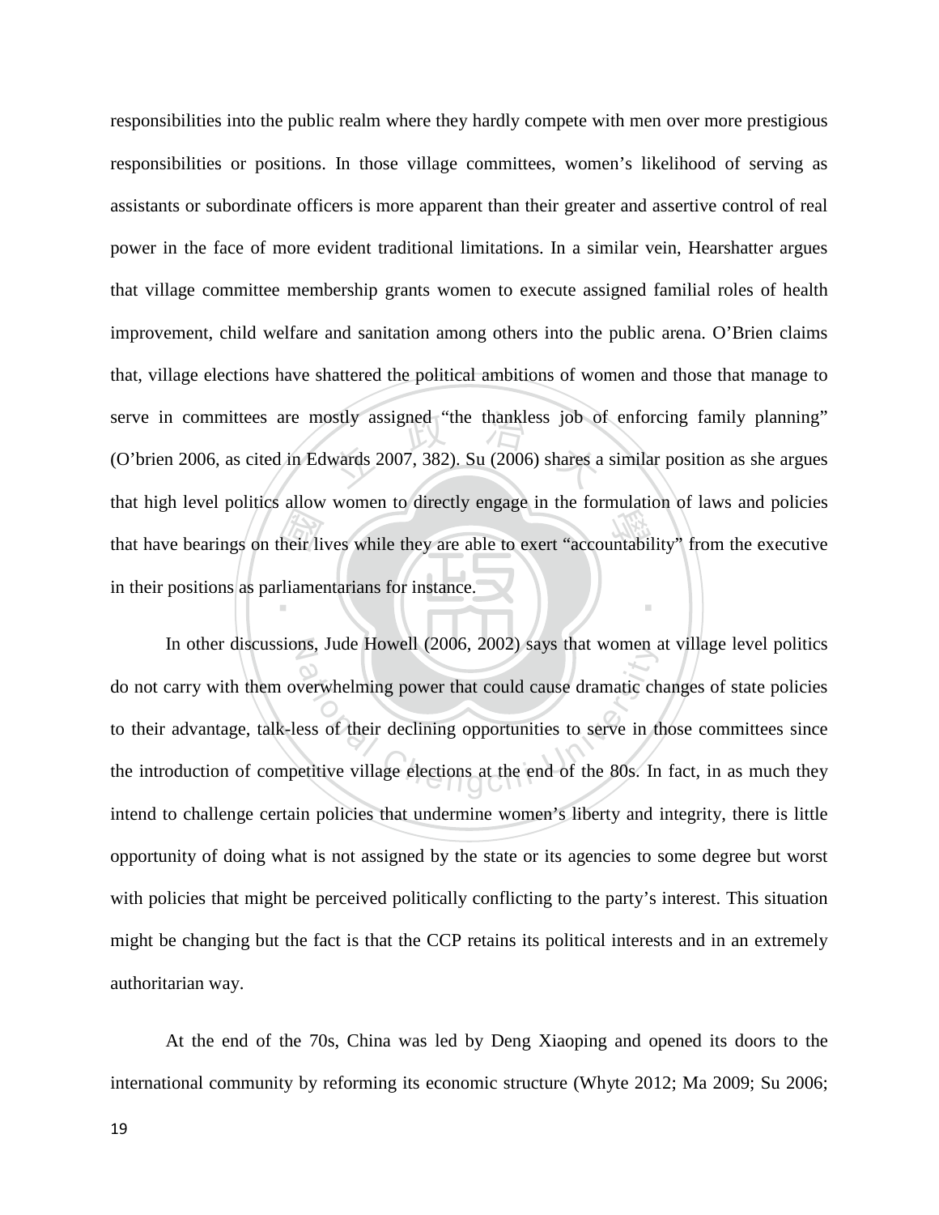responsibilities into the public realm where they hardly compete with men over more prestigious responsibilities or positions. In those village committees, women's likelihood of serving as assistants or subordinate officers is more apparent than their greater and assertive control of real power in the face of more evident traditional limitations. In a similar vein, Hearshatter argues that village committee membership grants women to execute assigned familial roles of health improvement, child welfare and sanitation among others into the public arena. O'Brien claims that, village elections have shattered the political ambitions of women and those that manage to serve in committees are mostly assigned "the thankless job of enforcing family planning" (O'brien 2006, as cited in Edwards 2007, 382). Su (2006) shares a similar position as she argues that high level politics allow women to directly engage in the formulation of laws and policies that have bearings on their lives while they are able to exert "accountability" from the executive in their positions as parliamentarians for instance.

In other discussions, Jude Howell (2006, 2002) says that women at village level politics do not carry with them overwhelming power that could cause dramatic changes of state policies to their advantage, talk-less of their declining opportunities to serve in those committees since the introduction of competitive village elections at the end of the 80s. In fact, in as much they intend to challenge certain policies that undermine women's liberty and integrity, there is little opportunity of doing what is not assigned by the state or its agencies to some degree but worst with policies that might be perceived politically conflicting to the party's interest. This situation might be changing but the fact is that the CCP retains its political interests and in an extremely authoritarian way.

At the end of the 70s, China was led by Deng Xiaoping and opened its doors to the international community by reforming its economic structure (Whyte 2012; Ma 2009; Su 2006;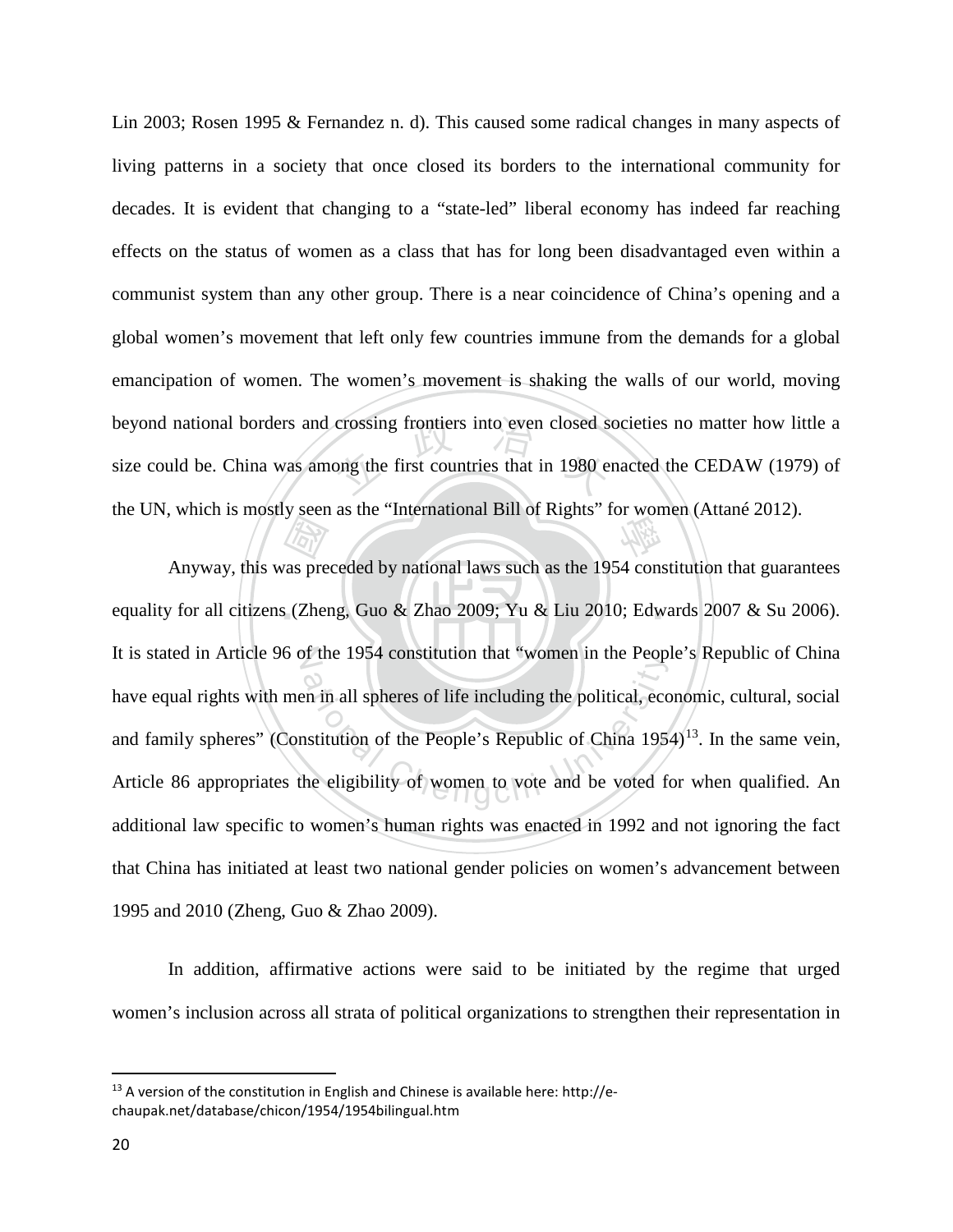Lin 2003; Rosen 1995 & Fernandez n. d). This caused some radical changes in many aspects of living patterns in a society that once closed its borders to the international community for decades. It is evident that changing to a "state-led" liberal economy has indeed far reaching effects on the status of women as a class that has for long been disadvantaged even within a communist system than any other group. There is a near coincidence of China's opening and a global women's movement that left only few countries immune from the demands for a global emancipation of women. The women's movement is shaking the walls of our world, moving beyond national borders and crossing frontiers into even closed societies no matter how little a size could be. China was among the first countries that in 1980 enacted the CEDAW (1979) of the UN, which is mostly seen as the "International Bill of Rights" for women (Attané 2012).

Anyway, this was preceded by national laws such as the 1954 constitution that guarantees equality for all citizens (Zheng, Guo & Zhao 2009; Yu & Liu 2010; Edwards 2007 & Su 2006). It is stated in Article 96 of the 1954 constitution that "women in the People's Republic of China have equal rights with men in all spheres of life including the political, economic, cultural, social and family spheres" (Constitution of the People's Republic of China 1954)[13]. In the same vein, Article 86 appropriates the eligibility of women to vote and be voted for when qualified. An additional law specific to women's human rights was enacted in 1992 and not ignoring the fact that China has initiated at least two national gender policies on women's advancement between 1995 and 2010 (Zheng, Guo & Zhao 2009).

In addition, affirmative actions were said to be initiated by the regime that urged women's inclusion across all strata of political organizations to strengthen their representation in

---

[13] A version of the constitution in English and Chinese is available here: http://e-chaupak.net/database/chicon/1954/1954bilingual.htm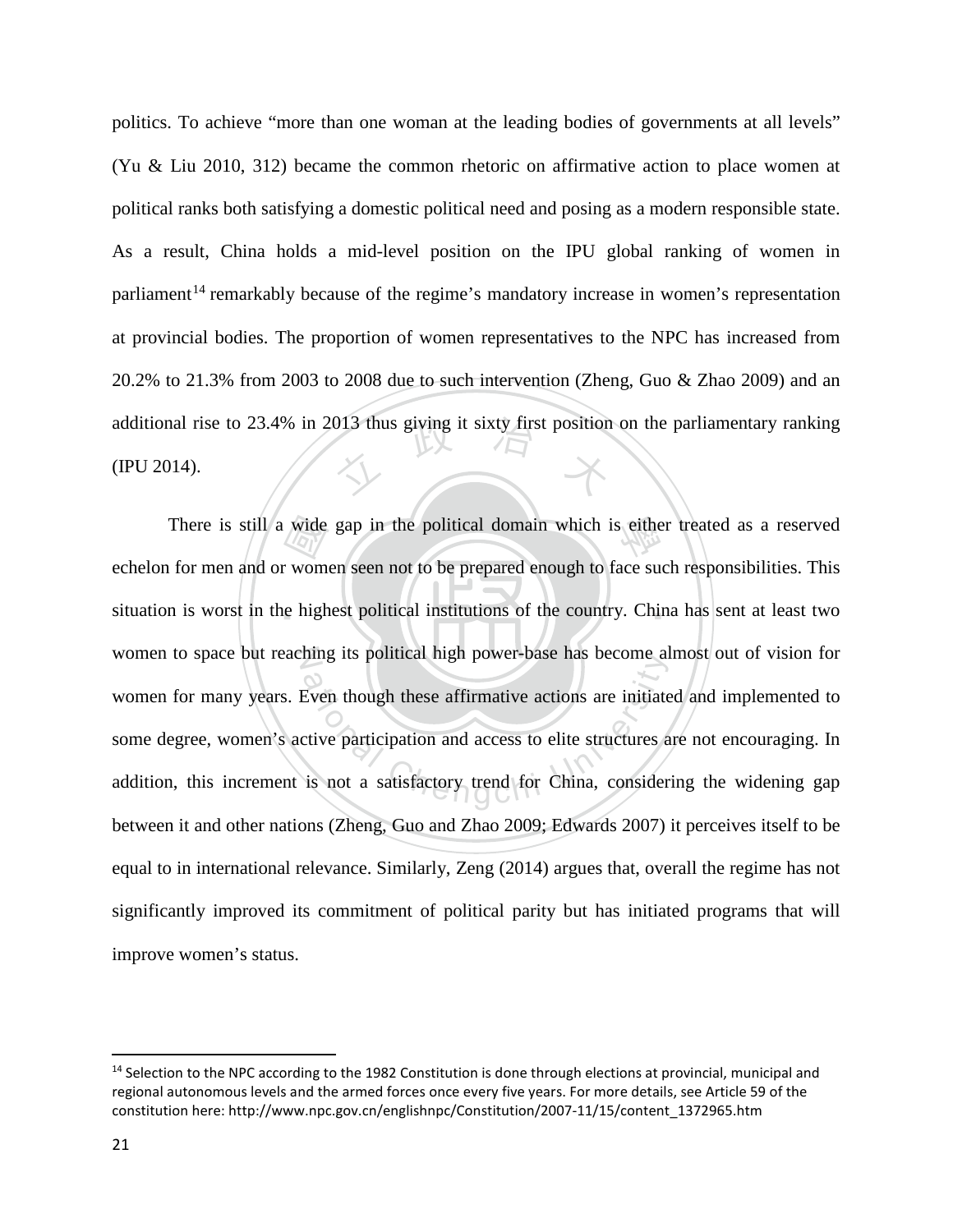politics. To achieve "more than one woman at the leading bodies of governments at all levels" (Yu & Liu 2010, 312) became the common rhetoric on affirmative action to place women at political ranks both satisfying a domestic political need and posing as a modern responsible state. As a result, China holds a mid-level position on the IPU global ranking of women in parliament[14] remarkably because of the regime's mandatory increase in women's representation at provincial bodies. The proportion of women representatives to the NPC has increased from 20.2% to 21.3% from 2003 to 2008 due to such intervention (Zheng, Guo & Zhao 2009) and an additional rise to 23.4% in 2013 thus giving it sixty first position on the parliamentary ranking (IPU 2014).

There is still a wide gap in the political domain which is either treated as a reserved echelon for men and or women seen not to be prepared enough to face such responsibilities. This situation is worst in the highest political institutions of the country. China has sent at least two women to space but reaching its political high power-base has become almost out of vision for women for many years. Even though these affirmative actions are initiated and implemented to some degree, women's active participation and access to elite structures are not encouraging. In addition, this increment is not a satisfactory trend for China, considering the widening gap between it and other nations (Zheng, Guo and Zhao 2009; Edwards 2007) it perceives itself to be equal to in international relevance. Similarly, Zeng (2014) argues that, overall the regime has not significantly improved its commitment of political parity but has initiated programs that will improve women's status.

---

[14] Selection to the NPC according to the 1982 Constitution is done through elections at provincial, municipal and regional autonomous levels and the armed forces once every five years. For more details, see Article 59 of the constitution here: http://www.npc.gov.cn/englishnpc/Constitution/2007-11/15/content_1372965.htm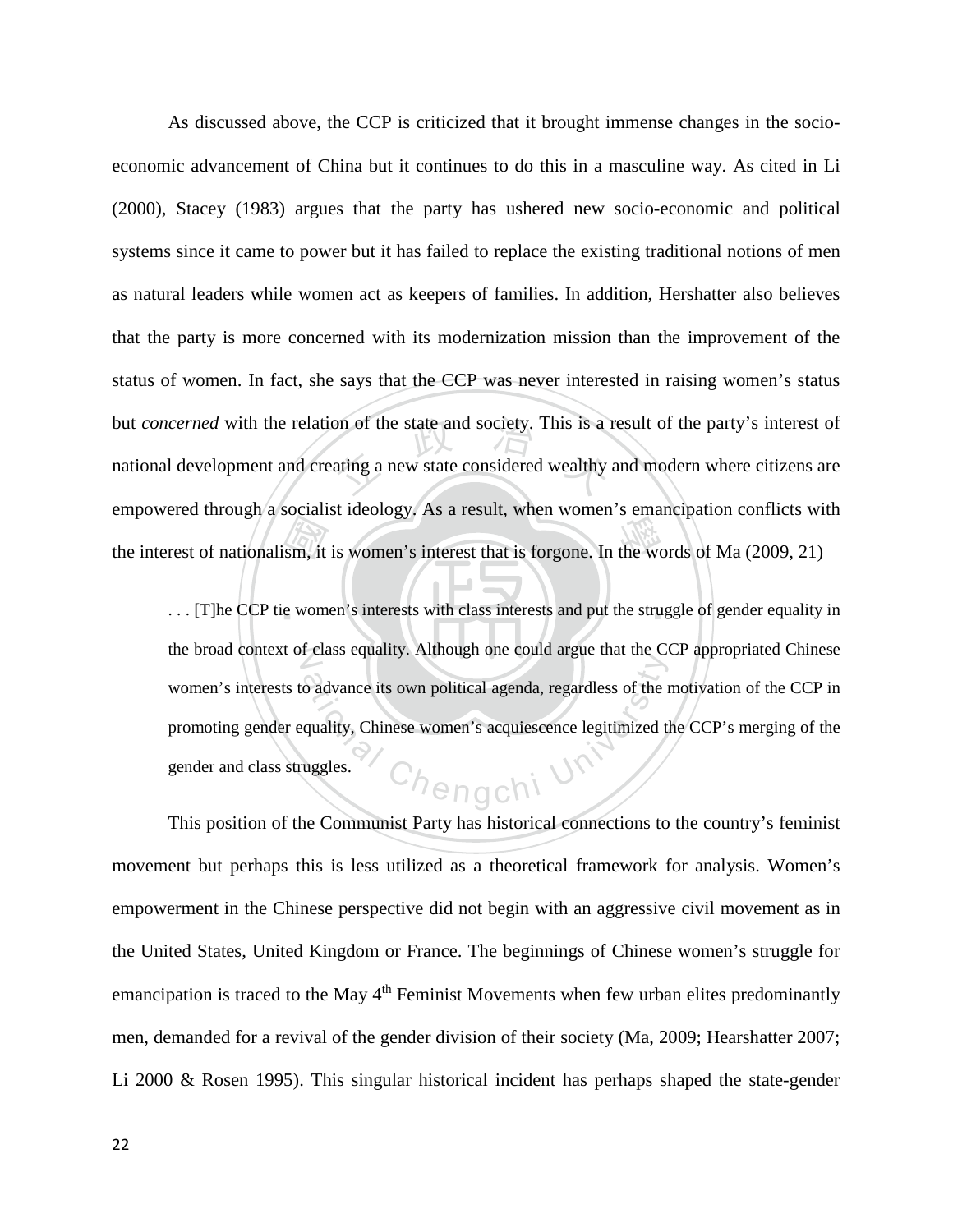As discussed above, the CCP is criticized that it brought immense changes in the socio-economic advancement of China but it continues to do this in a masculine way. As cited in Li (2000), Stacey (1983) argues that the party has ushered new socio-economic and political systems since it came to power but it has failed to replace the existing traditional notions of men as natural leaders while women act as keepers of families. In addition, Hershatter also believes that the party is more concerned with its modernization mission than the improvement of the status of women. In fact, she says that the CCP was never interested in raising women's status but *concerned* with the relation of the state and society. This is a result of the party's interest of national development and creating a new state considered wealthy and modern where citizens are empowered through a socialist ideology. As a result, when women's emancipation conflicts with the interest of nationalism, it is women's interest that is forgone. In the words of Ma (2009, 21)

> . . . [T]he CCP tie women's interests with class interests and put the struggle of gender equality in the broad context of class equality. Although one could argue that the CCP appropriated Chinese women's interests to advance its own political agenda, regardless of the motivation of the CCP in promoting gender equality, Chinese women's acquiescence legitimized the CCP's merging of the gender and class struggles.

This position of the Communist Party has historical connections to the country's feminist movement but perhaps this is less utilized as a theoretical framework for analysis. Women's empowerment in the Chinese perspective did not begin with an aggressive civil movement as in the United States, United Kingdom or France. The beginnings of Chinese women's struggle for emancipation is traced to the May 4th Feminist Movements when few urban elites predominantly men, demanded for a revival of the gender division of their society (Ma, 2009; Hearshatter 2007; Li 2000 & Rosen 1995). This singular historical incident has perhaps shaped the state-gender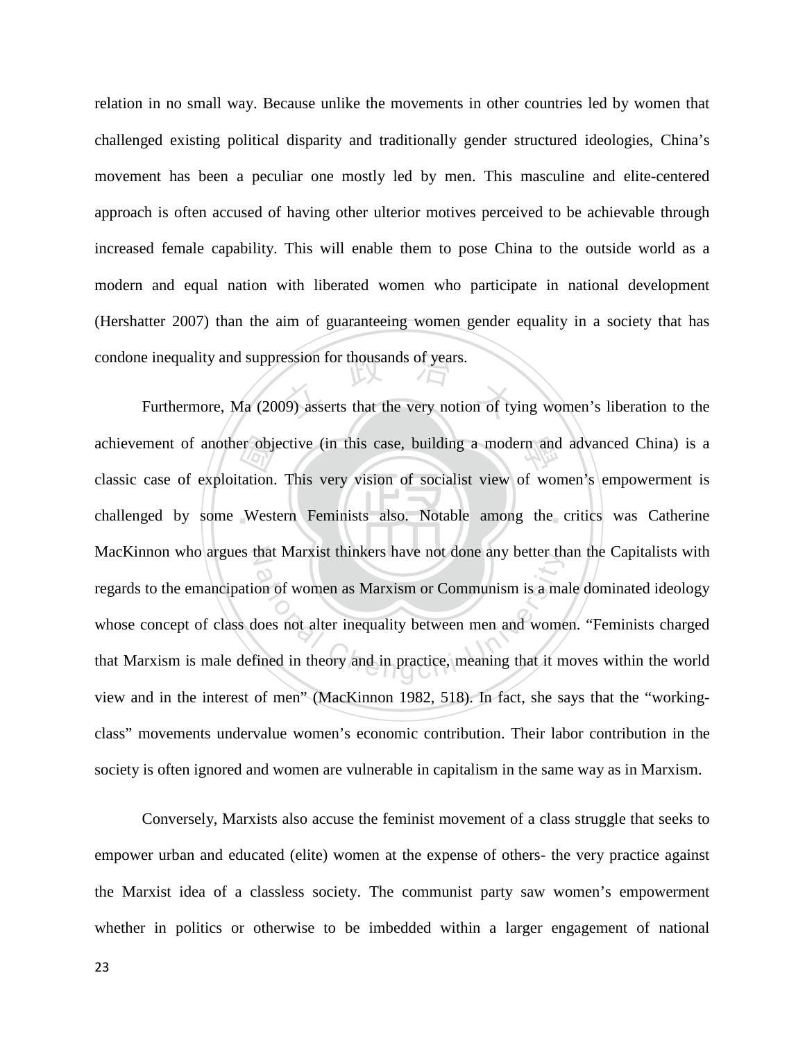relation in no small way. Because unlike the movements in other countries led by women that challenged existing political disparity and traditionally gender structured ideologies, China's movement has been a peculiar one mostly led by men. This masculine and elite-centered approach is often accused of having other ulterior motives perceived to be achievable through increased female capability. This will enable them to pose China to the outside world as a modern and equal nation with liberated women who participate in national development (Hershatter 2007) than the aim of guaranteeing women gender equality in a society that has condone inequality and suppression for thousands of years.

Furthermore, Ma (2009) asserts that the very notion of tying women's liberation to the achievement of another objective (in this case, building a modern and advanced China) is a classic case of exploitation. This very vision of socialist view of women's empowerment is challenged by some Western Feminists also. Notable among the critics was Catherine MacKinnon who argues that Marxist thinkers have not done any better than the Capitalists with regards to the emancipation of women as Marxism or Communism is a male dominated ideology whose concept of class does not alter inequality between men and women. "Feminists charged that Marxism is male defined in theory and in practice, meaning that it moves within the world view and in the interest of men" (MacKinnon 1982, 518). In fact, she says that the "working-class" movements undervalue women's economic contribution. Their labor contribution in the society is often ignored and women are vulnerable in capitalism in the same way as in Marxism.

Conversely, Marxists also accuse the feminist movement of a class struggle that seeks to empower urban and educated (elite) women at the expense of others- the very practice against the Marxist idea of a classless society. The communist party saw women's empowerment whether in politics or otherwise to be imbedded within a larger engagement of national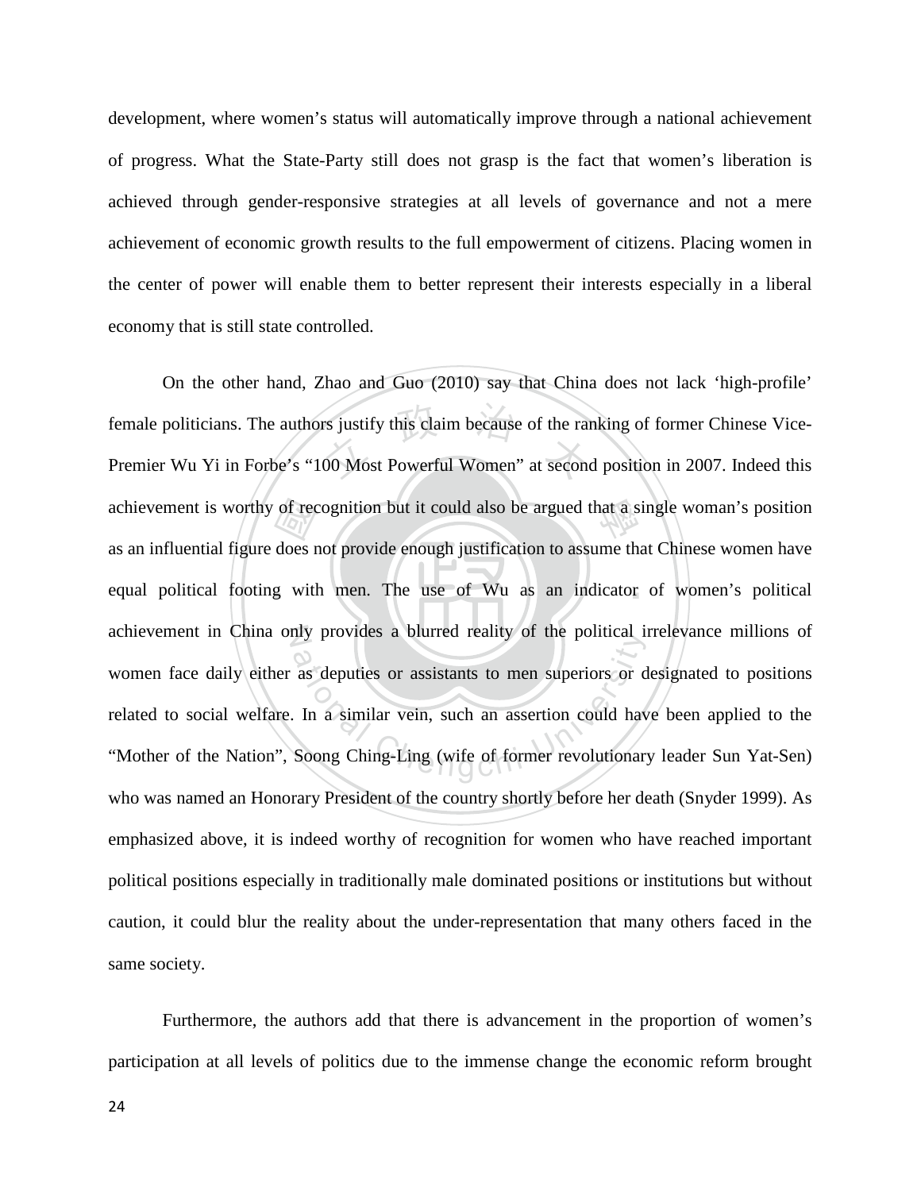development, where women's status will automatically improve through a national achievement of progress. What the State-Party still does not grasp is the fact that women's liberation is achieved through gender-responsive strategies at all levels of governance and not a mere achievement of economic growth results to the full empowerment of citizens. Placing women in the center of power will enable them to better represent their interests especially in a liberal economy that is still state controlled.

On the other hand, Zhao and Guo (2010) say that China does not lack 'high-profile' female politicians. The authors justify this claim because of the ranking of former Chinese Vice-Premier Wu Yi in Forbe's "100 Most Powerful Women" at second position in 2007. Indeed this achievement is worthy of recognition but it could also be argued that a single woman's position as an influential figure does not provide enough justification to assume that Chinese women have equal political footing with men. The use of Wu as an indicator of women's political achievement in China only provides a blurred reality of the political irrelevance millions of women face daily either as deputies or assistants to men superiors or designated to positions related to social welfare. In a similar vein, such an assertion could have been applied to the "Mother of the Nation", Soong Ching-Ling (wife of former revolutionary leader Sun Yat-Sen) who was named an Honorary President of the country shortly before her death (Snyder 1999). As emphasized above, it is indeed worthy of recognition for women who have reached important political positions especially in traditionally male dominated positions or institutions but without caution, it could blur the reality about the under-representation that many others faced in the same society.

Furthermore, the authors add that there is advancement in the proportion of women's participation at all levels of politics due to the immense change the economic reform brought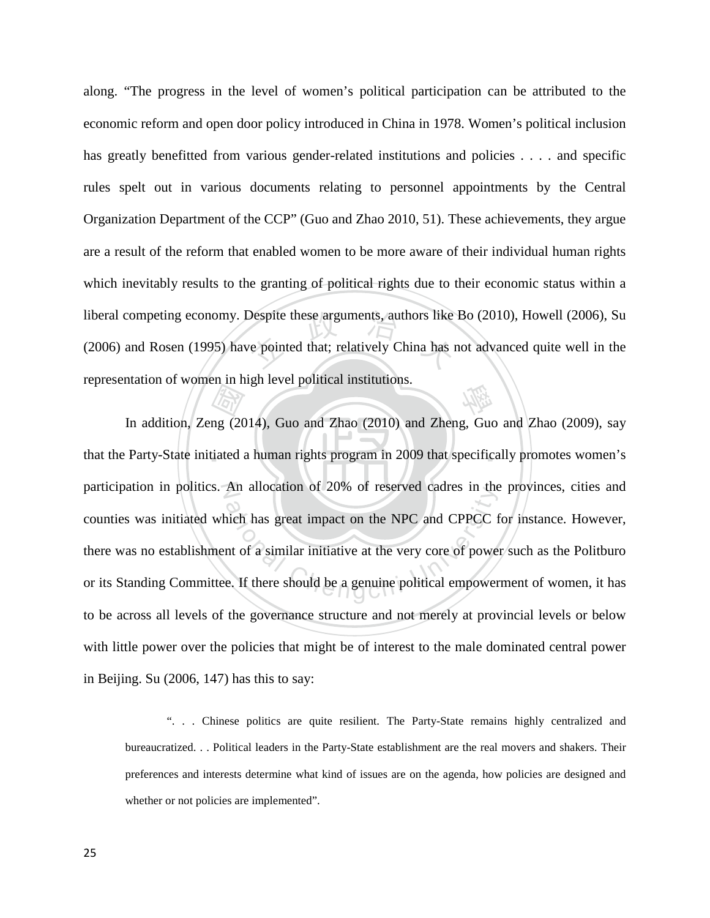along. "The progress in the level of women's political participation can be attributed to the economic reform and open door policy introduced in China in 1978. Women's political inclusion has greatly benefitted from various gender-related institutions and policies . . . . and specific rules spelt out in various documents relating to personnel appointments by the Central Organization Department of the CCP" (Guo and Zhao 2010, 51). These achievements, they argue are a result of the reform that enabled women to be more aware of their individual human rights which inevitably results to the granting of political rights due to their economic status within a liberal competing economy. Despite these arguments, authors like Bo (2010), Howell (2006), Su (2006) and Rosen (1995) have pointed that; relatively China has not advanced quite well in the representation of women in high level political institutions.

In addition, Zeng (2014), Guo and Zhao (2010) and Zheng, Guo and Zhao (2009), say that the Party-State initiated a human rights program in 2009 that specifically promotes women's participation in politics. An allocation of 20% of reserved cadres in the provinces, cities and counties was initiated which has great impact on the NPC and CPPCC for instance. However, there was no establishment of a similar initiative at the very core of power such as the Politburo or its Standing Committee. If there should be a genuine political empowerment of women, it has to be across all levels of the governance structure and not merely at provincial levels or below with little power over the policies that might be of interest to the male dominated central power in Beijing. Su (2006, 147) has this to say:

> ". . . Chinese politics are quite resilient. The Party-State remains highly centralized and bureaucratized. . . Political leaders in the Party-State establishment are the real movers and shakers. Their preferences and interests determine what kind of issues are on the agenda, how policies are designed and whether or not policies are implemented".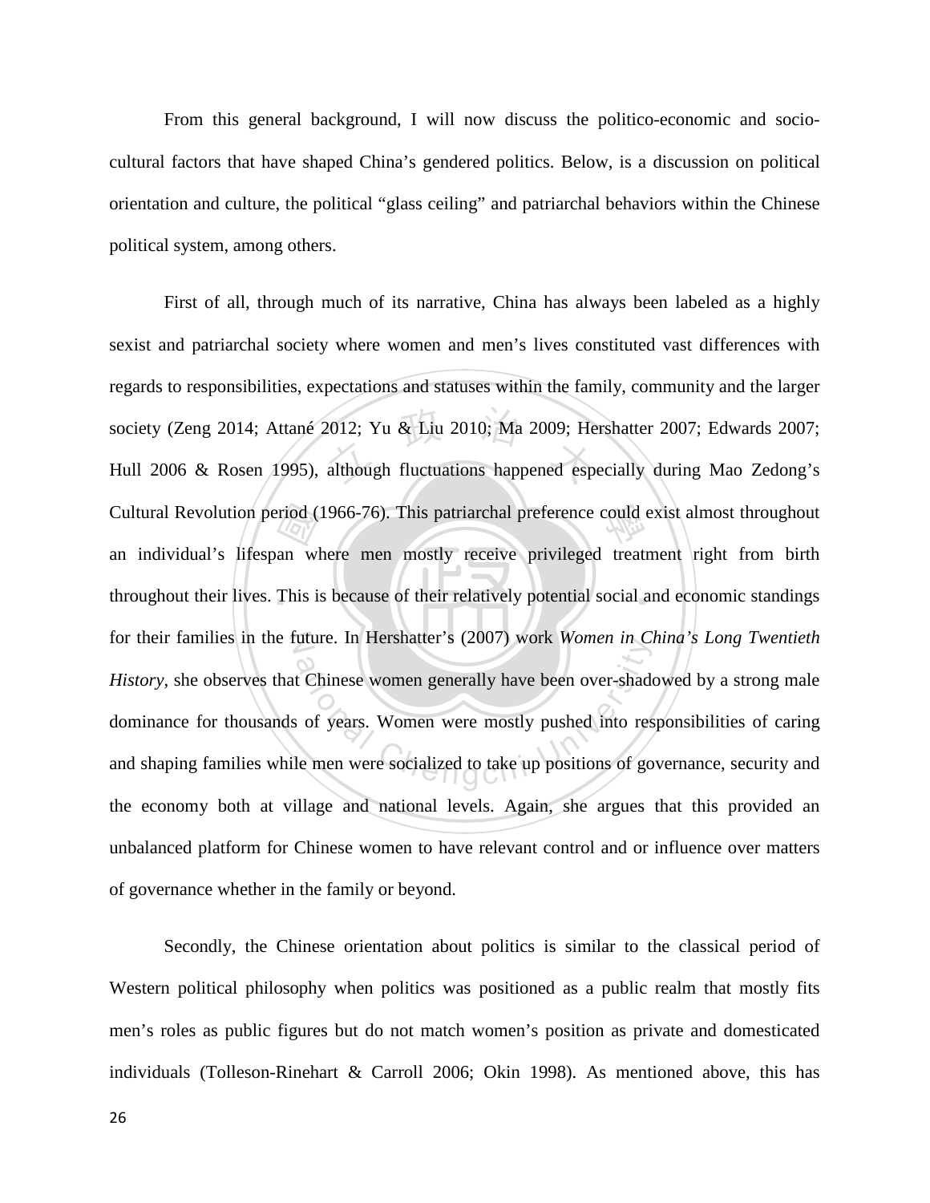From this general background, I will now discuss the politico-economic and socio-cultural factors that have shaped China's gendered politics. Below, is a discussion on political orientation and culture, the political "glass ceiling" and patriarchal behaviors within the Chinese political system, among others.

First of all, through much of its narrative, China has always been labeled as a highly sexist and patriarchal society where women and men's lives constituted vast differences with regards to responsibilities, expectations and statuses within the family, community and the larger society (Zeng 2014; Attané 2012; Yu & Liu 2010; Ma 2009; Hershatter 2007; Edwards 2007; Hull 2006 & Rosen 1995), although fluctuations happened especially during Mao Zedong's Cultural Revolution period (1966-76). This patriarchal preference could exist almost throughout an individual's lifespan where men mostly receive privileged treatment right from birth throughout their lives. This is because of their relatively potential social and economic standings for their families in the future. In Hershatter's (2007) work *Women in China's Long Twentieth History*, she observes that Chinese women generally have been over-shadowed by a strong male dominance for thousands of years. Women were mostly pushed into responsibilities of caring and shaping families while men were socialized to take up positions of governance, security and the economy both at village and national levels. Again, she argues that this provided an unbalanced platform for Chinese women to have relevant control and or influence over matters of governance whether in the family or beyond.

Secondly, the Chinese orientation about politics is similar to the classical period of Western political philosophy when politics was positioned as a public realm that mostly fits men's roles as public figures but do not match women's position as private and domesticated individuals (Tolleson-Rinehart & Carroll 2006; Okin 1998). As mentioned above, this has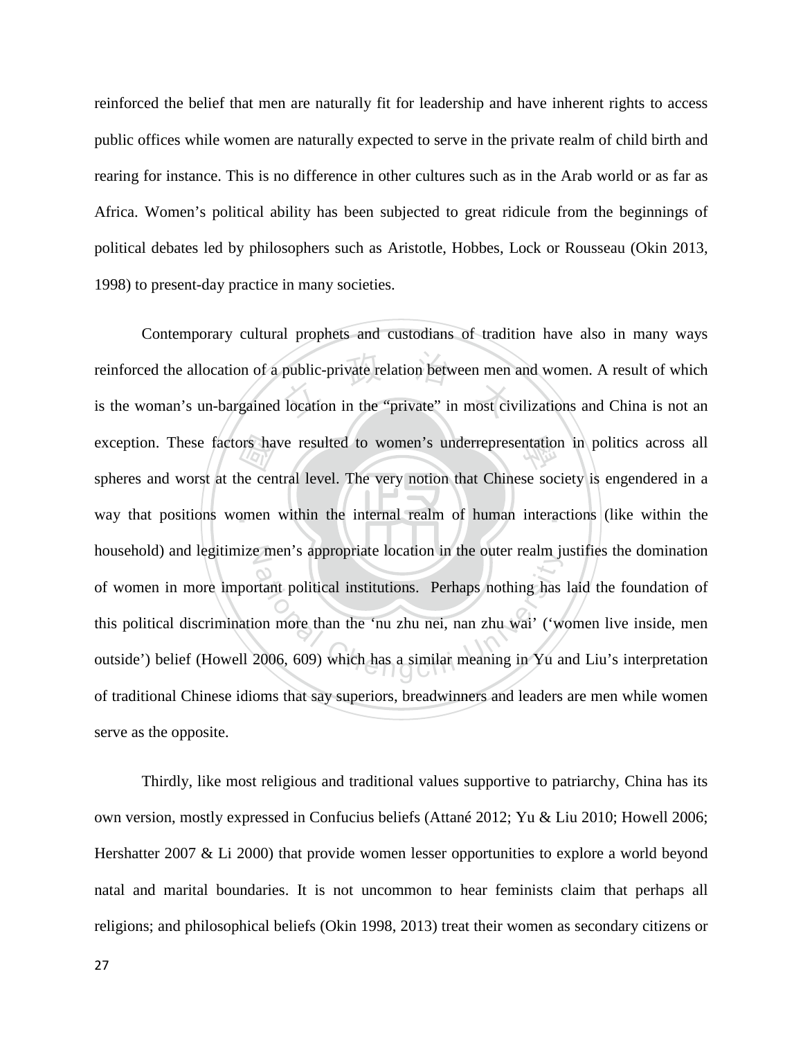reinforced the belief that men are naturally fit for leadership and have inherent rights to access public offices while women are naturally expected to serve in the private realm of child birth and rearing for instance. This is no difference in other cultures such as in the Arab world or as far as Africa. Women's political ability has been subjected to great ridicule from the beginnings of political debates led by philosophers such as Aristotle, Hobbes, Lock or Rousseau (Okin 2013, 1998) to present-day practice in many societies.

Contemporary cultural prophets and custodians of tradition have also in many ways reinforced the allocation of a public-private relation between men and women. A result of which is the woman's un-bargained location in the "private" in most civilizations and China is not an exception. These factors have resulted to women's underrepresentation in politics across all spheres and worst at the central level. The very notion that Chinese society is engendered in a way that positions women within the internal realm of human interactions (like within the household) and legitimize men's appropriate location in the outer realm justifies the domination of women in more important political institutions. Perhaps nothing has laid the foundation of this political discrimination more than the 'nu zhu nei, nan zhu wai' ('women live inside, men outside') belief (Howell 2006, 609) which has a similar meaning in Yu and Liu's interpretation of traditional Chinese idioms that say superiors, breadwinners and leaders are men while women serve as the opposite.

Thirdly, like most religious and traditional values supportive to patriarchy, China has its own version, mostly expressed in Confucius beliefs (Attané 2012; Yu & Liu 2010; Howell 2006; Hershatter 2007 & Li 2000) that provide women lesser opportunities to explore a world beyond natal and marital boundaries. It is not uncommon to hear feminists claim that perhaps all religions; and philosophical beliefs (Okin 1998, 2013) treat their women as secondary citizens or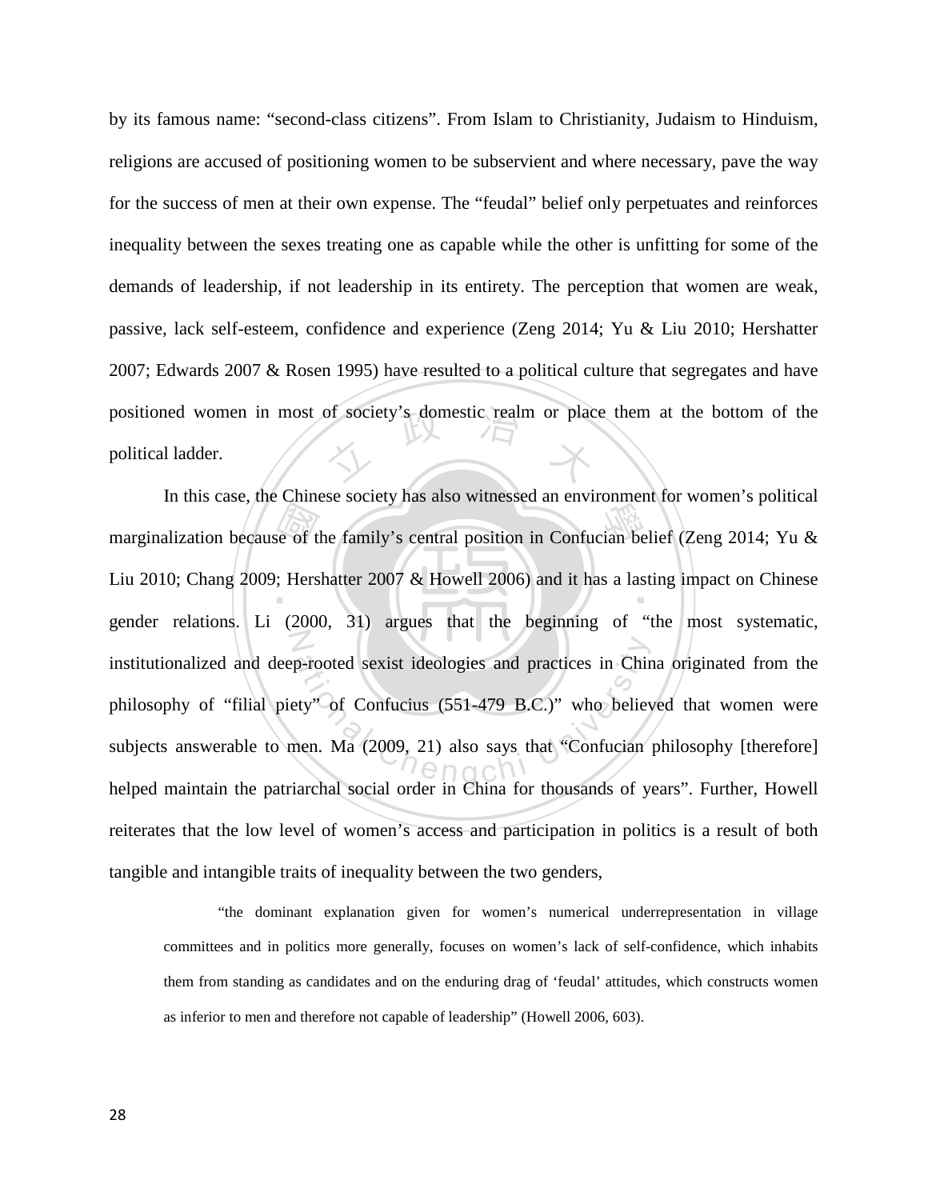by its famous name: "second-class citizens". From Islam to Christianity, Judaism to Hinduism, religions are accused of positioning women to be subservient and where necessary, pave the way for the success of men at their own expense. The "feudal" belief only perpetuates and reinforces inequality between the sexes treating one as capable while the other is unfitting for some of the demands of leadership, if not leadership in its entirety. The perception that women are weak, passive, lack self-esteem, confidence and experience (Zeng 2014; Yu & Liu 2010; Hershatter 2007; Edwards 2007 & Rosen 1995) have resulted to a political culture that segregates and have positioned women in most of society's domestic realm or place them at the bottom of the political ladder.

In this case, the Chinese society has also witnessed an environment for women's political marginalization because of the family's central position in Confucian belief (Zeng 2014; Yu & Liu 2010; Chang 2009; Hershatter 2007 & Howell 2006) and it has a lasting impact on Chinese gender relations. Li (2000, 31) argues that the beginning of "the most systematic, institutionalized and deep-rooted sexist ideologies and practices in China originated from the philosophy of "filial piety" of Confucius (551-479 B.C.)" who believed that women were subjects answerable to men. Ma (2009, 21) also says that "Confucian philosophy [therefore] helped maintain the patriarchal social order in China for thousands of years". Further, Howell reiterates that the low level of women's access and participation in politics is a result of both tangible and intangible traits of inequality between the two genders,

> "the dominant explanation given for women's numerical underrepresentation in village committees and in politics more generally, focuses on women's lack of self-confidence, which inhabits them from standing as candidates and on the enduring drag of 'feudal' attitudes, which constructs women as inferior to men and therefore not capable of leadership" (Howell 2006, 603).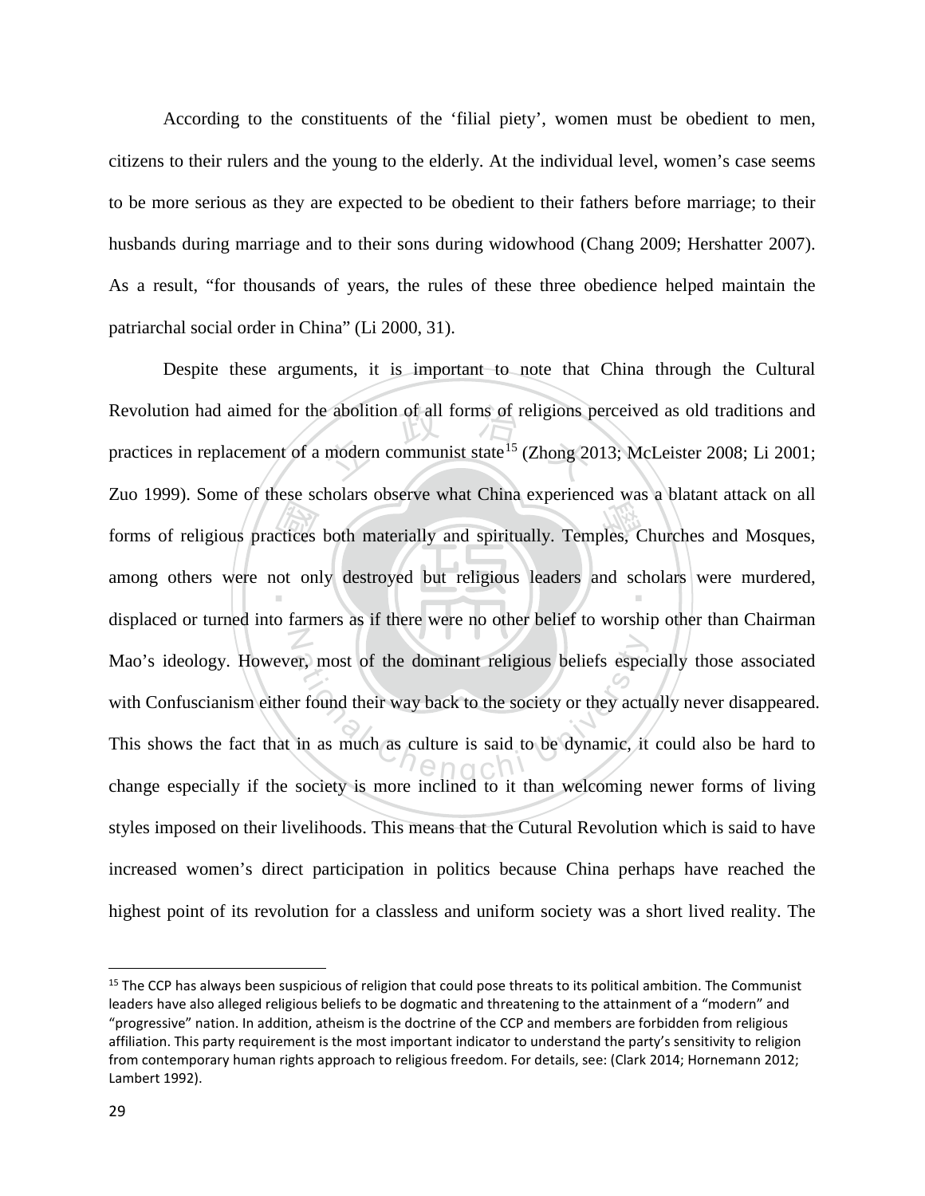According to the constituents of the 'filial piety', women must be obedient to men, citizens to their rulers and the young to the elderly. At the individual level, women's case seems to be more serious as they are expected to be obedient to their fathers before marriage; to their husbands during marriage and to their sons during widowhood (Chang 2009; Hershatter 2007). As a result, "for thousands of years, the rules of these three obedience helped maintain the patriarchal social order in China" (Li 2000, 31).

Despite these arguments, it is important to note that China through the Cultural Revolution had aimed for the abolition of all forms of religions perceived as old traditions and practices in replacement of a modern communist state[15] (Zhong 2013; McLeister 2008; Li 2001; Zuo 1999). Some of these scholars observe what China experienced was a blatant attack on all forms of religious practices both materially and spiritually. Temples, Churches and Mosques, among others were not only destroyed but religious leaders and scholars were murdered, displaced or turned into farmers as if there were no other belief to worship other than Chairman Mao's ideology. However, most of the dominant religious beliefs especially those associated with Confuscianism either found their way back to the society or they actually never disappeared. This shows the fact that in as much as culture is said to be dynamic, it could also be hard to change especially if the society is more inclined to it than welcoming newer forms of living styles imposed on their livelihoods. This means that the Cutural Revolution which is said to have increased women's direct participation in politics because China perhaps have reached the highest point of its revolution for a classless and uniform society was a short lived reality. The

[15] The CCP has always been suspicious of religion that could pose threats to its political ambition. The Communist leaders have also alleged religious beliefs to be dogmatic and threatening to the attainment of a "modern" and "progressive" nation. In addition, atheism is the doctrine of the CCP and members are forbidden from religious affiliation. This party requirement is the most important indicator to understand the party's sensitivity to religion from contemporary human rights approach to religious freedom. For details, see: (Clark 2014; Hornemann 2012; Lambert 1992).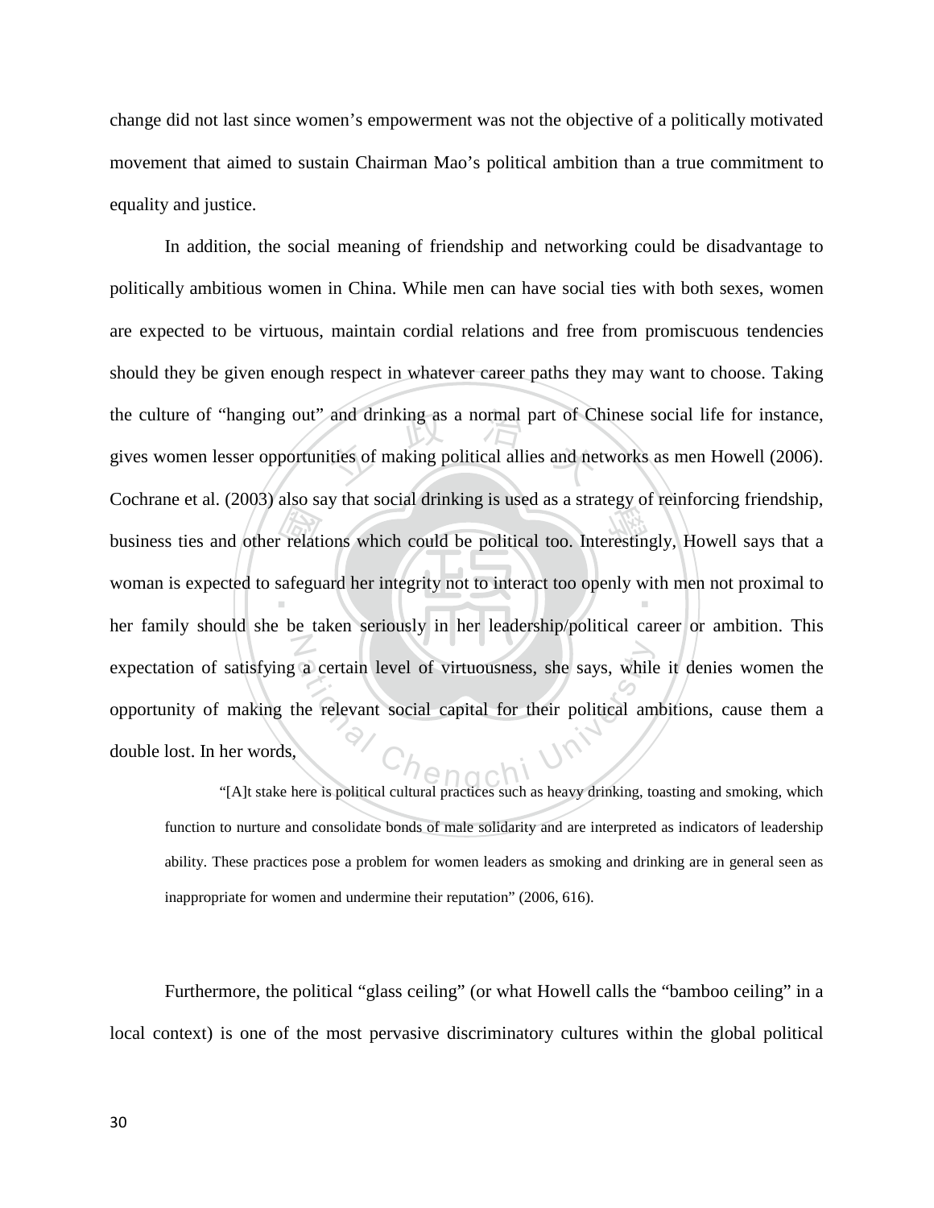change did not last since women's empowerment was not the objective of a politically motivated movement that aimed to sustain Chairman Mao's political ambition than a true commitment to equality and justice.

In addition, the social meaning of friendship and networking could be disadvantage to politically ambitious women in China. While men can have social ties with both sexes, women are expected to be virtuous, maintain cordial relations and free from promiscuous tendencies should they be given enough respect in whatever career paths they may want to choose. Taking the culture of "hanging out" and drinking as a normal part of Chinese social life for instance, gives women lesser opportunities of making political allies and networks as men Howell (2006). Cochrane et al. (2003) also say that social drinking is used as a strategy of reinforcing friendship, business ties and other relations which could be political too. Interestingly, Howell says that a woman is expected to safeguard her integrity not to interact too openly with men not proximal to her family should she be taken seriously in her leadership/political career or ambition. This expectation of satisfying a certain level of virtuousness, she says, while it denies women the opportunity of making the relevant social capital for their political ambitions, cause them a double lost. In her words,

> "[A]t stake here is political cultural practices such as heavy drinking, toasting and smoking, which function to nurture and consolidate bonds of male solidarity and are interpreted as indicators of leadership ability. These practices pose a problem for women leaders as smoking and drinking are in general seen as inappropriate for women and undermine their reputation" (2006, 616).

Furthermore, the political "glass ceiling" (or what Howell calls the "bamboo ceiling" in a local context) is one of the most pervasive discriminatory cultures within the global political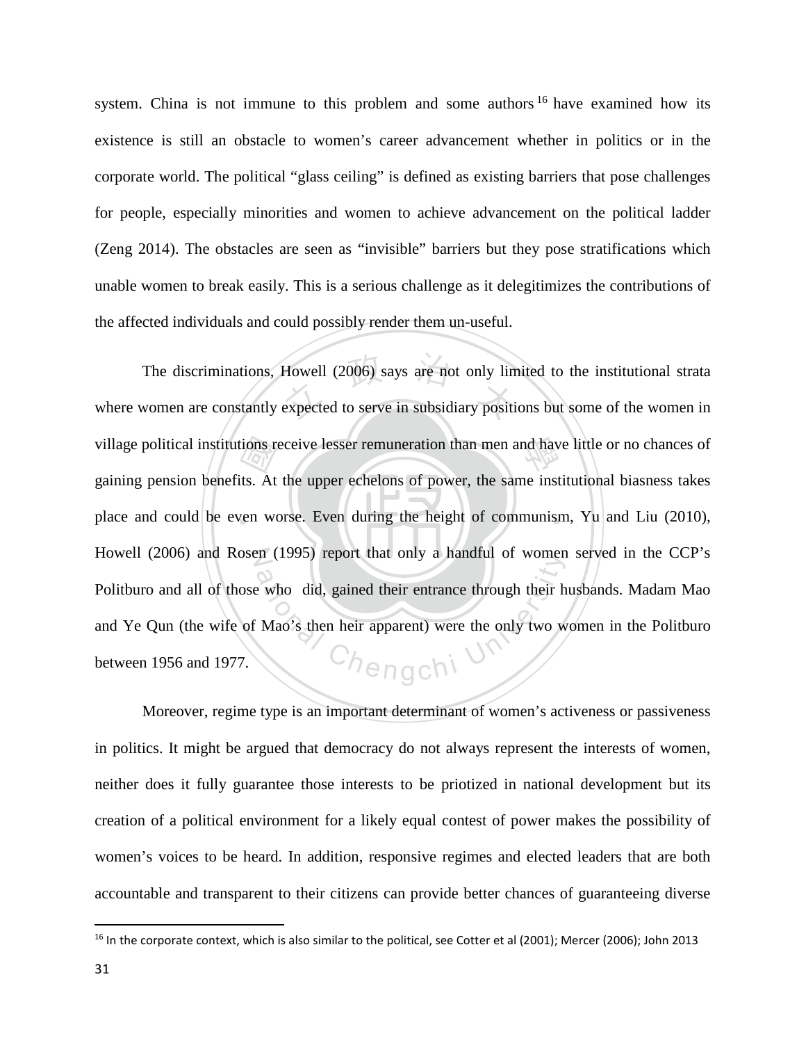system. China is not immune to this problem and some authors[16] have examined how its existence is still an obstacle to women's career advancement whether in politics or in the corporate world. The political "glass ceiling" is defined as existing barriers that pose challenges for people, especially minorities and women to achieve advancement on the political ladder (Zeng 2014). The obstacles are seen as "invisible" barriers but they pose stratifications which unable women to break easily. This is a serious challenge as it delegitimizes the contributions of the affected individuals and could possibly render them un-useful.

The discriminations, Howell (2006) says are not only limited to the institutional strata where women are constantly expected to serve in subsidiary positions but some of the women in village political institutions receive lesser remuneration than men and have little or no chances of gaining pension benefits. At the upper echelons of power, the same institutional biasness takes place and could be even worse. Even during the height of communism, Yu and Liu (2010), Howell (2006) and Rosen (1995) report that only a handful of women served in the CCP's Politburo and all of those who did, gained their entrance through their husbands. Madam Mao and Ye Qun (the wife of Mao's then heir apparent) were the only two women in the Politburo between 1956 and 1977.

Moreover, regime type is an important determinant of women's activeness or passiveness in politics. It might be argued that democracy do not always represent the interests of women, neither does it fully guarantee those interests to be priotized in national development but its creation of a political environment for a likely equal contest of power makes the possibility of women's voices to be heard. In addition, responsive regimes and elected leaders that are both accountable and transparent to their citizens can provide better chances of guaranteeing diverse

---

[16] In the corporate context, which is also similar to the political, see Cotter et al (2001); Mercer (2006); John 2013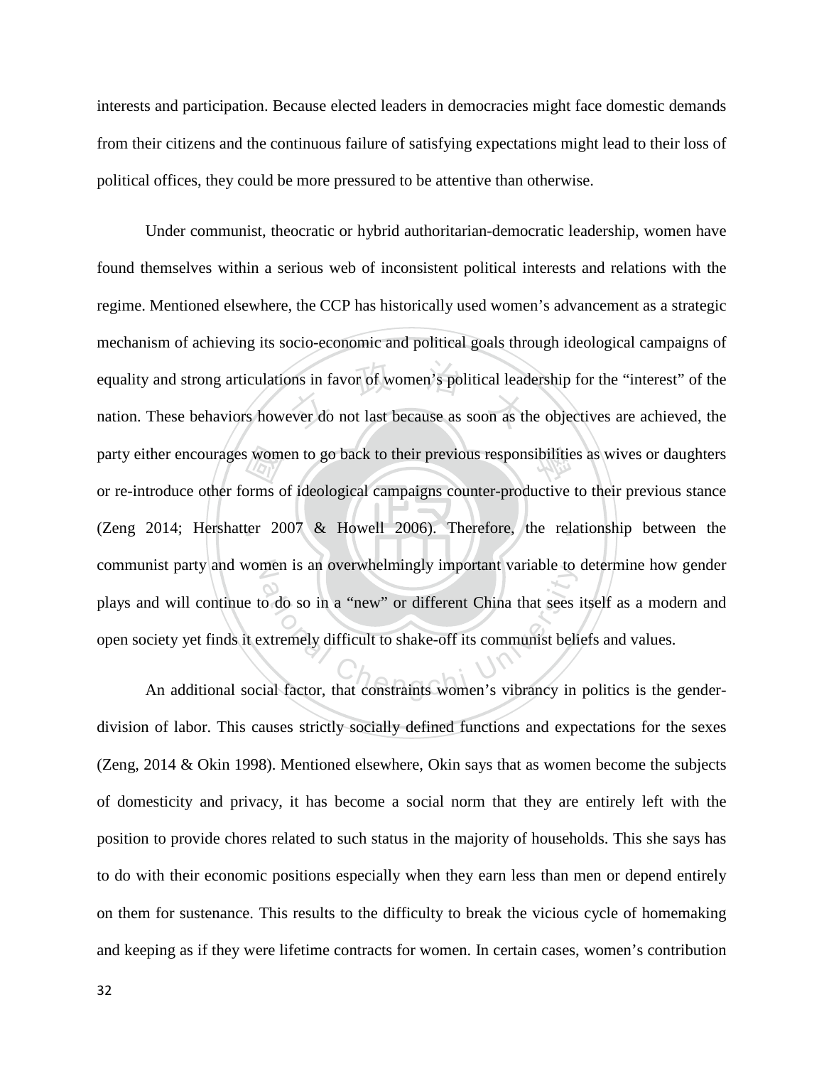interests and participation. Because elected leaders in democracies might face domestic demands from their citizens and the continuous failure of satisfying expectations might lead to their loss of political offices, they could be more pressured to be attentive than otherwise.

Under communist, theocratic or hybrid authoritarian-democratic leadership, women have found themselves within a serious web of inconsistent political interests and relations with the regime. Mentioned elsewhere, the CCP has historically used women's advancement as a strategic mechanism of achieving its socio-economic and political goals through ideological campaigns of equality and strong articulations in favor of women's political leadership for the "interest" of the nation. These behaviors however do not last because as soon as the objectives are achieved, the party either encourages women to go back to their previous responsibilities as wives or daughters or re-introduce other forms of ideological campaigns counter-productive to their previous stance (Zeng 2014; Hershatter 2007 & Howell 2006). Therefore, the relationship between the communist party and women is an overwhelmingly important variable to determine how gender plays and will continue to do so in a "new" or different China that sees itself as a modern and open society yet finds it extremely difficult to shake-off its communist beliefs and values.

An additional social factor, that constraints women's vibrancy in politics is the gender-division of labor. This causes strictly socially defined functions and expectations for the sexes (Zeng, 2014 & Okin 1998). Mentioned elsewhere, Okin says that as women become the subjects of domesticity and privacy, it has become a social norm that they are entirely left with the position to provide chores related to such status in the majority of households. This she says has to do with their economic positions especially when they earn less than men or depend entirely on them for sustenance. This results to the difficulty to break the vicious cycle of homemaking and keeping as if they were lifetime contracts for women. In certain cases, women's contribution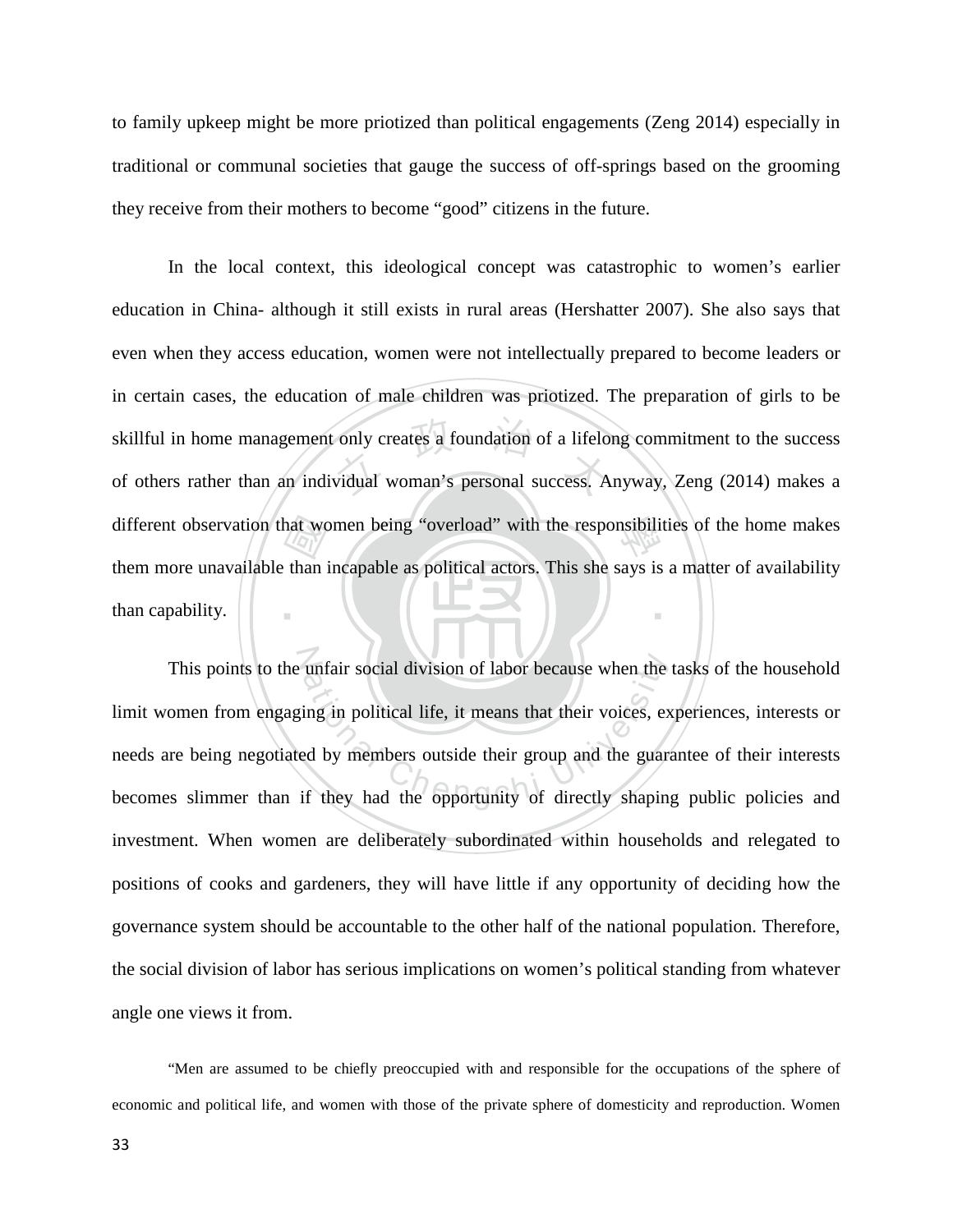to family upkeep might be more priotized than political engagements (Zeng 2014) especially in traditional or communal societies that gauge the success of off-springs based on the grooming they receive from their mothers to become "good" citizens in the future.

In the local context, this ideological concept was catastrophic to women's earlier education in China- although it still exists in rural areas (Hershatter 2007). She also says that even when they access education, women were not intellectually prepared to become leaders or in certain cases, the education of male children was priotized. The preparation of girls to be skillful in home management only creates a foundation of a lifelong commitment to the success of others rather than an individual woman's personal success. Anyway, Zeng (2014) makes a different observation that women being "overload" with the responsibilities of the home makes them more unavailable than incapable as political actors. This she says is a matter of availability than capability.

This points to the unfair social division of labor because when the tasks of the household limit women from engaging in political life, it means that their voices, experiences, interests or needs are being negotiated by members outside their group and the guarantee of their interests becomes slimmer than if they had the opportunity of directly shaping public policies and investment. When women are deliberately subordinated within households and relegated to positions of cooks and gardeners, they will have little if any opportunity of deciding how the governance system should be accountable to the other half of the national population. Therefore, the social division of labor has serious implications on women's political standing from whatever angle one views it from.

> "Men are assumed to be chiefly preoccupied with and responsible for the occupations of the sphere of economic and political life, and women with those of the private sphere of domesticity and reproduction. Women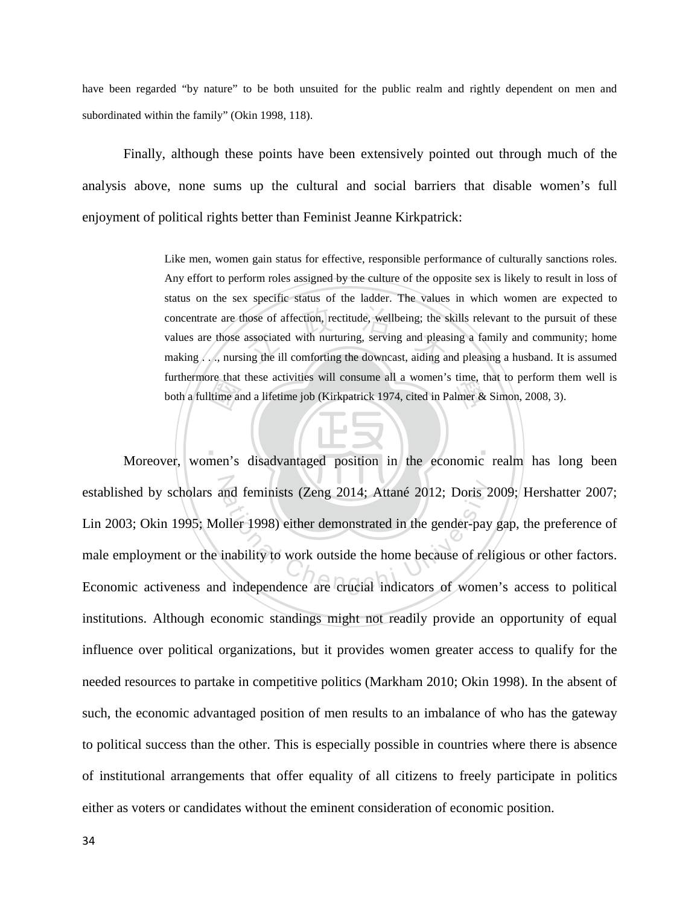have been regarded "by nature" to be both unsuited for the public realm and rightly dependent on men and subordinated within the family" (Okin 1998, 118).

Finally, although these points have been extensively pointed out through much of the analysis above, none sums up the cultural and social barriers that disable women's full enjoyment of political rights better than Feminist Jeanne Kirkpatrick:

> Like men, women gain status for effective, responsible performance of culturally sanctions roles. Any effort to perform roles assigned by the culture of the opposite sex is likely to result in loss of status on the sex specific status of the ladder. The values in which women are expected to concentrate are those of affection, rectitude, wellbeing; the skills relevant to the pursuit of these values are those associated with nurturing, serving and pleasing a family and community; home making . . ., nursing the ill comforting the downcast, aiding and pleasing a husband. It is assumed furthermore that these activities will consume all a women's time, that to perform them well is both a fulltime and a lifetime job (Kirkpatrick 1974, cited in Palmer & Simon, 2008, 3).

Moreover, women's disadvantaged position in the economic realm has long been established by scholars and feminists (Zeng 2014; Attané 2012; Doris 2009; Hershatter 2007; Lin 2003; Okin 1995; Moller 1998) either demonstrated in the gender-pay gap, the preference of male employment or the inability to work outside the home because of religious or other factors. Economic activeness and independence are crucial indicators of women's access to political institutions. Although economic standings might not readily provide an opportunity of equal influence over political organizations, but it provides women greater access to qualify for the needed resources to partake in competitive politics (Markham 2010; Okin 1998). In the absent of such, the economic advantaged position of men results to an imbalance of who has the gateway to political success than the other. This is especially possible in countries where there is absence of institutional arrangements that offer equality of all citizens to freely participate in politics either as voters or candidates without the eminent consideration of economic position.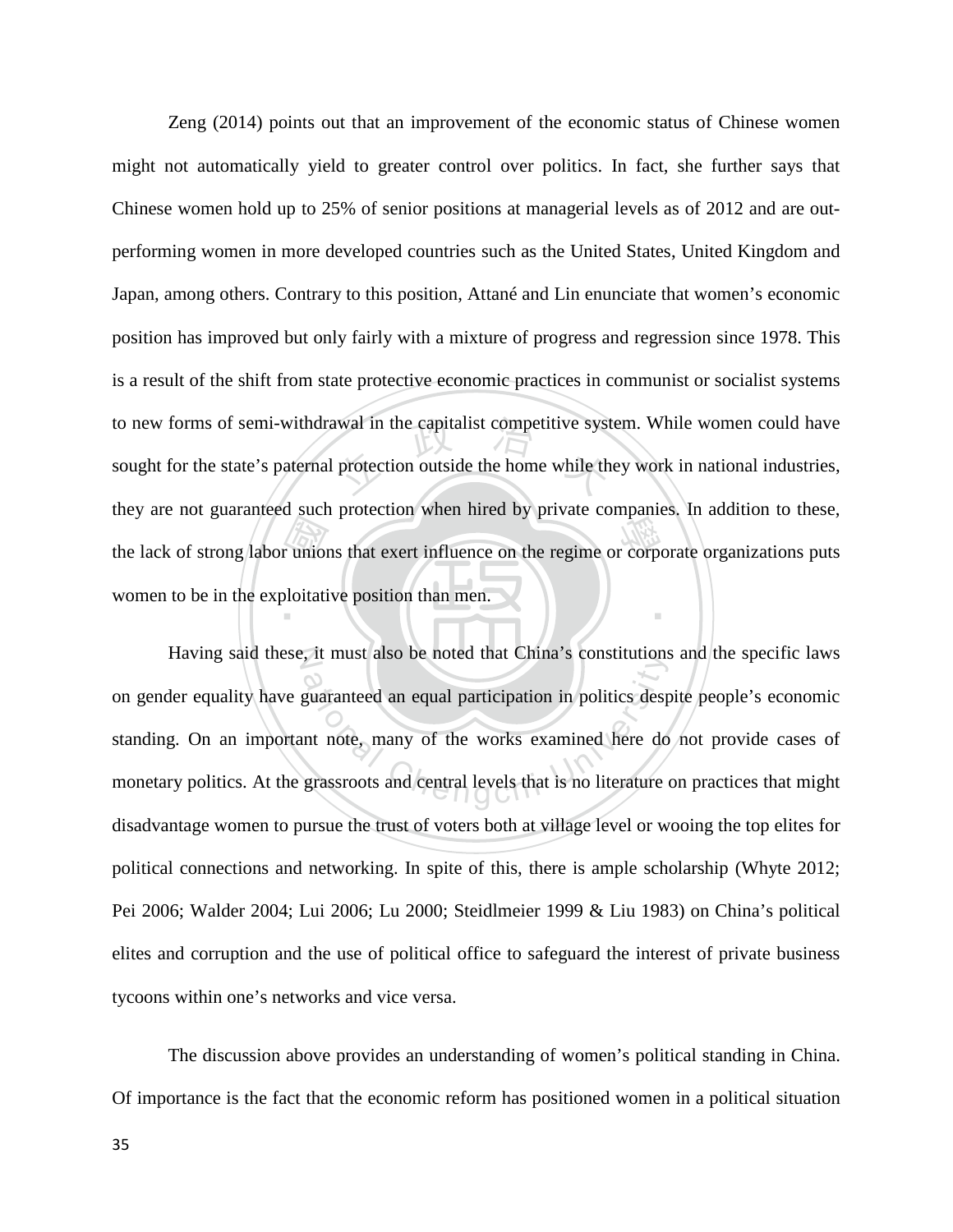Zeng (2014) points out that an improvement of the economic status of Chinese women might not automatically yield to greater control over politics. In fact, she further says that Chinese women hold up to 25% of senior positions at managerial levels as of 2012 and are out-performing women in more developed countries such as the United States, United Kingdom and Japan, among others. Contrary to this position, Attané and Lin enunciate that women's economic position has improved but only fairly with a mixture of progress and regression since 1978. This is a result of the shift from state protective economic practices in communist or socialist systems to new forms of semi-withdrawal in the capitalist competitive system. While women could have sought for the state's paternal protection outside the home while they work in national industries, they are not guaranteed such protection when hired by private companies. In addition to these, the lack of strong labor unions that exert influence on the regime or corporate organizations puts women to be in the exploitative position than men.

Having said these, it must also be noted that China's constitutions and the specific laws on gender equality have guaranteed an equal participation in politics despite people's economic standing. On an important note, many of the works examined here do not provide cases of monetary politics. At the grassroots and central levels that is no literature on practices that might disadvantage women to pursue the trust of voters both at village level or wooing the top elites for political connections and networking. In spite of this, there is ample scholarship (Whyte 2012; Pei 2006; Walder 2004; Lui 2006; Lu 2000; Steidlmeier 1999 & Liu 1983) on China's political elites and corruption and the use of political office to safeguard the interest of private business tycoons within one's networks and vice versa.

The discussion above provides an understanding of women's political standing in China. Of importance is the fact that the economic reform has positioned women in a political situation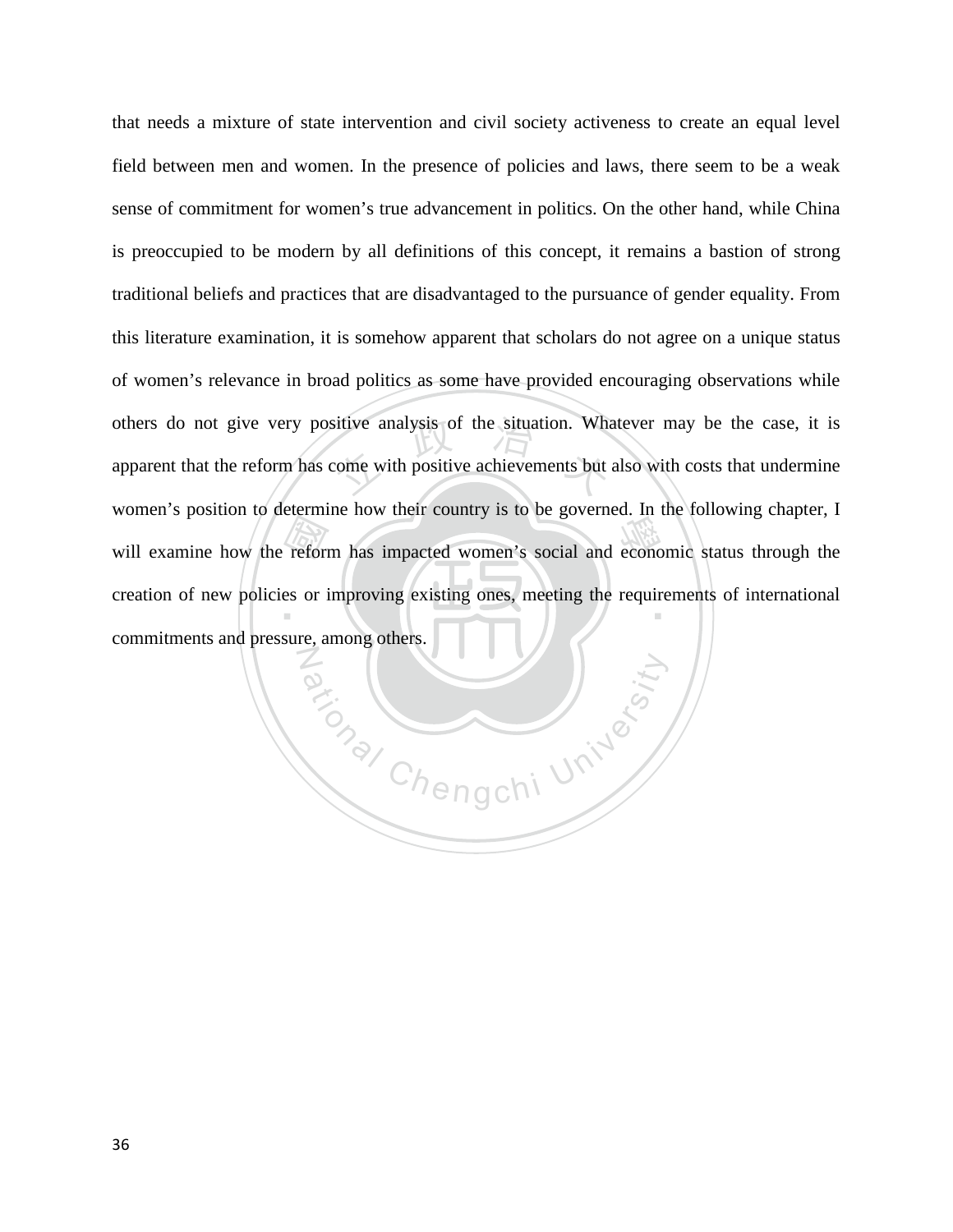that needs a mixture of state intervention and civil society activeness to create an equal level field between men and women. In the presence of policies and laws, there seem to be a weak sense of commitment for women's true advancement in politics. On the other hand, while China is preoccupied to be modern by all definitions of this concept, it remains a bastion of strong traditional beliefs and practices that are disadvantaged to the pursuance of gender equality. From this literature examination, it is somehow apparent that scholars do not agree on a unique status of women's relevance in broad politics as some have provided encouraging observations while others do not give very positive analysis of the situation. Whatever may be the case, it is apparent that the reform has come with positive achievements but also with costs that undermine women's position to determine how their country is to be governed. In the following chapter, I will examine how the reform has impacted women's social and economic status through the creation of new policies or improving existing ones, meeting the requirements of international commitments and pressure, among others.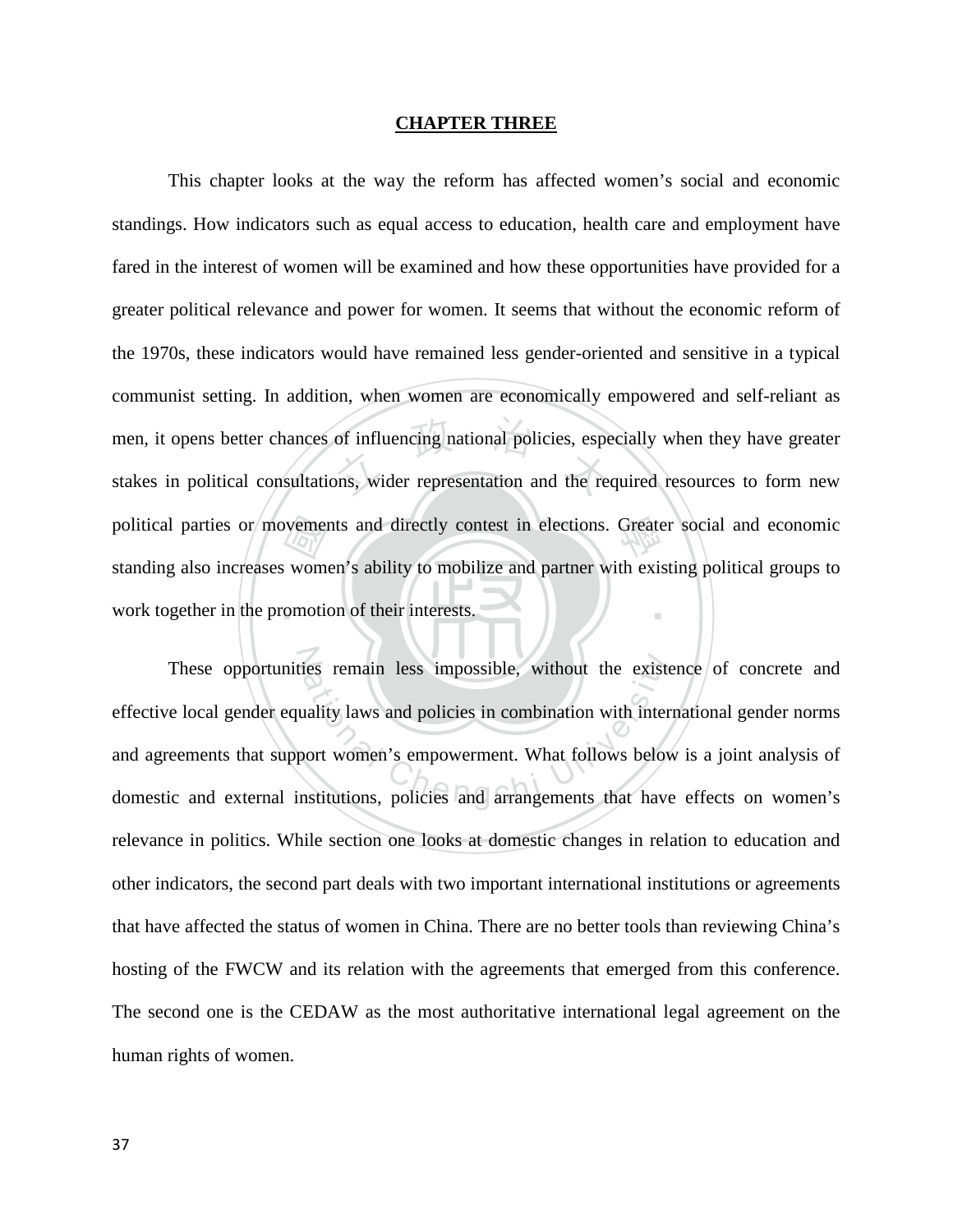**CHAPTER THREE**

This chapter looks at the way the reform has affected women's social and economic standings. How indicators such as equal access to education, health care and employment have fared in the interest of women will be examined and how these opportunities have provided for a greater political relevance and power for women. It seems that without the economic reform of the 1970s, these indicators would have remained less gender-oriented and sensitive in a typical communist setting. In addition, when women are economically empowered and self-reliant as men, it opens better chances of influencing national policies, especially when they have greater stakes in political consultations, wider representation and the required resources to form new political parties or movements and directly contest in elections. Greater social and economic standing also increases women's ability to mobilize and partner with existing political groups to work together in the promotion of their interests.

These opportunities remain less impossible, without the existence of concrete and effective local gender equality laws and policies in combination with international gender norms and agreements that support women's empowerment. What follows below is a joint analysis of domestic and external institutions, policies and arrangements that have effects on women's relevance in politics. While section one looks at domestic changes in relation to education and other indicators, the second part deals with two important international institutions or agreements that have affected the status of women in China. There are no better tools than reviewing China's hosting of the FWCW and its relation with the agreements that emerged from this conference. The second one is the CEDAW as the most authoritative international legal agreement on the human rights of women.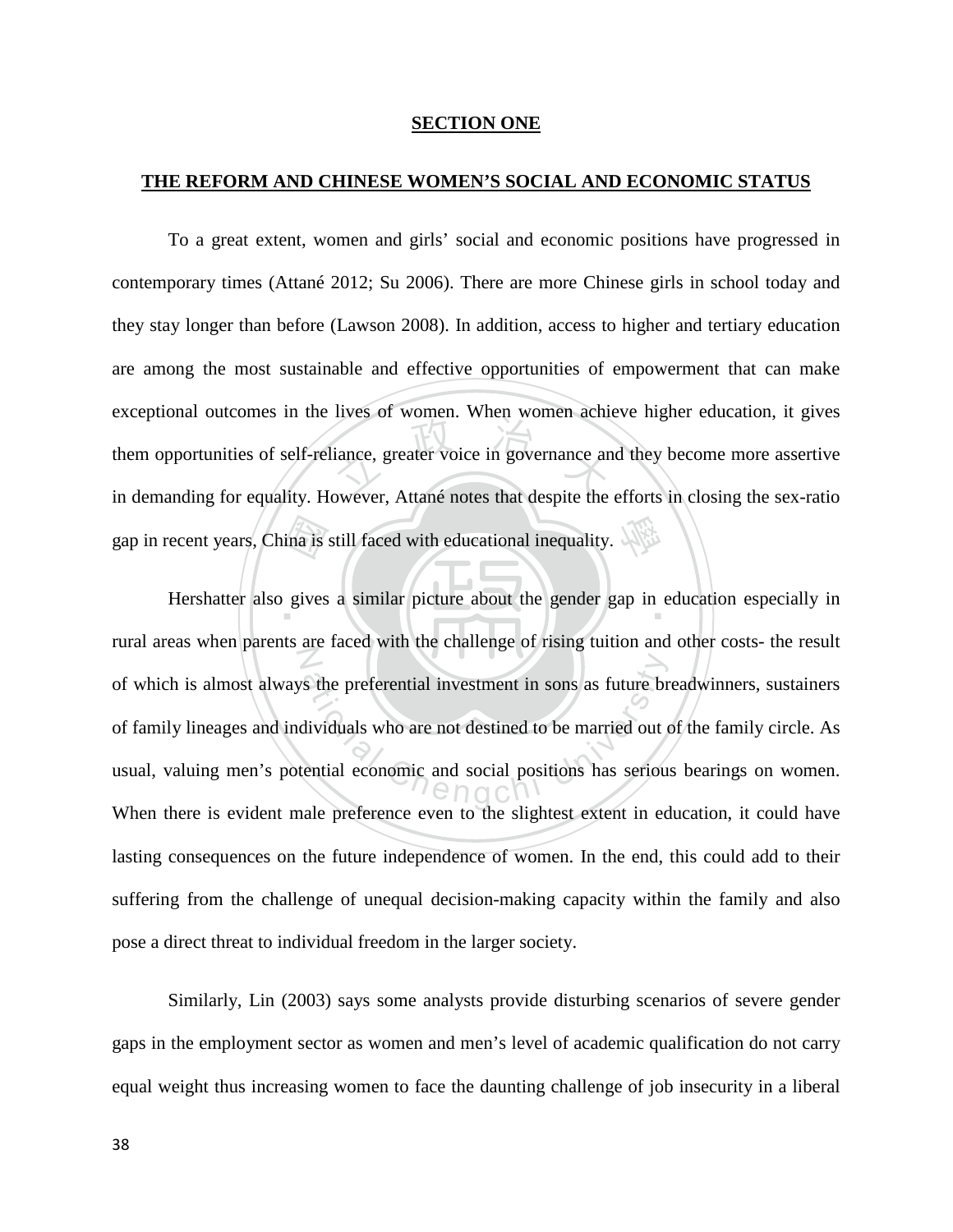## SECTION ONE

## THE REFORM AND CHINESE WOMEN'S SOCIAL AND ECONOMIC STATUS

To a great extent, women and girls' social and economic positions have progressed in contemporary times (Attané 2012; Su 2006). There are more Chinese girls in school today and they stay longer than before (Lawson 2008). In addition, access to higher and tertiary education are among the most sustainable and effective opportunities of empowerment that can make exceptional outcomes in the lives of women. When women achieve higher education, it gives them opportunities of self-reliance, greater voice in governance and they become more assertive in demanding for equality. However, Attané notes that despite the efforts in closing the sex-ratio gap in recent years, China is still faced with educational inequality.

Hershatter also gives a similar picture about the gender gap in education especially in rural areas when parents are faced with the challenge of rising tuition and other costs- the result of which is almost always the preferential investment in sons as future breadwinners, sustainers of family lineages and individuals who are not destined to be married out of the family circle. As usual, valuing men's potential economic and social positions has serious bearings on women. When there is evident male preference even to the slightest extent in education, it could have lasting consequences on the future independence of women. In the end, this could add to their suffering from the challenge of unequal decision-making capacity within the family and also pose a direct threat to individual freedom in the larger society.

Similarly, Lin (2003) says some analysts provide disturbing scenarios of severe gender gaps in the employment sector as women and men's level of academic qualification do not carry equal weight thus increasing women to face the daunting challenge of job insecurity in a liberal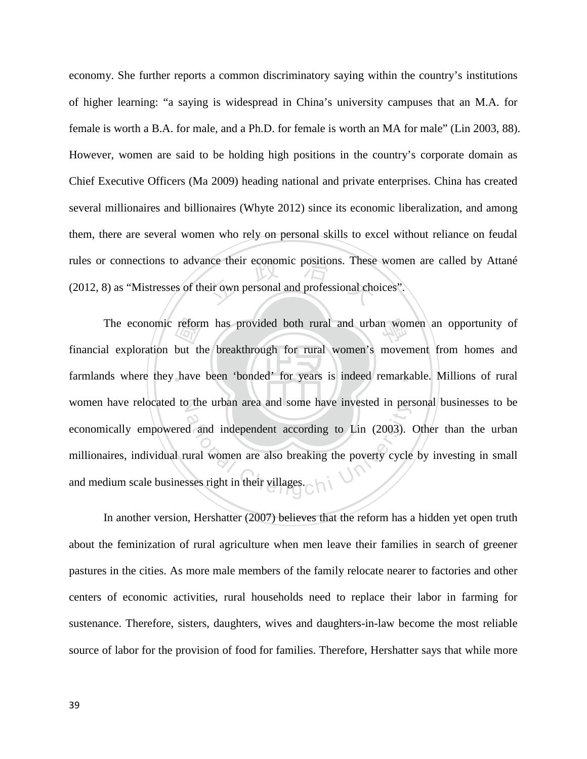economy. She further reports a common discriminatory saying within the country's institutions of higher learning: "a saying is widespread in China's university campuses that an M.A. for female is worth a B.A. for male, and a Ph.D. for female is worth an MA for male" (Lin 2003, 88). However, women are said to be holding high positions in the country's corporate domain as Chief Executive Officers (Ma 2009) heading national and private enterprises. China has created several millionaires and billionaires (Whyte 2012) since its economic liberalization, and among them, there are several women who rely on personal skills to excel without reliance on feudal rules or connections to advance their economic positions. These women are called by Attané (2012, 8) as "Mistresses of their own personal and professional choices".

The economic reform has provided both rural and urban women an opportunity of financial exploration but the breakthrough for rural women's movement from homes and farmlands where they have been 'bonded' for years is indeed remarkable. Millions of rural women have relocated to the urban area and some have invested in personal businesses to be economically empowered and independent according to Lin (2003). Other than the urban millionaires, individual rural women are also breaking the poverty cycle by investing in small and medium scale businesses right in their villages.

In another version, Hershatter (2007) believes that the reform has a hidden yet open truth about the feminization of rural agriculture when men leave their families in search of greener pastures in the cities. As more male members of the family relocate nearer to factories and other centers of economic activities, rural households need to replace their labor in farming for sustenance. Therefore, sisters, daughters, wives and daughters-in-law become the most reliable source of labor for the provision of food for families. Therefore, Hershatter says that while more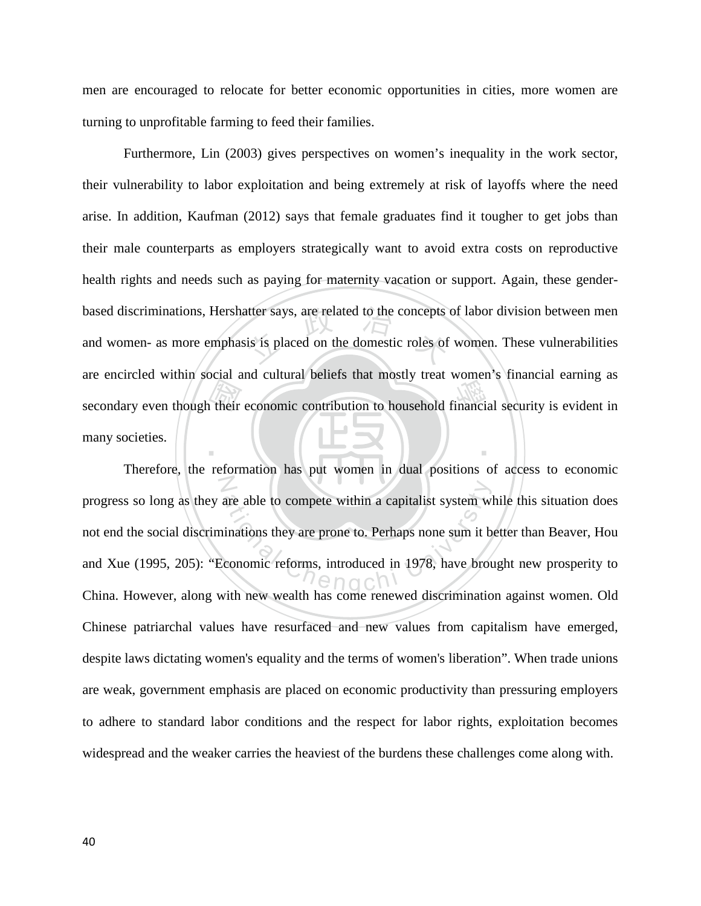men are encouraged to relocate for better economic opportunities in cities, more women are turning to unprofitable farming to feed their families.

Furthermore, Lin (2003) gives perspectives on women's inequality in the work sector, their vulnerability to labor exploitation and being extremely at risk of layoffs where the need arise. In addition, Kaufman (2012) says that female graduates find it tougher to get jobs than their male counterparts as employers strategically want to avoid extra costs on reproductive health rights and needs such as paying for maternity vacation or support. Again, these gender-based discriminations, Hershatter says, are related to the concepts of labor division between men and women- as more emphasis is placed on the domestic roles of women. These vulnerabilities are encircled within social and cultural beliefs that mostly treat women's financial earning as secondary even though their economic contribution to household financial security is evident in many societies.

Therefore, the reformation has put women in dual positions of access to economic progress so long as they are able to compete within a capitalist system while this situation does not end the social discriminations they are prone to. Perhaps none sum it better than Beaver, Hou and Xue (1995, 205): "Economic reforms, introduced in 1978, have brought new prosperity to China. However, along with new wealth has come renewed discrimination against women. Old Chinese patriarchal values have resurfaced and new values from capitalism have emerged, despite laws dictating women's equality and the terms of women's liberation". When trade unions are weak, government emphasis are placed on economic productivity than pressuring employers to adhere to standard labor conditions and the respect for labor rights, exploitation becomes widespread and the weaker carries the heaviest of the burdens these challenges come along with.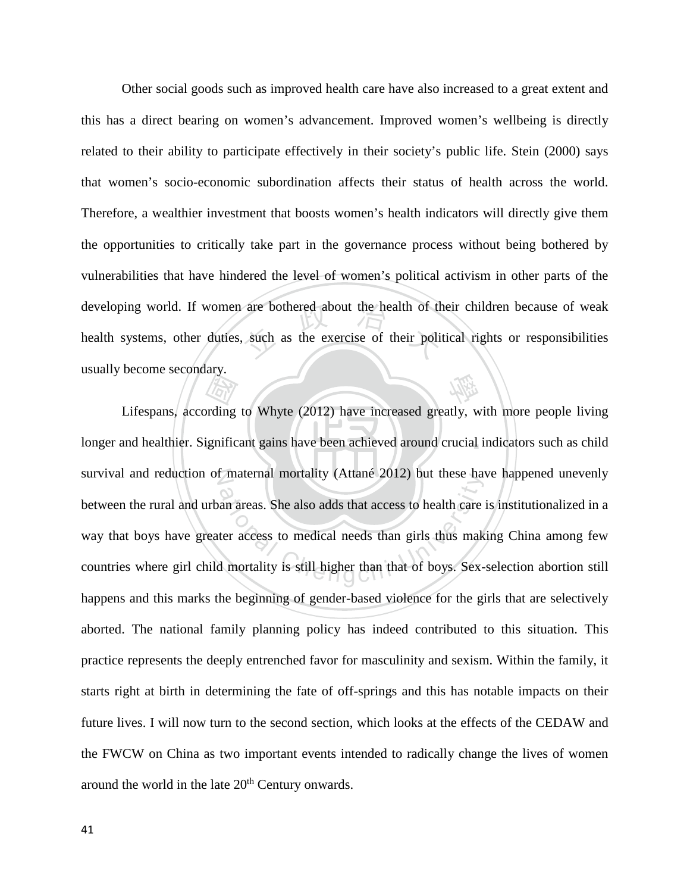Other social goods such as improved health care have also increased to a great extent and this has a direct bearing on women's advancement. Improved women's wellbeing is directly related to their ability to participate effectively in their society's public life. Stein (2000) says that women's socio-economic subordination affects their status of health across the world. Therefore, a wealthier investment that boosts women's health indicators will directly give them the opportunities to critically take part in the governance process without being bothered by vulnerabilities that have hindered the level of women's political activism in other parts of the developing world. If women are bothered about the health of their children because of weak health systems, other duties, such as the exercise of their political rights or responsibilities usually become secondary.

Lifespans, according to Whyte (2012) have increased greatly, with more people living longer and healthier. Significant gains have been achieved around crucial indicators such as child survival and reduction of maternal mortality (Attané 2012) but these have happened unevenly between the rural and urban areas. She also adds that access to health care is institutionalized in a way that boys have greater access to medical needs than girls thus making China among few countries where girl child mortality is still higher than that of boys. Sex-selection abortion still happens and this marks the beginning of gender-based violence for the girls that are selectively aborted. The national family planning policy has indeed contributed to this situation. This practice represents the deeply entrenched favor for masculinity and sexism. Within the family, it starts right at birth in determining the fate of off-springs and this has notable impacts on their future lives. I will now turn to the second section, which looks at the effects of the CEDAW and the FWCW on China as two important events intended to radically change the lives of women around the world in the late 20th Century onwards.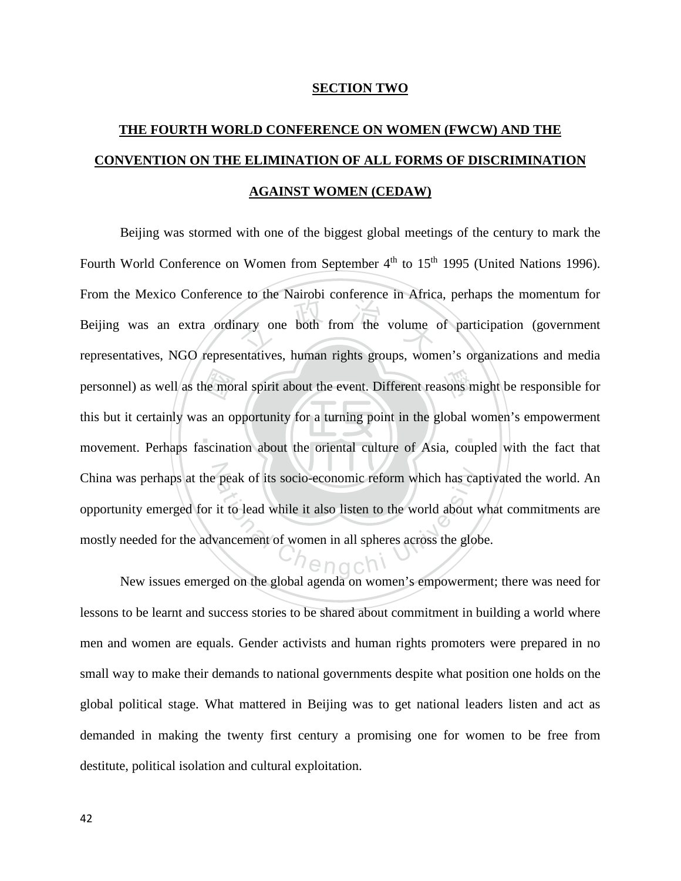## SECTION TWO

## THE FOURTH WORLD CONFERENCE ON WOMEN (FWCW) AND THE CONVENTION ON THE ELIMINATION OF ALL FORMS OF DISCRIMINATION AGAINST WOMEN (CEDAW)

Beijing was stormed with one of the biggest global meetings of the century to mark the Fourth World Conference on Women from September 4th to 15th 1995 (United Nations 1996). From the Mexico Conference to the Nairobi conference in Africa, perhaps the momentum for Beijing was an extra ordinary one both from the volume of participation (government representatives, NGO representatives, human rights groups, women's organizations and media personnel) as well as the moral spirit about the event. Different reasons might be responsible for this but it certainly was an opportunity for a turning point in the global women's empowerment movement. Perhaps fascination about the oriental culture of Asia, coupled with the fact that China was perhaps at the peak of its socio-economic reform which has captivated the world. An opportunity emerged for it to lead while it also listen to the world about what commitments are mostly needed for the advancement of women in all spheres across the globe.

New issues emerged on the global agenda on women's empowerment; there was need for lessons to be learnt and success stories to be shared about commitment in building a world where men and women are equals. Gender activists and human rights promoters were prepared in no small way to make their demands to national governments despite what position one holds on the global political stage. What mattered in Beijing was to get national leaders listen and act as demanded in making the twenty first century a promising one for women to be free from destitute, political isolation and cultural exploitation.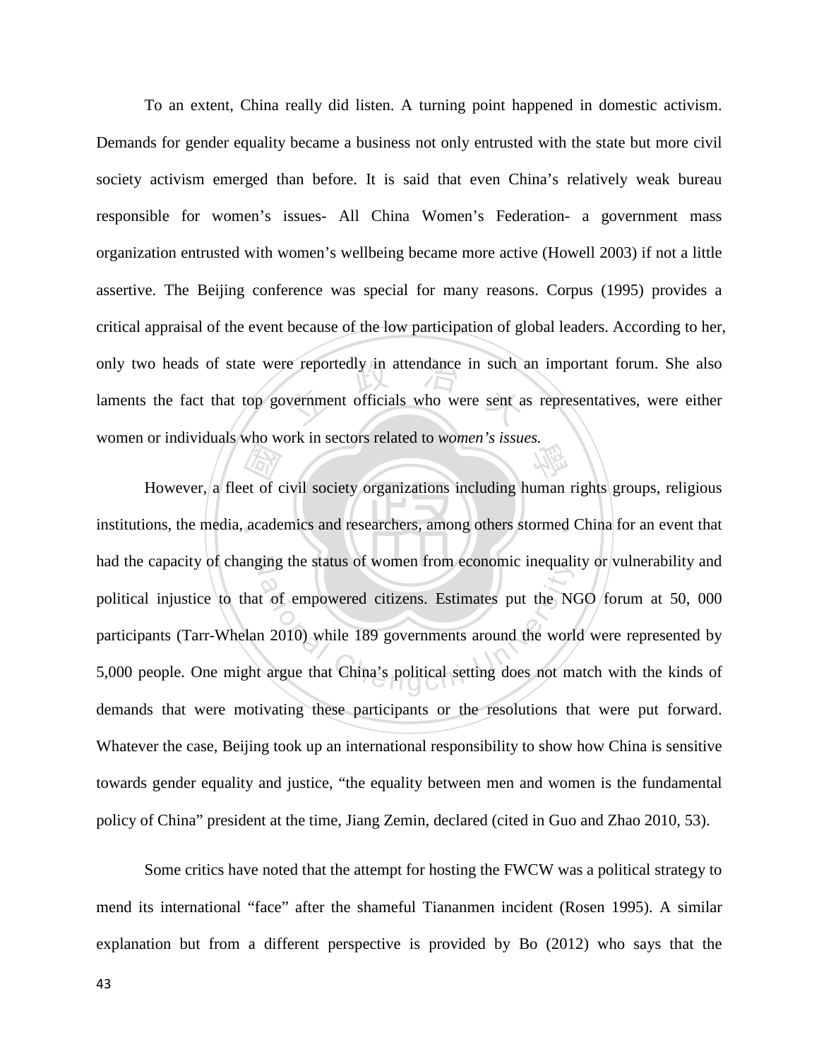To an extent, China really did listen. A turning point happened in domestic activism. Demands for gender equality became a business not only entrusted with the state but more civil society activism emerged than before. It is said that even China's relatively weak bureau responsible for women's issues- All China Women's Federation- a government mass organization entrusted with women's wellbeing became more active (Howell 2003) if not a little assertive. The Beijing conference was special for many reasons. Corpus (1995) provides a critical appraisal of the event because of the low participation of global leaders. According to her, only two heads of state were reportedly in attendance in such an important forum. She also laments the fact that top government officials who were sent as representatives, were either women or individuals who work in sectors related to *women's issues.*

However, a fleet of civil society organizations including human rights groups, religious institutions, the media, academics and researchers, among others stormed China for an event that had the capacity of changing the status of women from economic inequality or vulnerability and political injustice to that of empowered citizens. Estimates put the NGO forum at 50, 000 participants (Tarr-Whelan 2010) while 189 governments around the world were represented by 5,000 people. One might argue that China's political setting does not match with the kinds of demands that were motivating these participants or the resolutions that were put forward. Whatever the case, Beijing took up an international responsibility to show how China is sensitive towards gender equality and justice, "the equality between men and women is the fundamental policy of China" president at the time, Jiang Zemin, declared (cited in Guo and Zhao 2010, 53).

Some critics have noted that the attempt for hosting the FWCW was a political strategy to mend its international "face" after the shameful Tiananmen incident (Rosen 1995). A similar explanation but from a different perspective is provided by Bo (2012) who says that the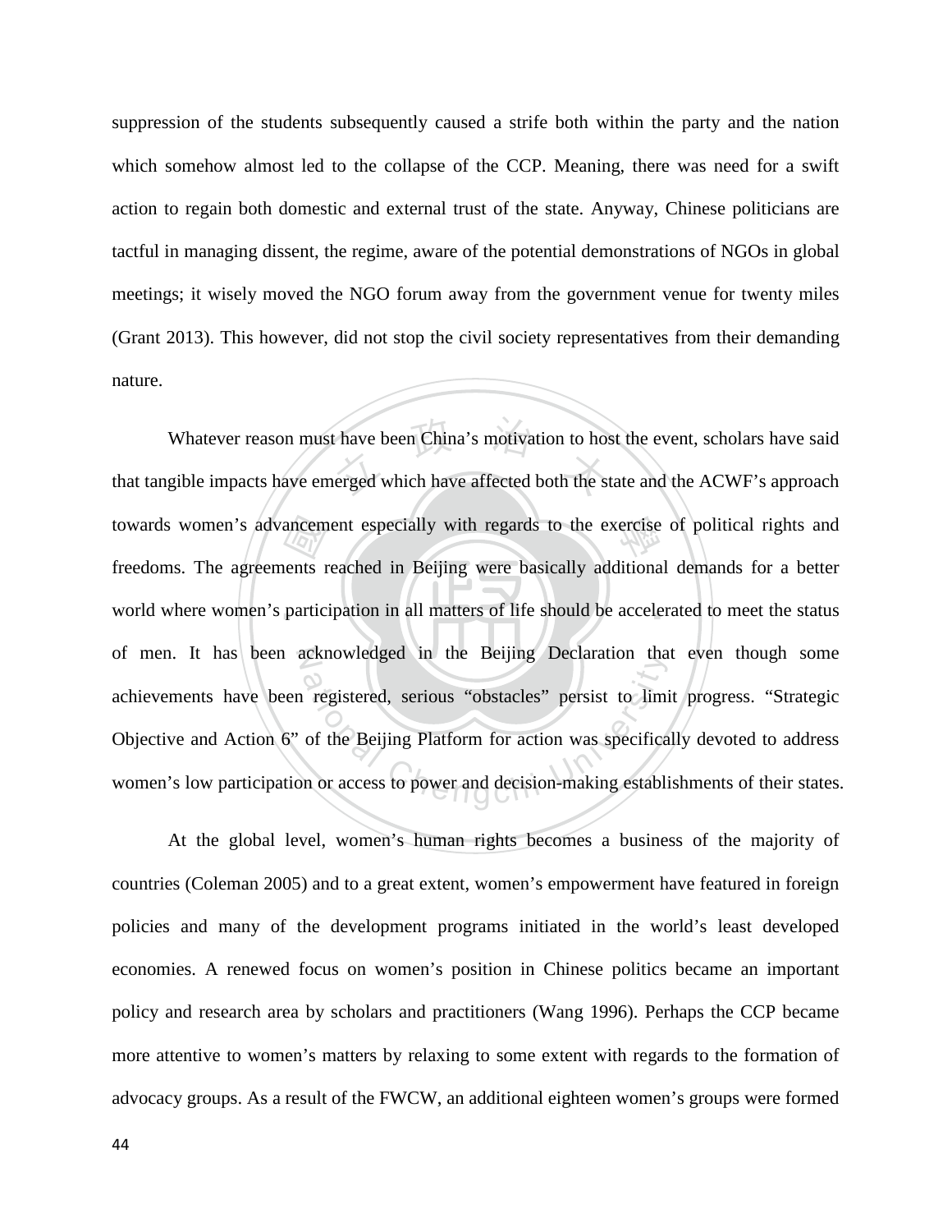suppression of the students subsequently caused a strife both within the party and the nation which somehow almost led to the collapse of the CCP. Meaning, there was need for a swift action to regain both domestic and external trust of the state. Anyway, Chinese politicians are tactful in managing dissent, the regime, aware of the potential demonstrations of NGOs in global meetings; it wisely moved the NGO forum away from the government venue for twenty miles (Grant 2013). This however, did not stop the civil society representatives from their demanding nature.

Whatever reason must have been China's motivation to host the event, scholars have said that tangible impacts have emerged which have affected both the state and the ACWF's approach towards women's advancement especially with regards to the exercise of political rights and freedoms. The agreements reached in Beijing were basically additional demands for a better world where women's participation in all matters of life should be accelerated to meet the status of men. It has been acknowledged in the Beijing Declaration that even though some achievements have been registered, serious "obstacles" persist to limit progress. "Strategic Objective and Action 6" of the Beijing Platform for action was specifically devoted to address women's low participation or access to power and decision-making establishments of their states.

At the global level, women's human rights becomes a business of the majority of countries (Coleman 2005) and to a great extent, women's empowerment have featured in foreign policies and many of the development programs initiated in the world's least developed economies. A renewed focus on women's position in Chinese politics became an important policy and research area by scholars and practitioners (Wang 1996). Perhaps the CCP became more attentive to women's matters by relaxing to some extent with regards to the formation of advocacy groups. As a result of the FWCW, an additional eighteen women's groups were formed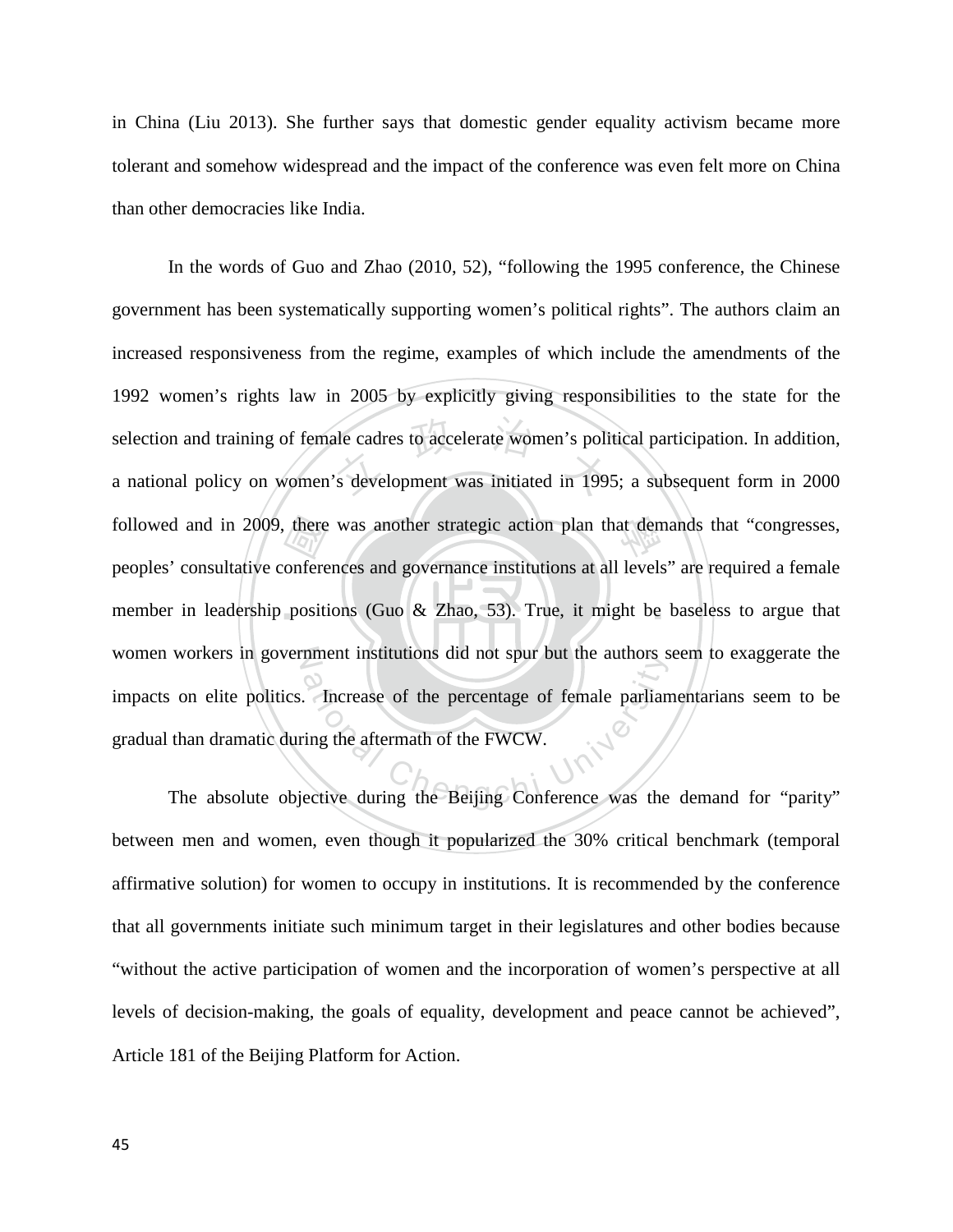in China (Liu 2013). She further says that domestic gender equality activism became more tolerant and somehow widespread and the impact of the conference was even felt more on China than other democracies like India.

In the words of Guo and Zhao (2010, 52), "following the 1995 conference, the Chinese government has been systematically supporting women's political rights". The authors claim an increased responsiveness from the regime, examples of which include the amendments of the 1992 women's rights law in 2005 by explicitly giving responsibilities to the state for the selection and training of female cadres to accelerate women's political participation. In addition, a national policy on women's development was initiated in 1995; a subsequent form in 2000 followed and in 2009, there was another strategic action plan that demands that "congresses, peoples' consultative conferences and governance institutions at all levels" are required a female member in leadership positions (Guo & Zhao, 53). True, it might be baseless to argue that women workers in government institutions did not spur but the authors seem to exaggerate the impacts on elite politics. Increase of the percentage of female parliamentarians seem to be gradual than dramatic during the aftermath of the FWCW.

The absolute objective during the Beijing Conference was the demand for "parity" between men and women, even though it popularized the 30% critical benchmark (temporal affirmative solution) for women to occupy in institutions. It is recommended by the conference that all governments initiate such minimum target in their legislatures and other bodies because "without the active participation of women and the incorporation of women's perspective at all levels of decision-making, the goals of equality, development and peace cannot be achieved", Article 181 of the Beijing Platform for Action.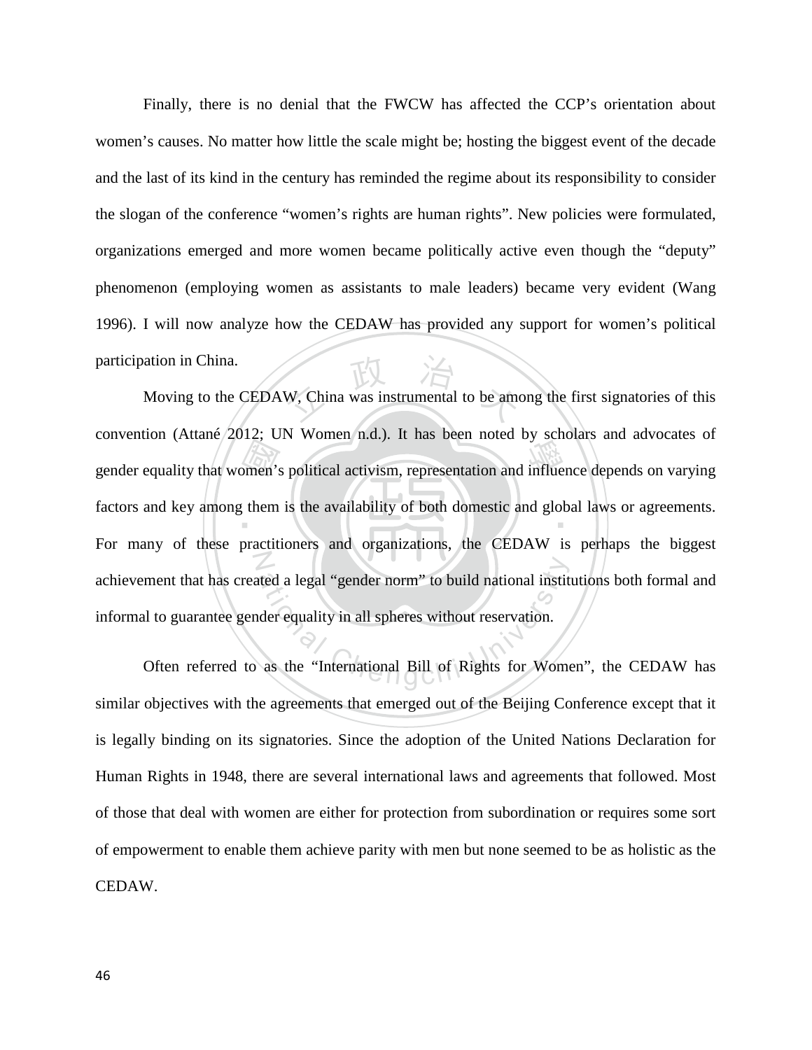Finally, there is no denial that the FWCW has affected the CCP's orientation about women's causes. No matter how little the scale might be; hosting the biggest event of the decade and the last of its kind in the century has reminded the regime about its responsibility to consider the slogan of the conference "women's rights are human rights". New policies were formulated, organizations emerged and more women became politically active even though the "deputy" phenomenon (employing women as assistants to male leaders) became very evident (Wang 1996). I will now analyze how the CEDAW has provided any support for women's political participation in China.

Moving to the CEDAW, China was instrumental to be among the first signatories of this convention (Attané 2012; UN Women n.d.). It has been noted by scholars and advocates of gender equality that women's political activism, representation and influence depends on varying factors and key among them is the availability of both domestic and global laws or agreements. For many of these practitioners and organizations, the CEDAW is perhaps the biggest achievement that has created a legal "gender norm" to build national institutions both formal and informal to guarantee gender equality in all spheres without reservation.

Often referred to as the "International Bill of Rights for Women", the CEDAW has similar objectives with the agreements that emerged out of the Beijing Conference except that it is legally binding on its signatories. Since the adoption of the United Nations Declaration for Human Rights in 1948, there are several international laws and agreements that followed. Most of those that deal with women are either for protection from subordination or requires some sort of empowerment to enable them achieve parity with men but none seemed to be as holistic as the CEDAW.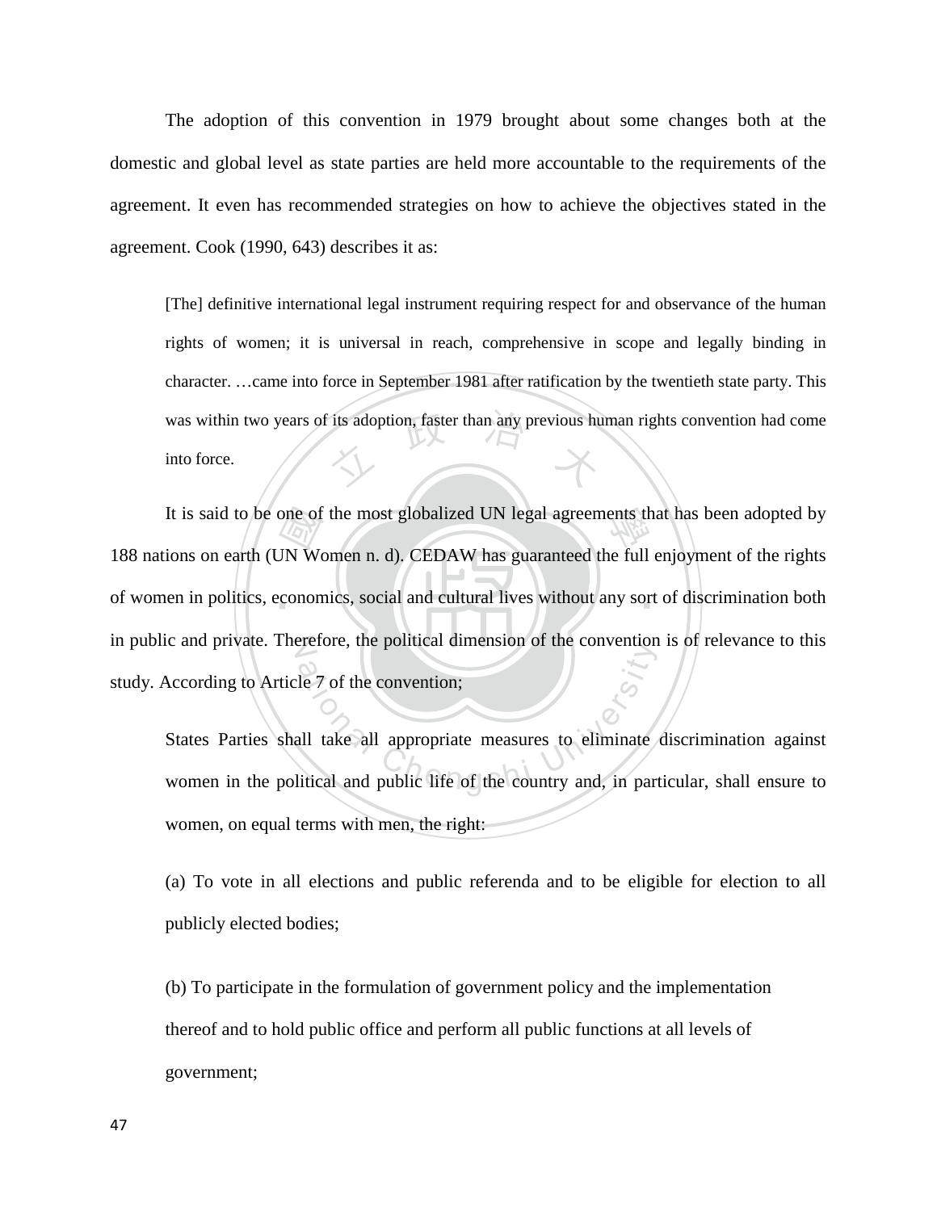The adoption of this convention in 1979 brought about some changes both at the domestic and global level as state parties are held more accountable to the requirements of the agreement. It even has recommended strategies on how to achieve the objectives stated in the agreement. Cook (1990, 643) describes it as:

> [The] definitive international legal instrument requiring respect for and observance of the human rights of women; it is universal in reach, comprehensive in scope and legally binding in character. …came into force in September 1981 after ratification by the twentieth state party. This was within two years of its adoption, faster than any previous human rights convention had come into force.

It is said to be one of the most globalized UN legal agreements that has been adopted by 188 nations on earth (UN Women n. d). CEDAW has guaranteed the full enjoyment of the rights of women in politics, economics, social and cultural lives without any sort of discrimination both in public and private. Therefore, the political dimension of the convention is of relevance to this study. According to Article 7 of the convention;

> States Parties shall take all appropriate measures to eliminate discrimination against women in the political and public life of the country and, in particular, shall ensure to women, on equal terms with men, the right:
>
> (a) To vote in all elections and public referenda and to be eligible for election to all publicly elected bodies;
>
> (b) To participate in the formulation of government policy and the implementation thereof and to hold public office and perform all public functions at all levels of government;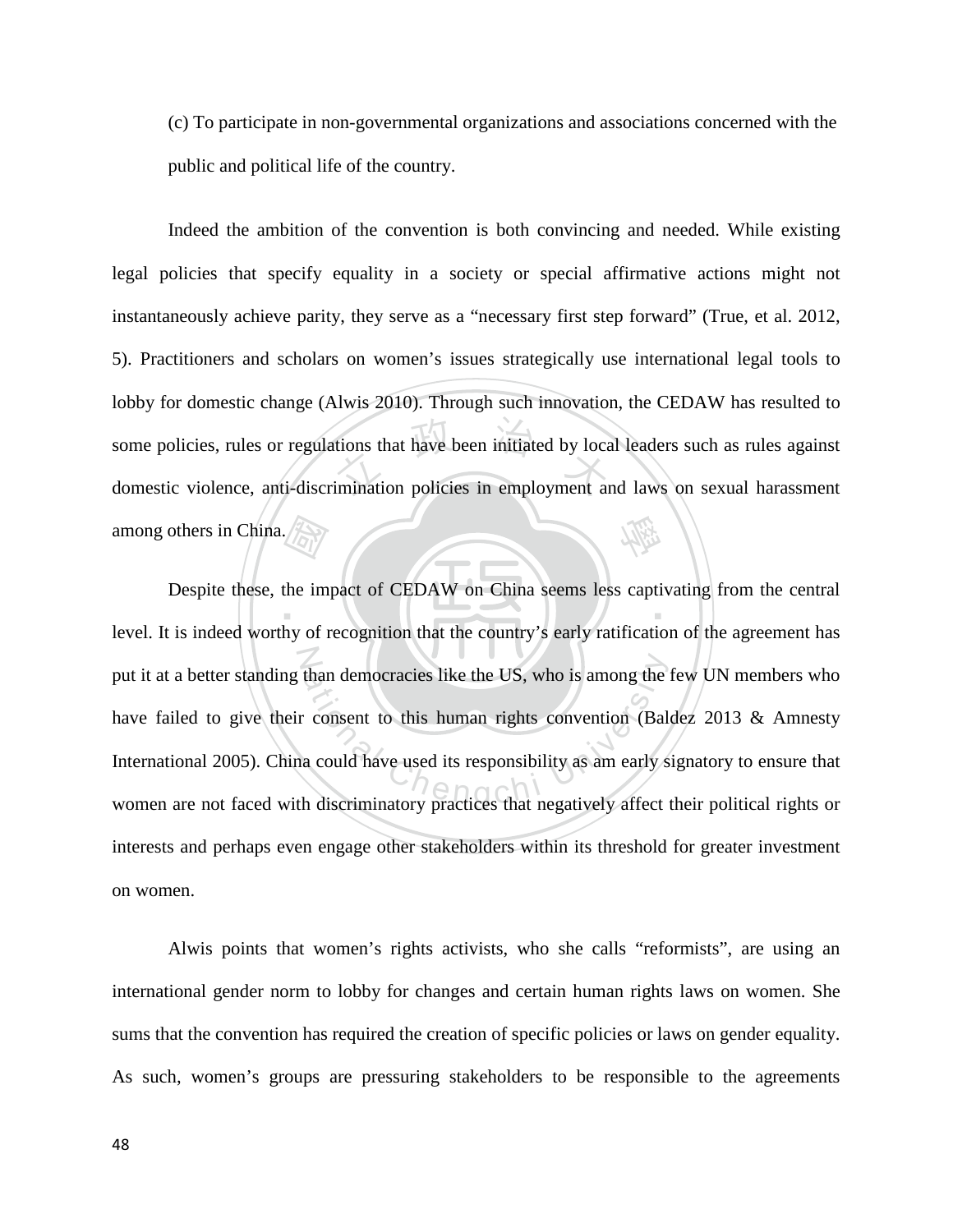(c) To participate in non-governmental organizations and associations concerned with the public and political life of the country.

Indeed the ambition of the convention is both convincing and needed. While existing legal policies that specify equality in a society or special affirmative actions might not instantaneously achieve parity, they serve as a "necessary first step forward" (True, et al. 2012, 5). Practitioners and scholars on women's issues strategically use international legal tools to lobby for domestic change (Alwis 2010). Through such innovation, the CEDAW has resulted to some policies, rules or regulations that have been initiated by local leaders such as rules against domestic violence, anti-discrimination policies in employment and laws on sexual harassment among others in China.

Despite these, the impact of CEDAW on China seems less captivating from the central level. It is indeed worthy of recognition that the country's early ratification of the agreement has put it at a better standing than democracies like the US, who is among the few UN members who have failed to give their consent to this human rights convention (Baldez 2013 & Amnesty International 2005). China could have used its responsibility as am early signatory to ensure that women are not faced with discriminatory practices that negatively affect their political rights or interests and perhaps even engage other stakeholders within its threshold for greater investment on women.

Alwis points that women's rights activists, who she calls "reformists", are using an international gender norm to lobby for changes and certain human rights laws on women. She sums that the convention has required the creation of specific policies or laws on gender equality. As such, women's groups are pressuring stakeholders to be responsible to the agreements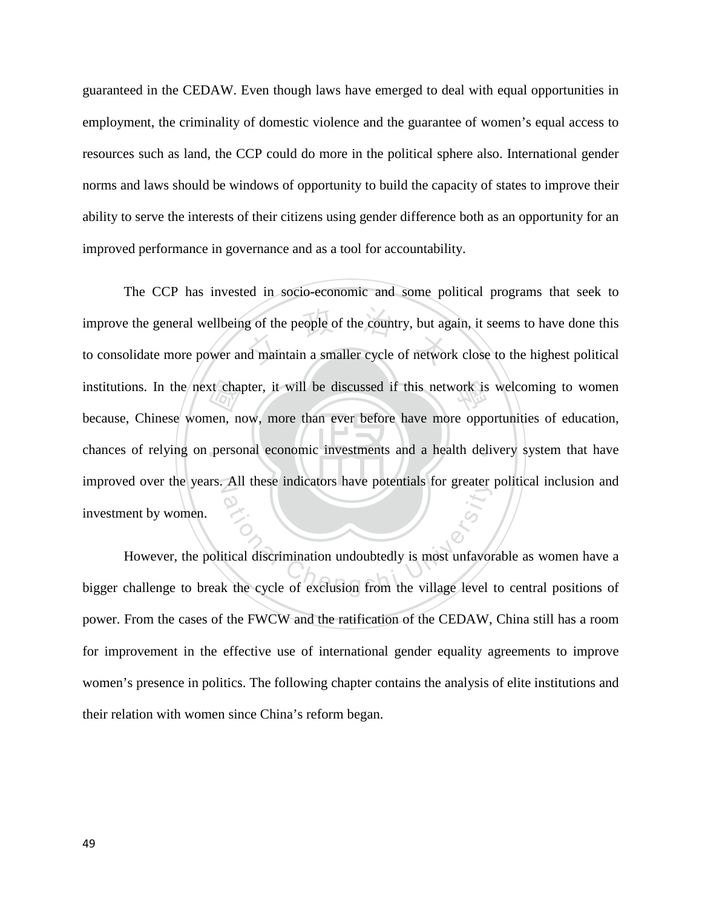guaranteed in the CEDAW. Even though laws have emerged to deal with equal opportunities in employment, the criminality of domestic violence and the guarantee of women's equal access to resources such as land, the CCP could do more in the political sphere also. International gender norms and laws should be windows of opportunity to build the capacity of states to improve their ability to serve the interests of their citizens using gender difference both as an opportunity for an improved performance in governance and as a tool for accountability.

The CCP has invested in socio-economic and some political programs that seek to improve the general wellbeing of the people of the country, but again, it seems to have done this to consolidate more power and maintain a smaller cycle of network close to the highest political institutions. In the next chapter, it will be discussed if this network is welcoming to women because, Chinese women, now, more than ever before have more opportunities of education, chances of relying on personal economic investments and a health delivery system that have improved over the years. All these indicators have potentials for greater political inclusion and investment by women.

However, the political discrimination undoubtedly is most unfavorable as women have a bigger challenge to break the cycle of exclusion from the village level to central positions of power. From the cases of the FWCW and the ratification of the CEDAW, China still has a room for improvement in the effective use of international gender equality agreements to improve women's presence in politics. The following chapter contains the analysis of elite institutions and their relation with women since China's reform began.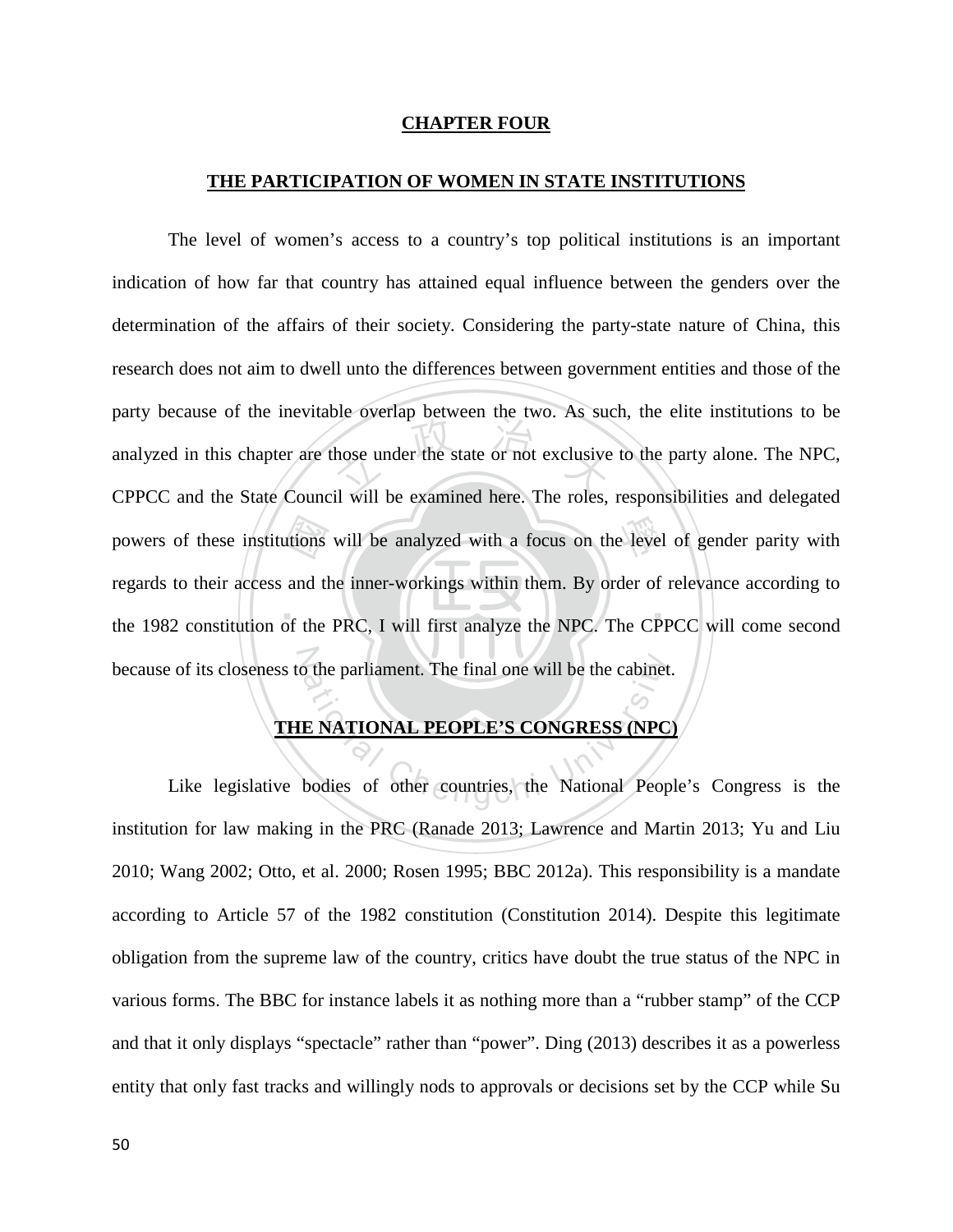# CHAPTER FOUR

## THE PARTICIPATION OF WOMEN IN STATE INSTITUTIONS

The level of women's access to a country's top political institutions is an important indication of how far that country has attained equal influence between the genders over the determination of the affairs of their society. Considering the party-state nature of China, this research does not aim to dwell unto the differences between government entities and those of the party because of the inevitable overlap between the two. As such, the elite institutions to be analyzed in this chapter are those under the state or not exclusive to the party alone. The NPC, CPPCC and the State Council will be examined here. The roles, responsibilities and delegated powers of these institutions will be analyzed with a focus on the level of gender parity with regards to their access and the inner-workings within them. By order of relevance according to the 1982 constitution of the PRC, I will first analyze the NPC. The CPPCC will come second because of its closeness to the parliament. The final one will be the cabinet.

## THE NATIONAL PEOPLE'S CONGRESS (NPC)

Like legislative bodies of other countries, the National People's Congress is the institution for law making in the PRC (Ranade 2013; Lawrence and Martin 2013; Yu and Liu 2010; Wang 2002; Otto, et al. 2000; Rosen 1995; BBC 2012a). This responsibility is a mandate according to Article 57 of the 1982 constitution (Constitution 2014). Despite this legitimate obligation from the supreme law of the country, critics have doubt the true status of the NPC in various forms. The BBC for instance labels it as nothing more than a "rubber stamp" of the CCP and that it only displays "spectacle" rather than "power". Ding (2013) describes it as a powerless entity that only fast tracks and willingly nods to approvals or decisions set by the CCP while Su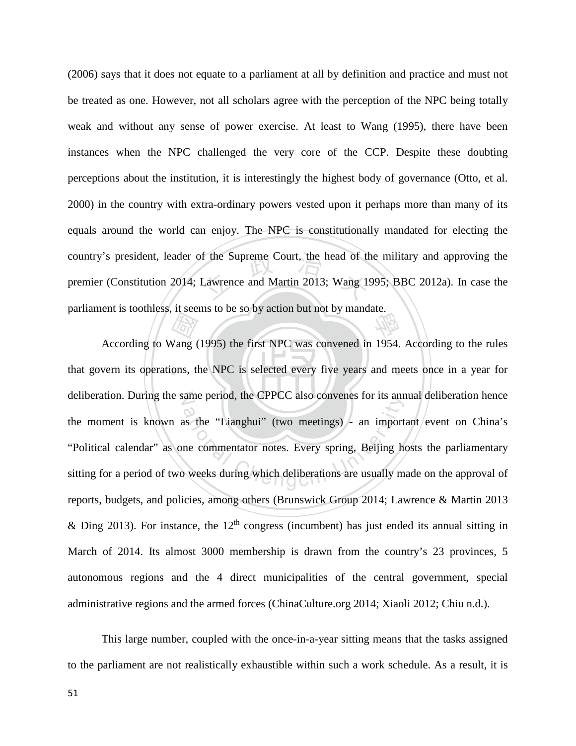(2006) says that it does not equate to a parliament at all by definition and practice and must not be treated as one. However, not all scholars agree with the perception of the NPC being totally weak and without any sense of power exercise. At least to Wang (1995), there have been instances when the NPC challenged the very core of the CCP. Despite these doubting perceptions about the institution, it is interestingly the highest body of governance (Otto, et al. 2000) in the country with extra-ordinary powers vested upon it perhaps more than many of its equals around the world can enjoy. The NPC is constitutionally mandated for electing the country's president, leader of the Supreme Court, the head of the military and approving the premier (Constitution 2014; Lawrence and Martin 2013; Wang 1995; BBC 2012a). In case the parliament is toothless, it seems to be so by action but not by mandate.

According to Wang (1995) the first NPC was convened in 1954. According to the rules that govern its operations, the NPC is selected every five years and meets once in a year for deliberation. During the same period, the CPPCC also convenes for its annual deliberation hence the moment is known as the "Lianghui" (two meetings) - an important event on China's "Political calendar" as one commentator notes. Every spring, Beijing hosts the parliamentary sitting for a period of two weeks during which deliberations are usually made on the approval of reports, budgets, and policies, among others (Brunswick Group 2014; Lawrence & Martin 2013 & Ding 2013). For instance, the 12th congress (incumbent) has just ended its annual sitting in March of 2014. Its almost 3000 membership is drawn from the country's 23 provinces, 5 autonomous regions and the 4 direct municipalities of the central government, special administrative regions and the armed forces (ChinaCulture.org 2014; Xiaoli 2012; Chiu n.d.).

This large number, coupled with the once-in-a-year sitting means that the tasks assigned to the parliament are not realistically exhaustible within such a work schedule. As a result, it is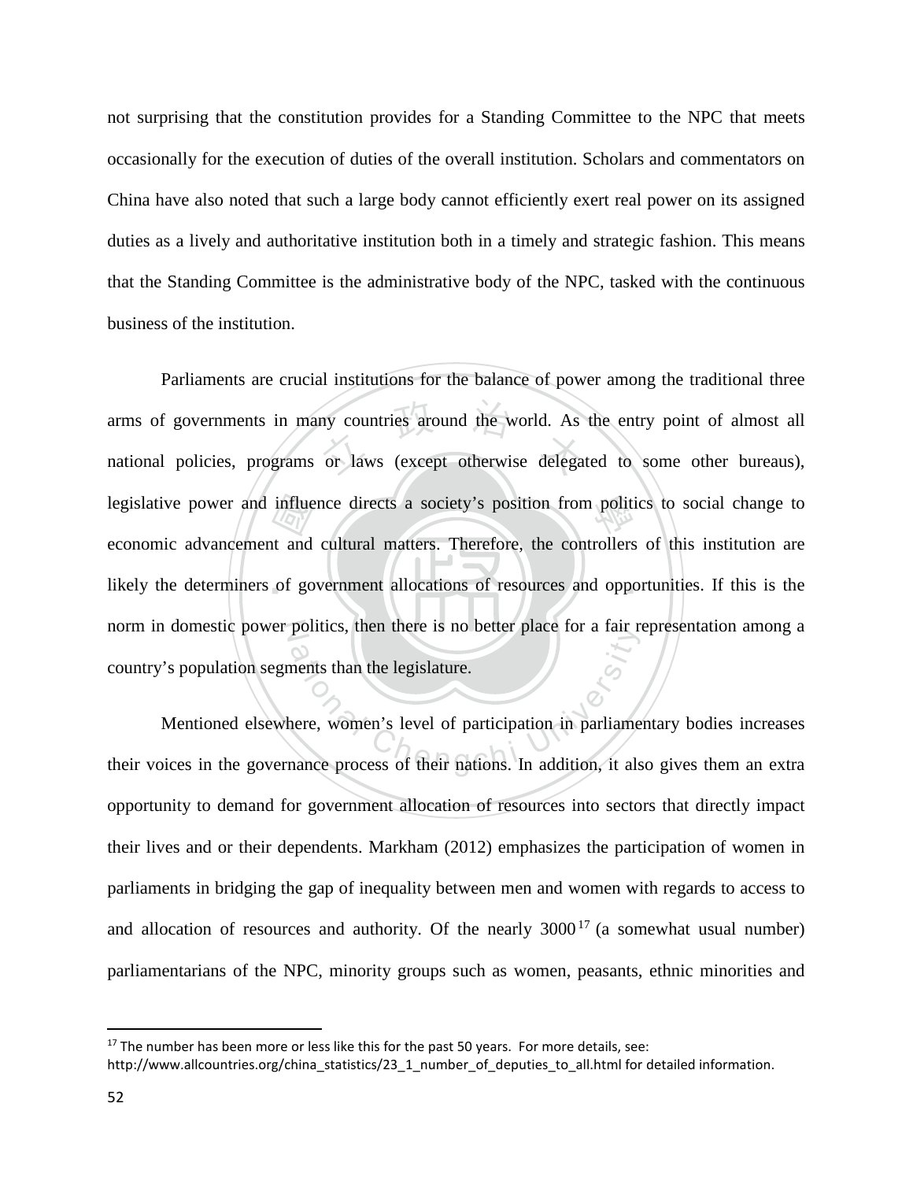not surprising that the constitution provides for a Standing Committee to the NPC that meets occasionally for the execution of duties of the overall institution. Scholars and commentators on China have also noted that such a large body cannot efficiently exert real power on its assigned duties as a lively and authoritative institution both in a timely and strategic fashion. This means that the Standing Committee is the administrative body of the NPC, tasked with the continuous business of the institution.

Parliaments are crucial institutions for the balance of power among the traditional three arms of governments in many countries around the world. As the entry point of almost all national policies, programs or laws (except otherwise delegated to some other bureaus), legislative power and influence directs a society's position from politics to social change to economic advancement and cultural matters. Therefore, the controllers of this institution are likely the determiners of government allocations of resources and opportunities. If this is the norm in domestic power politics, then there is no better place for a fair representation among a country's population segments than the legislature.

Mentioned elsewhere, women's level of participation in parliamentary bodies increases their voices in the governance process of their nations. In addition, it also gives them an extra opportunity to demand for government allocation of resources into sectors that directly impact their lives and or their dependents. Markham (2012) emphasizes the participation of women in parliaments in bridging the gap of inequality between men and women with regards to access to and allocation of resources and authority. Of the nearly 3000[17] (a somewhat usual number) parliamentarians of the NPC, minority groups such as women, peasants, ethnic minorities and

---

[17] The number has been more or less like this for the past 50 years. For more details, see: http://www.allcountries.org/china_statistics/23_1_number_of_deputies_to_all.html for detailed information.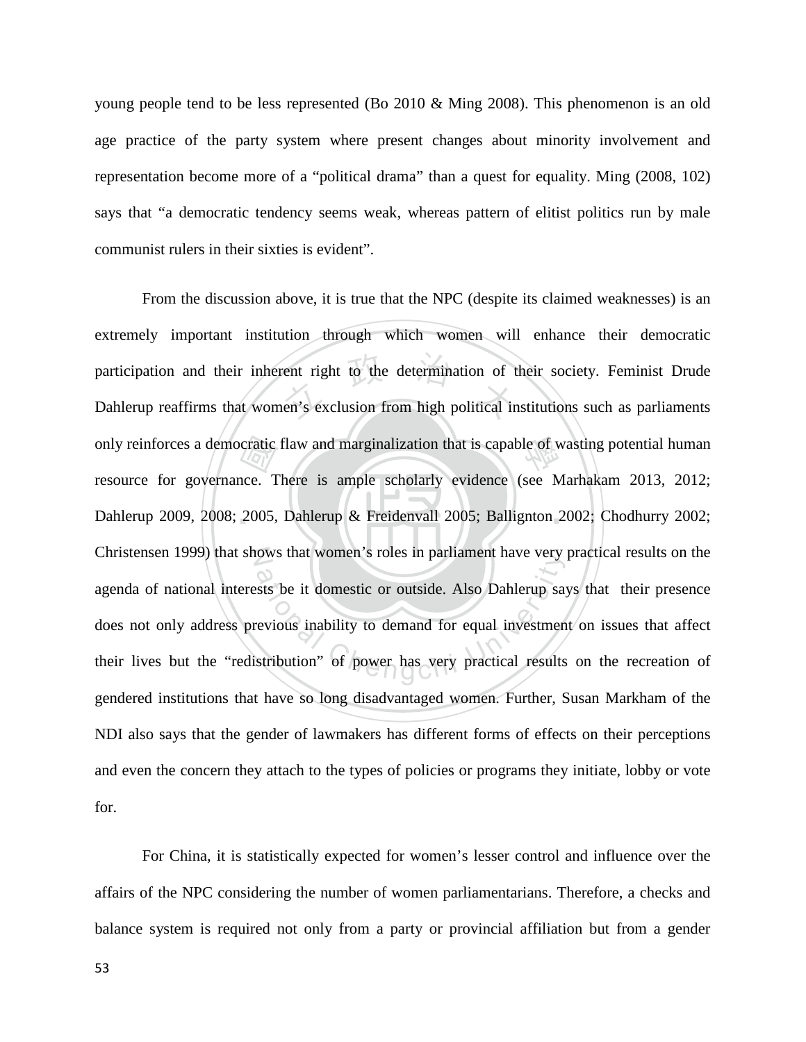young people tend to be less represented (Bo 2010 & Ming 2008). This phenomenon is an old age practice of the party system where present changes about minority involvement and representation become more of a "political drama" than a quest for equality. Ming (2008, 102) says that "a democratic tendency seems weak, whereas pattern of elitist politics run by male communist rulers in their sixties is evident".

From the discussion above, it is true that the NPC (despite its claimed weaknesses) is an extremely important institution through which women will enhance their democratic participation and their inherent right to the determination of their society. Feminist Drude Dahlerup reaffirms that women's exclusion from high political institutions such as parliaments only reinforces a democratic flaw and marginalization that is capable of wasting potential human resource for governance. There is ample scholarly evidence (see Marhakam 2013, 2012; Dahlerup 2009, 2008; 2005, Dahlerup & Freidenvall 2005; Ballignton 2002; Chodhurry 2002; Christensen 1999) that shows that women's roles in parliament have very practical results on the agenda of national interests be it domestic or outside. Also Dahlerup says that their presence does not only address previous inability to demand for equal investment on issues that affect their lives but the "redistribution" of power has very practical results on the recreation of gendered institutions that have so long disadvantaged women. Further, Susan Markham of the NDI also says that the gender of lawmakers has different forms of effects on their perceptions and even the concern they attach to the types of policies or programs they initiate, lobby or vote for.

For China, it is statistically expected for women's lesser control and influence over the affairs of the NPC considering the number of women parliamentarians. Therefore, a checks and balance system is required not only from a party or provincial affiliation but from a gender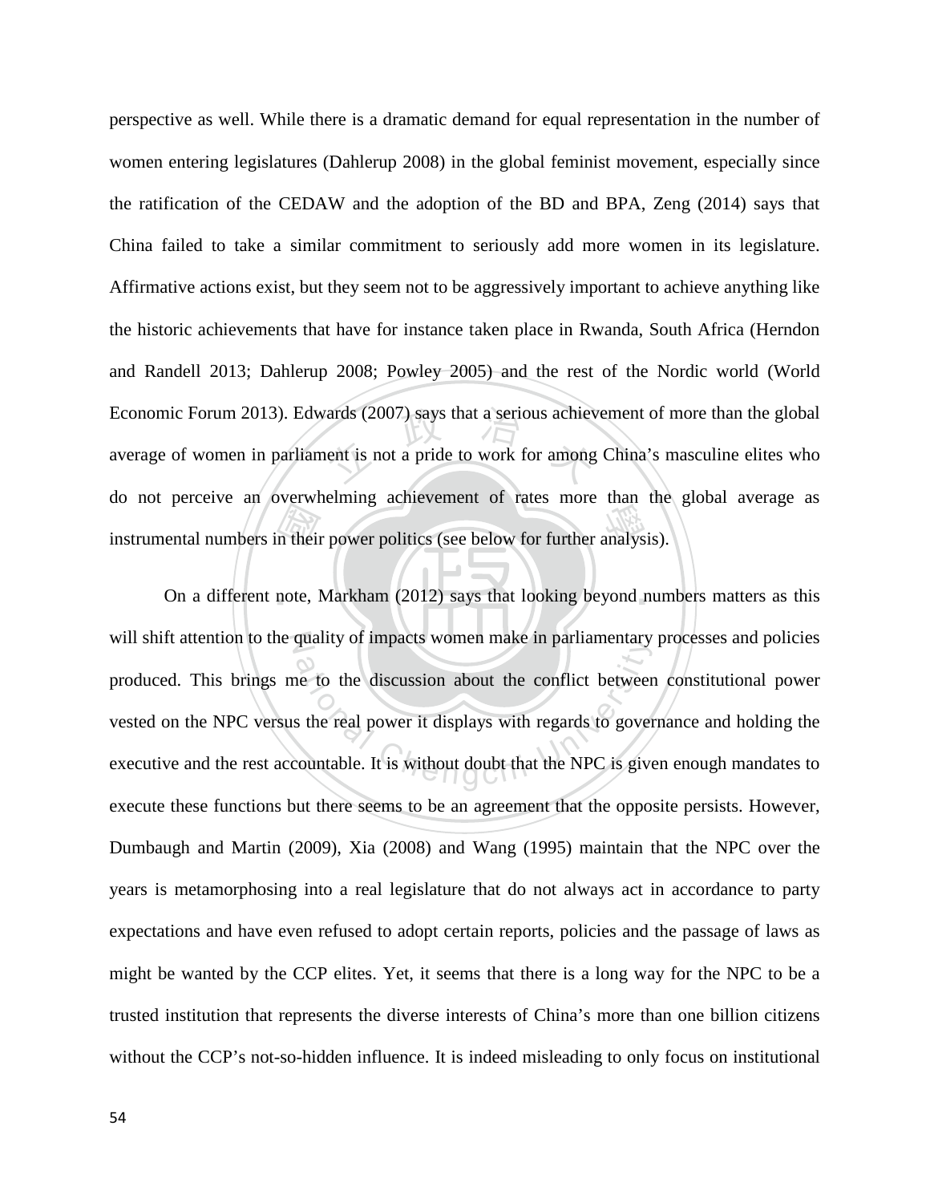perspective as well. While there is a dramatic demand for equal representation in the number of women entering legislatures (Dahlerup 2008) in the global feminist movement, especially since the ratification of the CEDAW and the adoption of the BD and BPA, Zeng (2014) says that China failed to take a similar commitment to seriously add more women in its legislature. Affirmative actions exist, but they seem not to be aggressively important to achieve anything like the historic achievements that have for instance taken place in Rwanda, South Africa (Herndon and Randell 2013; Dahlerup 2008; Powley 2005) and the rest of the Nordic world (World Economic Forum 2013). Edwards (2007) says that a serious achievement of more than the global average of women in parliament is not a pride to work for among China's masculine elites who do not perceive an overwhelming achievement of rates more than the global average as instrumental numbers in their power politics (see below for further analysis).

On a different note, Markham (2012) says that looking beyond numbers matters as this will shift attention to the quality of impacts women make in parliamentary processes and policies produced. This brings me to the discussion about the conflict between constitutional power vested on the NPC versus the real power it displays with regards to governance and holding the executive and the rest accountable. It is without doubt that the NPC is given enough mandates to execute these functions but there seems to be an agreement that the opposite persists. However, Dumbaugh and Martin (2009), Xia (2008) and Wang (1995) maintain that the NPC over the years is metamorphosing into a real legislature that do not always act in accordance to party expectations and have even refused to adopt certain reports, policies and the passage of laws as might be wanted by the CCP elites. Yet, it seems that there is a long way for the NPC to be a trusted institution that represents the diverse interests of China's more than one billion citizens without the CCP's not-so-hidden influence. It is indeed misleading to only focus on institutional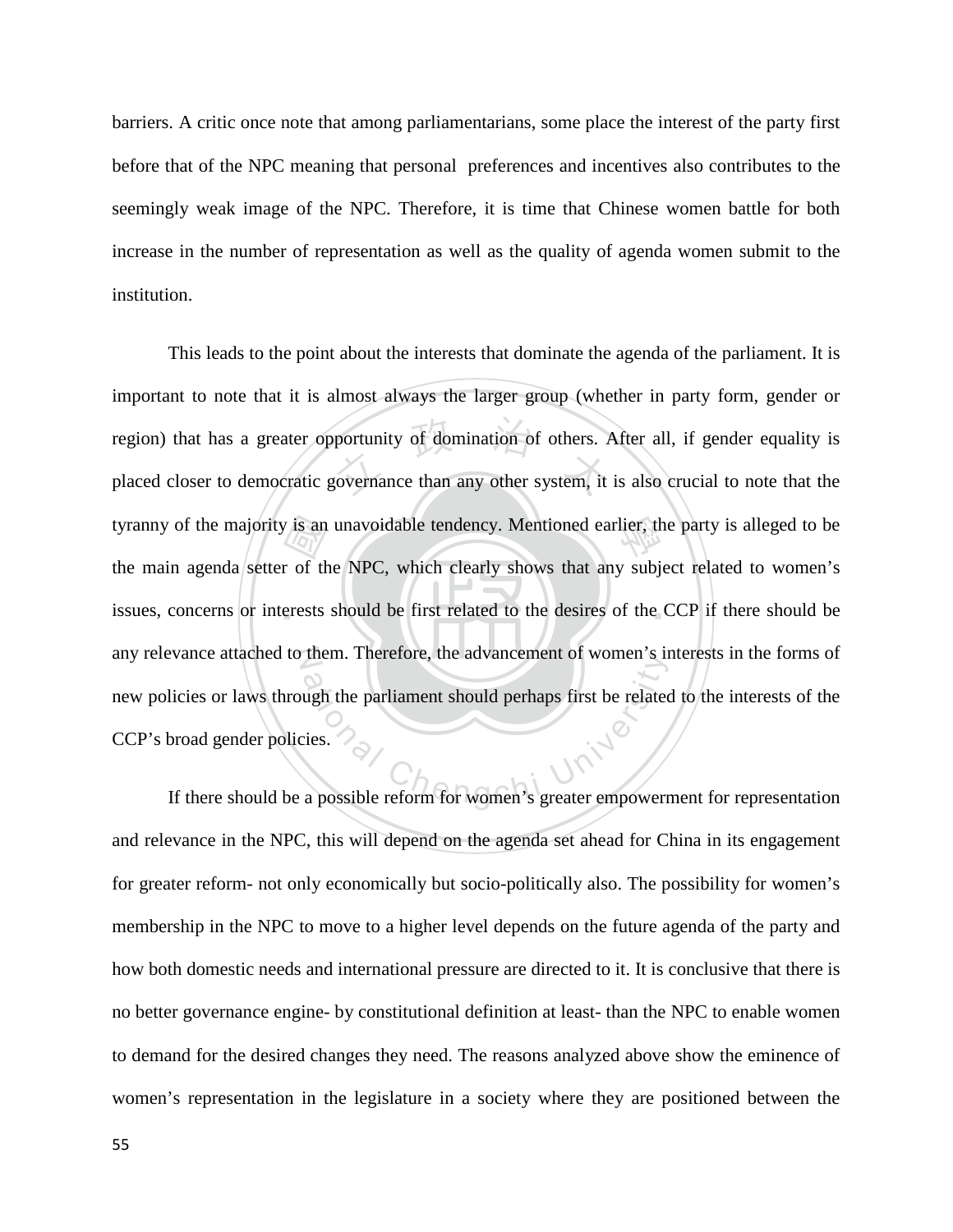barriers. A critic once note that among parliamentarians, some place the interest of the party first before that of the NPC meaning that personal preferences and incentives also contributes to the seemingly weak image of the NPC. Therefore, it is time that Chinese women battle for both increase in the number of representation as well as the quality of agenda women submit to the institution.

This leads to the point about the interests that dominate the agenda of the parliament. It is important to note that it is almost always the larger group (whether in party form, gender or region) that has a greater opportunity of domination of others. After all, if gender equality is placed closer to democratic governance than any other system, it is also crucial to note that the tyranny of the majority is an unavoidable tendency. Mentioned earlier, the party is alleged to be the main agenda setter of the NPC, which clearly shows that any subject related to women's issues, concerns or interests should be first related to the desires of the CCP if there should be any relevance attached to them. Therefore, the advancement of women's interests in the forms of new policies or laws through the parliament should perhaps first be related to the interests of the CCP's broad gender policies.

If there should be a possible reform for women's greater empowerment for representation and relevance in the NPC, this will depend on the agenda set ahead for China in its engagement for greater reform- not only economically but socio-politically also. The possibility for women's membership in the NPC to move to a higher level depends on the future agenda of the party and how both domestic needs and international pressure are directed to it. It is conclusive that there is no better governance engine- by constitutional definition at least- than the NPC to enable women to demand for the desired changes they need. The reasons analyzed above show the eminence of women's representation in the legislature in a society where they are positioned between the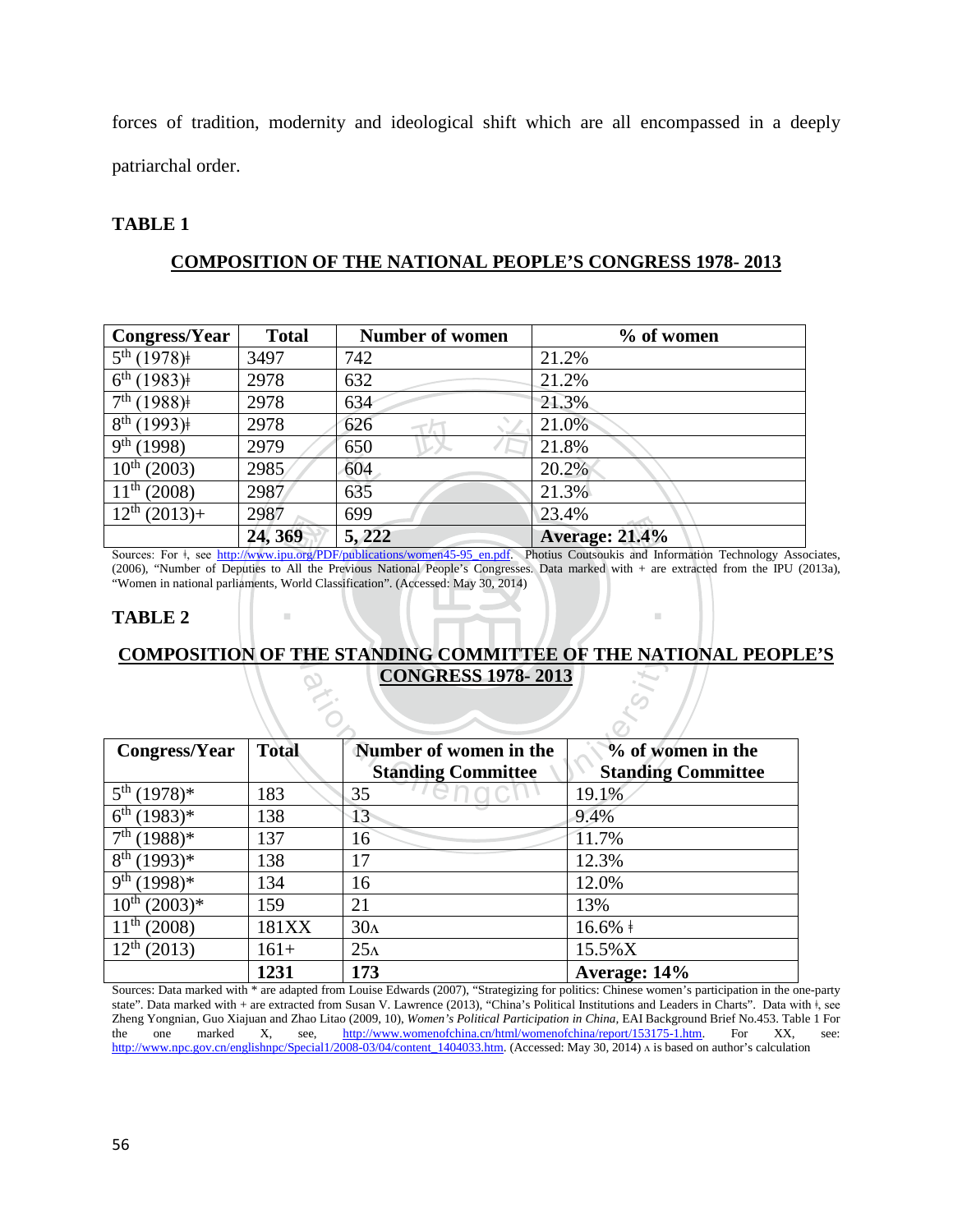forces of tradition, modernity and ideological shift which are all encompassed in a deeply patriarchal order.

**TABLE 1**

**COMPOSITION OF THE NATIONAL PEOPLE'S CONGRESS 1978- 2013**

| Congress/Year | Total | Number of women | % of women |
|---|---|---|---|
| 5th (1978)ǂ | 3497 | 742 | 21.2% |
| 6th (1983)ǂ | 2978 | 632 | 21.2% |
| 7th (1988)ǂ | 2978 | 634 | 21.3% |
| 8th (1993)ǂ | 2978 | 626 | 21.0% |
| 9th (1998) | 2979 | 650 | 21.8% |
| 10th (2003) | 2985 | 604 | 20.2% |
| 11th (2008) | 2987 | 635 | 21.3% |
| 12th (2013)+ | 2987 | 699 | 23.4% |
| | **24, 369** | **5, 222** | **Average: 21.4%** |

Sources: For ǂ, see http://www.ipu.org/PDF/publications/women45-95_en.pdf. Photius Coutsoukis and Information Technology Associates, (2006), "Number of Deputies to All the Previous National People's Congresses. Data marked with + are extracted from the IPU (2013a), "Women in national parliaments, World Classification". (Accessed: May 30, 2014)

**TABLE 2**

**COMPOSITION OF THE STANDING COMMITTEE OF THE NATIONAL PEOPLE'S CONGRESS 1978- 2013**

| Congress/Year | Total | Number of women in the Standing Committee | % of women in the Standing Committee |
|---|---|---|---|
| 5th (1978)* | 183 | 35 | 19.1% |
| 6th (1983)* | 138 | 13 | 9.4% |
| 7th (1988)* | 137 | 16 | 11.7% |
| 8th (1993)* | 138 | 17 | 12.3% |
| 9th (1998)* | 134 | 16 | 12.0% |
| 10th (2003)* | 159 | 21 | 13% |
| 11th (2008) | 181XX | 30ʌ | 16.6% ǂ |
| 12th (2013) | 161+ | 25ʌ | 15.5%X |
| | **1231** | **173** | **Average: 14%** |

Sources: Data marked with * are adapted from Louise Edwards (2007), "Strategizing for politics: Chinese women's participation in the one-party state". Data marked with + are extracted from Susan V. Lawrence (2013), "China's Political Institutions and Leaders in Charts". Data with ǂ, see Zheng Yongnian, Guo Xiajuan and Zhao Litao (2009, 10), *Women's Political Participation in China*, EAI Background Brief No.453. Table 1 For the one marked X, see, http://www.womenofchina.cn/html/womenofchina/report/153175-1.htm. For XX, see: http://www.npc.gov.cn/englishnpc/Special1/2008-03/04/content_1404033.htm. (Accessed: May 30, 2014) ʌ is based on author's calculation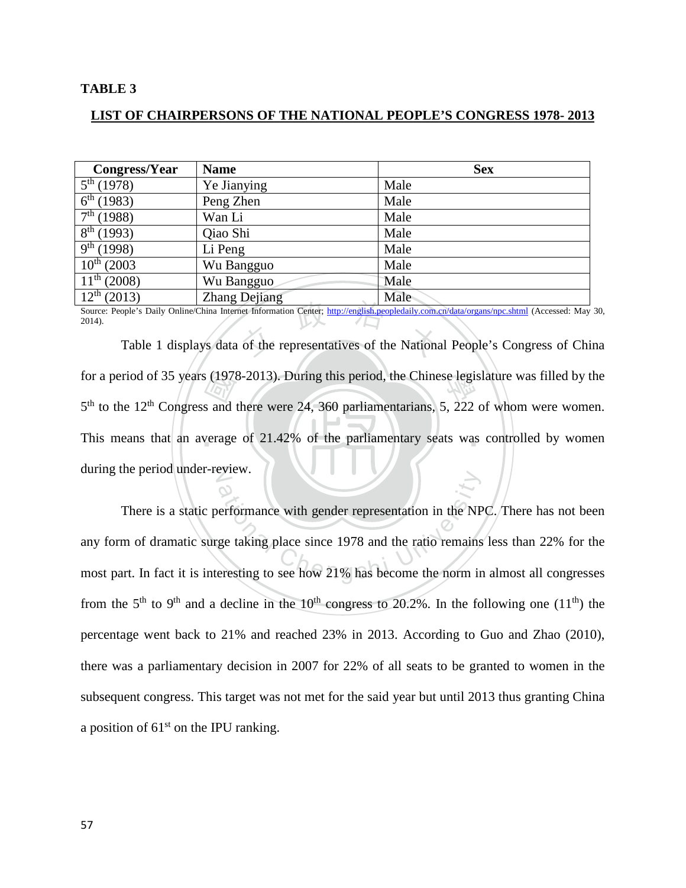**TABLE 3**

**LIST OF CHAIRPERSONS OF THE NATIONAL PEOPLE'S CONGRESS 1978- 2013**

| Congress/Year | Name | Sex |
|---|---|---|
| 5th (1978) | Ye Jianying | Male |
| 6th (1983) | Peng Zhen | Male |
| 7th (1988) | Wan Li | Male |
| 8th (1993) | Qiao Shi | Male |
| 9th (1998) | Li Peng | Male |
| 10th (2003 | Wu Bangguo | Male |
| 11th (2008) | Wu Bangguo | Male |
| 12th (2013) | Zhang Dejiang | Male |

Source: People's Daily Online/China Internet Information Center; http://english.peopledaily.com.cn/data/organs/npc.shtml (Accessed: May 30, 2014).

Table 1 displays data of the representatives of the National People's Congress of China for a period of 35 years (1978-2013). During this period, the Chinese legislature was filled by the 5th to the 12th Congress and there were 24, 360 parliamentarians, 5, 222 of whom were women. This means that an average of 21.42% of the parliamentary seats was controlled by women during the period under-review.

There is a static performance with gender representation in the NPC. There has not been any form of dramatic surge taking place since 1978 and the ratio remains less than 22% for the most part. In fact it is interesting to see how 21% has become the norm in almost all congresses from the 5th to 9th and a decline in the 10th congress to 20.2%. In the following one (11th) the percentage went back to 21% and reached 23% in 2013. According to Guo and Zhao (2010), there was a parliamentary decision in 2007 for 22% of all seats to be granted to women in the subsequent congress. This target was not met for the said year but until 2013 thus granting China a position of 61st on the IPU ranking.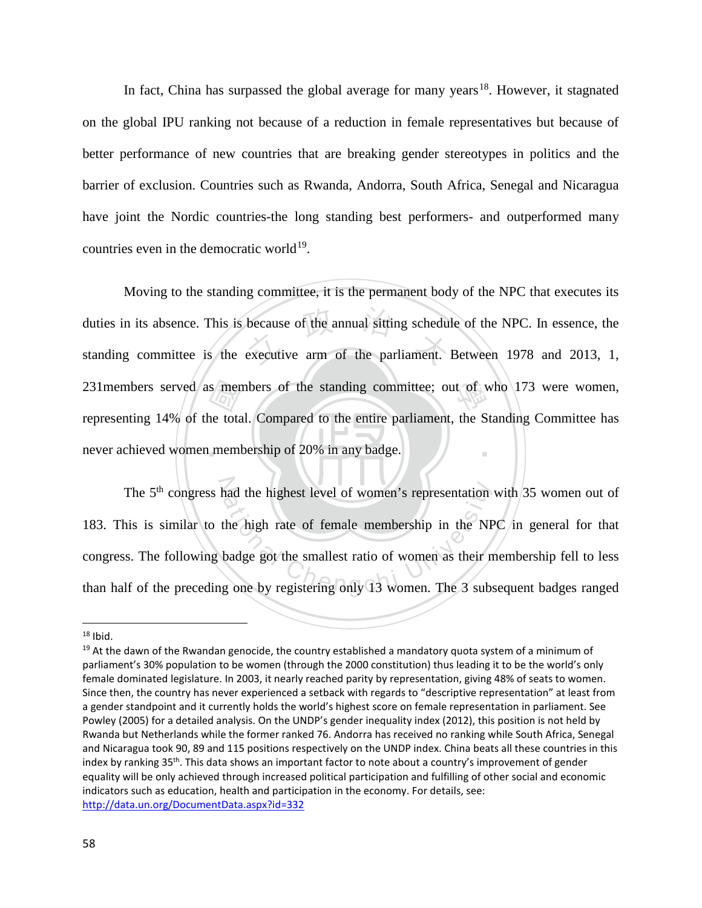In fact, China has surpassed the global average for many years[18]. However, it stagnated on the global IPU ranking not because of a reduction in female representatives but because of better performance of new countries that are breaking gender stereotypes in politics and the barrier of exclusion. Countries such as Rwanda, Andorra, South Africa, Senegal and Nicaragua have joint the Nordic countries-the long standing best performers- and outperformed many countries even in the democratic world[19].

Moving to the standing committee, it is the permanent body of the NPC that executes its duties in its absence. This is because of the annual sitting schedule of the NPC. In essence, the standing committee is the executive arm of the parliament. Between 1978 and 2013, 1, 231members served as members of the standing committee; out of who 173 were women, representing 14% of the total. Compared to the entire parliament, the Standing Committee has never achieved women membership of 20% in any badge.

The 5th congress had the highest level of women's representation with 35 women out of 183. This is similar to the high rate of female membership in the NPC in general for that congress. The following badge got the smallest ratio of women as their membership fell to less than half of the preceding one by registering only 13 women. The 3 subsequent badges ranged

---

[18] Ibid.

[19] At the dawn of the Rwandan genocide, the country established a mandatory quota system of a minimum of parliament's 30% population to be women (through the 2000 constitution) thus leading it to be the world's only female dominated legislature. In 2003, it nearly reached parity by representation, giving 48% of seats to women. Since then, the country has never experienced a setback with regards to "descriptive representation" at least from a gender standpoint and it currently holds the world's highest score on female representation in parliament. See Powley (2005) for a detailed analysis. On the UNDP's gender inequality index (2012), this position is not held by Rwanda but Netherlands while the former ranked 76. Andorra has received no ranking while South Africa, Senegal and Nicaragua took 90, 89 and 115 positions respectively on the UNDP index. China beats all these countries in this index by ranking 35th. This data shows an important factor to note about a country's improvement of gender equality will be only achieved through increased political participation and fulfilling of other social and economic indicators such as education, health and participation in the economy. For details, see: http://data.un.org/DocumentData.aspx?id=332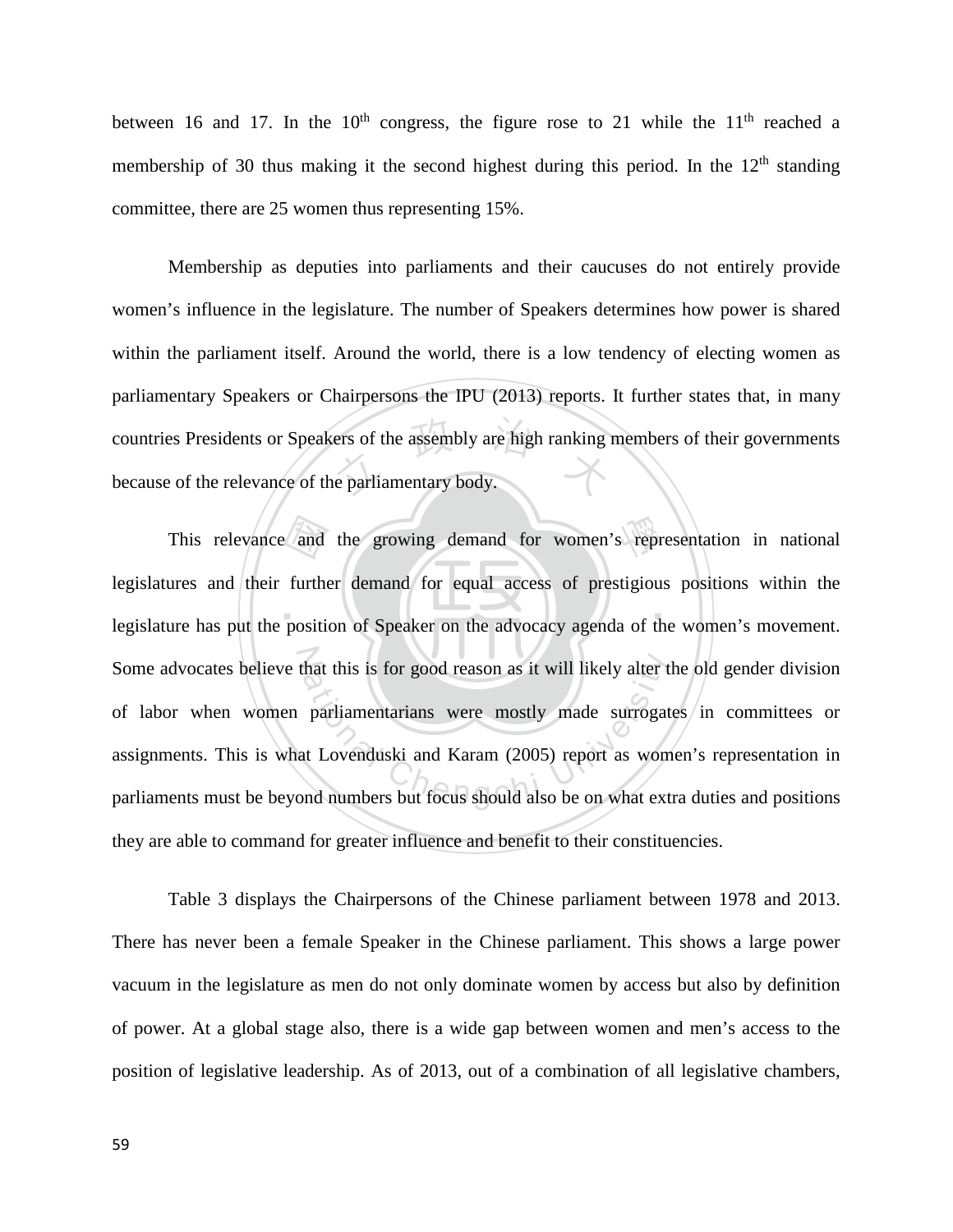between 16 and 17. In the 10th congress, the figure rose to 21 while the 11th reached a membership of 30 thus making it the second highest during this period. In the 12th standing committee, there are 25 women thus representing 15%.

Membership as deputies into parliaments and their caucuses do not entirely provide women's influence in the legislature. The number of Speakers determines how power is shared within the parliament itself. Around the world, there is a low tendency of electing women as parliamentary Speakers or Chairpersons the IPU (2013) reports. It further states that, in many countries Presidents or Speakers of the assembly are high ranking members of their governments because of the relevance of the parliamentary body.

This relevance and the growing demand for women's representation in national legislatures and their further demand for equal access of prestigious positions within the legislature has put the position of Speaker on the advocacy agenda of the women's movement. Some advocates believe that this is for good reason as it will likely alter the old gender division of labor when women parliamentarians were mostly made surrogates in committees or assignments. This is what Lovenduski and Karam (2005) report as women's representation in parliaments must be beyond numbers but focus should also be on what extra duties and positions they are able to command for greater influence and benefit to their constituencies.

Table 3 displays the Chairpersons of the Chinese parliament between 1978 and 2013. There has never been a female Speaker in the Chinese parliament. This shows a large power vacuum in the legislature as men do not only dominate women by access but also by definition of power. At a global stage also, there is a wide gap between women and men's access to the position of legislative leadership. As of 2013, out of a combination of all legislative chambers,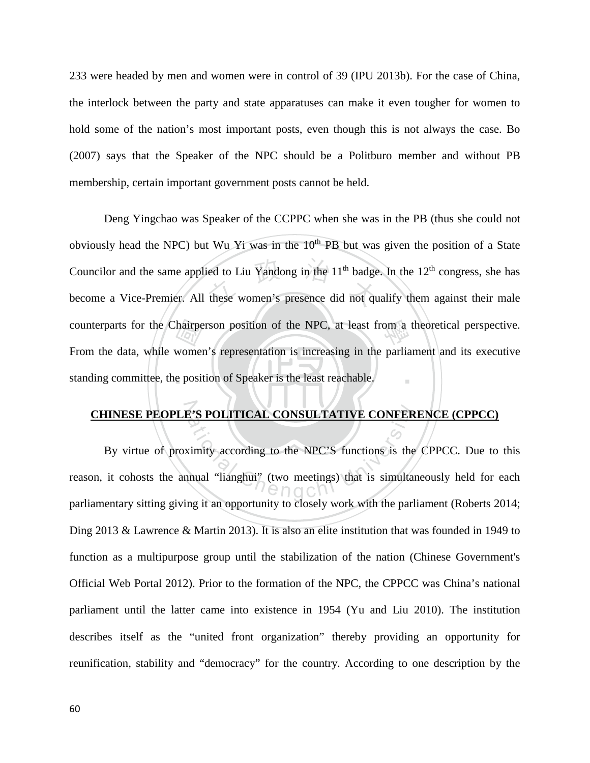233 were headed by men and women were in control of 39 (IPU 2013b). For the case of China, the interlock between the party and state apparatuses can make it even tougher for women to hold some of the nation's most important posts, even though this is not always the case. Bo (2007) says that the Speaker of the NPC should be a Politburo member and without PB membership, certain important government posts cannot be held.

Deng Yingchao was Speaker of the CCPPC when she was in the PB (thus she could not obviously head the NPC) but Wu Yi was in the 10th PB but was given the position of a State Councilor and the same applied to Liu Yandong in the 11th badge. In the 12th congress, she has become a Vice-Premier. All these women's presence did not qualify them against their male counterparts for the Chairperson position of the NPC, at least from a theoretical perspective. From the data, while women's representation is increasing in the parliament and its executive standing committee, the position of Speaker is the least reachable.

## CHINESE PEOPLE'S POLITICAL CONSULTATIVE CONFERENCE (CPPCC)

By virtue of proximity according to the NPC'S functions is the CPPCC. Due to this reason, it cohosts the annual "lianghui" (two meetings) that is simultaneously held for each parliamentary sitting giving it an opportunity to closely work with the parliament (Roberts 2014; Ding 2013 & Lawrence & Martin 2013). It is also an elite institution that was founded in 1949 to function as a multipurpose group until the stabilization of the nation (Chinese Government's Official Web Portal 2012). Prior to the formation of the NPC, the CPPCC was China's national parliament until the latter came into existence in 1954 (Yu and Liu 2010). The institution describes itself as the "united front organization" thereby providing an opportunity for reunification, stability and "democracy" for the country. According to one description by the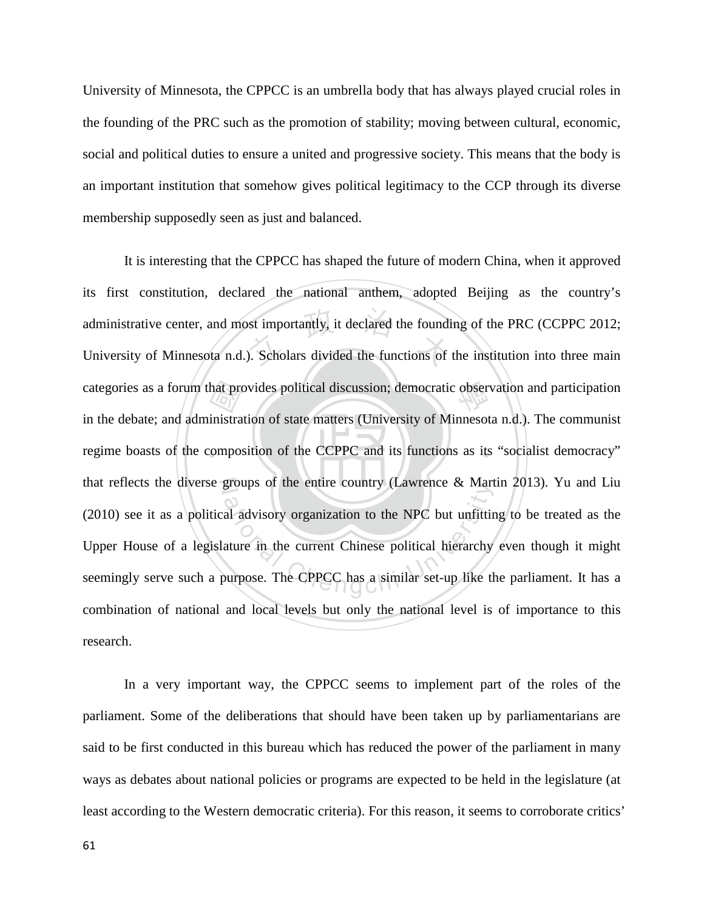University of Minnesota, the CPPCC is an umbrella body that has always played crucial roles in the founding of the PRC such as the promotion of stability; moving between cultural, economic, social and political duties to ensure a united and progressive society. This means that the body is an important institution that somehow gives political legitimacy to the CCP through its diverse membership supposedly seen as just and balanced.

It is interesting that the CPPCC has shaped the future of modern China, when it approved its first constitution, declared the national anthem, adopted Beijing as the country's administrative center, and most importantly, it declared the founding of the PRC (CCPPC 2012; University of Minnesota n.d.). Scholars divided the functions of the institution into three main categories as a forum that provides political discussion; democratic observation and participation in the debate; and administration of state matters (University of Minnesota n.d.). The communist regime boasts of the composition of the CCPPC and its functions as its "socialist democracy" that reflects the diverse groups of the entire country (Lawrence & Martin 2013). Yu and Liu (2010) see it as a political advisory organization to the NPC but unfitting to be treated as the Upper House of a legislature in the current Chinese political hierarchy even though it might seemingly serve such a purpose. The CPPCC has a similar set-up like the parliament. It has a combination of national and local levels but only the national level is of importance to this research.

In a very important way, the CPPCC seems to implement part of the roles of the parliament. Some of the deliberations that should have been taken up by parliamentarians are said to be first conducted in this bureau which has reduced the power of the parliament in many ways as debates about national policies or programs are expected to be held in the legislature (at least according to the Western democratic criteria). For this reason, it seems to corroborate critics'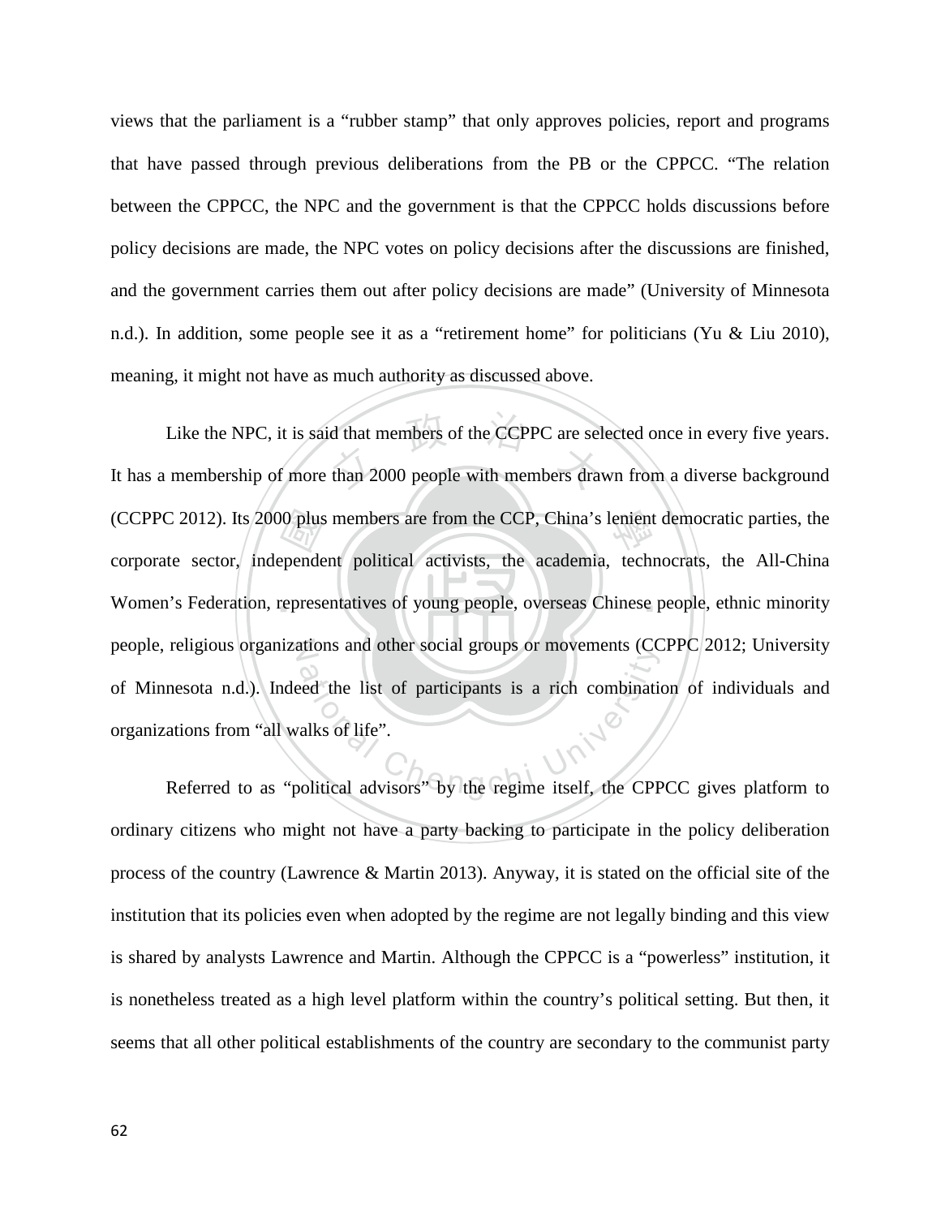views that the parliament is a "rubber stamp" that only approves policies, report and programs that have passed through previous deliberations from the PB or the CPPCC. "The relation between the CPPCC, the NPC and the government is that the CPPCC holds discussions before policy decisions are made, the NPC votes on policy decisions after the discussions are finished, and the government carries them out after policy decisions are made" (University of Minnesota n.d.). In addition, some people see it as a "retirement home" for politicians (Yu & Liu 2010), meaning, it might not have as much authority as discussed above.

Like the NPC, it is said that members of the CCPPC are selected once in every five years. It has a membership of more than 2000 people with members drawn from a diverse background (CCPPC 2012). Its 2000 plus members are from the CCP, China's lenient democratic parties, the corporate sector, independent political activists, the academia, technocrats, the All-China Women's Federation, representatives of young people, overseas Chinese people, ethnic minority people, religious organizations and other social groups or movements (CCPPC 2012; University of Minnesota n.d.). Indeed the list of participants is a rich combination of individuals and organizations from "all walks of life".

Referred to as "political advisors" by the regime itself, the CPPCC gives platform to ordinary citizens who might not have a party backing to participate in the policy deliberation process of the country (Lawrence & Martin 2013). Anyway, it is stated on the official site of the institution that its policies even when adopted by the regime are not legally binding and this view is shared by analysts Lawrence and Martin. Although the CPPCC is a "powerless" institution, it is nonetheless treated as a high level platform within the country's political setting. But then, it seems that all other political establishments of the country are secondary to the communist party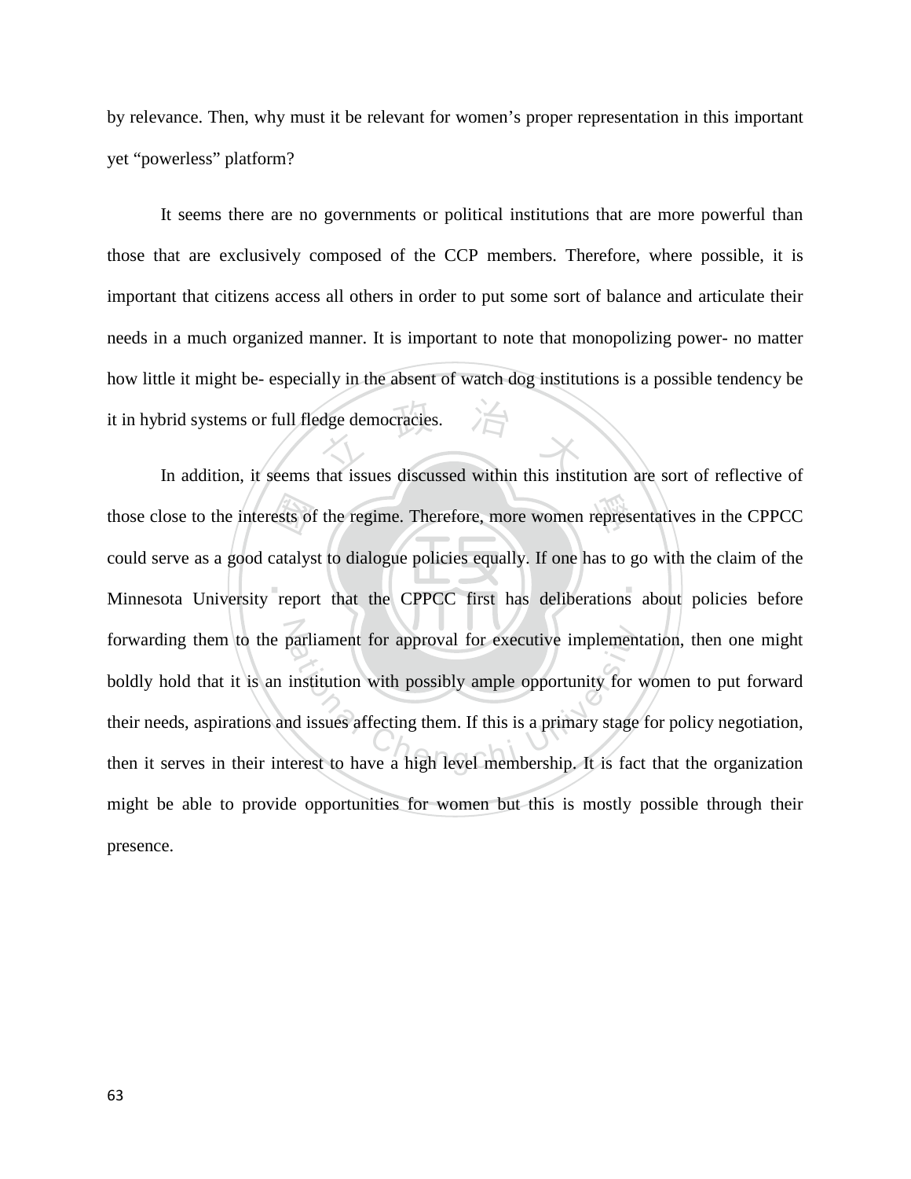by relevance. Then, why must it be relevant for women's proper representation in this important yet "powerless" platform?

It seems there are no governments or political institutions that are more powerful than those that are exclusively composed of the CCP members. Therefore, where possible, it is important that citizens access all others in order to put some sort of balance and articulate their needs in a much organized manner. It is important to note that monopolizing power- no matter how little it might be- especially in the absent of watch dog institutions is a possible tendency be it in hybrid systems or full fledge democracies.

In addition, it seems that issues discussed within this institution are sort of reflective of those close to the interests of the regime. Therefore, more women representatives in the CPPCC could serve as a good catalyst to dialogue policies equally. If one has to go with the claim of the Minnesota University report that the CPPCC first has deliberations about policies before forwarding them to the parliament for approval for executive implementation, then one might boldly hold that it is an institution with possibly ample opportunity for women to put forward their needs, aspirations and issues affecting them. If this is a primary stage for policy negotiation, then it serves in their interest to have a high level membership. It is fact that the organization might be able to provide opportunities for women but this is mostly possible through their presence.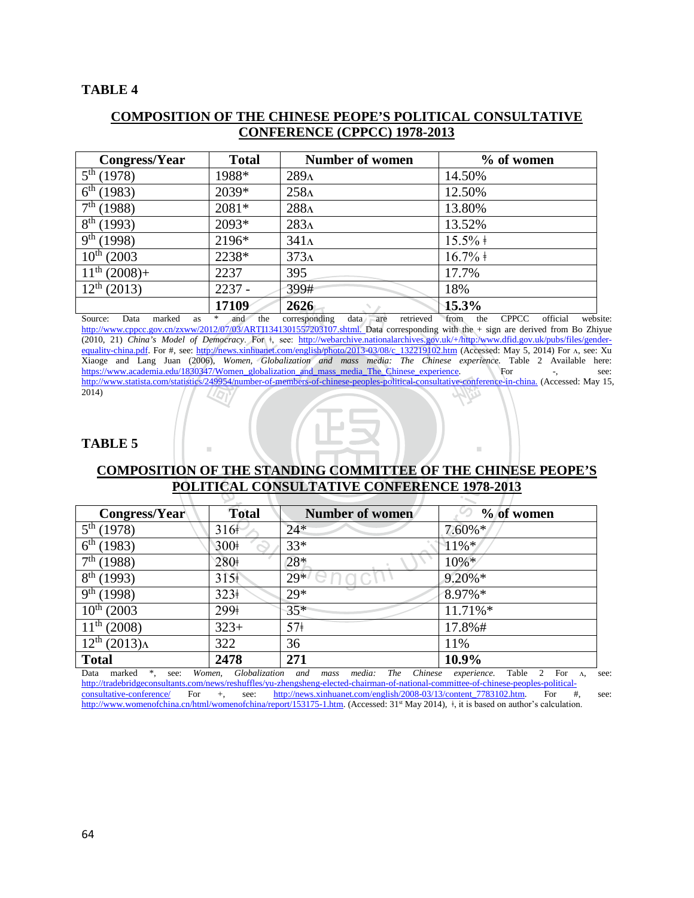**TABLE 4**

**COMPOSITION OF THE CHINESE PEOPE'S POLITICAL CONSULTATIVE CONFERENCE (CPPCC) 1978-2013**

| Congress/Year | Total | Number of women | % of women |
|---|---|---|---|
| 5th (1978) | 1988* | 289ʌ | 14.50% |
| 6th (1983) | 2039* | 258ʌ | 12.50% |
| 7th (1988) | 2081* | 288ʌ | 13.80% |
| 8th (1993) | 2093* | 283ʌ | 13.52% |
| 9th (1998) | 2196* | 341ʌ | 15.5% ǂ |
| 10th (2003 | 2238* | 373ʌ | 16.7% ǂ |
| 11th (2008)+ | 2237 | 395 | 17.7% |
| 12th (2013) | 2237 - | 399# | 18% |
| | **17109** | **2626** | **15.3%** |

Source: Data marked as * and the corresponding data are retrieved from the CPPCC official website: http://www.cppcc.gov.cn/zxww/2012/07/03/ARTI1341301557203107.shtml. Data corresponding with the + sign are derived from Bo Zhiyue (2010, 21) *China's Model of Democracy*. For ǂ, see: http://webarchive.nationalarchives.gov.uk/+/http:/www.dfid.gov.uk/pubs/files/gender-equality-china.pdf. For #, see: http://news.xinhuanet.com/english/photo/2013-03/08/c_132219102.htm (Accessed: May 5, 2014) For ʌ, see: Xu Xiaoge and Lang Juan (2006), *Women, Globalization and mass media: The Chinese experience.* Table 2 Available here: https://www.academia.edu/1830347/Women_globalization_and_mass_media_The_Chinese_experience. For -, see: http://www.statista.com/statistics/249954/number-of-members-of-chinese-peoples-political-consultative-conference-in-china. (Accessed: May 15, 2014)

**TABLE 5**

**COMPOSITION OF THE STANDING COMMITTEE OF THE CHINESE PEOPE'S POLITICAL CONSULTATIVE CONFERENCE 1978-2013**

| Congress/Year | Total | Number of women | % of women |
|---|---|---|---|
| 5th (1978) | 316ǂ | 24* | 7.60%* |
| 6th (1983) | 300ǂ | 33* | 11%* |
| 7th (1988) | 280ǂ | 28* | 10%* |
| 8th (1993) | 315ǂ | 29* | 9.20%* |
| 9th (1998) | 323ǂ | 29* | 8.97%* |
| 10th (2003 | 299ǂ | 35* | 11.71%* |
| 11th (2008) | 323+ | 57ǂ | 17.8%# |
| 12th (2013)ʌ | 322 | 36 | 11% |
| **Total** | **2478** | **271** | **10.9%** |

Data marked *, see: *Women, Globalization and mass media: The Chinese experience.* Table 2 For ʌ, see: http://tradebridgeconsultants.com/news/reshuffles/yu-zhengsheng-elected-chairman-of-national-committee-of-chinese-peoples-political-consultative-conference/ For +, see: http://news.xinhuanet.com/english/2008-03/13/content_7783102.htm. For #, see: http://www.womenofchina.cn/html/womenofchina/report/153175-1.htm. (Accessed: 31st May 2014), ǂ, it is based on author's calculation.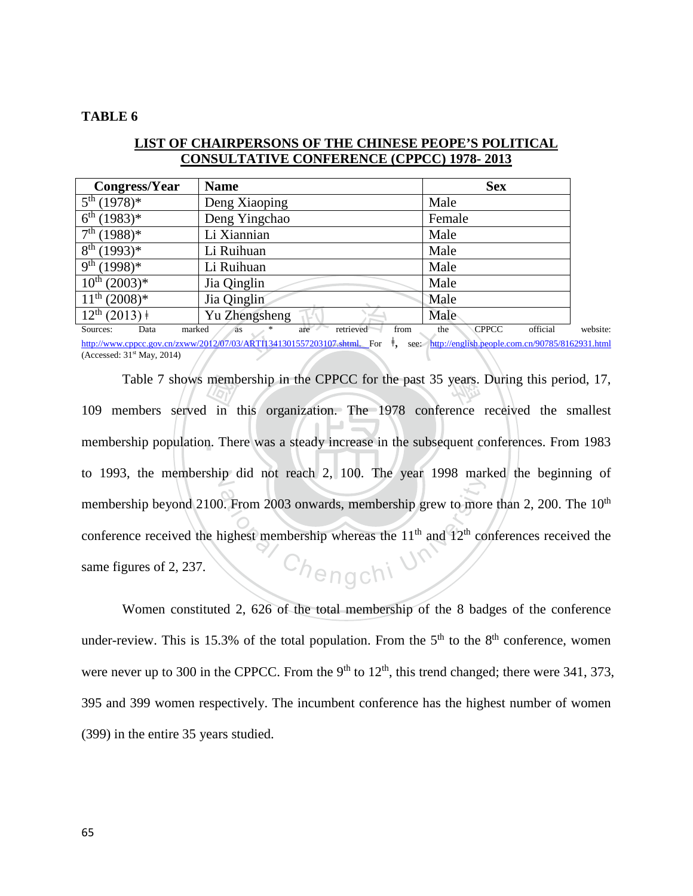**TABLE 6**

**LIST OF CHAIRPERSONS OF THE CHINESE PEOPE'S POLITICAL CONSULTATIVE CONFERENCE (CPPCC) 1978- 2013**

| Congress/Year | Name | Sex |
|---|---|---|
| $5^{th}$ (1978)* | Deng Xiaoping | Male |
| $6^{th}$ (1983)* | Deng Yingchao | Female |
| $7^{th}$ (1988)* | Li Xiannian | Male |
| $8^{th}$ (1993)* | Li Ruihuan | Male |
| $9^{th}$ (1998)* | Li Ruihuan | Male |
| $10^{th}$ (2003)* | Jia Qinglin | Male |
| $11^{th}$ (2008)* | Jia Qinglin | Male |
| $12^{th}$ (2013) ǂ | Yu Zhengsheng | Male |

Sources: Data marked as * are retrieved from the CPPCC official website: http://www.cppcc.gov.cn/zxww/2012/07/03/ARTI1341301557203107.shtml. For ǂ, see: http://english.people.com.cn/90785/8162931.html (Accessed: 31st May, 2014)

Table 7 shows membership in the CPPCC for the past 35 years. During this period, 17, 109 members served in this organization. The 1978 conference received the smallest membership population. There was a steady increase in the subsequent conferences. From 1983 to 1993, the membership did not reach 2, 100. The year 1998 marked the beginning of membership beyond 2100. From 2003 onwards, membership grew to more than 2, 200. The $10^{th}$ conference received the highest membership whereas the $11^{th}$ and $12^{th}$ conferences received the same figures of 2, 237.

Women constituted 2, 626 of the total membership of the 8 badges of the conference under-review. This is 15.3% of the total population. From the $5^{th}$ to the $8^{th}$ conference, women were never up to 300 in the CPPCC. From the $9^{th}$ to $12^{th}$, this trend changed; there were 341, 373, 395 and 399 women respectively. The incumbent conference has the highest number of women (399) in the entire 35 years studied.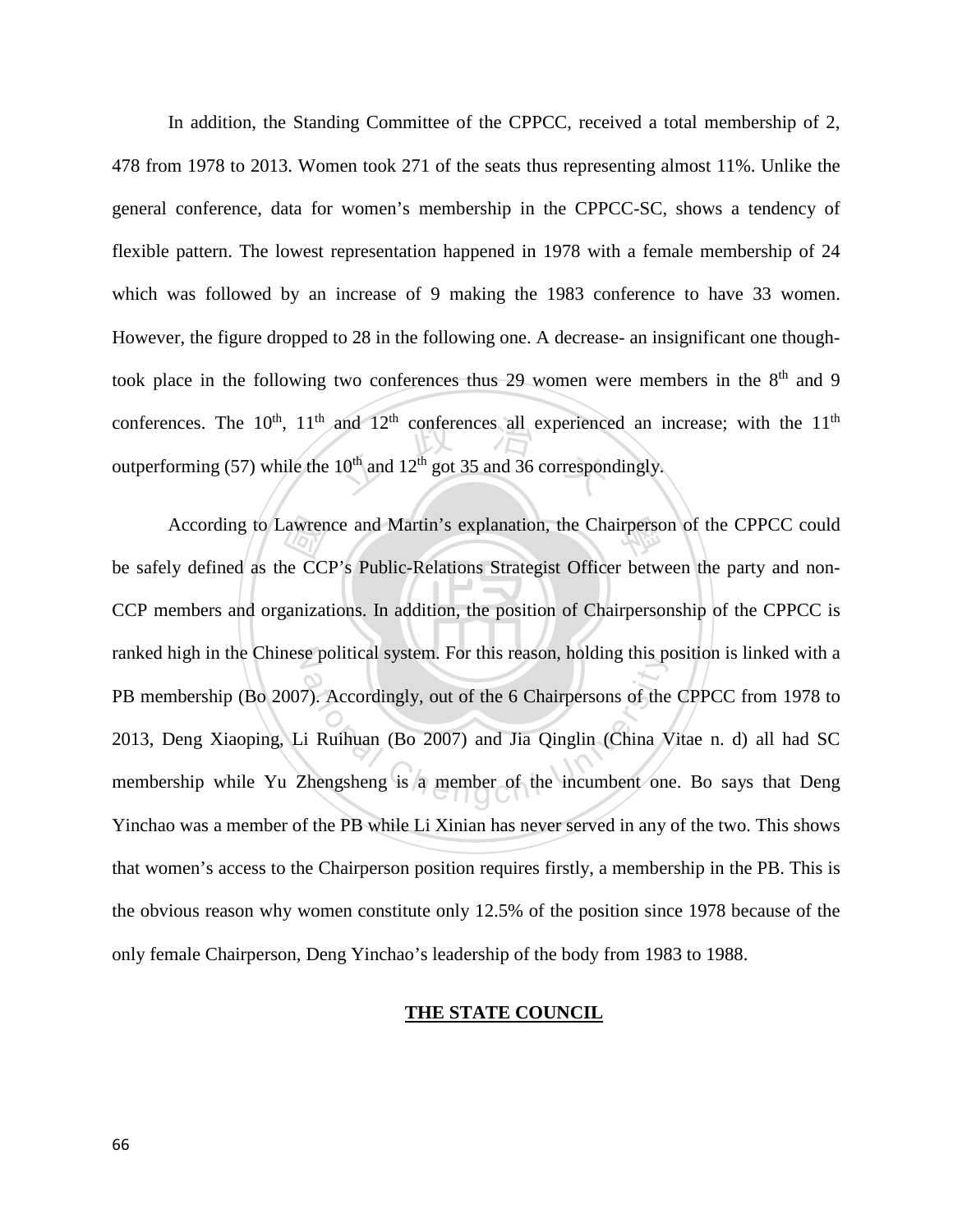In addition, the Standing Committee of the CPPCC, received a total membership of 2, 478 from 1978 to 2013. Women took 271 of the seats thus representing almost 11%. Unlike the general conference, data for women's membership in the CPPCC-SC, shows a tendency of flexible pattern. The lowest representation happened in 1978 with a female membership of 24 which was followed by an increase of 9 making the 1983 conference to have 33 women. However, the figure dropped to 28 in the following one. A decrease- an insignificant one though- took place in the following two conferences thus 29 women were members in the 8th and 9 conferences. The 10th, 11th and 12th conferences all experienced an increase; with the 11th outperforming (57) while the 10th and 12th got 35 and 36 correspondingly.

According to Lawrence and Martin's explanation, the Chairperson of the CPPCC could be safely defined as the CCP's Public-Relations Strategist Officer between the party and non-CCP members and organizations. In addition, the position of Chairpersonship of the CPPCC is ranked high in the Chinese political system. For this reason, holding this position is linked with a PB membership (Bo 2007). Accordingly, out of the 6 Chairpersons of the CPPCC from 1978 to 2013, Deng Xiaoping, Li Ruihuan (Bo 2007) and Jia Qinglin (China Vitae n. d) all had SC membership while Yu Zhengsheng is a member of the incumbent one. Bo says that Deng Yinchao was a member of the PB while Li Xinian has never served in any of the two. This shows that women's access to the Chairperson position requires firstly, a membership in the PB. This is the obvious reason why women constitute only 12.5% of the position since 1978 because of the only female Chairperson, Deng Yinchao's leadership of the body from 1983 to 1988.

## THE STATE COUNCIL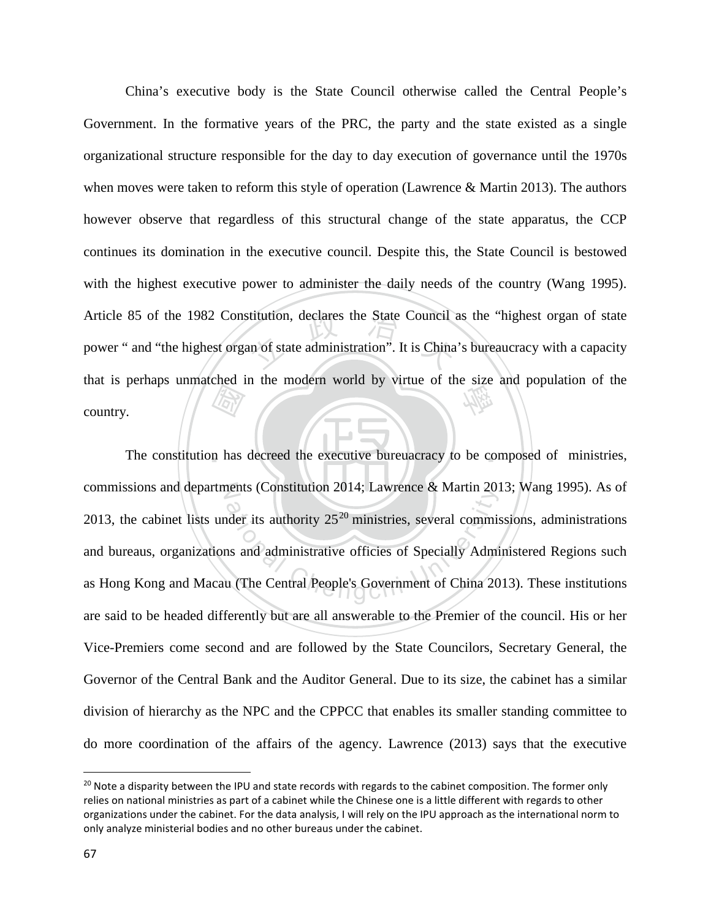China's executive body is the State Council otherwise called the Central People's Government. In the formative years of the PRC, the party and the state existed as a single organizational structure responsible for the day to day execution of governance until the 1970s when moves were taken to reform this style of operation (Lawrence & Martin 2013). The authors however observe that regardless of this structural change of the state apparatus, the CCP continues its domination in the executive council. Despite this, the State Council is bestowed with the highest executive power to administer the daily needs of the country (Wang 1995). Article 85 of the 1982 Constitution, declares the State Council as the "highest organ of state power " and "the highest organ of state administration". It is China's bureaucracy with a capacity that is perhaps unmatched in the modern world by virtue of the size and population of the country.

The constitution has decreed the executive bureuacracy to be composed of ministries, commissions and departments (Constitution 2014; Lawrence & Martin 2013; Wang 1995). As of 2013, the cabinet lists under its authority 25[20] ministries, several commissions, administrations and bureaus, organizations and administrative officies of Specially Administered Regions such as Hong Kong and Macau (The Central People's Government of China 2013). These institutions are said to be headed differently but are all answerable to the Premier of the council. His or her Vice-Premiers come second and are followed by the State Councilors, Secretary General, the Governor of the Central Bank and the Auditor General. Due to its size, the cabinet has a similar division of hierarchy as the NPC and the CPPCC that enables its smaller standing committee to do more coordination of the affairs of the agency. Lawrence (2013) says that the executive

[20] Note a disparity between the IPU and state records with regards to the cabinet composition. The former only relies on national ministries as part of a cabinet while the Chinese one is a little different with regards to other organizations under the cabinet. For the data analysis, I will rely on the IPU approach as the international norm to only analyze ministerial bodies and no other bureaus under the cabinet.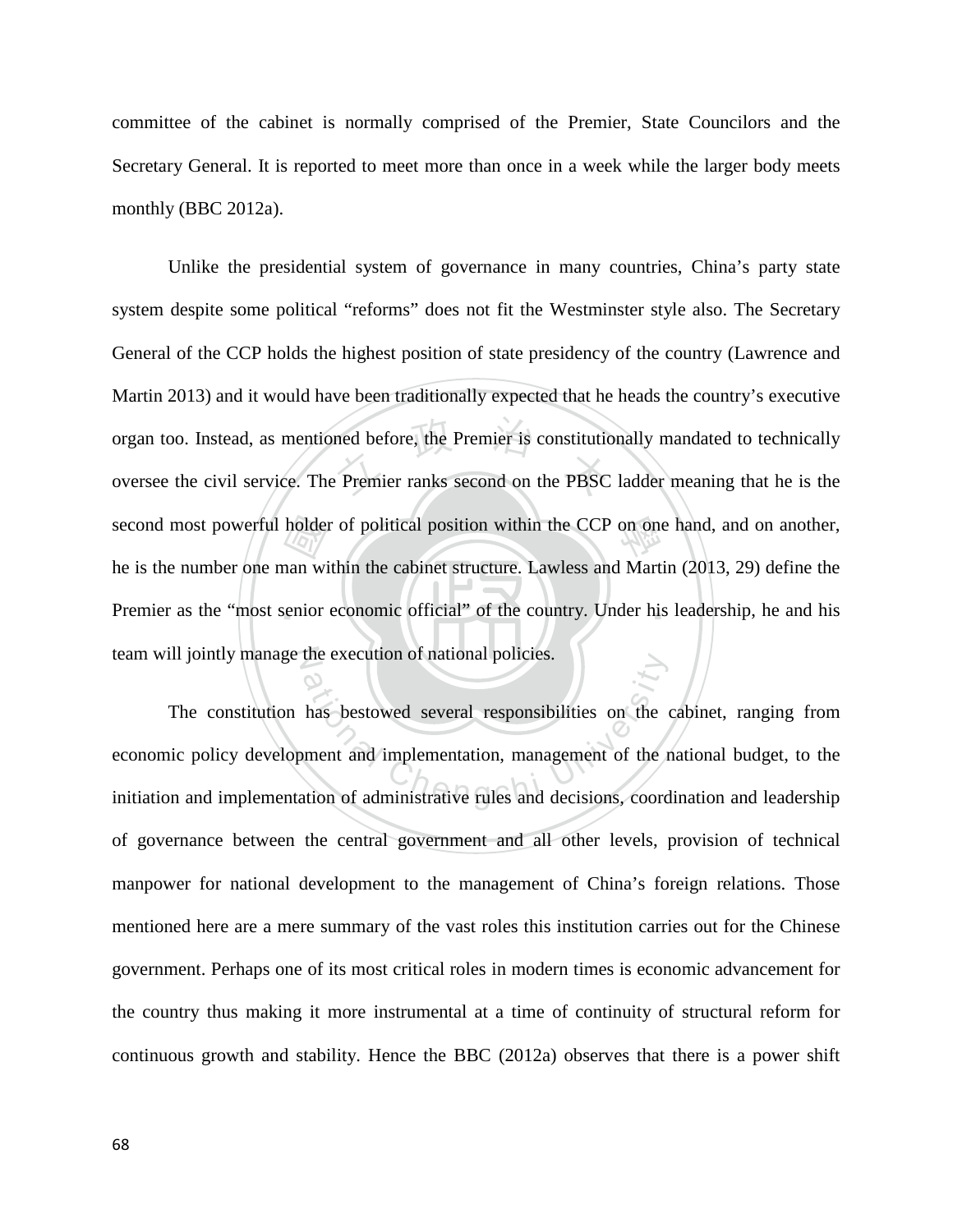committee of the cabinet is normally comprised of the Premier, State Councilors and the Secretary General. It is reported to meet more than once in a week while the larger body meets monthly (BBC 2012a).

Unlike the presidential system of governance in many countries, China's party state system despite some political "reforms" does not fit the Westminster style also. The Secretary General of the CCP holds the highest position of state presidency of the country (Lawrence and Martin 2013) and it would have been traditionally expected that he heads the country's executive organ too. Instead, as mentioned before, the Premier is constitutionally mandated to technically oversee the civil service. The Premier ranks second on the PBSC ladder meaning that he is the second most powerful holder of political position within the CCP on one hand, and on another, he is the number one man within the cabinet structure. Lawless and Martin (2013, 29) define the Premier as the "most senior economic official" of the country. Under his leadership, he and his team will jointly manage the execution of national policies.

The constitution has bestowed several responsibilities on the cabinet, ranging from economic policy development and implementation, management of the national budget, to the initiation and implementation of administrative rules and decisions, coordination and leadership of governance between the central government and all other levels, provision of technical manpower for national development to the management of China's foreign relations. Those mentioned here are a mere summary of the vast roles this institution carries out for the Chinese government. Perhaps one of its most critical roles in modern times is economic advancement for the country thus making it more instrumental at a time of continuity of structural reform for continuous growth and stability. Hence the BBC (2012a) observes that there is a power shift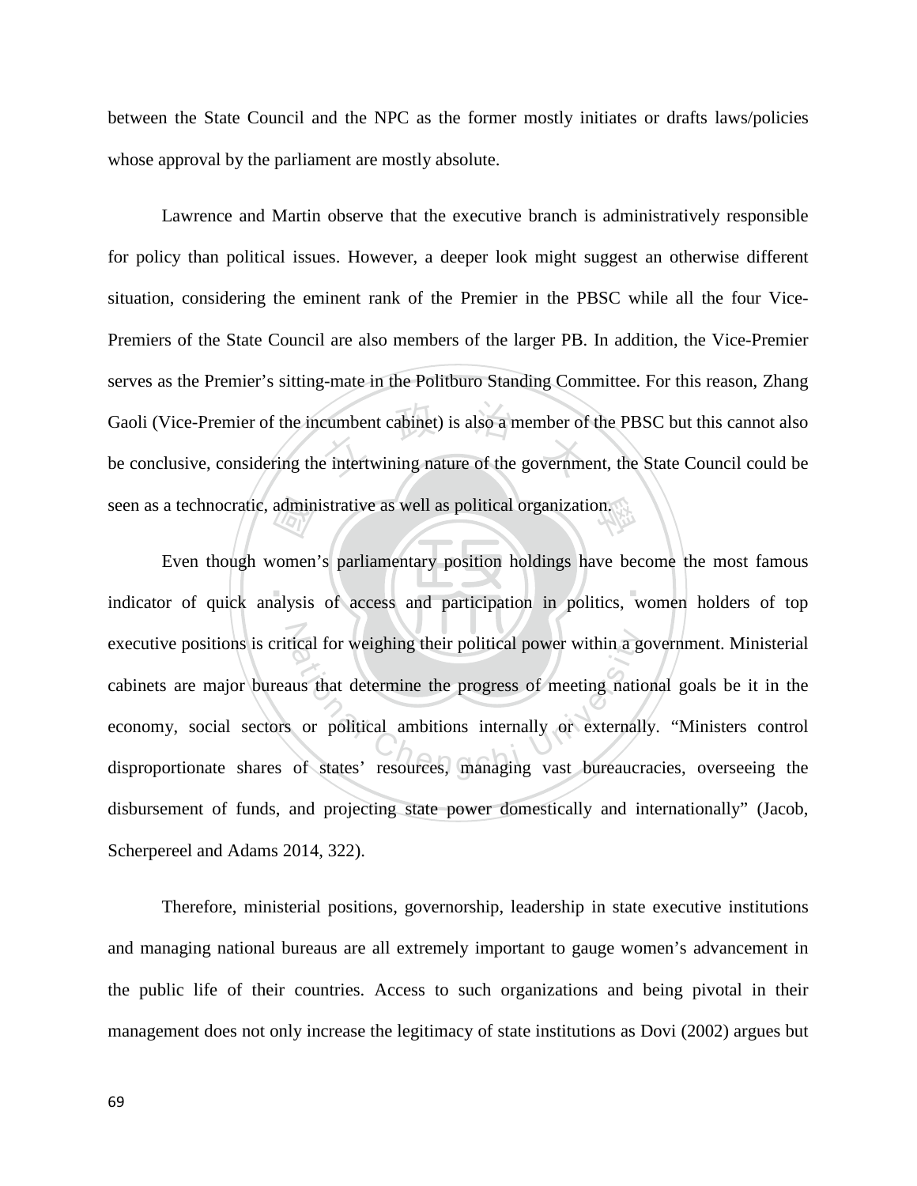between the State Council and the NPC as the former mostly initiates or drafts laws/policies whose approval by the parliament are mostly absolute.

Lawrence and Martin observe that the executive branch is administratively responsible for policy than political issues. However, a deeper look might suggest an otherwise different situation, considering the eminent rank of the Premier in the PBSC while all the four Vice-Premiers of the State Council are also members of the larger PB. In addition, the Vice-Premier serves as the Premier's sitting-mate in the Politburo Standing Committee. For this reason, Zhang Gaoli (Vice-Premier of the incumbent cabinet) is also a member of the PBSC but this cannot also be conclusive, considering the intertwining nature of the government, the State Council could be seen as a technocratic, administrative as well as political organization.

Even though women's parliamentary position holdings have become the most famous indicator of quick analysis of access and participation in politics, women holders of top executive positions is critical for weighing their political power within a government. Ministerial cabinets are major bureaus that determine the progress of meeting national goals be it in the economy, social sectors or political ambitions internally or externally. "Ministers control disproportionate shares of states' resources, managing vast bureaucracies, overseeing the disbursement of funds, and projecting state power domestically and internationally" (Jacob, Scherpereel and Adams 2014, 322).

Therefore, ministerial positions, governorship, leadership in state executive institutions and managing national bureaus are all extremely important to gauge women's advancement in the public life of their countries. Access to such organizations and being pivotal in their management does not only increase the legitimacy of state institutions as Dovi (2002) argues but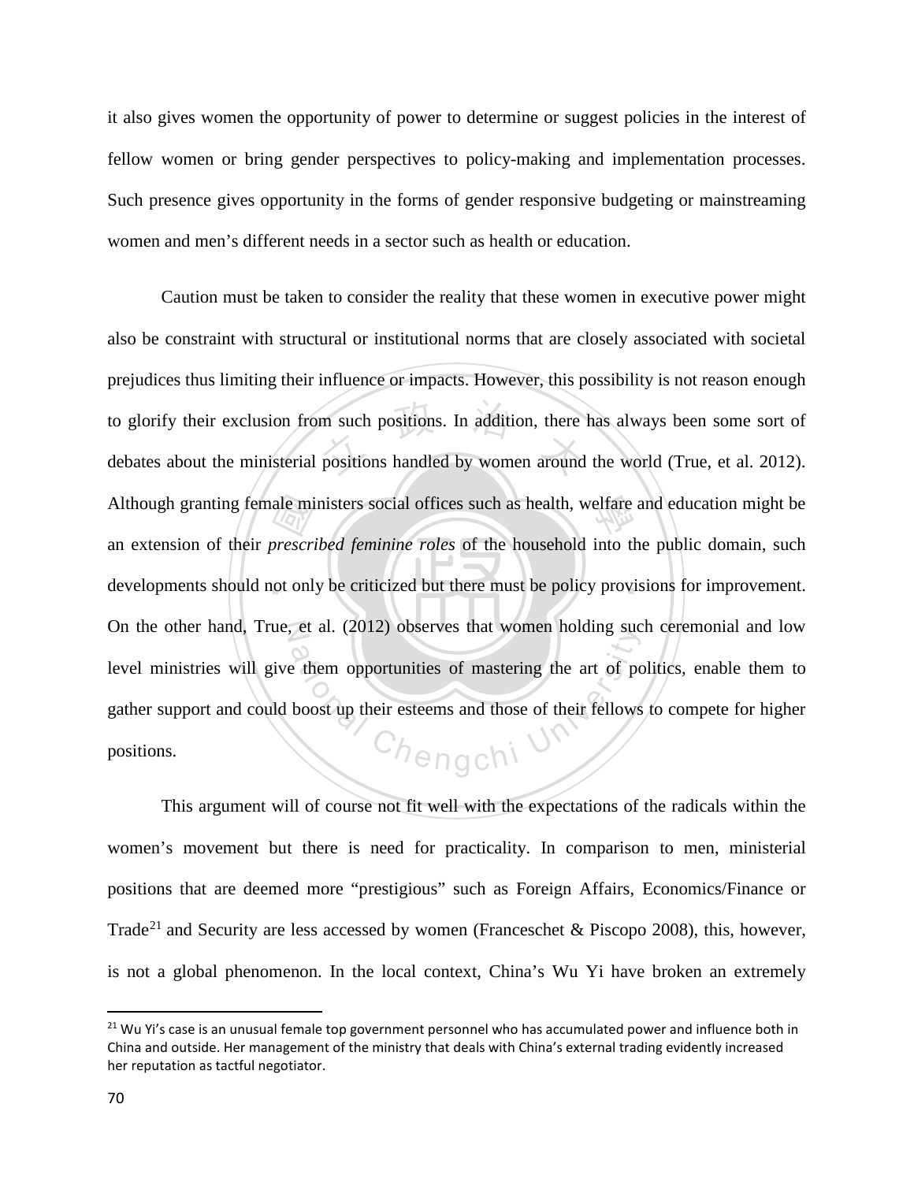it also gives women the opportunity of power to determine or suggest policies in the interest of fellow women or bring gender perspectives to policy-making and implementation processes. Such presence gives opportunity in the forms of gender responsive budgeting or mainstreaming women and men's different needs in a sector such as health or education.

Caution must be taken to consider the reality that these women in executive power might also be constraint with structural or institutional norms that are closely associated with societal prejudices thus limiting their influence or impacts. However, this possibility is not reason enough to glorify their exclusion from such positions. In addition, there has always been some sort of debates about the ministerial positions handled by women around the world (True, et al. 2012). Although granting female ministers social offices such as health, welfare and education might be an extension of their *prescribed feminine roles* of the household into the public domain, such developments should not only be criticized but there must be policy provisions for improvement. On the other hand, True, et al. (2012) observes that women holding such ceremonial and low level ministries will give them opportunities of mastering the art of politics, enable them to gather support and could boost up their esteems and those of their fellows to compete for higher positions.

This argument will of course not fit well with the expectations of the radicals within the women's movement but there is need for practicality. In comparison to men, ministerial positions that are deemed more "prestigious" such as Foreign Affairs, Economics/Finance or Trade[21] and Security are less accessed by women (Franceschet & Piscopo 2008), this, however, is not a global phenomenon. In the local context, China's Wu Yi have broken an extremely

[21] Wu Yi's case is an unusual female top government personnel who has accumulated power and influence both in China and outside. Her management of the ministry that deals with China's external trading evidently increased her reputation as tactful negotiator.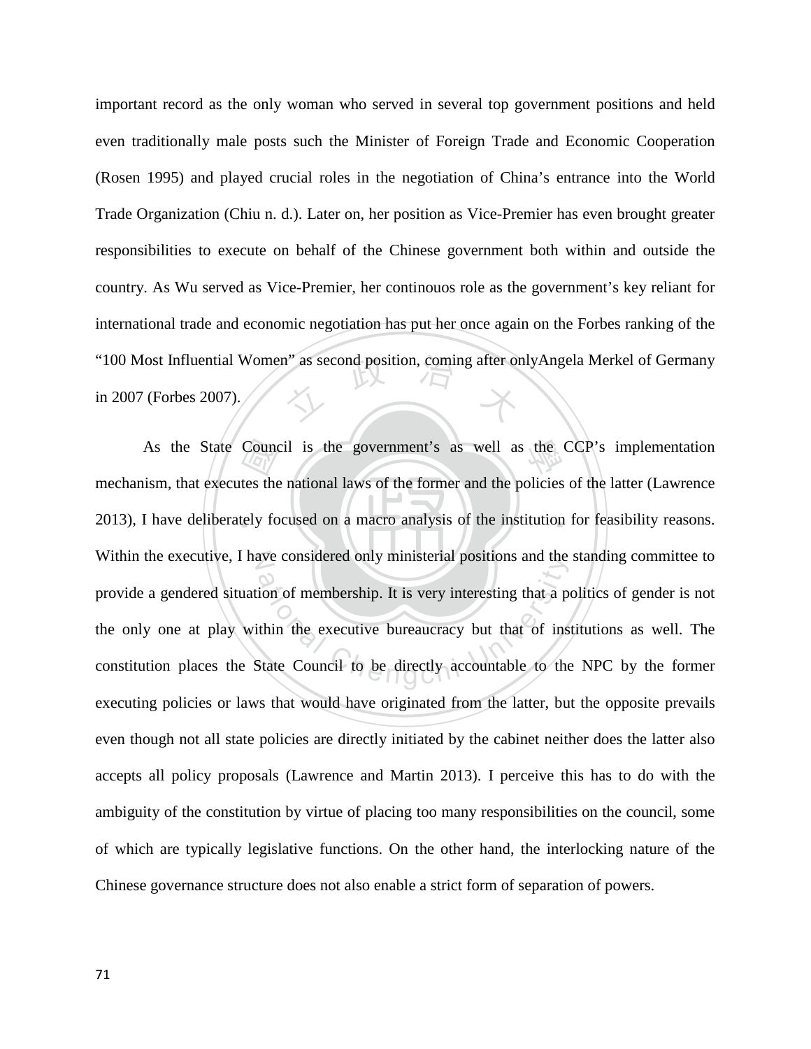important record as the only woman who served in several top government positions and held even traditionally male posts such the Minister of Foreign Trade and Economic Cooperation (Rosen 1995) and played crucial roles in the negotiation of China's entrance into the World Trade Organization (Chiu n. d.). Later on, her position as Vice-Premier has even brought greater responsibilities to execute on behalf of the Chinese government both within and outside the country. As Wu served as Vice-Premier, her continouos role as the government's key reliant for international trade and economic negotiation has put her once again on the Forbes ranking of the "100 Most Influential Women" as second position, coming after onlyAngela Merkel of Germany in 2007 (Forbes 2007).

As the State Council is the government's as well as the CCP's implementation mechanism, that executes the national laws of the former and the policies of the latter (Lawrence 2013), I have deliberately focused on a macro analysis of the institution for feasibility reasons. Within the executive, I have considered only ministerial positions and the standing committee to provide a gendered situation of membership. It is very interesting that a politics of gender is not the only one at play within the executive bureaucracy but that of institutions as well. The constitution places the State Council to be directly accountable to the NPC by the former executing policies or laws that would have originated from the latter, but the opposite prevails even though not all state policies are directly initiated by the cabinet neither does the latter also accepts all policy proposals (Lawrence and Martin 2013). I perceive this has to do with the ambiguity of the constitution by virtue of placing too many responsibilities on the council, some of which are typically legislative functions. On the other hand, the interlocking nature of the Chinese governance structure does not also enable a strict form of separation of powers.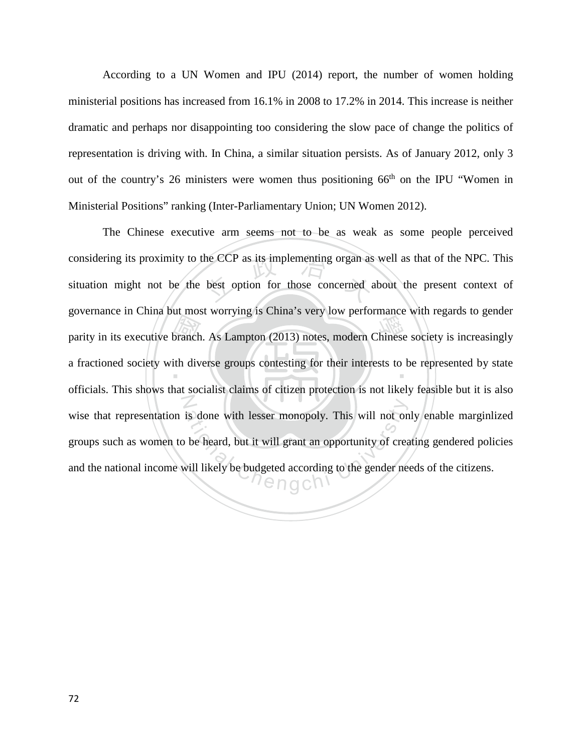According to a UN Women and IPU (2014) report, the number of women holding ministerial positions has increased from 16.1% in 2008 to 17.2% in 2014. This increase is neither dramatic and perhaps nor disappointing too considering the slow pace of change the politics of representation is driving with. In China, a similar situation persists. As of January 2012, only 3 out of the country's 26 ministers were women thus positioning 66th on the IPU "Women in Ministerial Positions" ranking (Inter-Parliamentary Union; UN Women 2012).

The Chinese executive arm seems not to be as weak as some people perceived considering its proximity to the CCP as its implementing organ as well as that of the NPC. This situation might not be the best option for those concerned about the present context of governance in China but most worrying is China's very low performance with regards to gender parity in its executive branch. As Lampton (2013) notes, modern Chinese society is increasingly a fractioned society with diverse groups contesting for their interests to be represented by state officials. This shows that socialist claims of citizen protection is not likely feasible but it is also wise that representation is done with lesser monopoly. This will not only enable marginlized groups such as women to be heard, but it will grant an opportunity of creating gendered policies and the national income will likely be budgeted according to the gender needs of the citizens.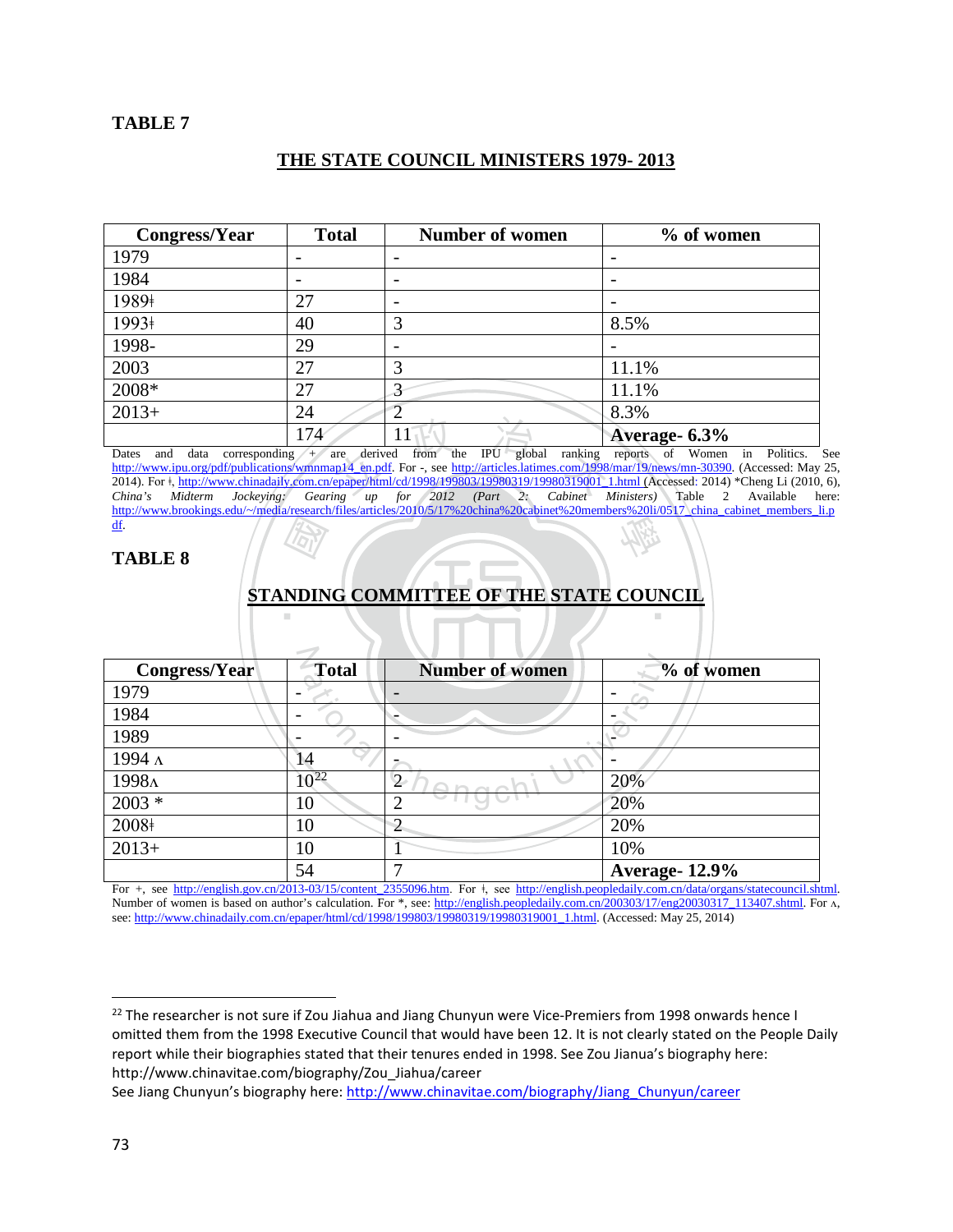**TABLE 7**

**THE STATE COUNCIL MINISTERS 1979- 2013**

| Congress/Year | Total | Number of women | % of women |
|---|---|---|---|
| 1979 | - | - | - |
| 1984 | - | - | - |
| 1989ǂ | 27 | - | - |
| 1993ǂ | 40 | 3 | 8.5% |
| 1998- | 29 | - | - |
| 2003 | 27 | 3 | 11.1% |
| 2008* | 27 | 3 | 11.1% |
| 2013+ | 24 | 2 | 8.3% |
| | 174 | 11 | **Average- 6.3%** |

Dates and data corresponding + are derived from the IPU global ranking reports of Women in Politics. See http://www.ipu.org/pdf/publications/wmnmap14_en.pdf. For -, see http://articles.latimes.com/1998/mar/19/news/mn-30390. (Accessed: May 25, 2014). For ǂ, http://www.chinadaily.com.cn/epaper/html/cd/1998/199803/19980319/19980319001_1.html (Accessed: 2014) *Cheng Li (2010, 6), *China's Midterm Jockeying: Gearing up for 2012 (Part 2: Cabinet Ministers)* Table 2 Available here: http://www.brookings.edu/~/media/research/files/articles/2010/5/17%20china%20cabinet%20members%20li/0517_china_cabinet_members_li.pdf.

**TABLE 8**

**STANDING COMMITTEE OF THE STATE COUNCIL**

| Congress/Year | Total | Number of women | % of women |
|---|---|---|---|
| 1979 | - | - | - |
| 1984 | - | - | - |
| 1989 | - | - | - |
| 1994 ʌ | 14 | - | - |
| 1998ʌ | 10[22] | 2 | 20% |
| 2003 * | 10 | 2 | 20% |
| 2008ǂ | 10 | 2 | 20% |
| 2013+ | 10 | 1 | 10% |
| | 54 | 7 | **Average- 12.9%** |

For +, see http://english.gov.cn/2013-03/15/content_2355096.htm. For ǂ, see http://english.peopledaily.com.cn/data/organs/statecouncil.shtml. Number of women is based on author's calculation. For *, see: http://english.peopledaily.com.cn/200303/17/eng20030317_113407.shtml. For ʌ, see: http://www.chinadaily.com.cn/epaper/html/cd/1998/199803/19980319/19980319001_1.html. (Accessed: May 25, 2014)

[22] The researcher is not sure if Zou Jiahua and Jiang Chunyun were Vice-Premiers from 1998 onwards hence I omitted them from the 1998 Executive Council that would have been 12. It is not clearly stated on the People Daily report while their biographies stated that their tenures ended in 1998. See Zou Jianua's biography here: http://www.chinavitae.com/biography/Zou_Jiahua/career
See Jiang Chunyun's biography here: http://www.chinavitae.com/biography/Jiang_Chunyun/career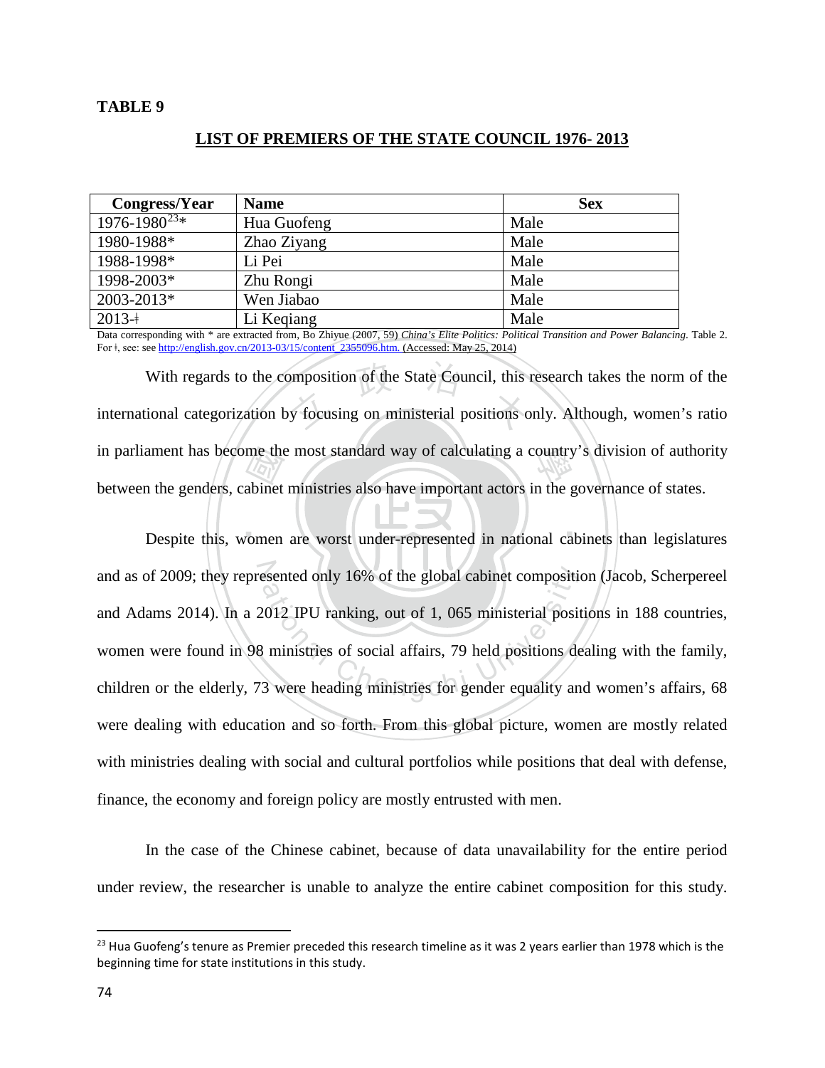**TABLE 9**

**LIST OF PREMIERS OF THE STATE COUNCIL 1976- 2013**

| Congress/Year | Name | Sex |
|---|---|---|
| 1976-1980[23]* | Hua Guofeng | Male |
| 1980-1988* | Zhao Ziyang | Male |
| 1988-1998* | Li Pei | Male |
| 1998-2003* | Zhu Rongi | Male |
| 2003-2013* | Wen Jiabao | Male |
| 2013-ǂ | Li Keqiang | Male |

Data corresponding with * are extracted from, Bo Zhiyue (2007, 59) *China's Elite Politics: Political Transition and Power Balancing*. Table 2. For ǂ, see: see http://english.gov.cn/2013-03/15/content_2355096.htm. (Accessed: May 25, 2014)

With regards to the composition of the State Council, this research takes the norm of the international categorization by focusing on ministerial positions only. Although, women's ratio in parliament has become the most standard way of calculating a country's division of authority between the genders, cabinet ministries also have important actors in the governance of states.

Despite this, women are worst under-represented in national cabinets than legislatures and as of 2009; they represented only 16% of the global cabinet composition (Jacob, Scherpereel and Adams 2014). In a 2012 IPU ranking, out of 1, 065 ministerial positions in 188 countries, women were found in 98 ministries of social affairs, 79 held positions dealing with the family, children or the elderly, 73 were heading ministries for gender equality and women's affairs, 68 were dealing with education and so forth. From this global picture, women are mostly related with ministries dealing with social and cultural portfolios while positions that deal with defense, finance, the economy and foreign policy are mostly entrusted with men.

In the case of the Chinese cabinet, because of data unavailability for the entire period under review, the researcher is unable to analyze the entire cabinet composition for this study.

[23] Hua Guofeng's tenure as Premier preceded this research timeline as it was 2 years earlier than 1978 which is the beginning time for state institutions in this study.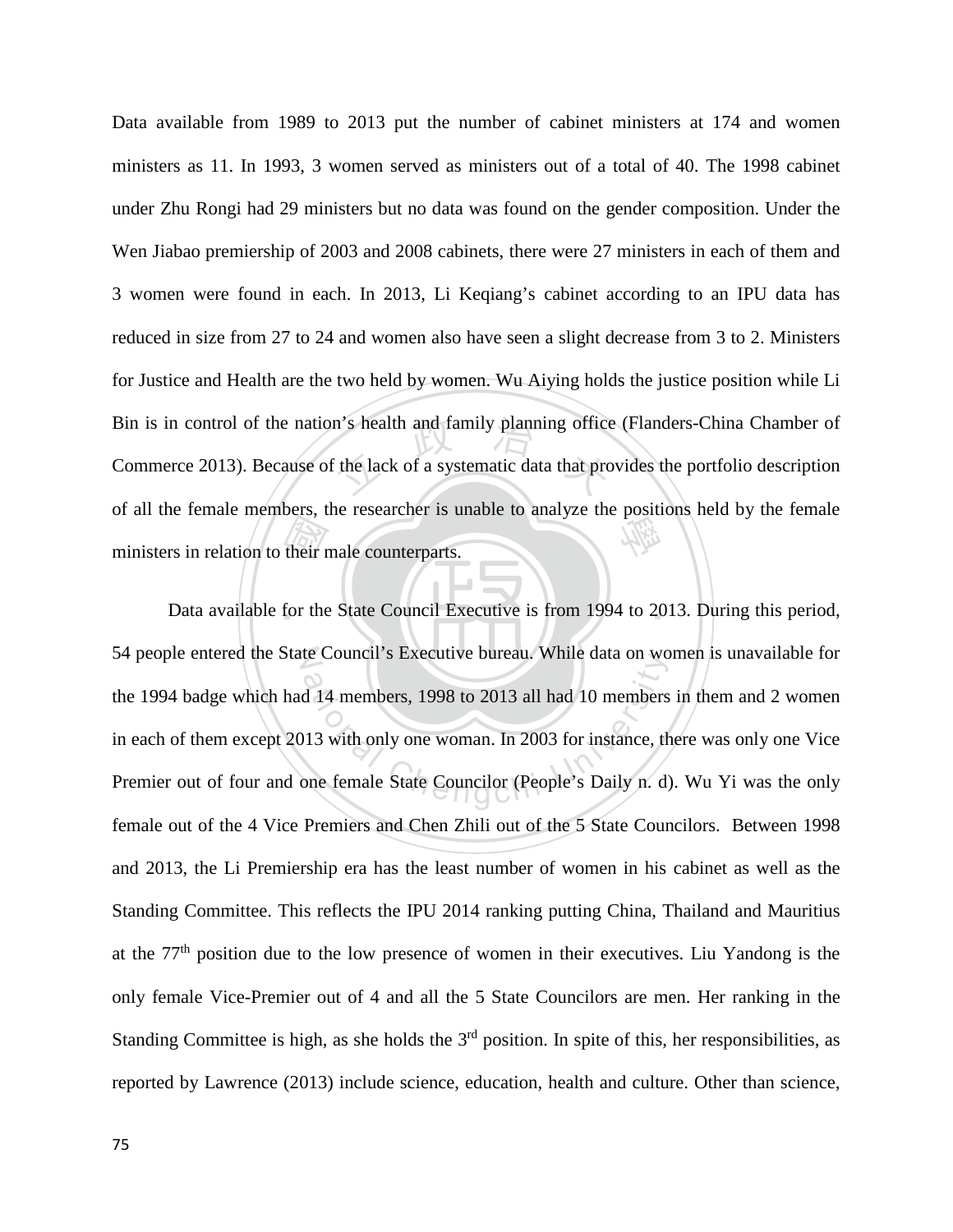Data available from 1989 to 2013 put the number of cabinet ministers at 174 and women ministers as 11. In 1993, 3 women served as ministers out of a total of 40. The 1998 cabinet under Zhu Rongi had 29 ministers but no data was found on the gender composition. Under the Wen Jiabao premiership of 2003 and 2008 cabinets, there were 27 ministers in each of them and 3 women were found in each. In 2013, Li Keqiang's cabinet according to an IPU data has reduced in size from 27 to 24 and women also have seen a slight decrease from 3 to 2. Ministers for Justice and Health are the two held by women. Wu Aiying holds the justice position while Li Bin is in control of the nation's health and family planning office (Flanders-China Chamber of Commerce 2013). Because of the lack of a systematic data that provides the portfolio description of all the female members, the researcher is unable to analyze the positions held by the female ministers in relation to their male counterparts.

Data available for the State Council Executive is from 1994 to 2013. During this period, 54 people entered the State Council's Executive bureau. While data on women is unavailable for the 1994 badge which had 14 members, 1998 to 2013 all had 10 members in them and 2 women in each of them except 2013 with only one woman. In 2003 for instance, there was only one Vice Premier out of four and one female State Councilor (People's Daily n. d). Wu Yi was the only female out of the 4 Vice Premiers and Chen Zhili out of the 5 State Councilors. Between 1998 and 2013, the Li Premiership era has the least number of women in his cabinet as well as the Standing Committee. This reflects the IPU 2014 ranking putting China, Thailand and Mauritius at the 77th position due to the low presence of women in their executives. Liu Yandong is the only female Vice-Premier out of 4 and all the 5 State Councilors are men. Her ranking in the Standing Committee is high, as she holds the 3rd position. In spite of this, her responsibilities, as reported by Lawrence (2013) include science, education, health and culture. Other than science,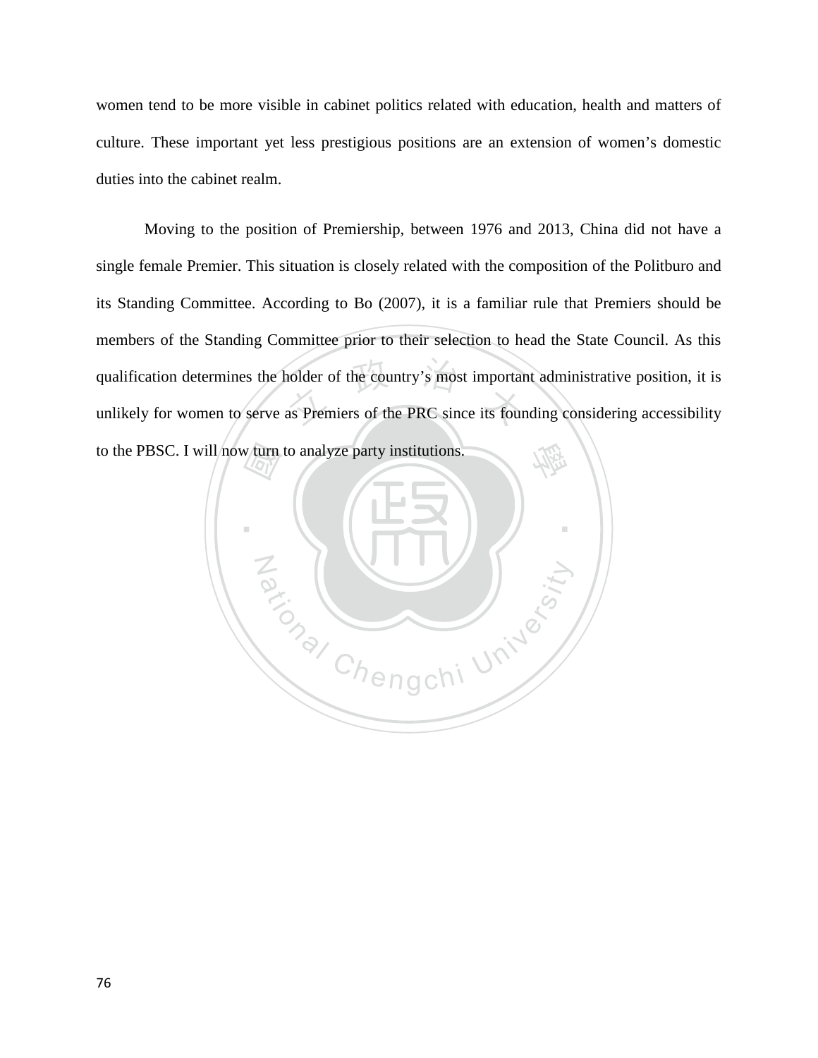women tend to be more visible in cabinet politics related with education, health and matters of culture. These important yet less prestigious positions are an extension of women's domestic duties into the cabinet realm.

Moving to the position of Premiership, between 1976 and 2013, China did not have a single female Premier. This situation is closely related with the composition of the Politburo and its Standing Committee. According to Bo (2007), it is a familiar rule that Premiers should be members of the Standing Committee prior to their selection to head the State Council. As this qualification determines the holder of the country's most important administrative position, it is unlikely for women to serve as Premiers of the PRC since its founding considering accessibility to the PBSC. I will now turn to analyze party institutions.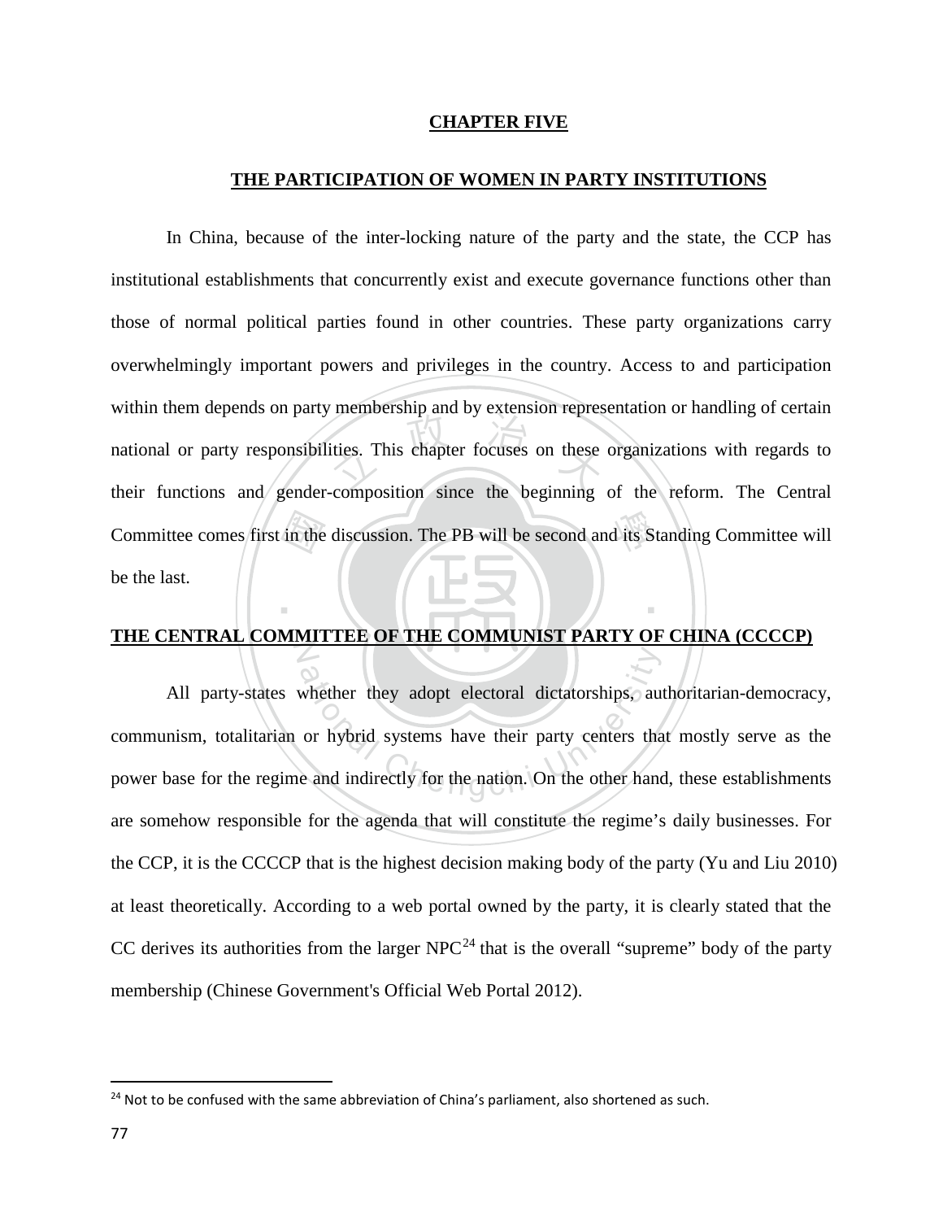# CHAPTER FIVE

## THE PARTICIPATION OF WOMEN IN PARTY INSTITUTIONS

In China, because of the inter-locking nature of the party and the state, the CCP has institutional establishments that concurrently exist and execute governance functions other than those of normal political parties found in other countries. These party organizations carry overwhelmingly important powers and privileges in the country. Access to and participation within them depends on party membership and by extension representation or handling of certain national or party responsibilities. This chapter focuses on these organizations with regards to their functions and gender-composition since the beginning of the reform. The Central Committee comes first in the discussion. The PB will be second and its Standing Committee will be the last.

## THE CENTRAL COMMITTEE OF THE COMMUNIST PARTY OF CHINA (CCCCP)

All party-states whether they adopt electoral dictatorships, authoritarian-democracy, communism, totalitarian or hybrid systems have their party centers that mostly serve as the power base for the regime and indirectly for the nation. On the other hand, these establishments are somehow responsible for the agenda that will constitute the regime's daily businesses. For the CCP, it is the CCCCP that is the highest decision making body of the party (Yu and Liu 2010) at least theoretically. According to a web portal owned by the party, it is clearly stated that the CC derives its authorities from the larger NPC[24] that is the overall "supreme" body of the party membership (Chinese Government's Official Web Portal 2012).

[24] Not to be confused with the same abbreviation of China's parliament, also shortened as such.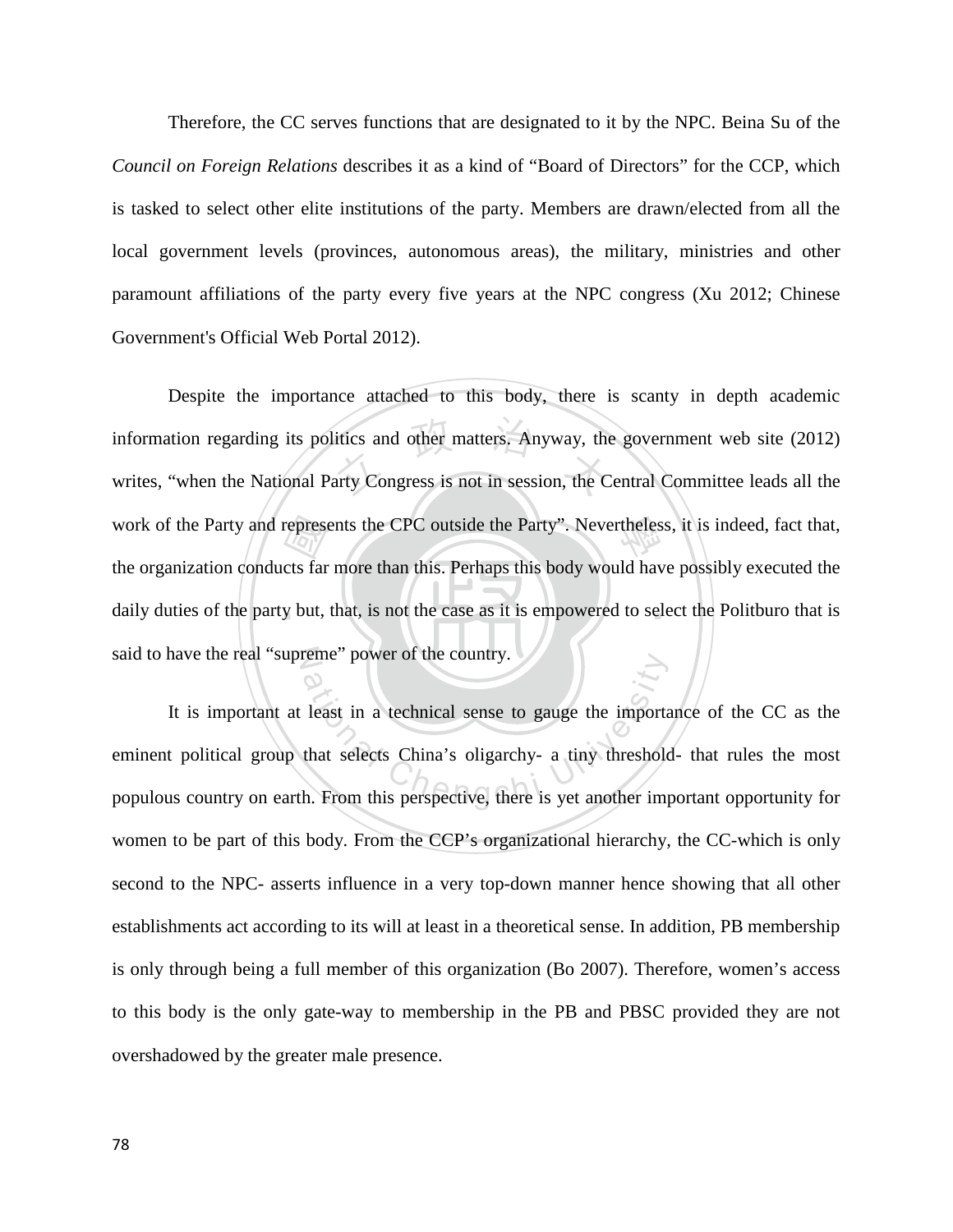Therefore, the CC serves functions that are designated to it by the NPC. Beina Su of the *Council on Foreign Relations* describes it as a kind of "Board of Directors" for the CCP, which is tasked to select other elite institutions of the party. Members are drawn/elected from all the local government levels (provinces, autonomous areas), the military, ministries and other paramount affiliations of the party every five years at the NPC congress (Xu 2012; Chinese Government's Official Web Portal 2012).

Despite the importance attached to this body, there is scanty in depth academic information regarding its politics and other matters. Anyway, the government web site (2012) writes, "when the National Party Congress is not in session, the Central Committee leads all the work of the Party and represents the CPC outside the Party". Nevertheless, it is indeed, fact that, the organization conducts far more than this. Perhaps this body would have possibly executed the daily duties of the party but, that, is not the case as it is empowered to select the Politburo that is said to have the real "supreme" power of the country.

It is important at least in a technical sense to gauge the importance of the CC as the eminent political group that selects China's oligarchy- a tiny threshold- that rules the most populous country on earth. From this perspective, there is yet another important opportunity for women to be part of this body. From the CCP's organizational hierarchy, the CC-which is only second to the NPC- asserts influence in a very top-down manner hence showing that all other establishments act according to its will at least in a theoretical sense. In addition, PB membership is only through being a full member of this organization (Bo 2007). Therefore, women's access to this body is the only gate-way to membership in the PB and PBSC provided they are not overshadowed by the greater male presence.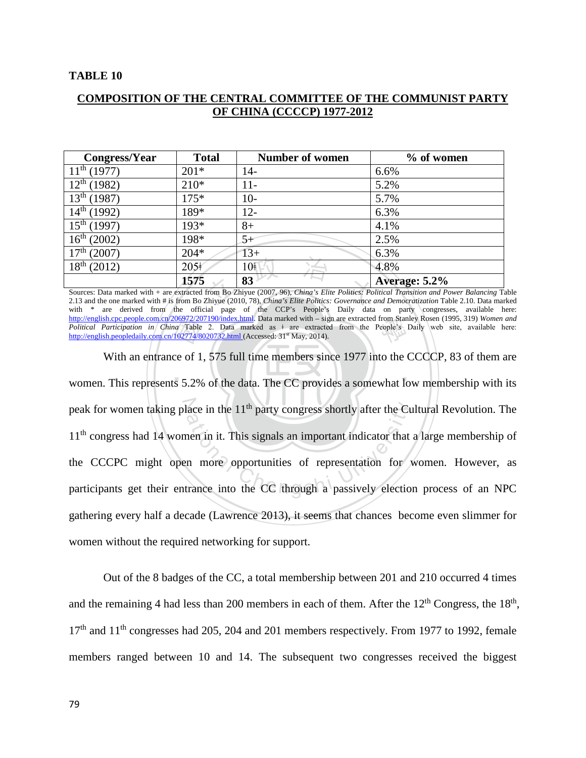**TABLE 10**

**COMPOSITION OF THE CENTRAL COMMITTEE OF THE COMMUNIST PARTY OF CHINA (CCCCP) 1977-2012**

| Congress/Year | Total | Number of women | % of women |
|---|---|---|---|
| 11th (1977) | 201* | 14- | 6.6% |
| 12th (1982) | 210* | 11- | 5.2% |
| 13th (1987) | 175* | 10- | 5.7% |
| 14th (1992) | 189* | 12- | 6.3% |
| 15th (1997) | 193* | 8+ | 4.1% |
| 16th (2002) | 198* | 5+ | 2.5% |
| 17th (2007) | 204* | 13+ | 6.3% |
| 18th (2012) | 205ǂ | 10ǂ | 4.8% |
| | **1575** | **83** | **Average: 5.2%** |

Sources: Data marked with + are extracted from Bo Zhiyue (2007, 96), *China's Elite Politics: Political Transition and Power Balancing* Table 2.13 and the one marked with # is from Bo Zhiyue (2010, 78), *China's Elite Politics: Governance and Democratization* Table 2.10. Data marked with * are derived from the official page of the CCP's People's Daily data on party congresses, available here: http://english.cpc.people.com.cn/206972/207190/index.html. Data marked with – sign are extracted from Stanley Rosen (1995, 319) *Women and Political Participation in China* Table 2. Data marked as ǂ are extracted from the People's Daily web site, available here: http://english.peopledaily.com.cn/102774/8020732.html (Accessed: 31st May, 2014).

With an entrance of 1, 575 full time members since 1977 into the CCCCP, 83 of them are women. This represents 5.2% of the data. The CC provides a somewhat low membership with its peak for women taking place in the 11th party congress shortly after the Cultural Revolution. The 11th congress had 14 women in it. This signals an important indicator that a large membership of the CCCPC might open more opportunities of representation for women. However, as participants get their entrance into the CC through a passively election process of an NPC gathering every half a decade (Lawrence 2013), it seems that chances become even slimmer for women without the required networking for support.

Out of the 8 badges of the CC, a total membership between 201 and 210 occurred 4 times and the remaining 4 had less than 200 members in each of them. After the 12th Congress, the 18th, 17th and 11th congresses had 205, 204 and 201 members respectively. From 1977 to 1992, female members ranged between 10 and 14. The subsequent two congresses received the biggest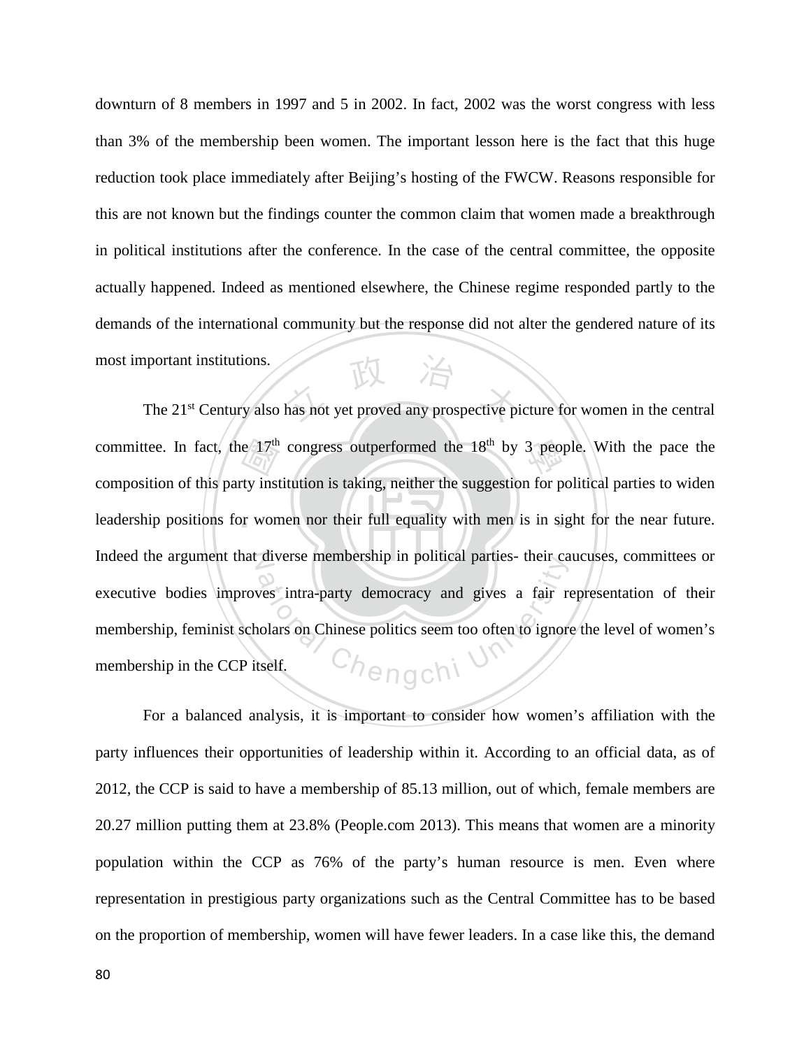downturn of 8 members in 1997 and 5 in 2002. In fact, 2002 was the worst congress with less than 3% of the membership been women. The important lesson here is the fact that this huge reduction took place immediately after Beijing's hosting of the FWCW. Reasons responsible for this are not known but the findings counter the common claim that women made a breakthrough in political institutions after the conference. In the case of the central committee, the opposite actually happened. Indeed as mentioned elsewhere, the Chinese regime responded partly to the demands of the international community but the response did not alter the gendered nature of its most important institutions.

The 21st Century also has not yet proved any prospective picture for women in the central committee. In fact, the 17th congress outperformed the 18th by 3 people. With the pace the composition of this party institution is taking, neither the suggestion for political parties to widen leadership positions for women nor their full equality with men is in sight for the near future. Indeed the argument that diverse membership in political parties- their caucuses, committees or executive bodies improves intra-party democracy and gives a fair representation of their membership, feminist scholars on Chinese politics seem too often to ignore the level of women's membership in the CCP itself.

For a balanced analysis, it is important to consider how women's affiliation with the party influences their opportunities of leadership within it. According to an official data, as of 2012, the CCP is said to have a membership of 85.13 million, out of which, female members are 20.27 million putting them at 23.8% (People.com 2013). This means that women are a minority population within the CCP as 76% of the party's human resource is men. Even where representation in prestigious party organizations such as the Central Committee has to be based on the proportion of membership, women will have fewer leaders. In a case like this, the demand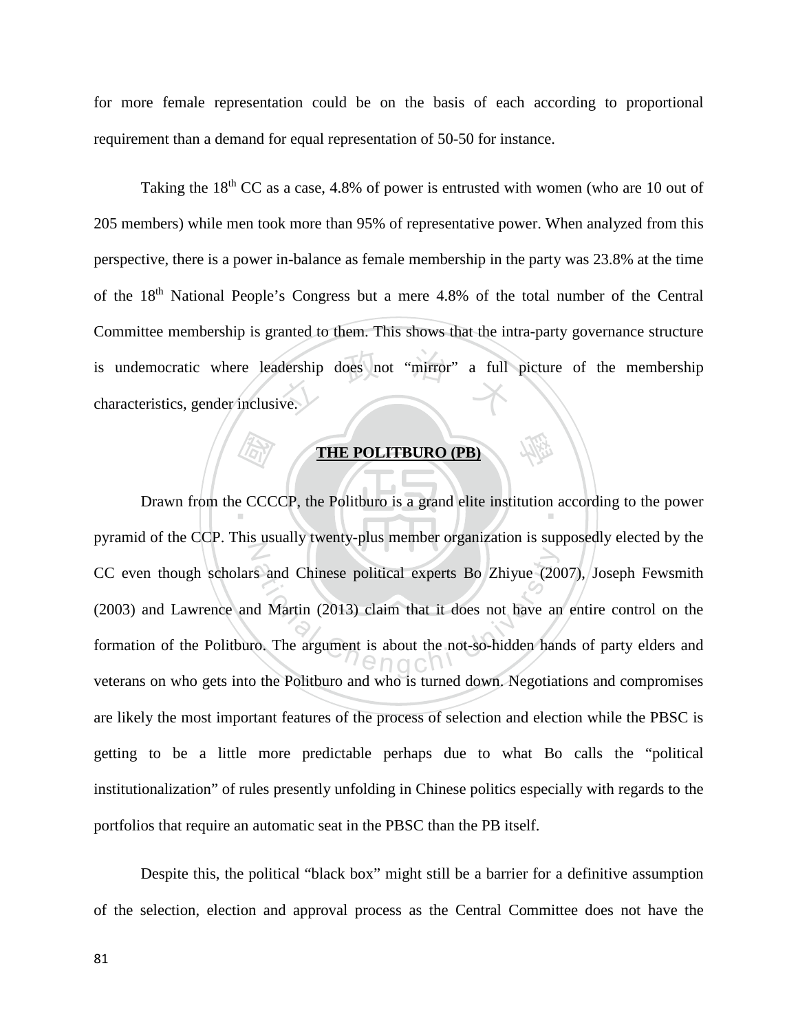for more female representation could be on the basis of each according to proportional requirement than a demand for equal representation of 50-50 for instance.

Taking the 18th CC as a case, 4.8% of power is entrusted with women (who are 10 out of 205 members) while men took more than 95% of representative power. When analyzed from this perspective, there is a power in-balance as female membership in the party was 23.8% at the time of the 18th National People's Congress but a mere 4.8% of the total number of the Central Committee membership is granted to them. This shows that the intra-party governance structure is undemocratic where leadership does not "mirror" a full picture of the membership characteristics, gender inclusive.

## THE POLITBURO (PB)

Drawn from the CCCCP, the Politburo is a grand elite institution according to the power pyramid of the CCP. This usually twenty-plus member organization is supposedly elected by the CC even though scholars and Chinese political experts Bo Zhiyue (2007), Joseph Fewsmith (2003) and Lawrence and Martin (2013) claim that it does not have an entire control on the formation of the Politburo. The argument is about the not-so-hidden hands of party elders and veterans on who gets into the Politburo and who is turned down. Negotiations and compromises are likely the most important features of the process of selection and election while the PBSC is getting to be a little more predictable perhaps due to what Bo calls the "political institutionalization" of rules presently unfolding in Chinese politics especially with regards to the portfolios that require an automatic seat in the PBSC than the PB itself.

Despite this, the political "black box" might still be a barrier for a definitive assumption of the selection, election and approval process as the Central Committee does not have the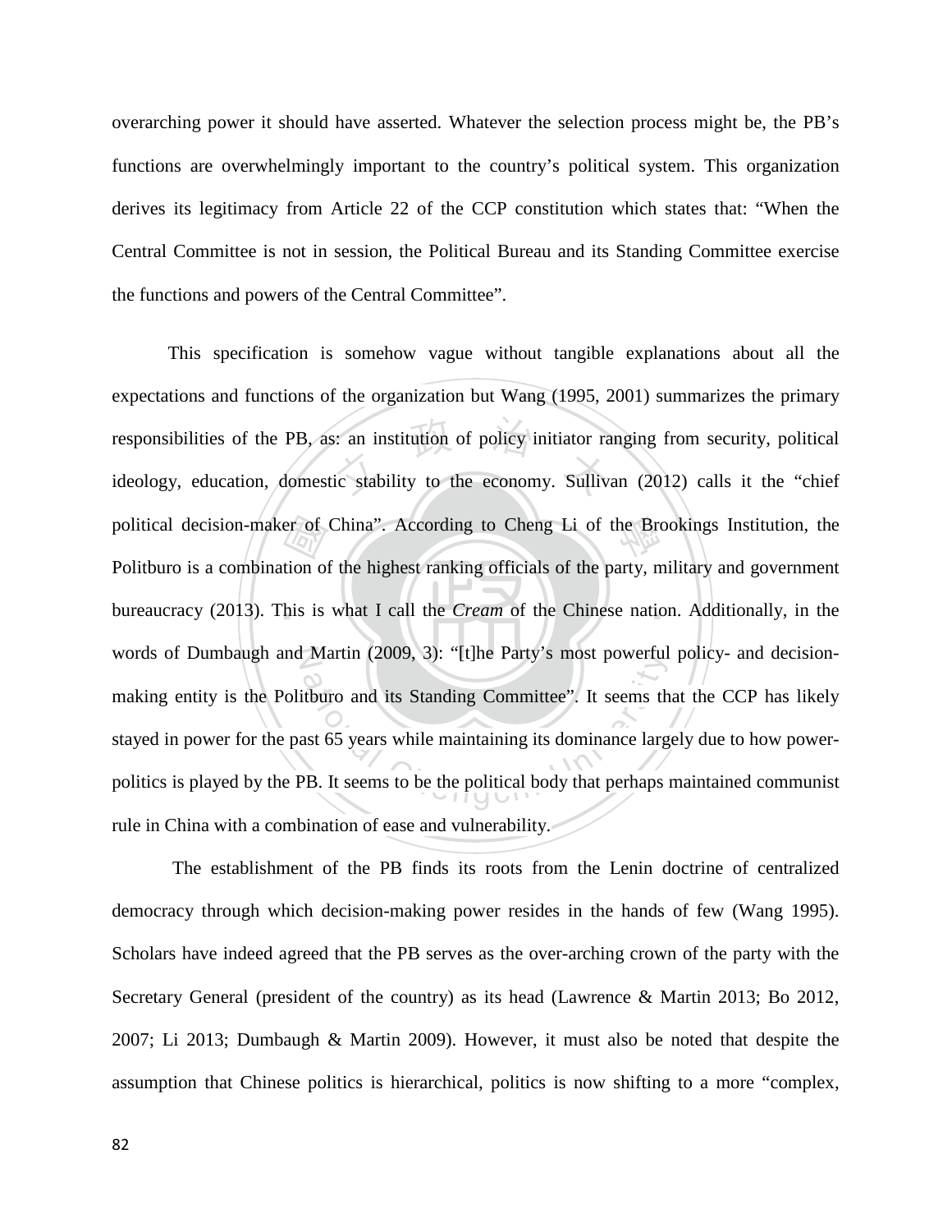overarching power it should have asserted. Whatever the selection process might be, the PB's functions are overwhelmingly important to the country's political system. This organization derives its legitimacy from Article 22 of the CCP constitution which states that: "When the Central Committee is not in session, the Political Bureau and its Standing Committee exercise the functions and powers of the Central Committee".

This specification is somehow vague without tangible explanations about all the expectations and functions of the organization but Wang (1995, 2001) summarizes the primary responsibilities of the PB, as: an institution of policy initiator ranging from security, political ideology, education, domestic stability to the economy. Sullivan (2012) calls it the "chief political decision-maker of China". According to Cheng Li of the Brookings Institution, the Politburo is a combination of the highest ranking officials of the party, military and government bureaucracy (2013). This is what I call the *Cream* of the Chinese nation. Additionally, in the words of Dumbaugh and Martin (2009, 3): "[t]he Party's most powerful policy- and decision-making entity is the Politburo and its Standing Committee". It seems that the CCP has likely stayed in power for the past 65 years while maintaining its dominance largely due to how power-politics is played by the PB. It seems to be the political body that perhaps maintained communist rule in China with a combination of ease and vulnerability.

The establishment of the PB finds its roots from the Lenin doctrine of centralized democracy through which decision-making power resides in the hands of few (Wang 1995). Scholars have indeed agreed that the PB serves as the over-arching crown of the party with the Secretary General (president of the country) as its head (Lawrence & Martin 2013; Bo 2012, 2007; Li 2013; Dumbaugh & Martin 2009). However, it must also be noted that despite the assumption that Chinese politics is hierarchical, politics is now shifting to a more "complex,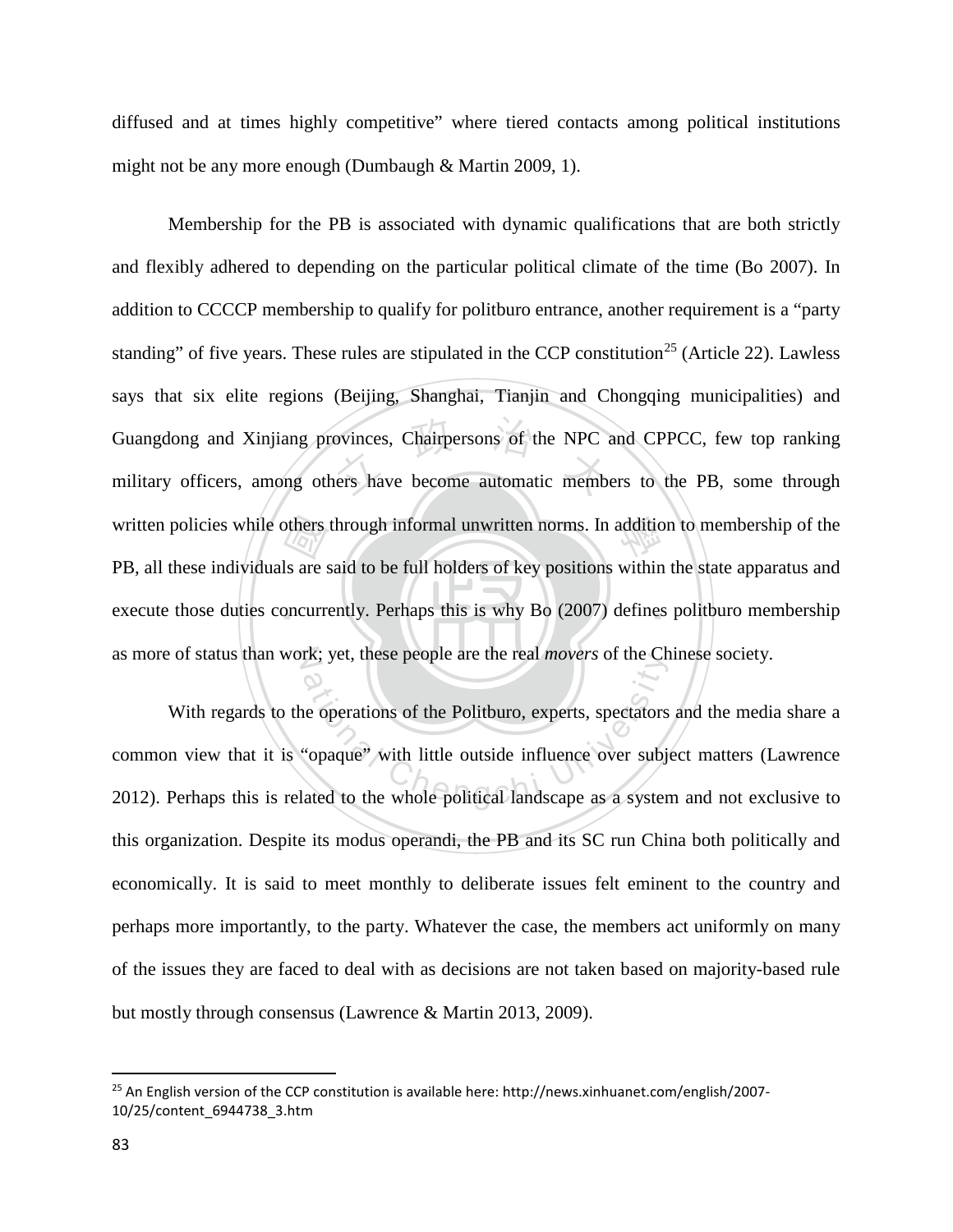diffused and at times highly competitive" where tiered contacts among political institutions might not be any more enough (Dumbaugh & Martin 2009, 1).

Membership for the PB is associated with dynamic qualifications that are both strictly and flexibly adhered to depending on the particular political climate of the time (Bo 2007). In addition to CCCCP membership to qualify for politburo entrance, another requirement is a "party standing" of five years. These rules are stipulated in the CCP constitution[25] (Article 22). Lawless says that six elite regions (Beijing, Shanghai, Tianjin and Chongqing municipalities) and Guangdong and Xinjiang provinces, Chairpersons of the NPC and CPPCC, few top ranking military officers, among others have become automatic members to the PB, some through written policies while others through informal unwritten norms. In addition to membership of the PB, all these individuals are said to be full holders of key positions within the state apparatus and execute those duties concurrently. Perhaps this is why Bo (2007) defines politburo membership as more of status than work; yet, these people are the real *movers* of the Chinese society.

With regards to the operations of the Politburo, experts, spectators and the media share a common view that it is "opaque" with little outside influence over subject matters (Lawrence 2012). Perhaps this is related to the whole political landscape as a system and not exclusive to this organization. Despite its modus operandi, the PB and its SC run China both politically and economically. It is said to meet monthly to deliberate issues felt eminent to the country and perhaps more importantly, to the party. Whatever the case, the members act uniformly on many of the issues they are faced to deal with as decisions are not taken based on majority-based rule but mostly through consensus (Lawrence & Martin 2013, 2009).

[25] An English version of the CCP constitution is available here: http://news.xinhuanet.com/english/2007-10/25/content_6944738_3.htm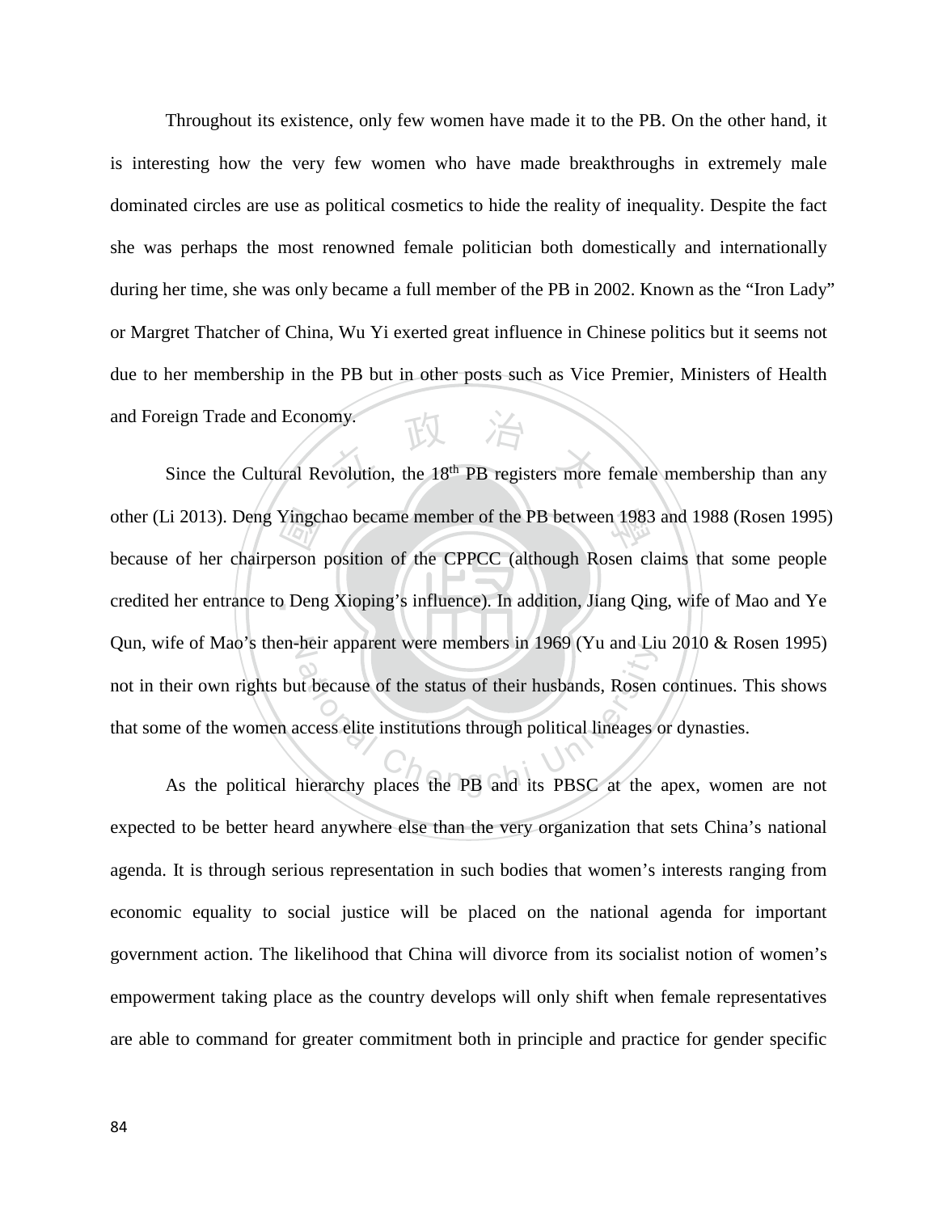Throughout its existence, only few women have made it to the PB. On the other hand, it is interesting how the very few women who have made breakthroughs in extremely male dominated circles are use as political cosmetics to hide the reality of inequality. Despite the fact she was perhaps the most renowned female politician both domestically and internationally during her time, she was only became a full member of the PB in 2002. Known as the "Iron Lady" or Margret Thatcher of China, Wu Yi exerted great influence in Chinese politics but it seems not due to her membership in the PB but in other posts such as Vice Premier, Ministers of Health and Foreign Trade and Economy.

Since the Cultural Revolution, the 18th PB registers more female membership than any other (Li 2013). Deng Yingchao became member of the PB between 1983 and 1988 (Rosen 1995) because of her chairperson position of the CPPCC (although Rosen claims that some people credited her entrance to Deng Xioping's influence). In addition, Jiang Qing, wife of Mao and Ye Qun, wife of Mao's then-heir apparent were members in 1969 (Yu and Liu 2010 & Rosen 1995) not in their own rights but because of the status of their husbands, Rosen continues. This shows that some of the women access elite institutions through political lineages or dynasties.

As the political hierarchy places the PB and its PBSC at the apex, women are not expected to be better heard anywhere else than the very organization that sets China's national agenda. It is through serious representation in such bodies that women's interests ranging from economic equality to social justice will be placed on the national agenda for important government action. The likelihood that China will divorce from its socialist notion of women's empowerment taking place as the country develops will only shift when female representatives are able to command for greater commitment both in principle and practice for gender specific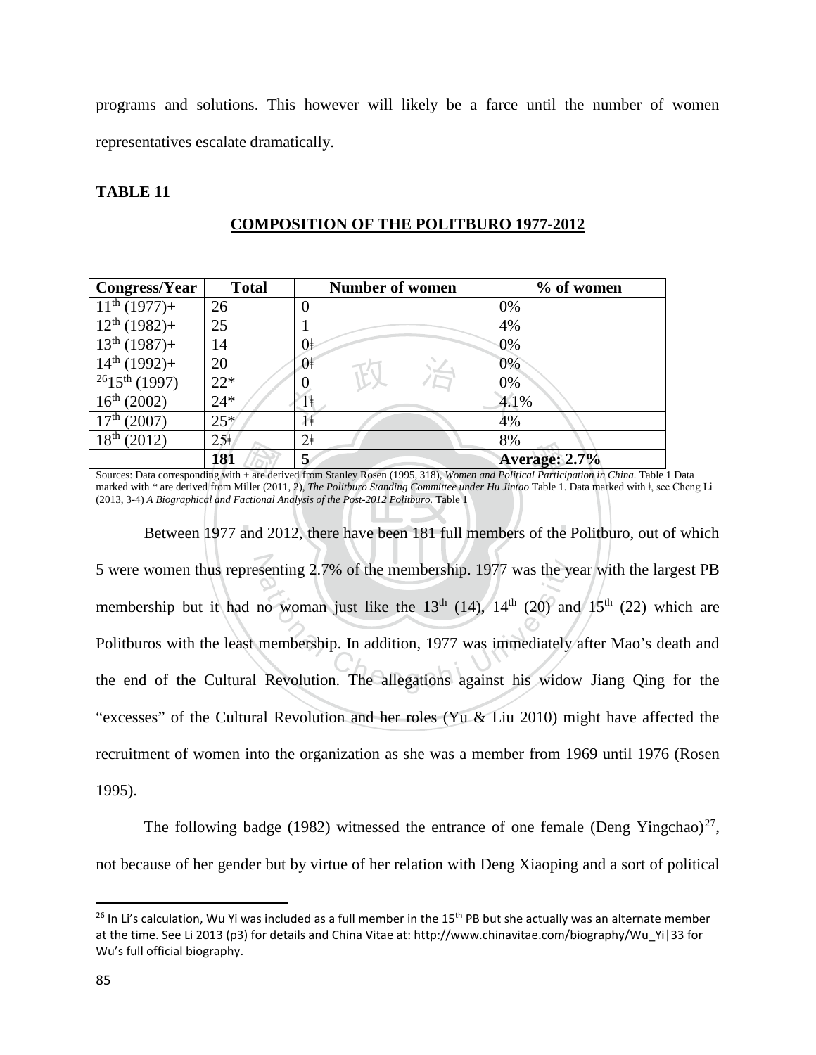programs and solutions. This however will likely be a farce until the number of women representatives escalate dramatically.

**TABLE 11**

**COMPOSITION OF THE POLITBURO 1977-2012**

| Congress/Year | Total | Number of women | % of women |
|---|---|---|---|
| 11th (1977)+ | 26 | 0 | 0% |
| 12th (1982)+ | 25 | 1 | 4% |
| 13th (1987)+ | 14 | 0ǂ | 0% |
| 14th (1992)+ | 20 | 0ǂ | 0% |
| [26]15th (1997) | 22* | 0 | 0% |
| 16th (2002) | 24* | 1ǂ | 4.1% |
| 17th (2007) | 25* | 1ǂ | 4% |
| 18th (2012) | 25ǂ | 2ǂ | 8% |
| | **181** | **5** | **Average: 2.7%** |

Sources: Data corresponding with + are derived from Stanley Rosen (1995, 318), *Women and Political Participation in China.* Table 1 Data marked with * are derived from Miller (2011, 2), *The Politburo Standing Committee under Hu Jintao* Table 1. Data marked with ǂ, see Cheng Li (2013, 3-4) *A Biographical and Factional Analysis of the Post-2012 Politburo.* Table 1

Between 1977 and 2012, there have been 181 full members of the Politburo, out of which 5 were women thus representing 2.7% of the membership. 1977 was the year with the largest PB membership but it had no woman just like the 13th (14), 14th (20) and 15th (22) which are Politburos with the least membership. In addition, 1977 was immediately after Mao's death and the end of the Cultural Revolution. The allegations against his widow Jiang Qing for the "excesses" of the Cultural Revolution and her roles (Yu & Liu 2010) might have affected the recruitment of women into the organization as she was a member from 1969 until 1976 (Rosen 1995).

The following badge (1982) witnessed the entrance of one female (Deng Yingchao)[27], not because of her gender but by virtue of her relation with Deng Xiaoping and a sort of political

[26] In Li's calculation, Wu Yi was included as a full member in the 15th PB but she actually was an alternate member at the time. See Li 2013 (p3) for details and China Vitae at: http://www.chinavitae.com/biography/Wu_Yi|33 for Wu's full official biography.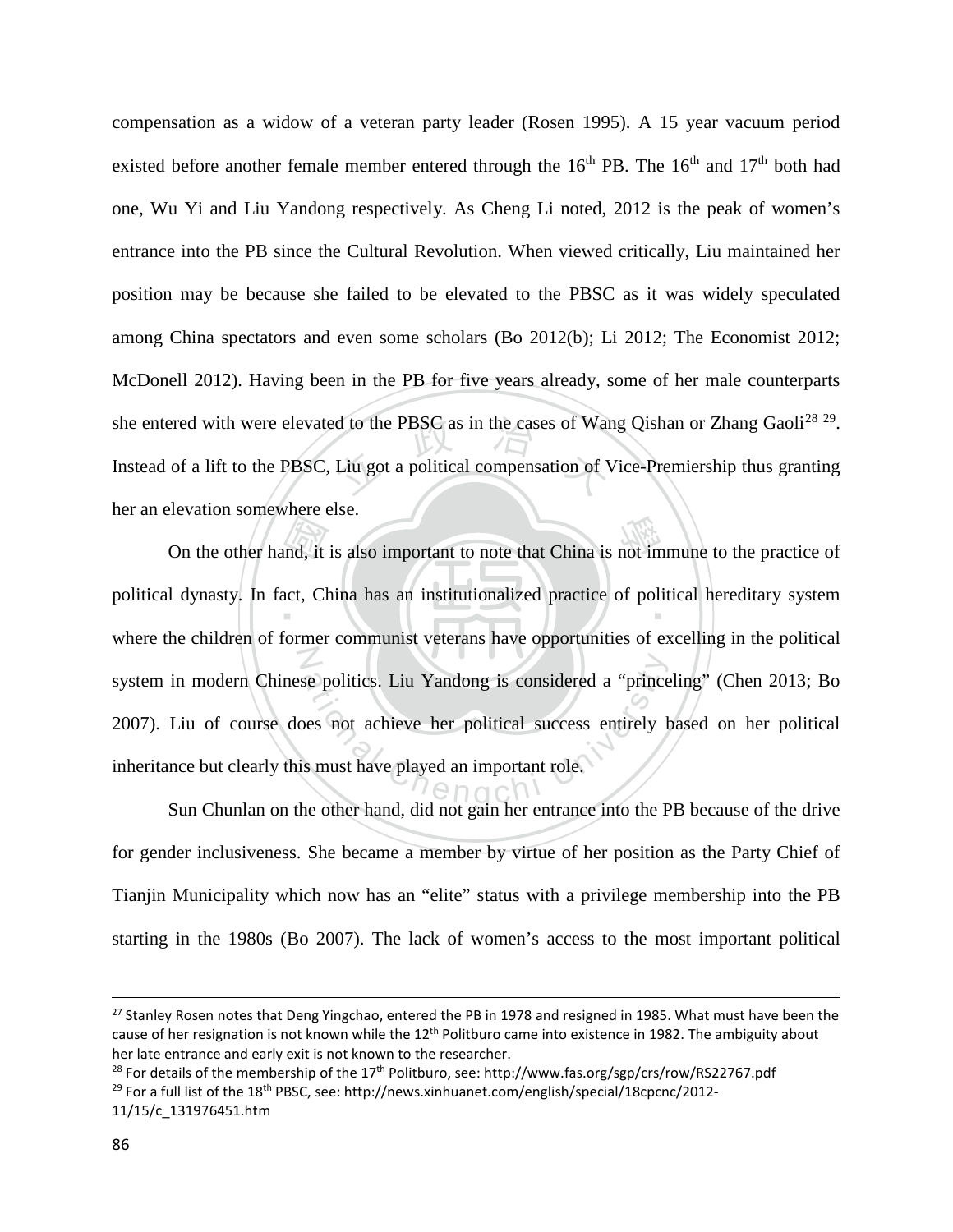compensation as a widow of a veteran party leader (Rosen 1995). A 15 year vacuum period existed before another female member entered through the 16th PB. The 16th and 17th both had one, Wu Yi and Liu Yandong respectively. As Cheng Li noted, 2012 is the peak of women's entrance into the PB since the Cultural Revolution. When viewed critically, Liu maintained her position may be because she failed to be elevated to the PBSC as it was widely speculated among China spectators and even some scholars (Bo 2012(b); Li 2012; The Economist 2012; McDonell 2012). Having been in the PB for five years already, some of her male counterparts she entered with were elevated to the PBSC as in the cases of Wang Qishan or Zhang Gaoli[28 29]. Instead of a lift to the PBSC, Liu got a political compensation of Vice-Premiership thus granting her an elevation somewhere else.

On the other hand, it is also important to note that China is not immune to the practice of political dynasty. In fact, China has an institutionalized practice of political hereditary system where the children of former communist veterans have opportunities of excelling in the political system in modern Chinese politics. Liu Yandong is considered a "princeling" (Chen 2013; Bo 2007). Liu of course does not achieve her political success entirely based on her political inheritance but clearly this must have played an important role.

Sun Chunlan on the other hand, did not gain her entrance into the PB because of the drive for gender inclusiveness. She became a member by virtue of her position as the Party Chief of Tianjin Municipality which now has an "elite" status with a privilege membership into the PB starting in the 1980s (Bo 2007). The lack of women's access to the most important political

---

[27] Stanley Rosen notes that Deng Yingchao, entered the PB in 1978 and resigned in 1985. What must have been the cause of her resignation is not known while the 12th Politburo came into existence in 1982. The ambiguity about her late entrance and early exit is not known to the researcher.

[28] For details of the membership of the 17th Politburo, see: http://www.fas.org/sgp/crs/row/RS22767.pdf

[29] For a full list of the 18th PBSC, see: http://news.xinhuanet.com/english/special/18cpcnc/2012-11/15/c_131976451.htm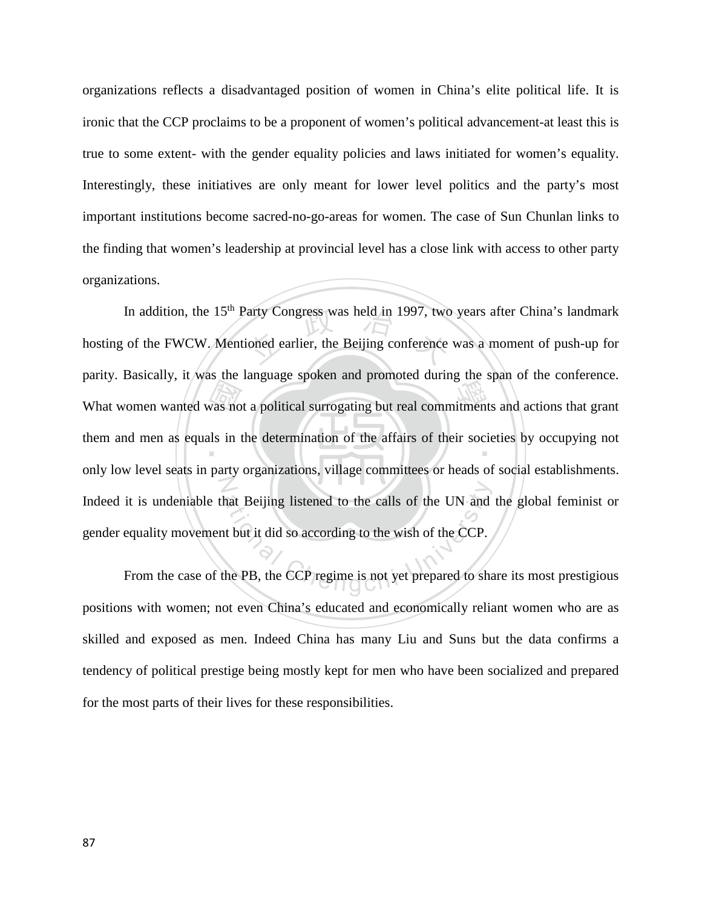organizations reflects a disadvantaged position of women in China's elite political life. It is ironic that the CCP proclaims to be a proponent of women's political advancement-at least this is true to some extent- with the gender equality policies and laws initiated for women's equality. Interestingly, these initiatives are only meant for lower level politics and the party's most important institutions become sacred-no-go-areas for women. The case of Sun Chunlan links to the finding that women's leadership at provincial level has a close link with access to other party organizations.

In addition, the 15th Party Congress was held in 1997, two years after China's landmark hosting of the FWCW. Mentioned earlier, the Beijing conference was a moment of push-up for parity. Basically, it was the language spoken and promoted during the span of the conference. What women wanted was not a political surrogating but real commitments and actions that grant them and men as equals in the determination of the affairs of their societies by occupying not only low level seats in party organizations, village committees or heads of social establishments. Indeed it is undeniable that Beijing listened to the calls of the UN and the global feminist or gender equality movement but it did so according to the wish of the CCP.

From the case of the PB, the CCP regime is not yet prepared to share its most prestigious positions with women; not even China's educated and economically reliant women who are as skilled and exposed as men. Indeed China has many Liu and Suns but the data confirms a tendency of political prestige being mostly kept for men who have been socialized and prepared for the most parts of their lives for these responsibilities.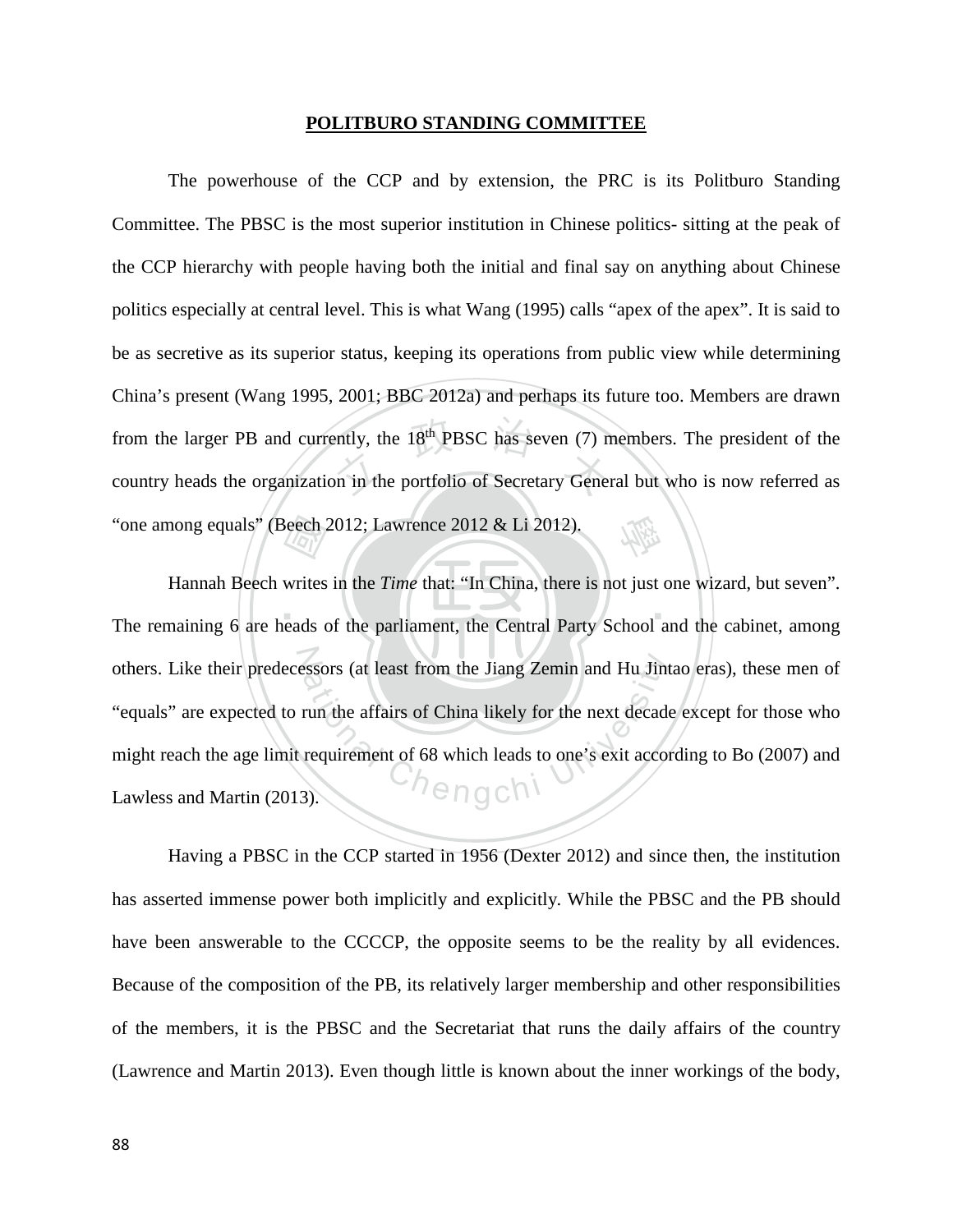## POLITBURO STANDING COMMITTEE

The powerhouse of the CCP and by extension, the PRC is its Politburo Standing Committee. The PBSC is the most superior institution in Chinese politics- sitting at the peak of the CCP hierarchy with people having both the initial and final say on anything about Chinese politics especially at central level. This is what Wang (1995) calls "apex of the apex". It is said to be as secretive as its superior status, keeping its operations from public view while determining China's present (Wang 1995, 2001; BBC 2012a) and perhaps its future too. Members are drawn from the larger PB and currently, the 18th PBSC has seven (7) members. The president of the country heads the organization in the portfolio of Secretary General but who is now referred as "one among equals" (Beech 2012; Lawrence 2012 & Li 2012).

Hannah Beech writes in the *Time* that: "In China, there is not just one wizard, but seven". The remaining 6 are heads of the parliament, the Central Party School and the cabinet, among others. Like their predecessors (at least from the Jiang Zemin and Hu Jintao eras), these men of "equals" are expected to run the affairs of China likely for the next decade except for those who might reach the age limit requirement of 68 which leads to one's exit according to Bo (2007) and Lawless and Martin (2013).

Having a PBSC in the CCP started in 1956 (Dexter 2012) and since then, the institution has asserted immense power both implicitly and explicitly. While the PBSC and the PB should have been answerable to the CCCCP, the opposite seems to be the reality by all evidences. Because of the composition of the PB, its relatively larger membership and other responsibilities of the members, it is the PBSC and the Secretariat that runs the daily affairs of the country (Lawrence and Martin 2013). Even though little is known about the inner workings of the body,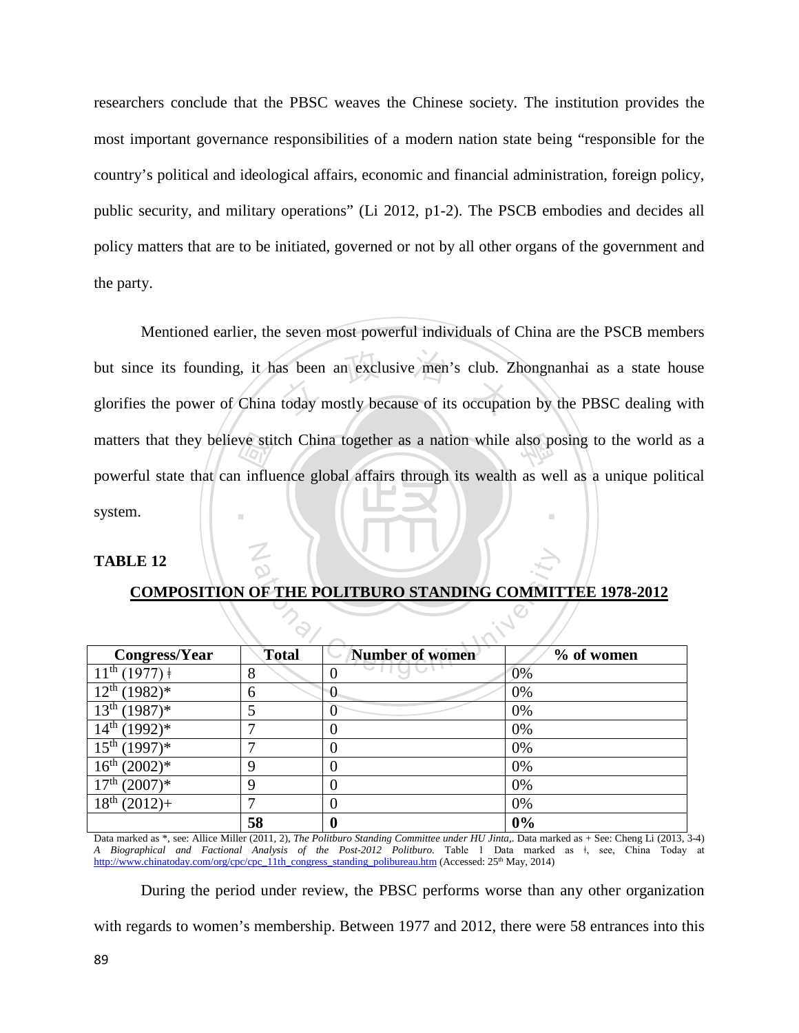researchers conclude that the PBSC weaves the Chinese society. The institution provides the most important governance responsibilities of a modern nation state being "responsible for the country's political and ideological affairs, economic and financial administration, foreign policy, public security, and military operations" (Li 2012, p1-2). The PSCB embodies and decides all policy matters that are to be initiated, governed or not by all other organs of the government and the party.

Mentioned earlier, the seven most powerful individuals of China are the PSCB members but since its founding, it has been an exclusive men's club. Zhongnanhai as a state house glorifies the power of China today mostly because of its occupation by the PBSC dealing with matters that they believe stitch China together as a nation while also posing to the world as a powerful state that can influence global affairs through its wealth as well as a unique political system.

**TABLE 12**

**COMPOSITION OF THE POLITBURO STANDING COMMITTEE 1978-2012**

| Congress/Year | Total | Number of women | % of women |
|---|---|---|---|
| 11th (1977) ǂ | 8 | 0 | 0% |
| 12th (1982)* | 6 | 0 | 0% |
| 13th (1987)* | 5 | 0 | 0% |
| 14th (1992)* | 7 | 0 | 0% |
| 15th (1997)* | 7 | 0 | 0% |
| 16th (2002)* | 9 | 0 | 0% |
| 17th (2007)* | 9 | 0 | 0% |
| 18th (2012)+ | 7 | 0 | 0% |
| | **58** | **0** | **0%** |

Data marked as *, see: Allice Miller (2011, 2), *The Politburo Standing Committee under HU Jinta,*. Data marked as + See: Cheng Li (2013, 3-4) *A Biographical and Factional Analysis of the Post-2012 Politburo.* Table I Data marked as ǂ, see, China Today at http://www.chinatoday.com/org/cpc/cpc_11th_congress_standing_polibureau.htm (Accessed: 25th May, 2014)

During the period under review, the PBSC performs worse than any other organization with regards to women's membership. Between 1977 and 2012, there were 58 entrances into this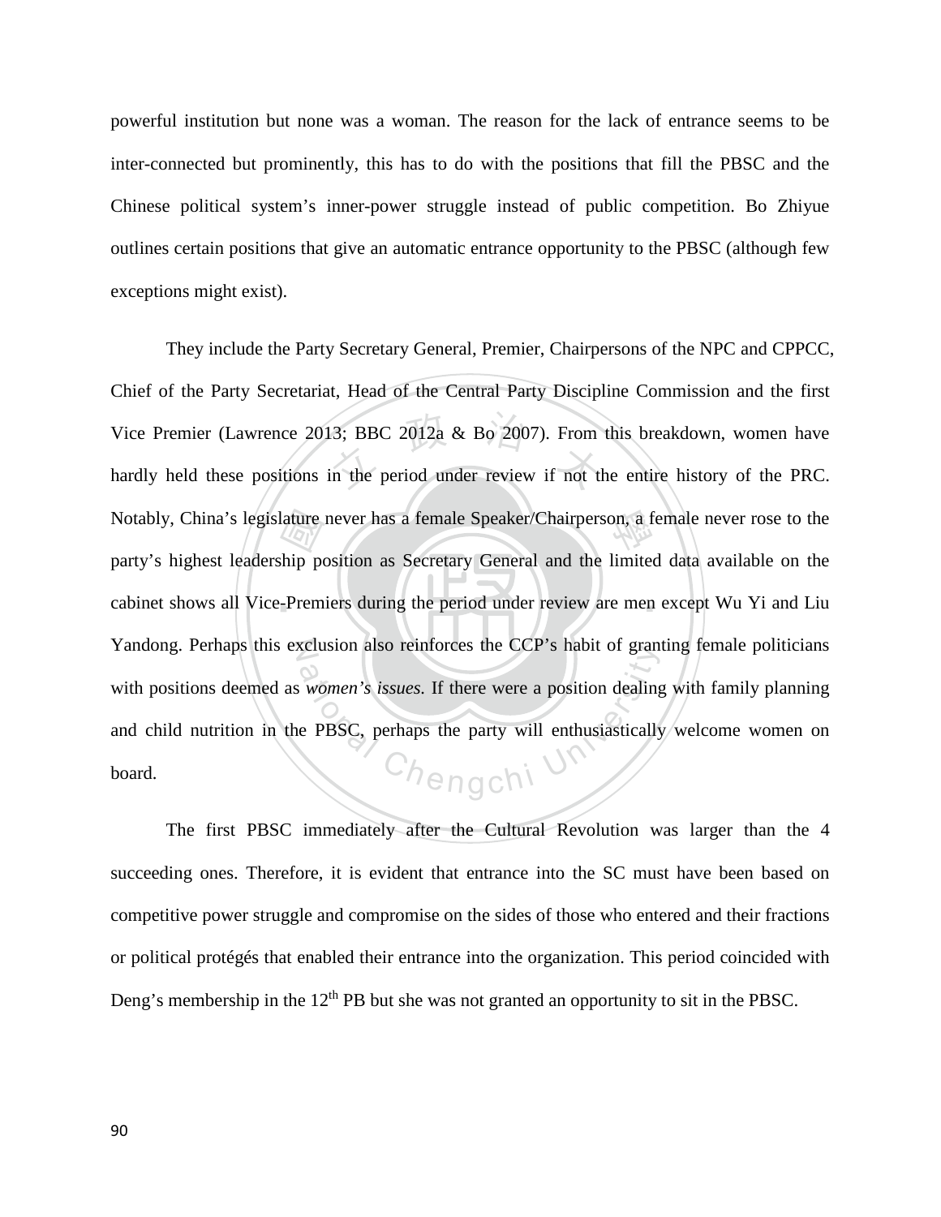powerful institution but none was a woman. The reason for the lack of entrance seems to be inter-connected but prominently, this has to do with the positions that fill the PBSC and the Chinese political system's inner-power struggle instead of public competition. Bo Zhiyue outlines certain positions that give an automatic entrance opportunity to the PBSC (although few exceptions might exist).

They include the Party Secretary General, Premier, Chairpersons of the NPC and CPPCC, Chief of the Party Secretariat, Head of the Central Party Discipline Commission and the first Vice Premier (Lawrence 2013; BBC 2012a & Bo 2007). From this breakdown, women have hardly held these positions in the period under review if not the entire history of the PRC. Notably, China's legislature never has a female Speaker/Chairperson, a female never rose to the party's highest leadership position as Secretary General and the limited data available on the cabinet shows all Vice-Premiers during the period under review are men except Wu Yi and Liu Yandong. Perhaps this exclusion also reinforces the CCP's habit of granting female politicians with positions deemed as *women's issues.* If there were a position dealing with family planning and child nutrition in the PBSC, perhaps the party will enthusiastically welcome women on board.

The first PBSC immediately after the Cultural Revolution was larger than the 4 succeeding ones. Therefore, it is evident that entrance into the SC must have been based on competitive power struggle and compromise on the sides of those who entered and their fractions or political protégés that enabled their entrance into the organization. This period coincided with Deng's membership in the 12th PB but she was not granted an opportunity to sit in the PBSC.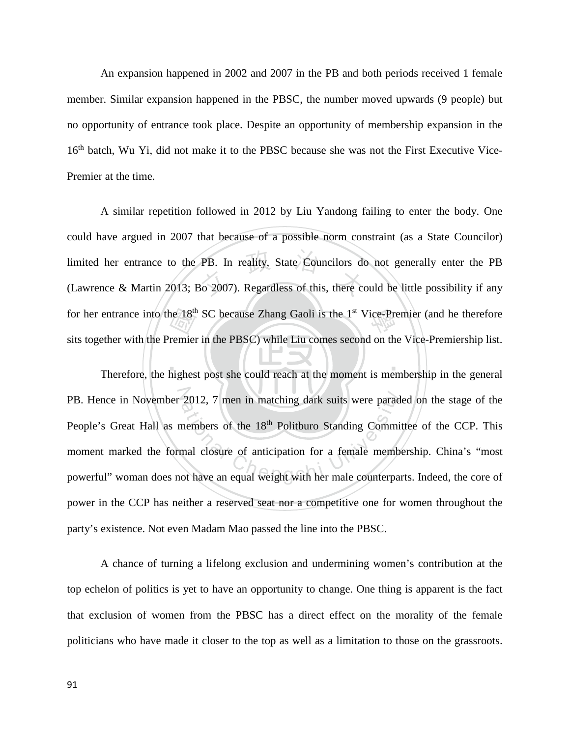An expansion happened in 2002 and 2007 in the PB and both periods received 1 female member. Similar expansion happened in the PBSC, the number moved upwards (9 people) but no opportunity of entrance took place. Despite an opportunity of membership expansion in the 16th batch, Wu Yi, did not make it to the PBSC because she was not the First Executive Vice-Premier at the time.

A similar repetition followed in 2012 by Liu Yandong failing to enter the body. One could have argued in 2007 that because of a possible norm constraint (as a State Councilor) limited her entrance to the PB. In reality, State Councilors do not generally enter the PB (Lawrence & Martin 2013; Bo 2007). Regardless of this, there could be little possibility if any for her entrance into the 18th SC because Zhang Gaoli is the 1st Vice-Premier (and he therefore sits together with the Premier in the PBSC) while Liu comes second on the Vice-Premiership list.

Therefore, the highest post she could reach at the moment is membership in the general PB. Hence in November 2012, 7 men in matching dark suits were paraded on the stage of the People's Great Hall as members of the 18th Politburo Standing Committee of the CCP. This moment marked the formal closure of anticipation for a female membership. China's "most powerful" woman does not have an equal weight with her male counterparts. Indeed, the core of power in the CCP has neither a reserved seat nor a competitive one for women throughout the party's existence. Not even Madam Mao passed the line into the PBSC.

A chance of turning a lifelong exclusion and undermining women's contribution at the top echelon of politics is yet to have an opportunity to change. One thing is apparent is the fact that exclusion of women from the PBSC has a direct effect on the morality of the female politicians who have made it closer to the top as well as a limitation to those on the grassroots.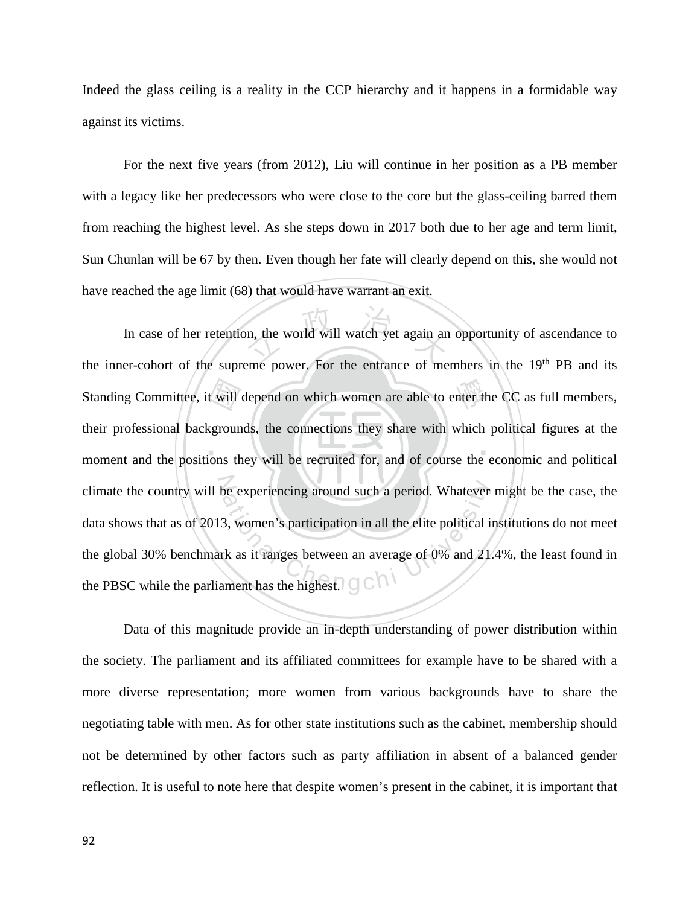Indeed the glass ceiling is a reality in the CCP hierarchy and it happens in a formidable way against its victims.

For the next five years (from 2012), Liu will continue in her position as a PB member with a legacy like her predecessors who were close to the core but the glass-ceiling barred them from reaching the highest level. As she steps down in 2017 both due to her age and term limit, Sun Chunlan will be 67 by then. Even though her fate will clearly depend on this, she would not have reached the age limit (68) that would have warrant an exit.

In case of her retention, the world will watch yet again an opportunity of ascendance to the inner-cohort of the supreme power. For the entrance of members in the 19th PB and its Standing Committee, it will depend on which women are able to enter the CC as full members, their professional backgrounds, the connections they share with which political figures at the moment and the positions they will be recruited for, and of course the economic and political climate the country will be experiencing around such a period. Whatever might be the case, the data shows that as of 2013, women's participation in all the elite political institutions do not meet the global 30% benchmark as it ranges between an average of 0% and 21.4%, the least found in the PBSC while the parliament has the highest.

Data of this magnitude provide an in-depth understanding of power distribution within the society. The parliament and its affiliated committees for example have to be shared with a more diverse representation; more women from various backgrounds have to share the negotiating table with men. As for other state institutions such as the cabinet, membership should not be determined by other factors such as party affiliation in absent of a balanced gender reflection. It is useful to note here that despite women's present in the cabinet, it is important that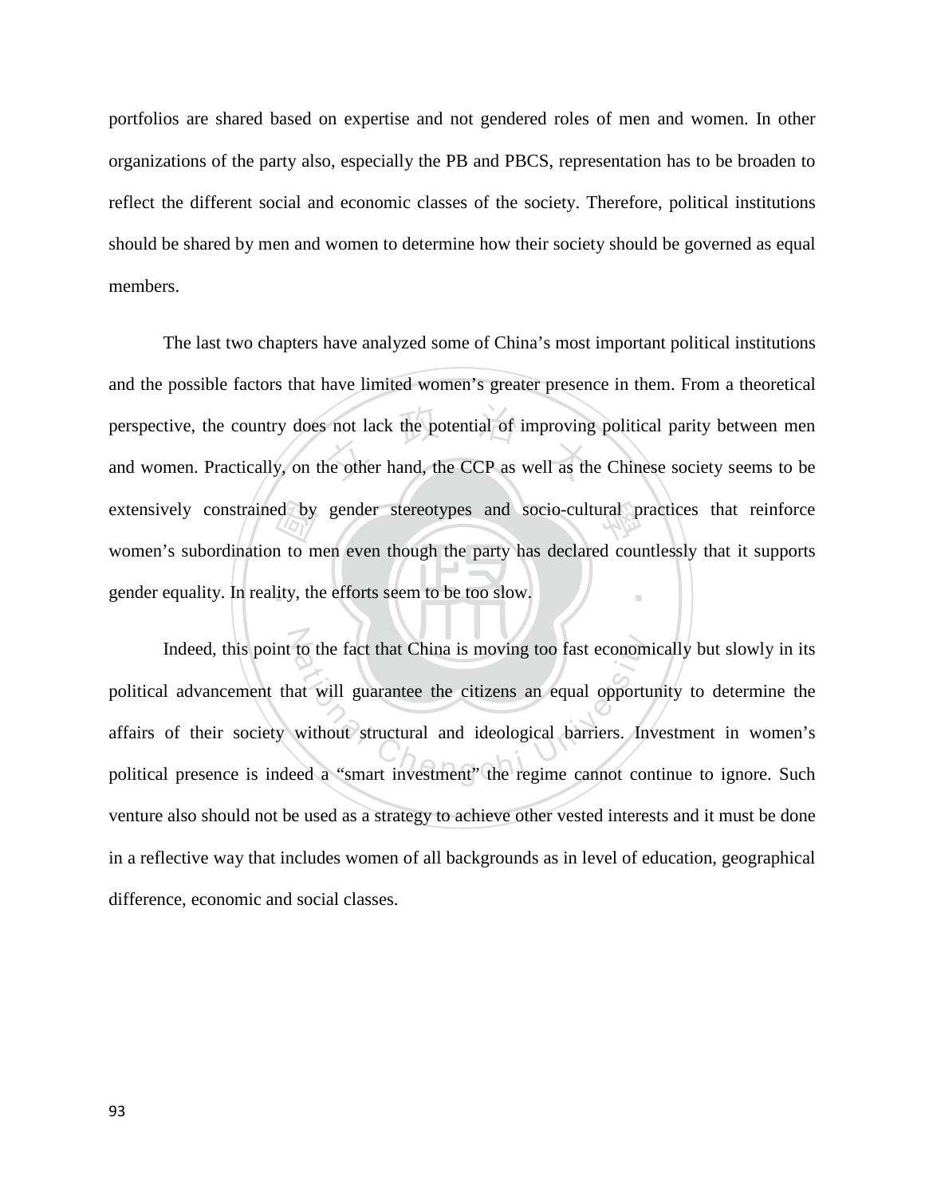portfolios are shared based on expertise and not gendered roles of men and women. In other organizations of the party also, especially the PB and PBCS, representation has to be broaden to reflect the different social and economic classes of the society. Therefore, political institutions should be shared by men and women to determine how their society should be governed as equal members.

The last two chapters have analyzed some of China's most important political institutions and the possible factors that have limited women's greater presence in them. From a theoretical perspective, the country does not lack the potential of improving political parity between men and women. Practically, on the other hand, the CCP as well as the Chinese society seems to be extensively constrained by gender stereotypes and socio-cultural practices that reinforce women's subordination to men even though the party has declared countlessly that it supports gender equality. In reality, the efforts seem to be too slow.

Indeed, this point to the fact that China is moving too fast economically but slowly in its political advancement that will guarantee the citizens an equal opportunity to determine the affairs of their society without structural and ideological barriers. Investment in women's political presence is indeed a "smart investment" the regime cannot continue to ignore. Such venture also should not be used as a strategy to achieve other vested interests and it must be done in a reflective way that includes women of all backgrounds as in level of education, geographical difference, economic and social classes.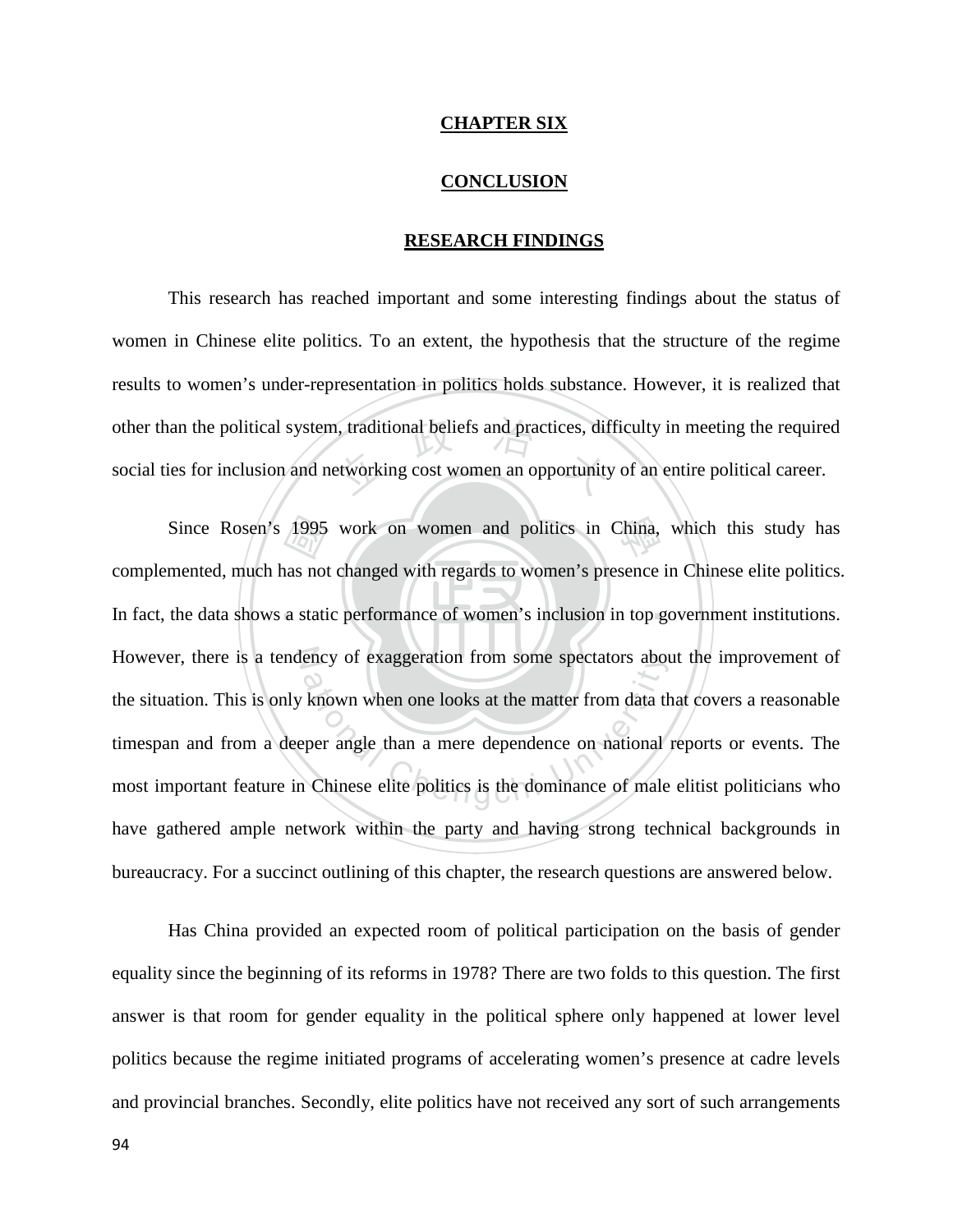# CHAPTER SIX

# CONCLUSION

## RESEARCH FINDINGS

This research has reached important and some interesting findings about the status of women in Chinese elite politics. To an extent, the hypothesis that the structure of the regime results to women's under-representation in politics holds substance. However, it is realized that other than the political system, traditional beliefs and practices, difficulty in meeting the required social ties for inclusion and networking cost women an opportunity of an entire political career.

Since Rosen's 1995 work on women and politics in China, which this study has complemented, much has not changed with regards to women's presence in Chinese elite politics. In fact, the data shows a static performance of women's inclusion in top government institutions. However, there is a tendency of exaggeration from some spectators about the improvement of the situation. This is only known when one looks at the matter from data that covers a reasonable timespan and from a deeper angle than a mere dependence on national reports or events. The most important feature in Chinese elite politics is the dominance of male elitist politicians who have gathered ample network within the party and having strong technical backgrounds in bureaucracy. For a succinct outlining of this chapter, the research questions are answered below.

Has China provided an expected room of political participation on the basis of gender equality since the beginning of its reforms in 1978? There are two folds to this question. The first answer is that room for gender equality in the political sphere only happened at lower level politics because the regime initiated programs of accelerating women's presence at cadre levels and provincial branches. Secondly, elite politics have not received any sort of such arrangements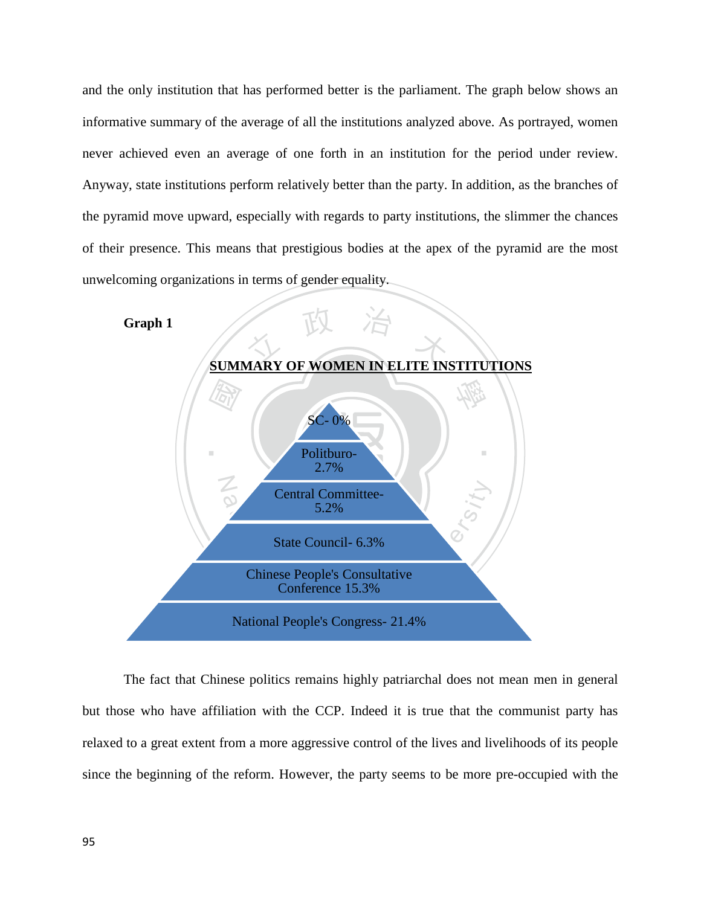and the only institution that has performed better is the parliament. The graph below shows an informative summary of the average of all the institutions analyzed above. As portrayed, women never achieved even an average of one forth in an institution for the period under review. Anyway, state institutions perform relatively better than the party. In addition, as the branches of the pyramid move upward, especially with regards to party institutions, the slimmer the chances of their presence. This means that prestigious bodies at the apex of the pyramid are the most unwelcoming organizations in terms of gender equality.

**Graph 1**

**SUMMARY OF WOMEN IN ELITE INSTITUTIONS**

SC- 0%

Politburo- 2.7%

Central Committee- 5.2%

State Council- 6.3%

Chinese People's Consultative Conference 15.3%

National People's Congress- 21.4%

The fact that Chinese politics remains highly patriarchal does not mean men in general but those who have affiliation with the CCP. Indeed it is true that the communist party has relaxed to a great extent from a more aggressive control of the lives and livelihoods of its people since the beginning of the reform. However, the party seems to be more pre-occupied with the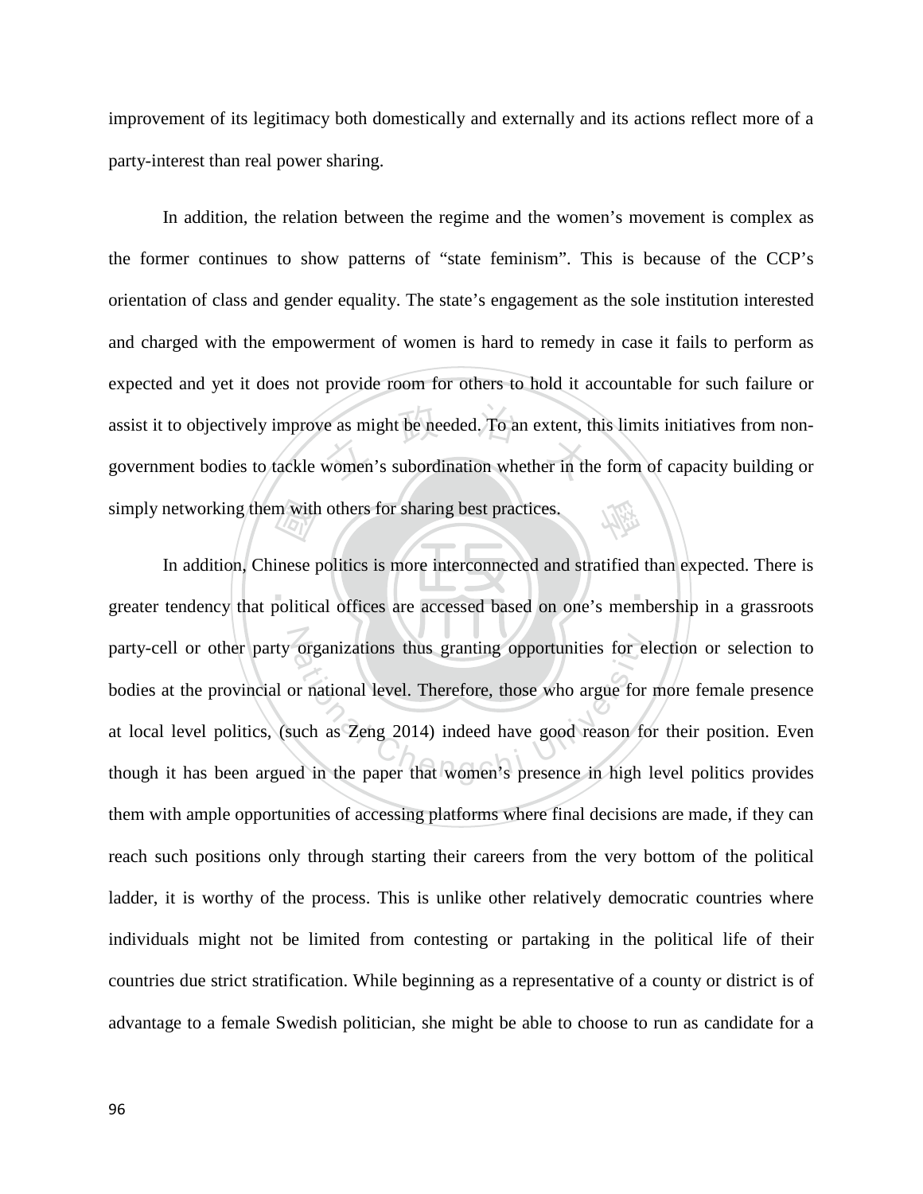improvement of its legitimacy both domestically and externally and its actions reflect more of a party-interest than real power sharing.

In addition, the relation between the regime and the women's movement is complex as the former continues to show patterns of "state feminism". This is because of the CCP's orientation of class and gender equality. The state's engagement as the sole institution interested and charged with the empowerment of women is hard to remedy in case it fails to perform as expected and yet it does not provide room for others to hold it accountable for such failure or assist it to objectively improve as might be needed. To an extent, this limits initiatives from non-government bodies to tackle women's subordination whether in the form of capacity building or simply networking them with others for sharing best practices.

In addition, Chinese politics is more interconnected and stratified than expected. There is greater tendency that political offices are accessed based on one's membership in a grassroots party-cell or other party organizations thus granting opportunities for election or selection to bodies at the provincial or national level. Therefore, those who argue for more female presence at local level politics, (such as Zeng 2014) indeed have good reason for their position. Even though it has been argued in the paper that women's presence in high level politics provides them with ample opportunities of accessing platforms where final decisions are made, if they can reach such positions only through starting their careers from the very bottom of the political ladder, it is worthy of the process. This is unlike other relatively democratic countries where individuals might not be limited from contesting or partaking in the political life of their countries due strict stratification. While beginning as a representative of a county or district is of advantage to a female Swedish politician, she might be able to choose to run as candidate for a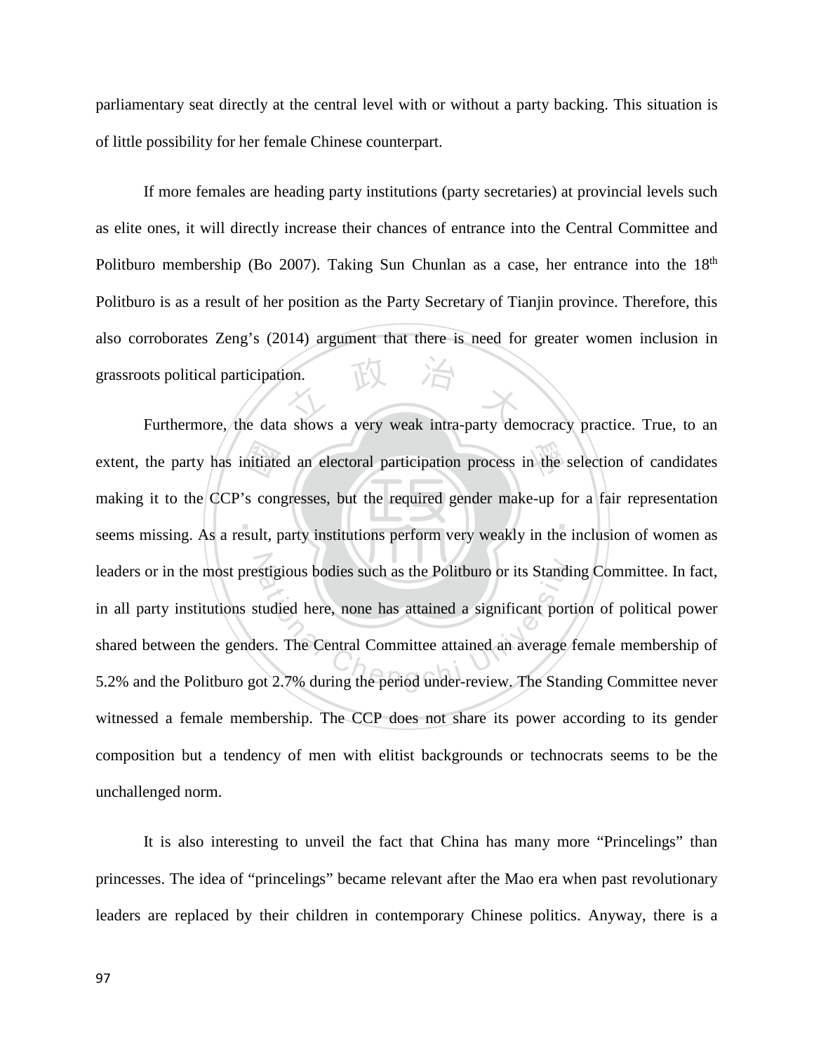parliamentary seat directly at the central level with or without a party backing. This situation is of little possibility for her female Chinese counterpart.

If more females are heading party institutions (party secretaries) at provincial levels such as elite ones, it will directly increase their chances of entrance into the Central Committee and Politburo membership (Bo 2007). Taking Sun Chunlan as a case, her entrance into the 18th Politburo is as a result of her position as the Party Secretary of Tianjin province. Therefore, this also corroborates Zeng's (2014) argument that there is need for greater women inclusion in grassroots political participation.

Furthermore, the data shows a very weak intra-party democracy practice. True, to an extent, the party has initiated an electoral participation process in the selection of candidates making it to the CCP's congresses, but the required gender make-up for a fair representation seems missing. As a result, party institutions perform very weakly in the inclusion of women as leaders or in the most prestigious bodies such as the Politburo or its Standing Committee. In fact, in all party institutions studied here, none has attained a significant portion of political power shared between the genders. The Central Committee attained an average female membership of 5.2% and the Politburo got 2.7% during the period under-review. The Standing Committee never witnessed a female membership. The CCP does not share its power according to its gender composition but a tendency of men with elitist backgrounds or technocrats seems to be the unchallenged norm.

It is also interesting to unveil the fact that China has many more "Princelings" than princesses. The idea of "princelings" became relevant after the Mao era when past revolutionary leaders are replaced by their children in contemporary Chinese politics. Anyway, there is a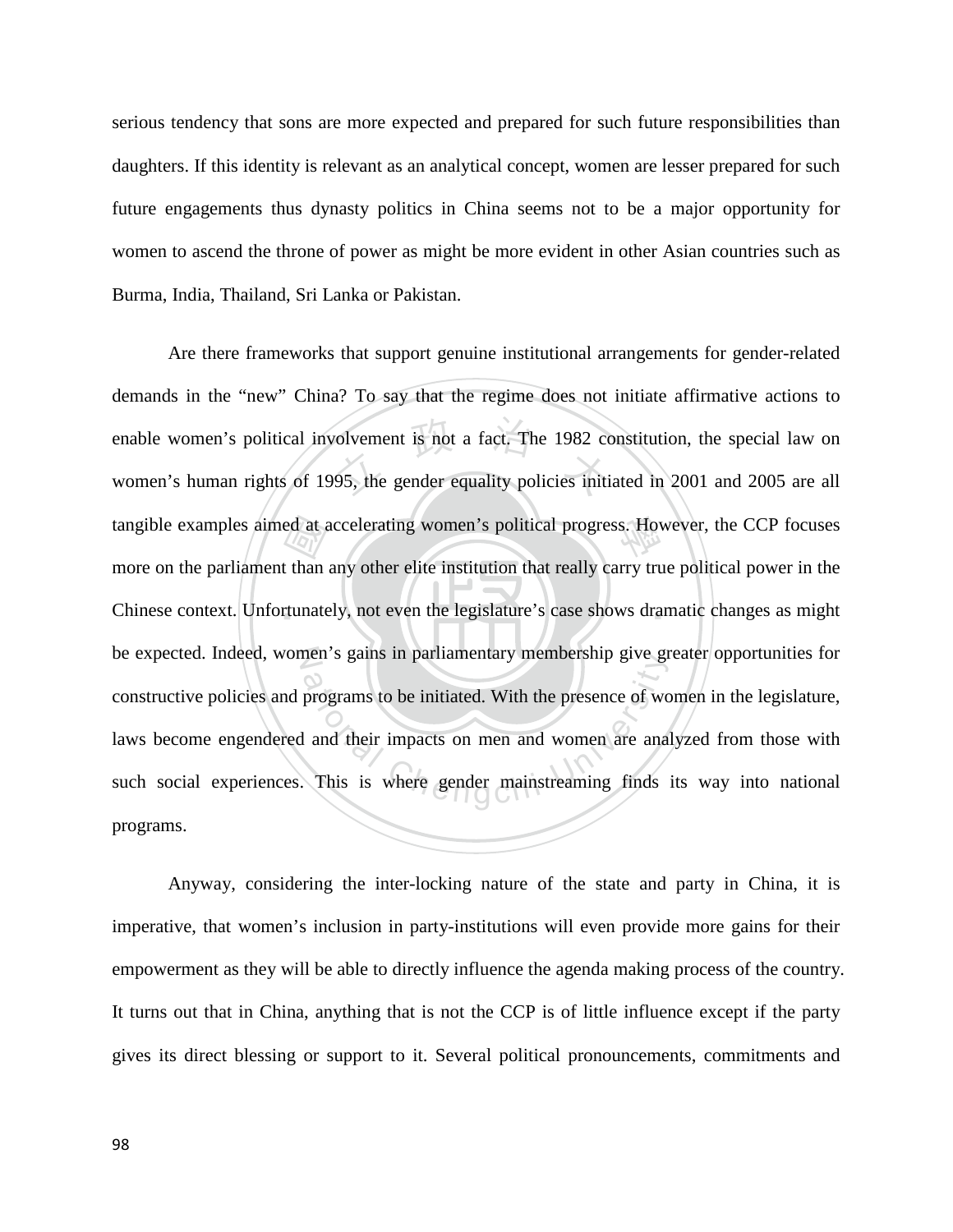serious tendency that sons are more expected and prepared for such future responsibilities than daughters. If this identity is relevant as an analytical concept, women are lesser prepared for such future engagements thus dynasty politics in China seems not to be a major opportunity for women to ascend the throne of power as might be more evident in other Asian countries such as Burma, India, Thailand, Sri Lanka or Pakistan.

Are there frameworks that support genuine institutional arrangements for gender-related demands in the "new" China? To say that the regime does not initiate affirmative actions to enable women's political involvement is not a fact. The 1982 constitution, the special law on women's human rights of 1995, the gender equality policies initiated in 2001 and 2005 are all tangible examples aimed at accelerating women's political progress. However, the CCP focuses more on the parliament than any other elite institution that really carry true political power in the Chinese context. Unfortunately, not even the legislature's case shows dramatic changes as might be expected. Indeed, women's gains in parliamentary membership give greater opportunities for constructive policies and programs to be initiated. With the presence of women in the legislature, laws become engendered and their impacts on men and women are analyzed from those with such social experiences. This is where gender mainstreaming finds its way into national programs.

Anyway, considering the inter-locking nature of the state and party in China, it is imperative, that women's inclusion in party-institutions will even provide more gains for their empowerment as they will be able to directly influence the agenda making process of the country. It turns out that in China, anything that is not the CCP is of little influence except if the party gives its direct blessing or support to it. Several political pronouncements, commitments and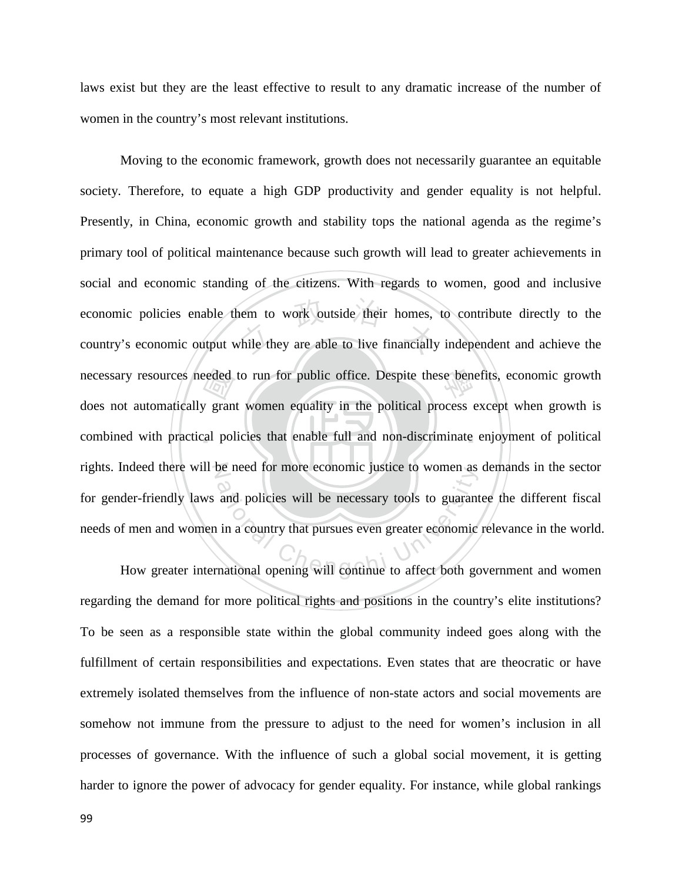laws exist but they are the least effective to result to any dramatic increase of the number of women in the country's most relevant institutions.

Moving to the economic framework, growth does not necessarily guarantee an equitable society. Therefore, to equate a high GDP productivity and gender equality is not helpful. Presently, in China, economic growth and stability tops the national agenda as the regime's primary tool of political maintenance because such growth will lead to greater achievements in social and economic standing of the citizens. With regards to women, good and inclusive economic policies enable them to work outside their homes, to contribute directly to the country's economic output while they are able to live financially independent and achieve the necessary resources needed to run for public office. Despite these benefits, economic growth does not automatically grant women equality in the political process except when growth is combined with practical policies that enable full and non-discriminate enjoyment of political rights. Indeed there will be need for more economic justice to women as demands in the sector for gender-friendly laws and policies will be necessary tools to guarantee the different fiscal needs of men and women in a country that pursues even greater economic relevance in the world.

How greater international opening will continue to affect both government and women regarding the demand for more political rights and positions in the country's elite institutions? To be seen as a responsible state within the global community indeed goes along with the fulfillment of certain responsibilities and expectations. Even states that are theocratic or have extremely isolated themselves from the influence of non-state actors and social movements are somehow not immune from the pressure to adjust to the need for women's inclusion in all processes of governance. With the influence of such a global social movement, it is getting harder to ignore the power of advocacy for gender equality. For instance, while global rankings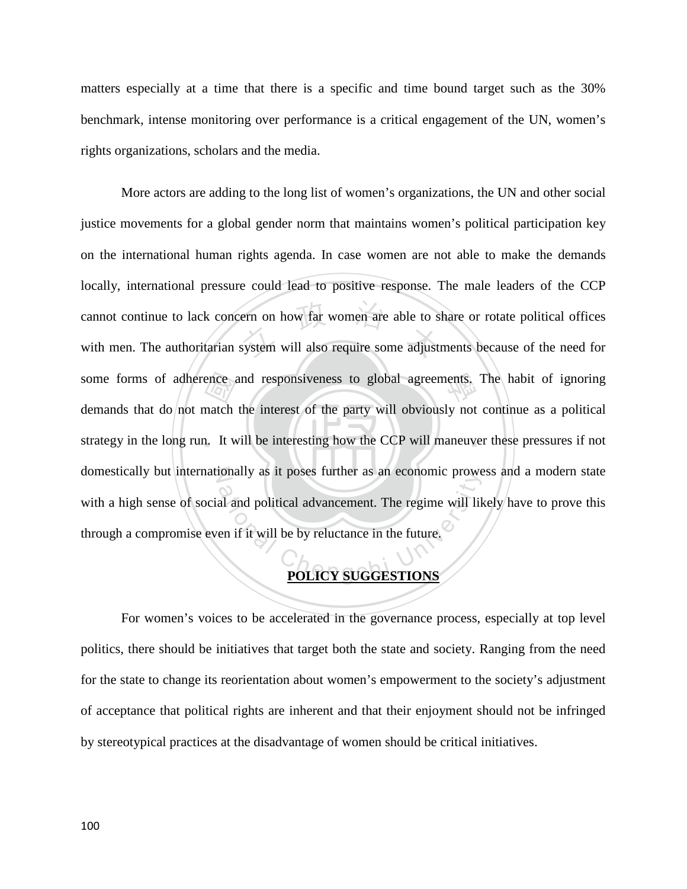matters especially at a time that there is a specific and time bound target such as the 30% benchmark, intense monitoring over performance is a critical engagement of the UN, women's rights organizations, scholars and the media.

More actors are adding to the long list of women's organizations, the UN and other social justice movements for a global gender norm that maintains women's political participation key on the international human rights agenda. In case women are not able to make the demands locally, international pressure could lead to positive response. The male leaders of the CCP cannot continue to lack concern on how far women are able to share or rotate political offices with men. The authoritarian system will also require some adjustments because of the need for some forms of adherence and responsiveness to global agreements. The habit of ignoring demands that do not match the interest of the party will obviously not continue as a political strategy in the long run. It will be interesting how the CCP will maneuver these pressures if not domestically but internationally as it poses further as an economic prowess and a modern state with a high sense of social and political advancement. The regime will likely have to prove this through a compromise even if it will be by reluctance in the future.

## POLICY SUGGESTIONS

For women's voices to be accelerated in the governance process, especially at top level politics, there should be initiatives that target both the state and society. Ranging from the need for the state to change its reorientation about women's empowerment to the society's adjustment of acceptance that political rights are inherent and that their enjoyment should not be infringed by stereotypical practices at the disadvantage of women should be critical initiatives.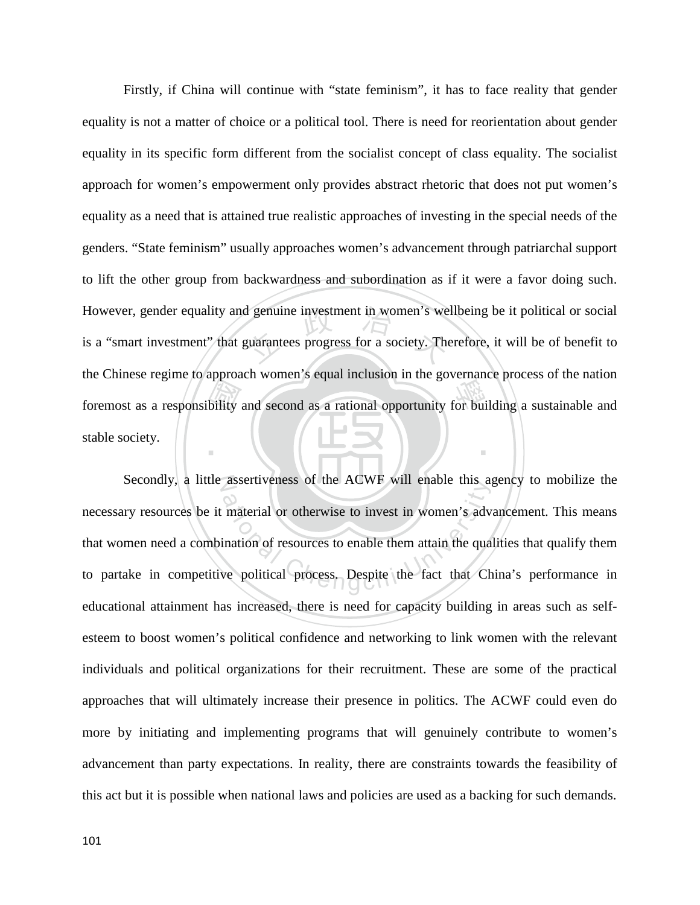Firstly, if China will continue with "state feminism", it has to face reality that gender equality is not a matter of choice or a political tool. There is need for reorientation about gender equality in its specific form different from the socialist concept of class equality. The socialist approach for women's empowerment only provides abstract rhetoric that does not put women's equality as a need that is attained true realistic approaches of investing in the special needs of the genders. "State feminism" usually approaches women's advancement through patriarchal support to lift the other group from backwardness and subordination as if it were a favor doing such. However, gender equality and genuine investment in women's wellbeing be it political or social is a "smart investment" that guarantees progress for a society. Therefore, it will be of benefit to the Chinese regime to approach women's equal inclusion in the governance process of the nation foremost as a responsibility and second as a rational opportunity for building a sustainable and stable society.

Secondly, a little assertiveness of the ACWF will enable this agency to mobilize the necessary resources be it material or otherwise to invest in women's advancement. This means that women need a combination of resources to enable them attain the qualities that qualify them to partake in competitive political process. Despite the fact that China's performance in educational attainment has increased, there is need for capacity building in areas such as self-esteem to boost women's political confidence and networking to link women with the relevant individuals and political organizations for their recruitment. These are some of the practical approaches that will ultimately increase their presence in politics. The ACWF could even do more by initiating and implementing programs that will genuinely contribute to women's advancement than party expectations. In reality, there are constraints towards the feasibility of this act but it is possible when national laws and policies are used as a backing for such demands.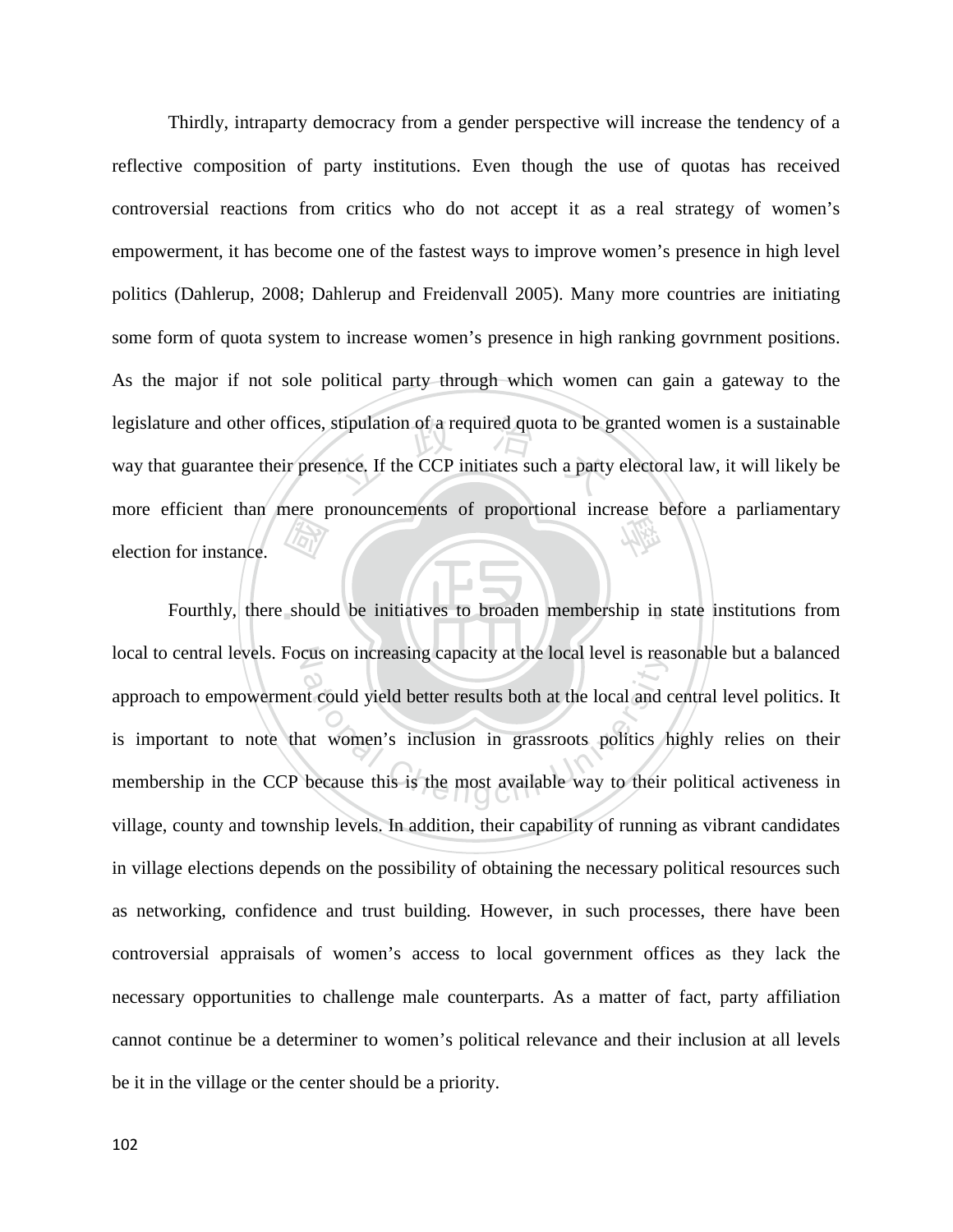Thirdly, intraparty democracy from a gender perspective will increase the tendency of a reflective composition of party institutions. Even though the use of quotas has received controversial reactions from critics who do not accept it as a real strategy of women's empowerment, it has become one of the fastest ways to improve women's presence in high level politics (Dahlerup, 2008; Dahlerup and Freidenvall 2005). Many more countries are initiating some form of quota system to increase women's presence in high ranking govrnment positions. As the major if not sole political party through which women can gain a gateway to the legislature and other offices, stipulation of a required quota to be granted women is a sustainable way that guarantee their presence. If the CCP initiates such a party electoral law, it will likely be more efficient than mere pronouncements of proportional increase before a parliamentary election for instance.

Fourthly, there should be initiatives to broaden membership in state institutions from local to central levels. Focus on increasing capacity at the local level is reasonable but a balanced approach to empowerment could yield better results both at the local and central level politics. It is important to note that women's inclusion in grassroots politics highly relies on their membership in the CCP because this is the most available way to their political activeness in village, county and township levels. In addition, their capability of running as vibrant candidates in village elections depends on the possibility of obtaining the necessary political resources such as networking, confidence and trust building. However, in such processes, there have been controversial appraisals of women's access to local government offices as they lack the necessary opportunities to challenge male counterparts. As a matter of fact, party affiliation cannot continue be a determiner to women's political relevance and their inclusion at all levels be it in the village or the center should be a priority.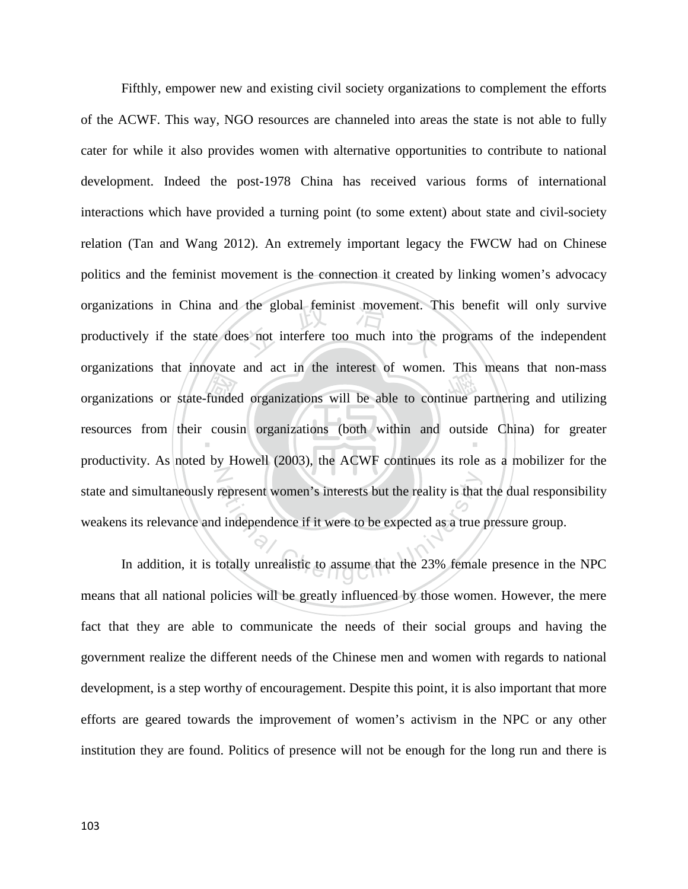Fifthly, empower new and existing civil society organizations to complement the efforts of the ACWF. This way, NGO resources are channeled into areas the state is not able to fully cater for while it also provides women with alternative opportunities to contribute to national development. Indeed the post-1978 China has received various forms of international interactions which have provided a turning point (to some extent) about state and civil-society relation (Tan and Wang 2012). An extremely important legacy the FWCW had on Chinese politics and the feminist movement is the connection it created by linking women's advocacy organizations in China and the global feminist movement. This benefit will only survive productively if the state does not interfere too much into the programs of the independent organizations that innovate and act in the interest of women. This means that non-mass organizations or state-funded organizations will be able to continue partnering and utilizing resources from their cousin organizations (both within and outside China) for greater productivity. As noted by Howell (2003), the ACWF continues its role as a mobilizer for the state and simultaneously represent women's interests but the reality is that the dual responsibility weakens its relevance and independence if it were to be expected as a true pressure group.

In addition, it is totally unrealistic to assume that the 23% female presence in the NPC means that all national policies will be greatly influenced by those women. However, the mere fact that they are able to communicate the needs of their social groups and having the government realize the different needs of the Chinese men and women with regards to national development, is a step worthy of encouragement. Despite this point, it is also important that more efforts are geared towards the improvement of women's activism in the NPC or any other institution they are found. Politics of presence will not be enough for the long run and there is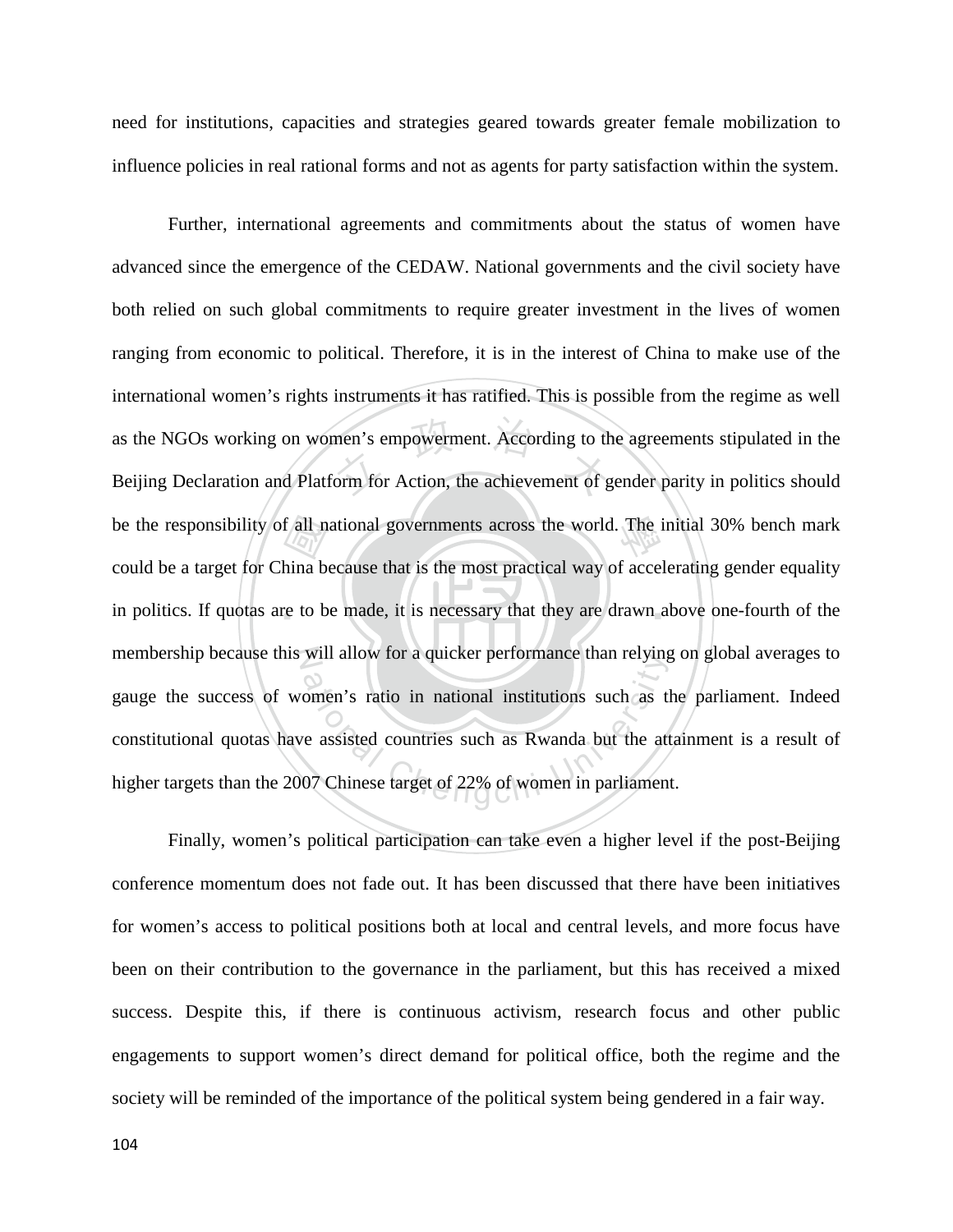need for institutions, capacities and strategies geared towards greater female mobilization to influence policies in real rational forms and not as agents for party satisfaction within the system.

Further, international agreements and commitments about the status of women have advanced since the emergence of the CEDAW. National governments and the civil society have both relied on such global commitments to require greater investment in the lives of women ranging from economic to political. Therefore, it is in the interest of China to make use of the international women's rights instruments it has ratified. This is possible from the regime as well as the NGOs working on women's empowerment. According to the agreements stipulated in the Beijing Declaration and Platform for Action, the achievement of gender parity in politics should be the responsibility of all national governments across the world. The initial 30% bench mark could be a target for China because that is the most practical way of accelerating gender equality in politics. If quotas are to be made, it is necessary that they are drawn above one-fourth of the membership because this will allow for a quicker performance than relying on global averages to gauge the success of women's ratio in national institutions such as the parliament. Indeed constitutional quotas have assisted countries such as Rwanda but the attainment is a result of higher targets than the 2007 Chinese target of 22% of women in parliament.

Finally, women's political participation can take even a higher level if the post-Beijing conference momentum does not fade out. It has been discussed that there have been initiatives for women's access to political positions both at local and central levels, and more focus have been on their contribution to the governance in the parliament, but this has received a mixed success. Despite this, if there is continuous activism, research focus and other public engagements to support women's direct demand for political office, both the regime and the society will be reminded of the importance of the political system being gendered in a fair way.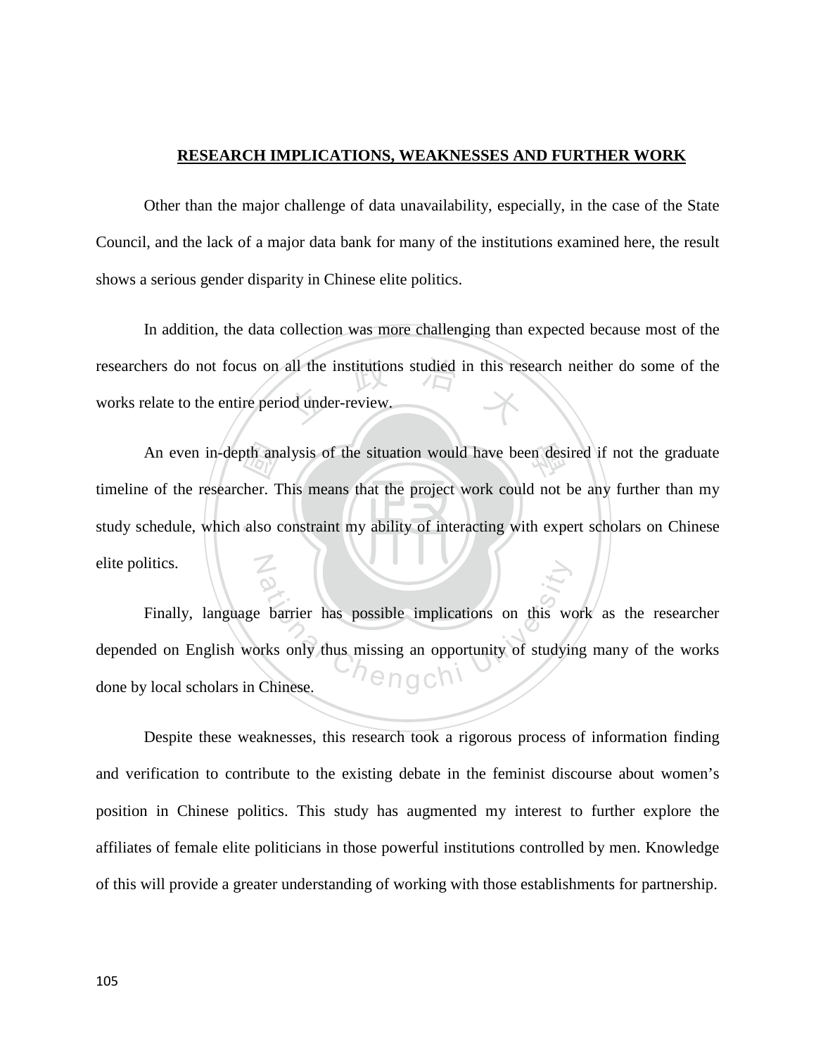## RESEARCH IMPLICATIONS, WEAKNESSES AND FURTHER WORK

Other than the major challenge of data unavailability, especially, in the case of the State Council, and the lack of a major data bank for many of the institutions examined here, the result shows a serious gender disparity in Chinese elite politics.

In addition, the data collection was more challenging than expected because most of the researchers do not focus on all the institutions studied in this research neither do some of the works relate to the entire period under-review.

An even in-depth analysis of the situation would have been desired if not the graduate timeline of the researcher. This means that the project work could not be any further than my study schedule, which also constraint my ability of interacting with expert scholars on Chinese elite politics.

Finally, language barrier has possible implications on this work as the researcher depended on English works only thus missing an opportunity of studying many of the works done by local scholars in Chinese.

Despite these weaknesses, this research took a rigorous process of information finding and verification to contribute to the existing debate in the feminist discourse about women's position in Chinese politics. This study has augmented my interest to further explore the affiliates of female elite politicians in those powerful institutions controlled by men. Knowledge of this will provide a greater understanding of working with those establishments for partnership.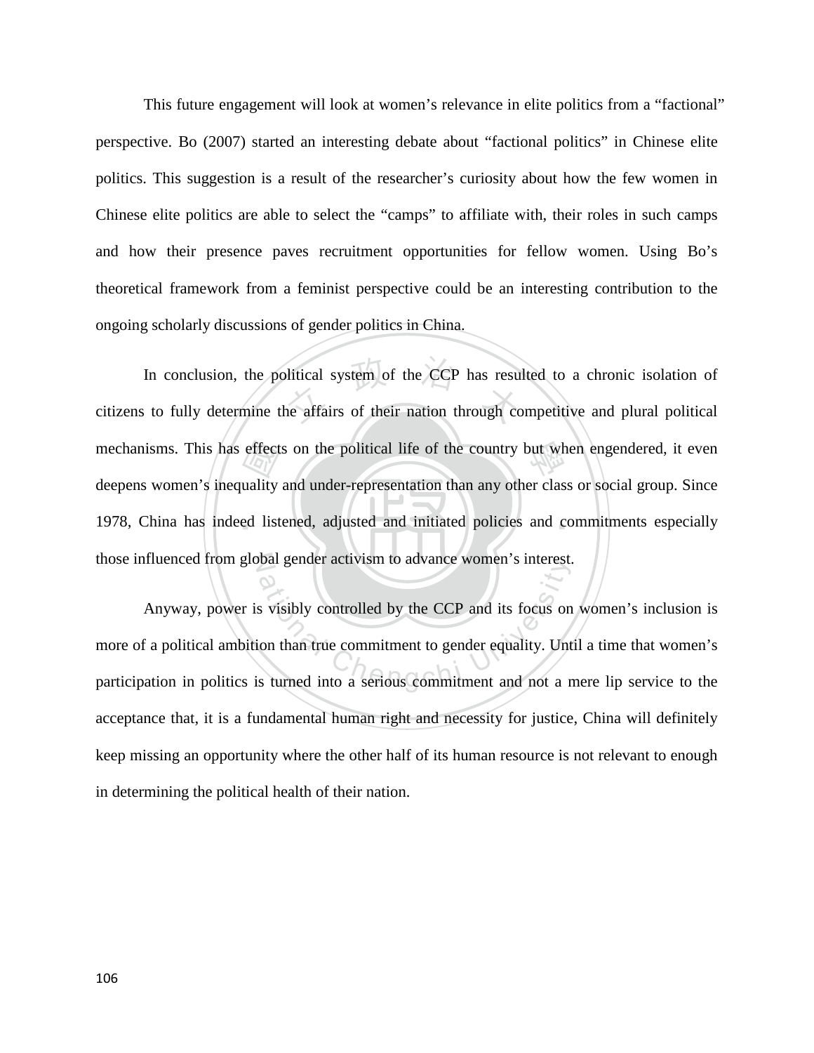This future engagement will look at women's relevance in elite politics from a "factional" perspective. Bo (2007) started an interesting debate about "factional politics" in Chinese elite politics. This suggestion is a result of the researcher's curiosity about how the few women in Chinese elite politics are able to select the "camps" to affiliate with, their roles in such camps and how their presence paves recruitment opportunities for fellow women. Using Bo's theoretical framework from a feminist perspective could be an interesting contribution to the ongoing scholarly discussions of gender politics in China.

In conclusion, the political system of the CCP has resulted to a chronic isolation of citizens to fully determine the affairs of their nation through competitive and plural political mechanisms. This has effects on the political life of the country but when engendered, it even deepens women's inequality and under-representation than any other class or social group. Since 1978, China has indeed listened, adjusted and initiated policies and commitments especially those influenced from global gender activism to advance women's interest.

Anyway, power is visibly controlled by the CCP and its focus on women's inclusion is more of a political ambition than true commitment to gender equality. Until a time that women's participation in politics is turned into a serious commitment and not a mere lip service to the acceptance that, it is a fundamental human right and necessity for justice, China will definitely keep missing an opportunity where the other half of its human resource is not relevant to enough in determining the political health of their nation.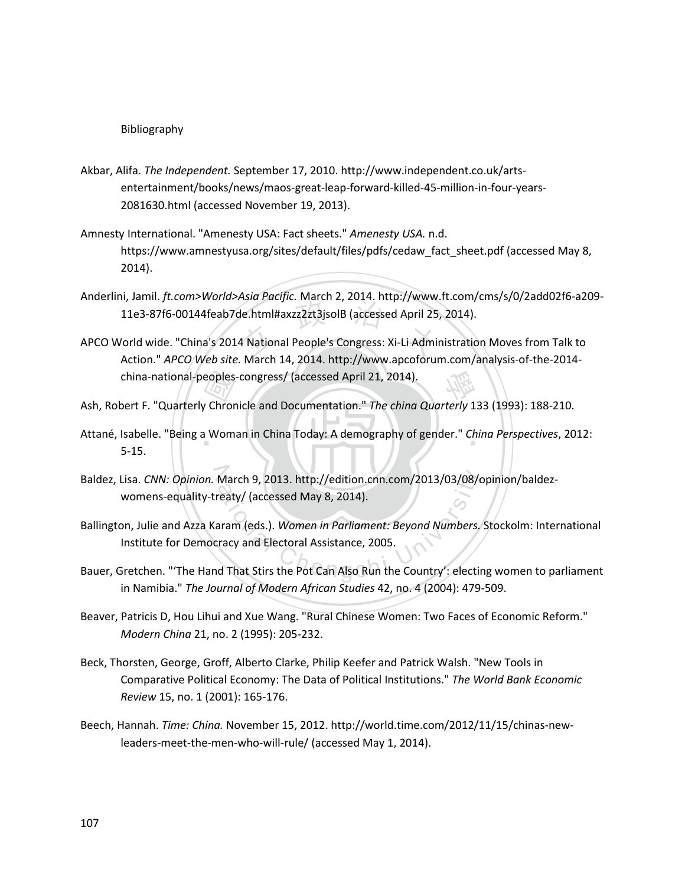# Bibliography

Akbar, Alifa. *The Independent.* September 17, 2010. http://www.independent.co.uk/arts-entertainment/books/news/maos-great-leap-forward-killed-45-million-in-four-years-2081630.html (accessed November 19, 2013).

Amnesty International. "Amenesty USA: Fact sheets." *Amenesty USA.* n.d. https://www.amnestyusa.org/sites/default/files/pdfs/cedaw_fact_sheet.pdf (accessed May 8, 2014).

Anderlini, Jamil. *ft.com>World>Asia Pacific.* March 2, 2014. http://www.ft.com/cms/s/0/2add02f6-a209-11e3-87f6-00144feab7de.html#axzz2zt3jsolB (accessed April 25, 2014).

APCO World wide. "China's 2014 National People's Congress: Xi-Li Administration Moves from Talk to Action." *APCO Web site.* March 14, 2014. http://www.apcoforum.com/analysis-of-the-2014-china-national-peoples-congress/ (accessed April 21, 2014).

Ash, Robert F. "Quarterly Chronicle and Documentation." *The china Quarterly* 133 (1993): 188-210.

Attané, Isabelle. "Being a Woman in China Today: A demography of gender." *China Perspectives*, 2012: 5-15.

Baldez, Lisa. *CNN: Opinion.* March 9, 2013. http://edition.cnn.com/2013/03/08/opinion/baldez-womens-equality-treaty/ (accessed May 8, 2014).

Ballington, Julie and Azza Karam (eds.). *Women in Parliament: Beyond Numbers.* Stockolm: International Institute for Democracy and Electoral Assistance, 2005.

Bauer, Gretchen. "'The Hand That Stirs the Pot Can Also Run the Country': electing women to parliament in Namibia." *The Journal of Modern African Studies* 42, no. 4 (2004): 479-509.

Beaver, Patricis D, Hou Lihui and Xue Wang. "Rural Chinese Women: Two Faces of Economic Reform." *Modern China* 21, no. 2 (1995): 205-232.

Beck, Thorsten, George, Groff, Alberto Clarke, Philip Keefer and Patrick Walsh. "New Tools in Comparative Political Economy: The Data of Political Institutions." *The World Bank Economic Review* 15, no. 1 (2001): 165-176.

Beech, Hannah. *Time: China.* November 15, 2012. http://world.time.com/2012/11/15/chinas-new-leaders-meet-the-men-who-will-rule/ (accessed May 1, 2014).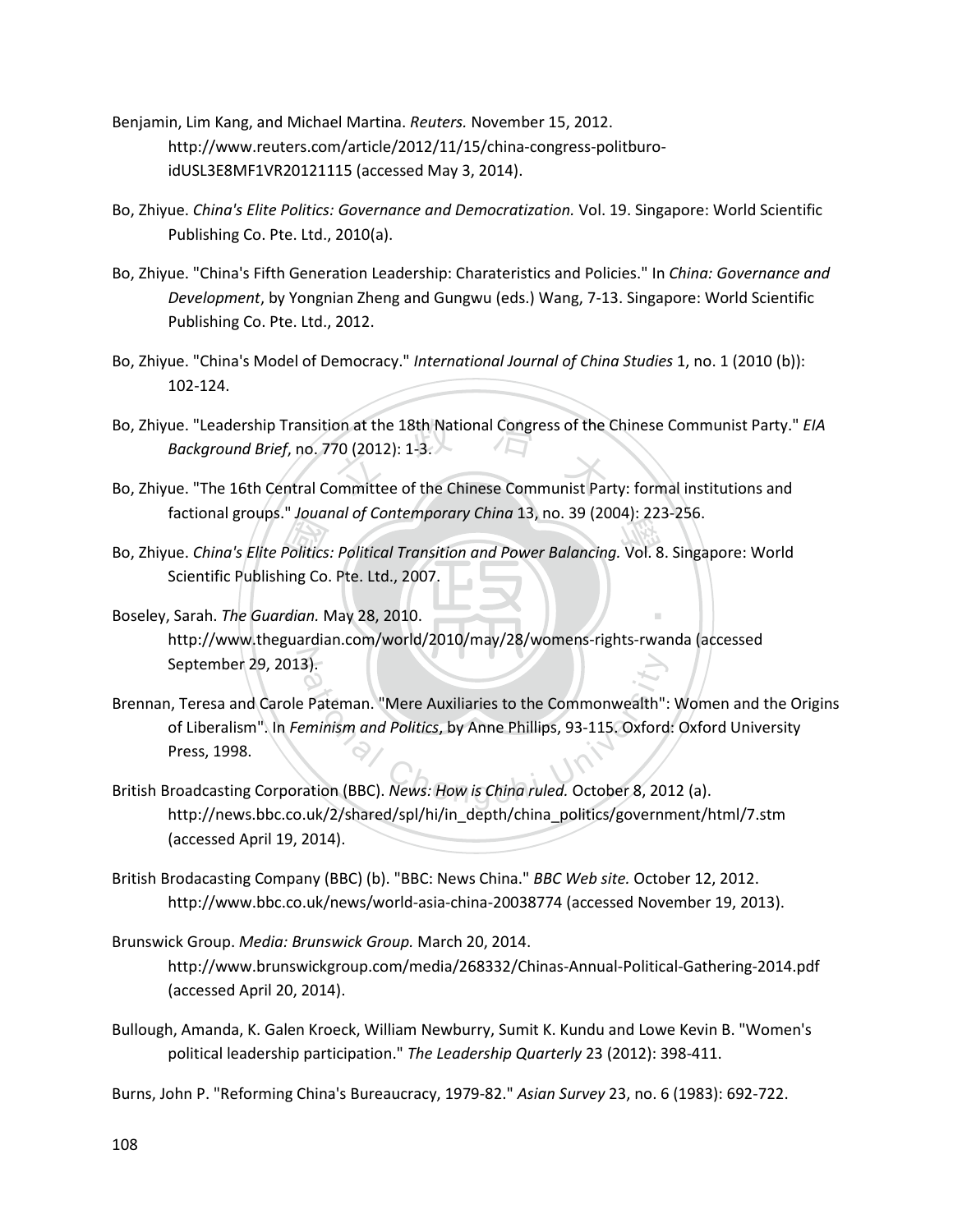Benjamin, Lim Kang, and Michael Martina. *Reuters.* November 15, 2012. http://www.reuters.com/article/2012/11/15/china-congress-politburo-idUSL3E8MF1VR20121115 (accessed May 3, 2014).

Bo, Zhiyue. *China's Elite Politics: Governance and Democratization.* Vol. 19. Singapore: World Scientific Publishing Co. Pte. Ltd., 2010(a).

Bo, Zhiyue. "China's Fifth Generation Leadership: Charateristics and Policies." In *China: Governance and Development*, by Yongnian Zheng and Gungwu (eds.) Wang, 7-13. Singapore: World Scientific Publishing Co. Pte. Ltd., 2012.

Bo, Zhiyue. "China's Model of Democracy." *International Journal of China Studies* 1, no. 1 (2010 (b)): 102-124.

Bo, Zhiyue. "Leadership Transition at the 18th National Congress of the Chinese Communist Party." *EIA Background Brief*, no. 770 (2012): 1-3.

Bo, Zhiyue. "The 16th Central Committee of the Chinese Communist Party: formal institutions and factional groups." *Jouanal of Contemporary China* 13, no. 39 (2004): 223-256.

Bo, Zhiyue. *China's Elite Politics: Political Transition and Power Balancing.* Vol. 8. Singapore: World Scientific Publishing Co. Pte. Ltd., 2007.

Boseley, Sarah. *The Guardian.* May 28, 2010. http://www.theguardian.com/world/2010/may/28/womens-rights-rwanda (accessed September 29, 2013).

Brennan, Teresa and Carole Pateman. "Mere Auxiliaries to the Commonwealth": Women and the Origins of Liberalism". In *Feminism and Politics*, by Anne Phillips, 93-115. Oxford: Oxford University Press, 1998.

British Broadcasting Corporation (BBC). *News: How is China ruled.* October 8, 2012 (a). http://news.bbc.co.uk/2/shared/spl/hi/in_depth/china_politics/government/html/7.stm (accessed April 19, 2014).

British Brodacasting Company (BBC) (b). "BBC: News China." *BBC Web site.* October 12, 2012. http://www.bbc.co.uk/news/world-asia-china-20038774 (accessed November 19, 2013).

Brunswick Group. *Media: Brunswick Group.* March 20, 2014. http://www.brunswickgroup.com/media/268332/Chinas-Annual-Political-Gathering-2014.pdf (accessed April 20, 2014).

Bullough, Amanda, K. Galen Kroeck, William Newburry, Sumit K. Kundu and Lowe Kevin B. "Women's political leadership participation." *The Leadership Quarterly* 23 (2012): 398-411.

Burns, John P. "Reforming China's Bureaucracy, 1979-82." *Asian Survey* 23, no. 6 (1983): 692-722.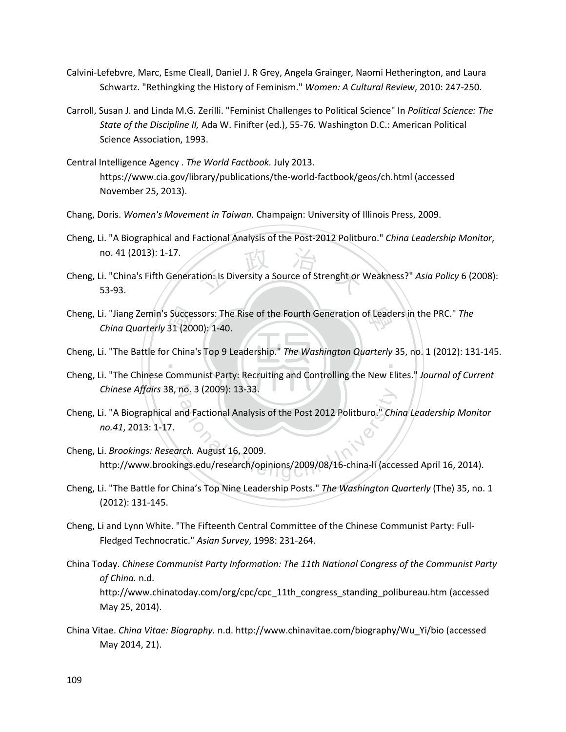Calvini-Lefebvre, Marc, Esme Cleall, Daniel J. R Grey, Angela Grainger, Naomi Hetherington, and Laura Schwartz. "Rethingking the History of Feminism." *Women: A Cultural Review*, 2010: 247-250.

Carroll, Susan J. and Linda M.G. Zerilli. "Feminist Challenges to Political Science" In *Political Science: The State of the Discipline II,* Ada W. Finifter (ed.), 55-76. Washington D.C.: American Political Science Association, 1993.

Central Intelligence Agency . *The World Factbook.* July 2013. https://www.cia.gov/library/publications/the-world-factbook/geos/ch.html (accessed November 25, 2013).

Chang, Doris. *Women's Movement in Taiwan.* Champaign: University of Illinois Press, 2009.

Cheng, Li. "A Biographical and Factional Analysis of the Post-2012 Politburo." *China Leadership Monitor*, no. 41 (2013): 1-17.

Cheng, Li. "China's Fifth Generation: Is Diversity a Source of Strenght or Weakness?" *Asia Policy* 6 (2008): 53-93.

Cheng, Li. "Jiang Zemin's Successors: The Rise of the Fourth Generation of Leaders in the PRC." *The China Quarterly* 31 (2000): 1-40.

Cheng, Li. "The Battle for China's Top 9 Leadership." *The Washington Quarterly* 35, no. 1 (2012): 131-145.

Cheng, Li. "The Chinese Communist Party: Recruiting and Controlling the New Elites." *Journal of Current Chinese Affairs* 38, no. 3 (2009): 13-33.

Cheng, Li. "A Biographical and Factional Analysis of the Post 2012 Politburo." *China Leadership Monitor no.41*, 2013: 1-17.

Cheng, Li. *Brookings: Research.* August 16, 2009. http://www.brookings.edu/research/opinions/2009/08/16-china-li (accessed April 16, 2014).

Cheng, Li. "The Battle for China's Top Nine Leadership Posts." *The Washington Quarterly* (The) 35, no. 1 (2012): 131-145.

Cheng, Li and Lynn White. "The Fifteenth Central Committee of the Chinese Communist Party: Full-Fledged Technocratic." *Asian Survey*, 1998: 231-264.

China Today. *Chinese Communist Party Information: The 11th National Congress of the Communist Party of China.* n.d. http://www.chinatoday.com/org/cpc/cpc_11th_congress_standing_polibureau.htm (accessed May 25, 2014).

China Vitae. *China Vitae: Biography.* n.d. http://www.chinavitae.com/biography/Wu_Yi/bio (accessed May 2014, 21).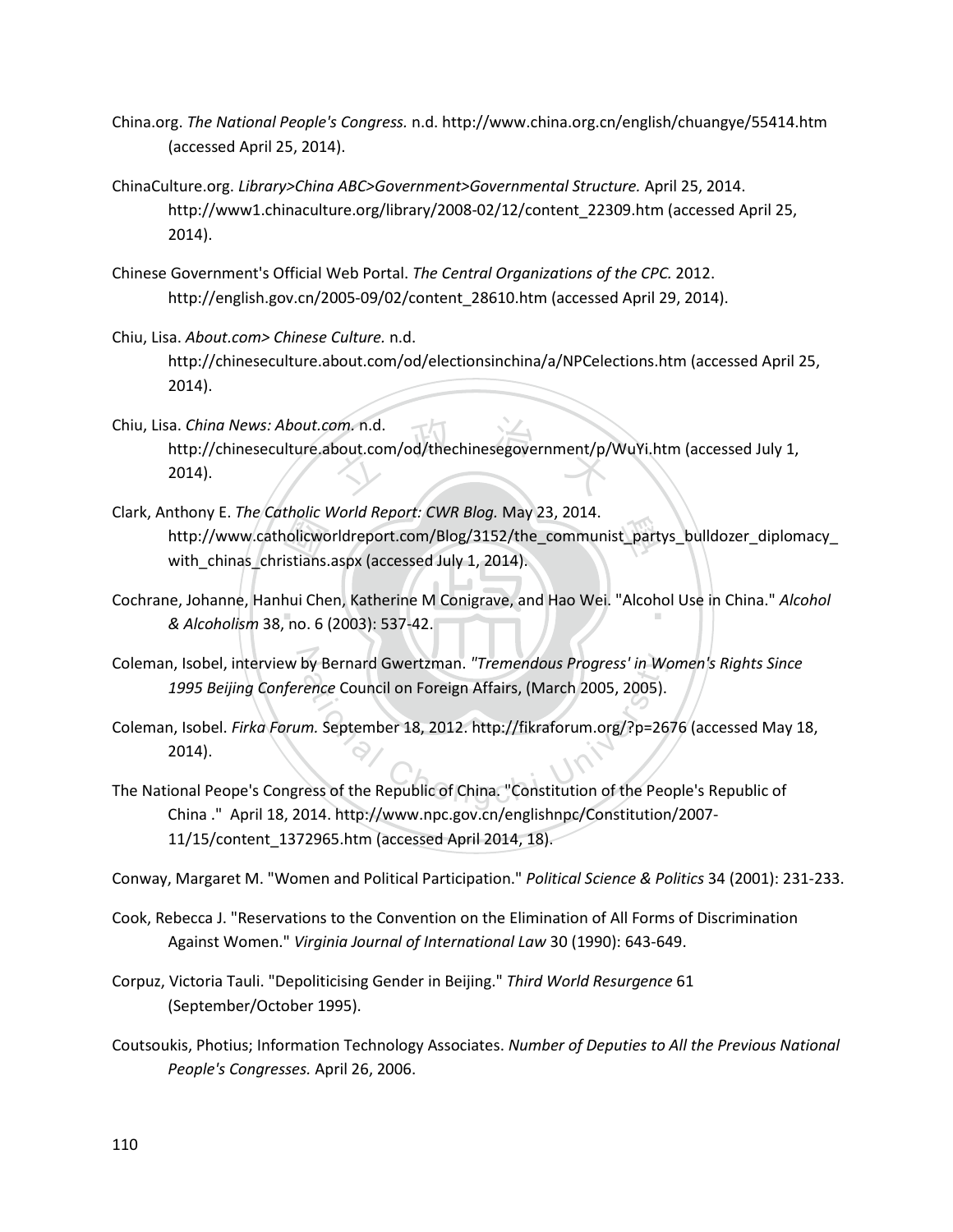China.org. *The National People's Congress.* n.d. http://www.china.org.cn/english/chuangye/55414.htm (accessed April 25, 2014).

ChinaCulture.org. *Library>China ABC>Government>Governmental Structure.* April 25, 2014. http://www1.chinaculture.org/library/2008-02/12/content_22309.htm (accessed April 25, 2014).

Chinese Government's Official Web Portal. *The Central Organizations of the CPC.* 2012. http://english.gov.cn/2005-09/02/content_28610.htm (accessed April 29, 2014).

Chiu, Lisa. *About.com> Chinese Culture.* n.d. http://chineseculture.about.com/od/electionsinchina/a/NPCelections.htm (accessed April 25, 2014).

Chiu, Lisa. *China News: About.com.* n.d. http://chineseculture.about.com/od/thechinesegovernment/p/WuYi.htm (accessed July 1, 2014).

Clark, Anthony E. *The Catholic World Report: CWR Blog.* May 23, 2014. http://www.catholicworldreport.com/Blog/3152/the_communist_partys_bulldozer_diplomacy_with_chinas_christians.aspx (accessed July 1, 2014).

Cochrane, Johanne, Hanhui Chen, Katherine M Conigrave, and Hao Wei. "Alcohol Use in China." *Alcohol & Alcoholism* 38, no. 6 (2003): 537-42.

Coleman, Isobel, interview by Bernard Gwertzman. *"Tremendous Progress' in Women's Rights Since 1995 Beijing Conference* Council on Foreign Affairs, (March 2005, 2005).

Coleman, Isobel. *Firka Forum.* September 18, 2012. http://fikraforum.org/?p=2676 (accessed May 18, 2014).

The National Peope's Congress of the Republic of China. "Constitution of the People's Republic of China ." April 18, 2014. http://www.npc.gov.cn/englishnpc/Constitution/2007-11/15/content_1372965.htm (accessed April 2014, 18).

Conway, Margaret M. "Women and Political Participation." *Political Science & Politics* 34 (2001): 231-233.

Cook, Rebecca J. "Reservations to the Convention on the Elimination of All Forms of Discrimination Against Women." *Virginia Journal of International Law* 30 (1990): 643-649.

Corpuz, Victoria Tauli. "Depoliticising Gender in Beijing." *Third World Resurgence* 61 (September/October 1995).

Coutsoukis, Photius; Information Technology Associates. *Number of Deputies to All the Previous National People's Congresses.* April 26, 2006.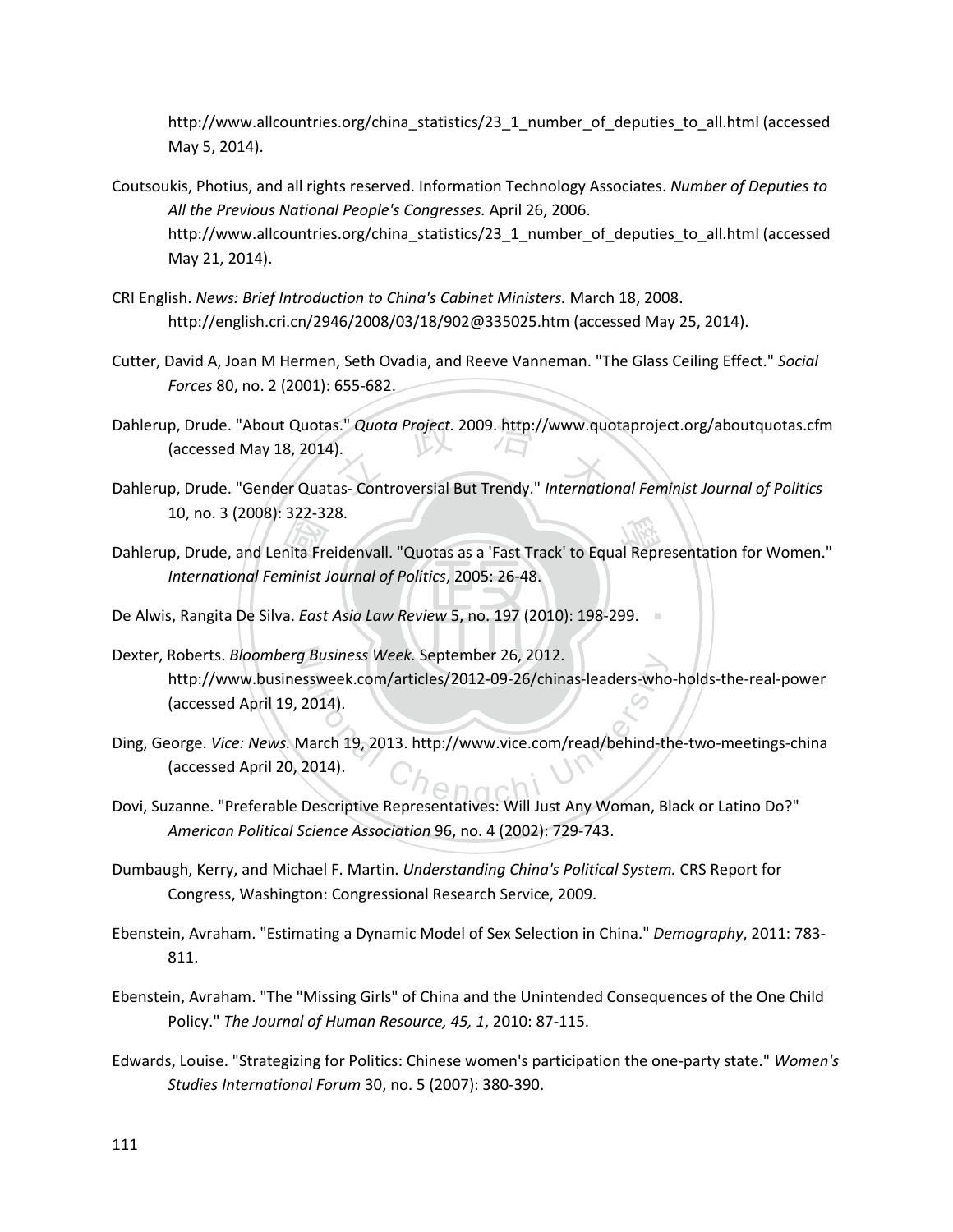http://www.allcountries.org/china_statistics/23_1_number_of_deputies_to_all.html (accessed May 5, 2014).

Coutsoukis, Photius, and all rights reserved. Information Technology Associates. *Number of Deputies to All the Previous National People's Congresses.* April 26, 2006. http://www.allcountries.org/china_statistics/23_1_number_of_deputies_to_all.html (accessed May 21, 2014).

CRI English. *News: Brief Introduction to China's Cabinet Ministers.* March 18, 2008. http://english.cri.cn/2946/2008/03/18/902@335025.htm (accessed May 25, 2014).

Cutter, David A, Joan M Hermen, Seth Ovadia, and Reeve Vanneman. "The Glass Ceiling Effect." *Social Forces* 80, no. 2 (2001): 655-682.

Dahlerup, Drude. "About Quotas." *Quota Project.* 2009. http://www.quotaproject.org/aboutquotas.cfm (accessed May 18, 2014).

Dahlerup, Drude. "Gender Quatas- Controversial But Trendy." *International Feminist Journal of Politics* 10, no. 3 (2008): 322-328.

Dahlerup, Drude, and Lenita Freidenvall. "Quotas as a 'Fast Track' to Equal Representation for Women." *International Feminist Journal of Politics*, 2005: 26-48.

De Alwis, Rangita De Silva. *East Asia Law Review* 5, no. 197 (2010): 198-299.

Dexter, Roberts. *Bloomberg Business Week.* September 26, 2012. http://www.businessweek.com/articles/2012-09-26/chinas-leaders-who-holds-the-real-power (accessed April 19, 2014).

Ding, George. *Vice: News.* March 19, 2013. http://www.vice.com/read/behind-the-two-meetings-china (accessed April 20, 2014).

Dovi, Suzanne. "Preferable Descriptive Representatives: Will Just Any Woman, Black or Latino Do?" *American Political Science Association* 96, no. 4 (2002): 729-743.

Dumbaugh, Kerry, and Michael F. Martin. *Understanding China's Political System.* CRS Report for Congress, Washington: Congressional Research Service, 2009.

Ebenstein, Avraham. "Estimating a Dynamic Model of Sex Selection in China." *Demography*, 2011: 783-811.

Ebenstein, Avraham. "The "Missing Girls" of China and the Unintended Consequences of the One Child Policy." *The Journal of Human Resource, 45, 1*, 2010: 87-115.

Edwards, Louise. "Strategizing for Politics: Chinese women's participation the one-party state." *Women's Studies International Forum* 30, no. 5 (2007): 380-390.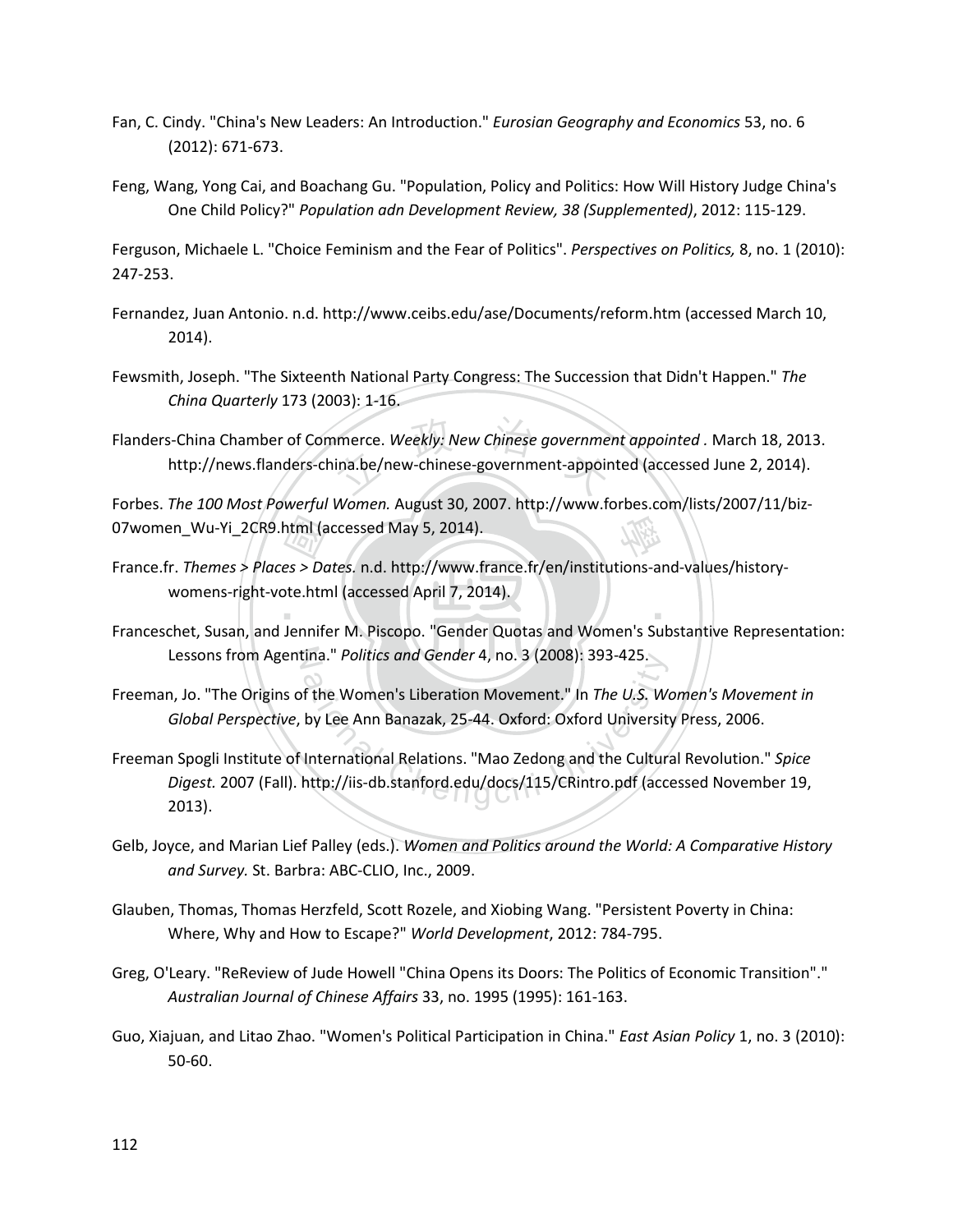Fan, C. Cindy. "China's New Leaders: An Introduction." *Eurosian Geography and Economics* 53, no. 6 (2012): 671-673.

Feng, Wang, Yong Cai, and Boachang Gu. "Population, Policy and Politics: How Will History Judge China's One Child Policy?" *Population adn Development Review, 38 (Supplemented)*, 2012: 115-129.

Ferguson, Michaele L. "Choice Feminism and the Fear of Politics". *Perspectives on Politics,* 8, no. 1 (2010): 247-253.

Fernandez, Juan Antonio. n.d. http://www.ceibs.edu/ase/Documents/reform.htm (accessed March 10, 2014).

Fewsmith, Joseph. "The Sixteenth National Party Congress: The Succession that Didn't Happen." *The China Quarterly* 173 (2003): 1-16.

Flanders-China Chamber of Commerce. *Weekly: New Chinese government appointed .* March 18, 2013. http://news.flanders-china.be/new-chinese-government-appointed (accessed June 2, 2014).

Forbes. *The 100 Most Powerful Women.* August 30, 2007. http://www.forbes.com/lists/2007/11/biz-07women_Wu-Yi_2CR9.html (accessed May 5, 2014).

France.fr. *Themes > Places > Dates.* n.d. http://www.france.fr/en/institutions-and-values/history-womens-right-vote.html (accessed April 7, 2014).

Franceschet, Susan, and Jennifer M. Piscopo. "Gender Quotas and Women's Substantive Representation: Lessons from Agentina." *Politics and Gender* 4, no. 3 (2008): 393-425.

Freeman, Jo. "The Origins of the Women's Liberation Movement." In *The U.S. Women's Movement in Global Perspective*, by Lee Ann Banazak, 25-44. Oxford: Oxford University Press, 2006.

Freeman Spogli Institute of International Relations. "Mao Zedong and the Cultural Revolution." *Spice Digest.* 2007 (Fall). http://iis-db.stanford.edu/docs/115/CRintro.pdf (accessed November 19, 2013).

Gelb, Joyce, and Marian Lief Palley (eds.). *Women and Politics around the World: A Comparative History and Survey.* St. Barbra: ABC-CLIO, Inc., 2009.

Glauben, Thomas, Thomas Herzfeld, Scott Rozele, and Xiobing Wang. "Persistent Poverty in China: Where, Why and How to Escape?" *World Development*, 2012: 784-795.

Greg, O'Leary. "ReReview of Jude Howell "China Opens its Doors: The Politics of Economic Transition"." *Australian Journal of Chinese Affairs* 33, no. 1995 (1995): 161-163.

Guo, Xiajuan, and Litao Zhao. "Women's Political Participation in China." *East Asian Policy* 1, no. 3 (2010): 50-60.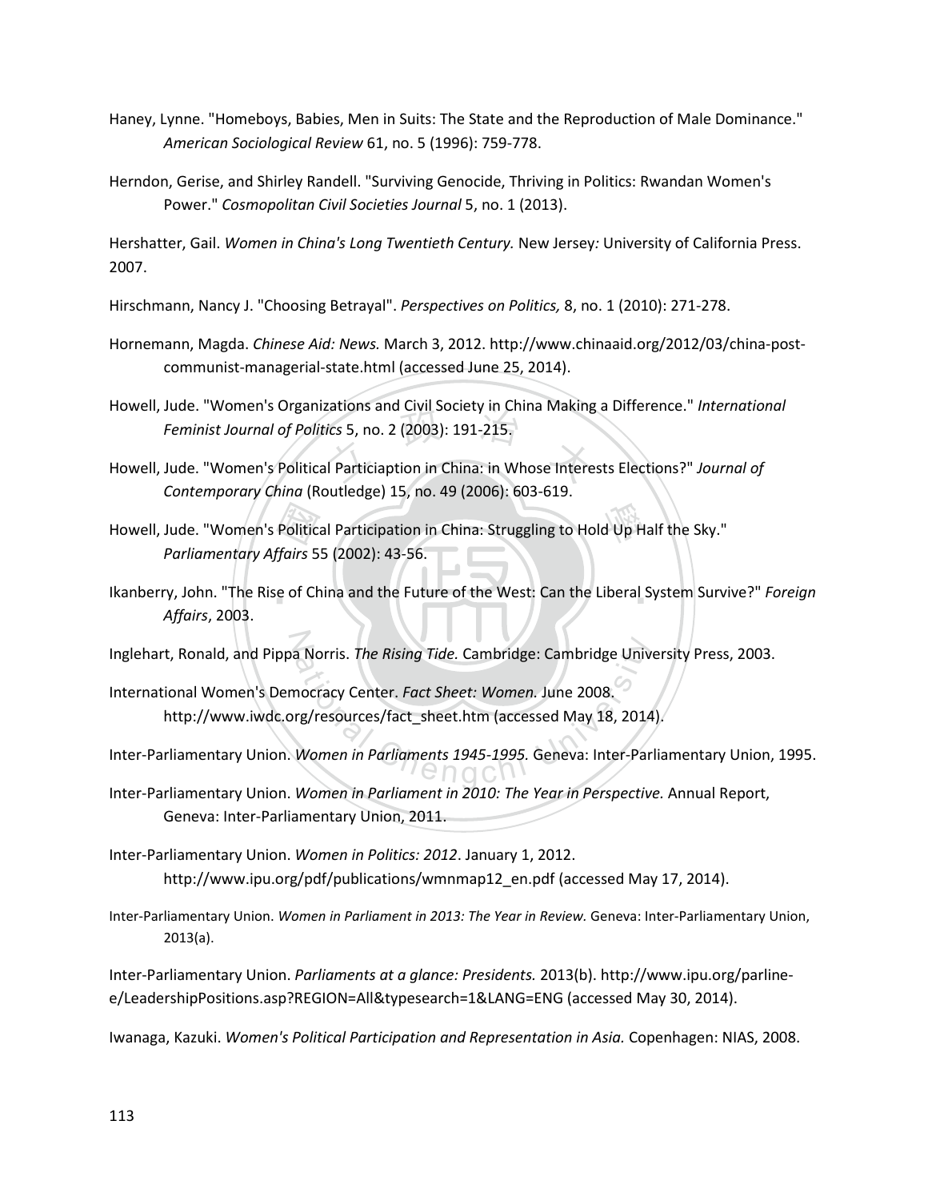Haney, Lynne. "Homeboys, Babies, Men in Suits: The State and the Reproduction of Male Dominance." *American Sociological Review* 61, no. 5 (1996): 759-778.

Herndon, Gerise, and Shirley Randell. "Surviving Genocide, Thriving in Politics: Rwandan Women's Power." *Cosmopolitan Civil Societies Journal* 5, no. 1 (2013).

Hershatter, Gail. *Women in China's Long Twentieth Century.* New Jersey*:* University of California Press. 2007.

Hirschmann, Nancy J. "Choosing Betrayal". *Perspectives on Politics,* 8, no. 1 (2010): 271-278.

Hornemann, Magda. *Chinese Aid: News.* March 3, 2012. http://www.chinaaid.org/2012/03/china-post-communist-managerial-state.html (accessed June 25, 2014).

Howell, Jude. "Women's Organizations and Civil Society in China Making a Difference." *International Feminist Journal of Politics* 5, no. 2 (2003): 191-215.

Howell, Jude. "Women's Political Particiaption in China: in Whose Interests Elections?" *Journal of Contemporary China* (Routledge) 15, no. 49 (2006): 603-619.

Howell, Jude. "Women's Political Participation in China: Struggling to Hold Up Half the Sky." *Parliamentary Affairs* 55 (2002): 43-56.

Ikanberry, John. "The Rise of China and the Future of the West: Can the Liberal System Survive?" *Foreign Affairs*, 2003.

Inglehart, Ronald, and Pippa Norris. *The Rising Tide.* Cambridge: Cambridge University Press, 2003.

International Women's Democracy Center. *Fact Sheet: Women.* June 2008. http://www.iwdc.org/resources/fact_sheet.htm (accessed May 18, 2014).

Inter-Parliamentary Union. *Women in Parliaments 1945-1995.* Geneva: Inter-Parliamentary Union, 1995.

Inter-Parliamentary Union. *Women in Parliament in 2010: The Year in Perspective.* Annual Report, Geneva: Inter-Parliamentary Union, 2011.

Inter-Parliamentary Union. *Women in Politics: 2012*. January 1, 2012. http://www.ipu.org/pdf/publications/wmnmap12_en.pdf (accessed May 17, 2014).

Inter-Parliamentary Union. *Women in Parliament in 2013: The Year in Review.* Geneva: Inter-Parliamentary Union, 2013(a).

Inter-Parliamentary Union. *Parliaments at a glance: Presidents.* 2013(b). http://www.ipu.org/parline-e/LeadershipPositions.asp?REGION=All&typesearch=1&LANG=ENG (accessed May 30, 2014).

Iwanaga, Kazuki. *Women's Political Participation and Representation in Asia.* Copenhagen: NIAS, 2008.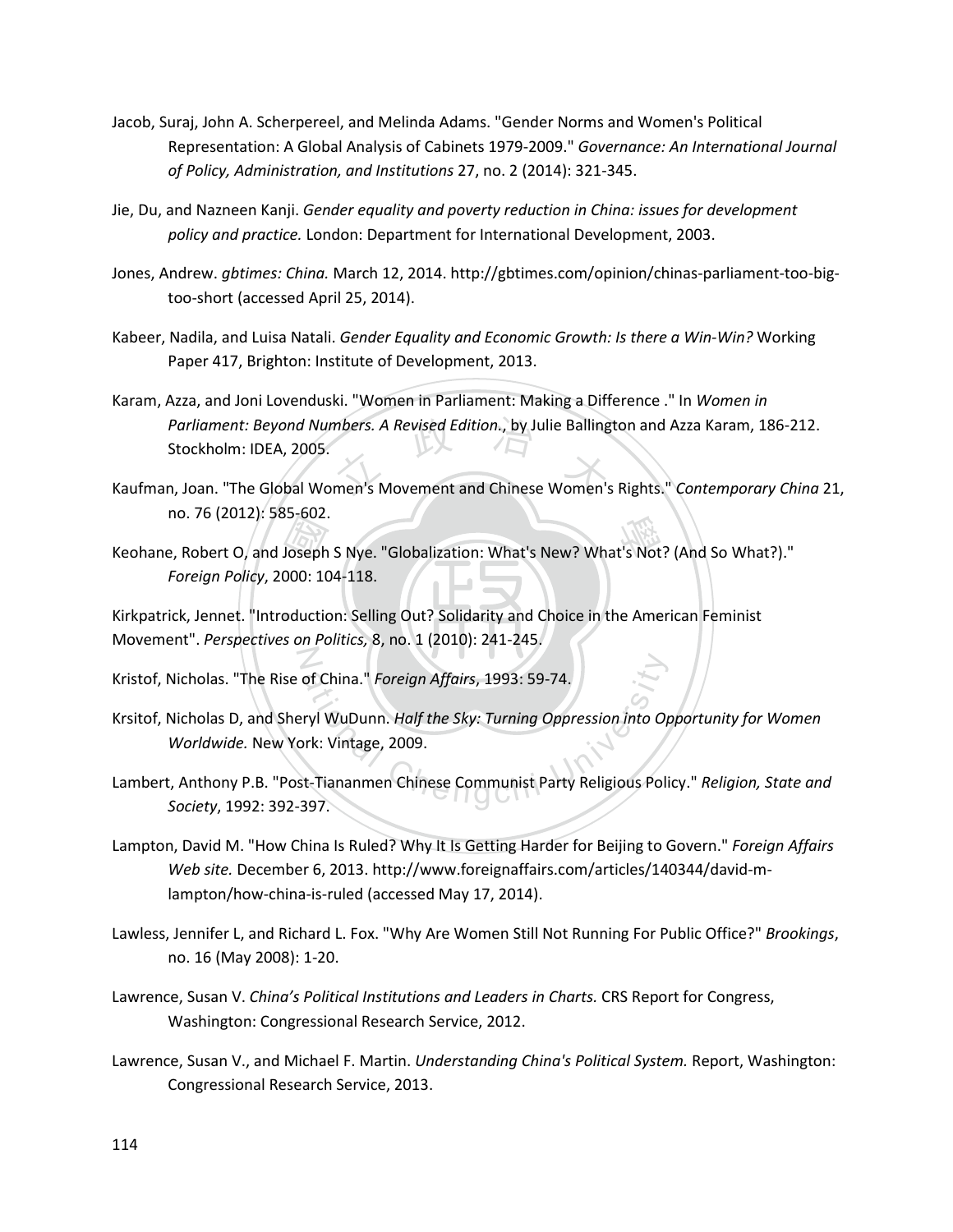Jacob, Suraj, John A. Scherpereel, and Melinda Adams. "Gender Norms and Women's Political Representation: A Global Analysis of Cabinets 1979-2009." *Governance: An International Journal of Policy, Administration, and Institutions* 27, no. 2 (2014): 321-345.

Jie, Du, and Nazneen Kanji. *Gender equality and poverty reduction in China: issues for development policy and practice.* London: Department for International Development, 2003.

Jones, Andrew. *gbtimes: China.* March 12, 2014. http://gbtimes.com/opinion/chinas-parliament-too-big-too-short (accessed April 25, 2014).

Kabeer, Nadila, and Luisa Natali. *Gender Equality and Economic Growth: Is there a Win-Win?* Working Paper 417, Brighton: Institute of Development, 2013.

Karam, Azza, and Joni Lovenduski. "Women in Parliament: Making a Difference ." In *Women in Parliament: Beyond Numbers. A Revised Edition.*, by Julie Ballington and Azza Karam, 186-212. Stockholm: IDEA, 2005.

Kaufman, Joan. "The Global Women's Movement and Chinese Women's Rights." *Contemporary China* 21, no. 76 (2012): 585-602.

Keohane, Robert O, and Joseph S Nye. "Globalization: What's New? What's Not? (And So What?)." *Foreign Policy*, 2000: 104-118.

Kirkpatrick, Jennet. "Introduction: Selling Out? Solidarity and Choice in the American Feminist Movement". *Perspectives on Politics,* 8, no. 1 (2010): 241-245.

Kristof, Nicholas. "The Rise of China." *Foreign Affairs*, 1993: 59-74.

Krsitof, Nicholas D, and Sheryl WuDunn. *Half the Sky: Turning Oppression into Opportunity for Women Worldwide.* New York: Vintage, 2009.

Lambert, Anthony P.B. "Post-Tiananmen Chinese Communist Party Religious Policy." *Religion, State and Society*, 1992: 392-397.

Lampton, David M. "How China Is Ruled? Why It Is Getting Harder for Beijing to Govern." *Foreign Affairs Web site.* December 6, 2013. http://www.foreignaffairs.com/articles/140344/david-m-lampton/how-china-is-ruled (accessed May 17, 2014).

Lawless, Jennifer L, and Richard L. Fox. "Why Are Women Still Not Running For Public Office?" *Brookings*, no. 16 (May 2008): 1-20.

Lawrence, Susan V. *China's Political Institutions and Leaders in Charts.* CRS Report for Congress, Washington: Congressional Research Service, 2012.

Lawrence, Susan V., and Michael F. Martin. *Understanding China's Political System.* Report, Washington: Congressional Research Service, 2013.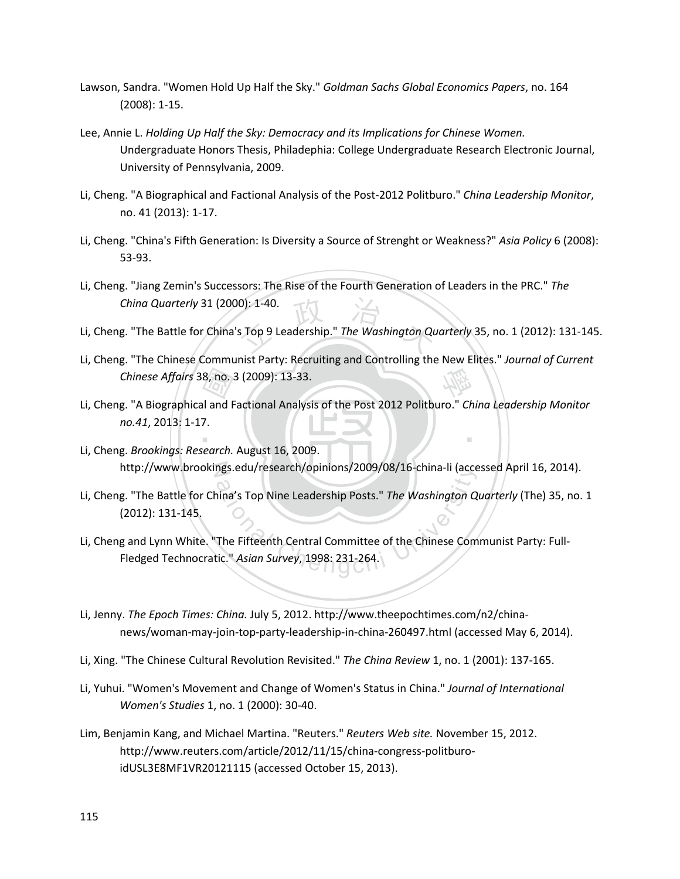Lawson, Sandra. "Women Hold Up Half the Sky." *Goldman Sachs Global Economics Papers*, no. 164 (2008): 1-15.

Lee, Annie L. *Holding Up Half the Sky: Democracy and its Implications for Chinese Women.* Undergraduate Honors Thesis, Philadephia: College Undergraduate Research Electronic Journal, University of Pennsylvania, 2009.

Li, Cheng. "A Biographical and Factional Analysis of the Post-2012 Politburo." *China Leadership Monitor*, no. 41 (2013): 1-17.

Li, Cheng. "China's Fifth Generation: Is Diversity a Source of Strenght or Weakness?" *Asia Policy* 6 (2008): 53-93.

Li, Cheng. "Jiang Zemin's Successors: The Rise of the Fourth Generation of Leaders in the PRC." *The China Quarterly* 31 (2000): 1-40.

Li, Cheng. "The Battle for China's Top 9 Leadership." *The Washington Quarterly* 35, no. 1 (2012): 131-145.

Li, Cheng. "The Chinese Communist Party: Recruiting and Controlling the New Elites." *Journal of Current Chinese Affairs* 38, no. 3 (2009): 13-33.

Li, Cheng. "A Biographical and Factional Analysis of the Post 2012 Politburo." *China Leadership Monitor no.41*, 2013: 1-17.

Li, Cheng. *Brookings: Research.* August 16, 2009. http://www.brookings.edu/research/opinions/2009/08/16-china-li (accessed April 16, 2014).

Li, Cheng. "The Battle for China's Top Nine Leadership Posts." *The Washington Quarterly* (The) 35, no. 1 (2012): 131-145.

Li, Cheng and Lynn White. "The Fifteenth Central Committee of the Chinese Communist Party: Full-Fledged Technocratic." *Asian Survey*, 1998: 231-264.

Li, Jenny. *The Epoch Times: China.* July 5, 2012. http://www.theepochtimes.com/n2/china-news/woman-may-join-top-party-leadership-in-china-260497.html (accessed May 6, 2014).

Li, Xing. "The Chinese Cultural Revolution Revisited." *The China Review* 1, no. 1 (2001): 137-165.

Li, Yuhui. "Women's Movement and Change of Women's Status in China." *Journal of International Women's Studies* 1, no. 1 (2000): 30-40.

Lim, Benjamin Kang, and Michael Martina. "Reuters." *Reuters Web site.* November 15, 2012. http://www.reuters.com/article/2012/11/15/china-congress-politburo-idUSL3E8MF1VR20121115 (accessed October 15, 2013).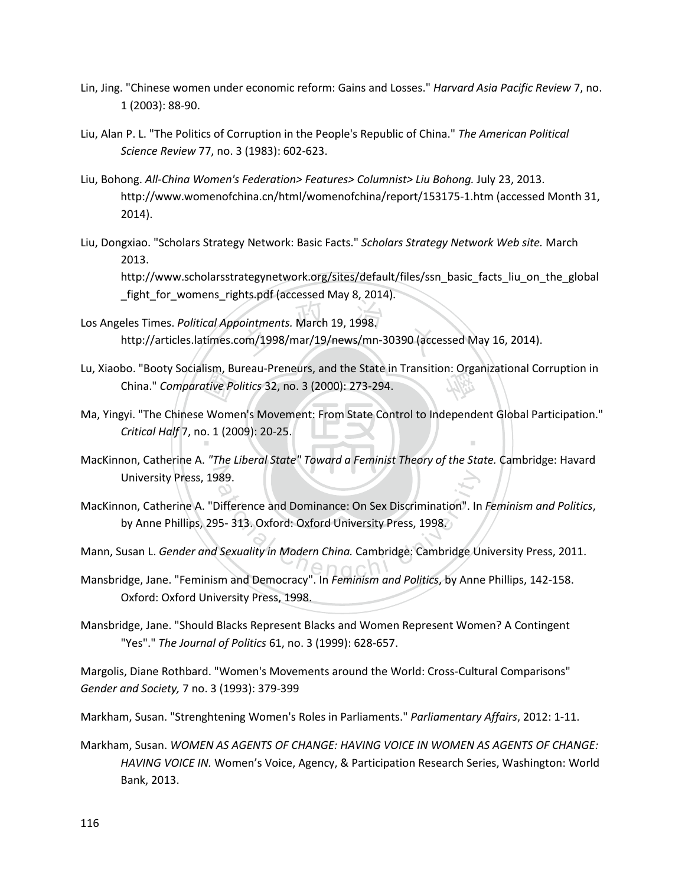Lin, Jing. "Chinese women under economic reform: Gains and Losses." *Harvard Asia Pacific Review* 7, no. 1 (2003): 88-90.

Liu, Alan P. L. "The Politics of Corruption in the People's Republic of China." *The American Political Science Review* 77, no. 3 (1983): 602-623.

Liu, Bohong. *All-China Women's Federation> Features> Columnist> Liu Bohong.* July 23, 2013. http://www.womenofchina.cn/html/womenofchina/report/153175-1.htm (accessed Month 31, 2014).

Liu, Dongxiao. "Scholars Strategy Network: Basic Facts." *Scholars Strategy Network Web site.* March 2013. http://www.scholarsstrategynetwork.org/sites/default/files/ssn_basic_facts_liu_on_the_global_fight_for_womens_rights.pdf (accessed May 8, 2014).

Los Angeles Times. *Political Appointments.* March 19, 1998. http://articles.latimes.com/1998/mar/19/news/mn-30390 (accessed May 16, 2014).

Lu, Xiaobo. "Booty Socialism, Bureau-Preneurs, and the State in Transition: Organizational Corruption in China." *Comparative Politics* 32, no. 3 (2000): 273-294.

Ma, Yingyi. "The Chinese Women's Movement: From State Control to Independent Global Participation." *Critical Half* 7, no. 1 (2009): 20-25.

MacKinnon, Catherine A. *"The Liberal State" Toward a Feminist Theory of the State.* Cambridge: Havard University Press, 1989.

MacKinnon, Catherine A. "Difference and Dominance: On Sex Discrimination". In *Feminism and Politics*, by Anne Phillips, 295- 313. Oxford: Oxford University Press, 1998.

Mann, Susan L. *Gender and Sexuality in Modern China.* Cambridge: Cambridge University Press, 2011.

Mansbridge, Jane. "Feminism and Democracy". In *Feminism and Politics*, by Anne Phillips, 142-158. Oxford: Oxford University Press, 1998.

Mansbridge, Jane. "Should Blacks Represent Blacks and Women Represent Women? A Contingent "Yes"." *The Journal of Politics* 61, no. 3 (1999): 628-657.

Margolis, Diane Rothbard. "Women's Movements around the World: Cross-Cultural Comparisons" *Gender and Society,* 7 no. 3 (1993): 379-399

Markham, Susan. "Strenghtening Women's Roles in Parliaments." *Parliamentary Affairs*, 2012: 1-11.

Markham, Susan. *WOMEN AS AGENTS OF CHANGE: HAVING VOICE IN WOMEN AS AGENTS OF CHANGE: HAVING VOICE IN.* Women's Voice, Agency, & Participation Research Series, Washington: World Bank, 2013.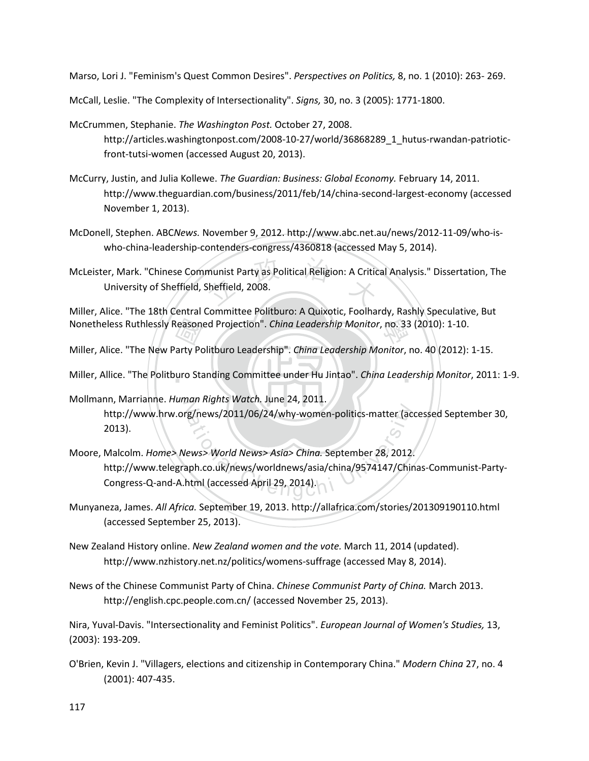Marso, Lori J. "Feminism's Quest Common Desires". *Perspectives on Politics,* 8, no. 1 (2010): 263- 269.

McCall, Leslie. "The Complexity of Intersectionality". *Signs,* 30, no. 3 (2005): 1771-1800.

McCrummen, Stephanie. *The Washington Post.* October 27, 2008. http://articles.washingtonpost.com/2008-10-27/world/36868289_1_hutus-rwandan-patriotic-front-tutsi-women (accessed August 20, 2013).

McCurry, Justin, and Julia Kollewe. *The Guardian: Business: Global Economy.* February 14, 2011. http://www.theguardian.com/business/2011/feb/14/china-second-largest-economy (accessed November 1, 2013).

McDonell, Stephen. ABC*News.* November 9, 2012. http://www.abc.net.au/news/2012-11-09/who-is-who-china-leadership-contenders-congress/4360818 (accessed May 5, 2014).

McLeister, Mark. "Chinese Communist Party as Political Religion: A Critical Analysis." Dissertation, The University of Sheffield, Sheffield, 2008.

Miller, Alice. "The 18th Central Committee Politburo: A Quixotic, Foolhardy, Rashly Speculative, But Nonetheless Ruthlessly Reasoned Projection". *China Leadership Monitor*, no. 33 (2010): 1-10.

Miller, Alice. "The New Party Politburo Leadership". *China Leadership Monitor*, no. 40 (2012): 1-15.

Miller, Allice. "The Politburo Standing Committee under Hu Jintao". *China Leadership Monitor*, 2011: 1-9.

Mollmann, Marrianne. *Human Rights Watch.* June 24, 2011. http://www.hrw.org/news/2011/06/24/why-women-politics-matter (accessed September 30, 2013).

Moore, Malcolm. *Home> News> World News> Asia> China.* September 28, 2012. http://www.telegraph.co.uk/news/worldnews/asia/china/9574147/Chinas-Communist-Party-Congress-Q-and-A.html (accessed April 29, 2014).

Munyaneza, James. *All Africa.* September 19, 2013. http://allafrica.com/stories/201309190110.html (accessed September 25, 2013).

New Zealand History online. *New Zealand women and the vote.* March 11, 2014 (updated). http://www.nzhistory.net.nz/politics/womens-suffrage (accessed May 8, 2014).

News of the Chinese Communist Party of China. *Chinese Communist Party of China.* March 2013. http://english.cpc.people.com.cn/ (accessed November 25, 2013).

Nira, Yuval-Davis. "Intersectionality and Feminist Politics". *European Journal of Women's Studies,* 13, (2003): 193-209.

O'Brien, Kevin J. "Villagers, elections and citizenship in Contemporary China." *Modern China* 27, no. 4 (2001): 407-435.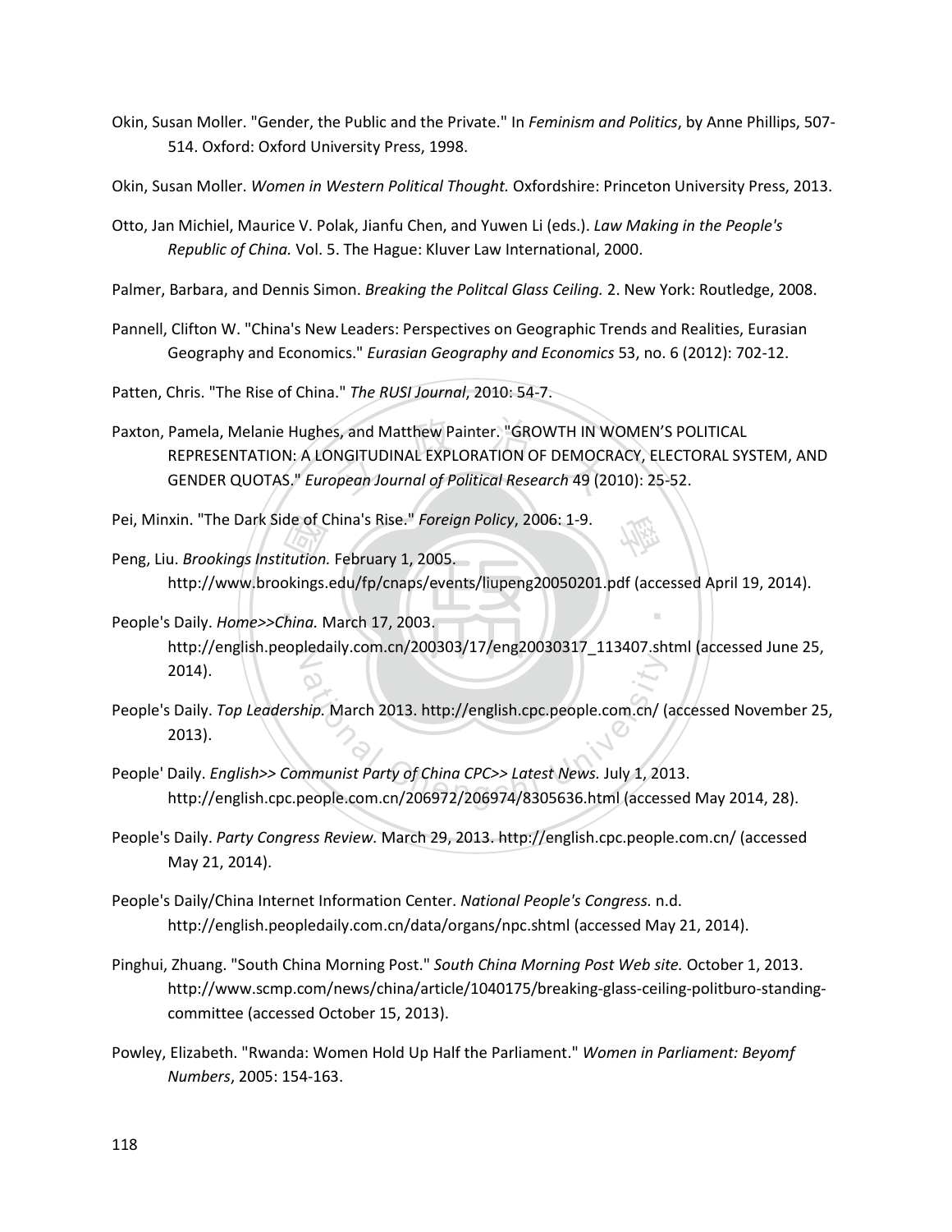Okin, Susan Moller. "Gender, the Public and the Private." In *Feminism and Politics*, by Anne Phillips, 507-514. Oxford: Oxford University Press, 1998.

Okin, Susan Moller. *Women in Western Political Thought.* Oxfordshire: Princeton University Press, 2013.

Otto, Jan Michiel, Maurice V. Polak, Jianfu Chen, and Yuwen Li (eds.). *Law Making in the People's Republic of China.* Vol. 5. The Hague: Kluver Law International, 2000.

Palmer, Barbara, and Dennis Simon. *Breaking the Politcal Glass Ceiling.* 2. New York: Routledge, 2008.

Pannell, Clifton W. "China's New Leaders: Perspectives on Geographic Trends and Realities, Eurasian Geography and Economics." *Eurasian Geography and Economics* 53, no. 6 (2012): 702-12.

Patten, Chris. "The Rise of China." *The RUSI Journal*, 2010: 54-7.

Paxton, Pamela, Melanie Hughes, and Matthew Painter. "GROWTH IN WOMEN'S POLITICAL REPRESENTATION: A LONGITUDINAL EXPLORATION OF DEMOCRACY, ELECTORAL SYSTEM, AND GENDER QUOTAS." *European Journal of Political Research* 49 (2010): 25-52.

Pei, Minxin. "The Dark Side of China's Rise." *Foreign Policy*, 2006: 1-9.

Peng, Liu. *Brookings Institution.* February 1, 2005. http://www.brookings.edu/fp/cnaps/events/liupeng20050201.pdf (accessed April 19, 2014).

People's Daily. *Home>>China.* March 17, 2003. http://english.peopledaily.com.cn/200303/17/eng20030317_113407.shtml (accessed June 25, 2014).

People's Daily. *Top Leadership.* March 2013. http://english.cpc.people.com.cn/ (accessed November 25, 2013).

People' Daily. *English>> Communist Party of China CPC>> Latest News.* July 1, 2013. http://english.cpc.people.com.cn/206972/206974/8305636.html (accessed May 2014, 28).

People's Daily. *Party Congress Review.* March 29, 2013. http://english.cpc.people.com.cn/ (accessed May 21, 2014).

People's Daily/China Internet Information Center. *National People's Congress.* n.d. http://english.peopledaily.com.cn/data/organs/npc.shtml (accessed May 21, 2014).

Pinghui, Zhuang. "South China Morning Post." *South China Morning Post Web site.* October 1, 2013. http://www.scmp.com/news/china/article/1040175/breaking-glass-ceiling-politburo-standing-committee (accessed October 15, 2013).

Powley, Elizabeth. "Rwanda: Women Hold Up Half the Parliament." *Women in Parliament: Beyomf Numbers*, 2005: 154-163.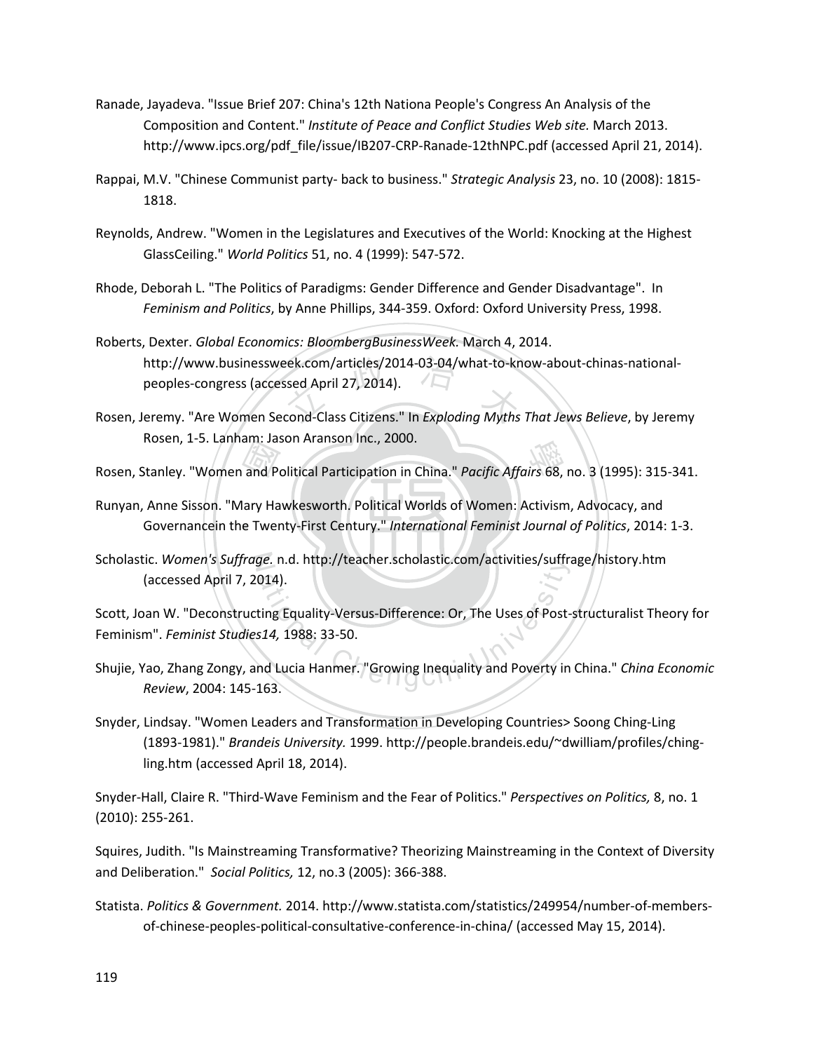Ranade, Jayadeva. "Issue Brief 207: China's 12th Nationa People's Congress An Analysis of the Composition and Content." *Institute of Peace and Conflict Studies Web site.* March 2013. http://www.ipcs.org/pdf_file/issue/IB207-CRP-Ranade-12thNPC.pdf (accessed April 21, 2014).

Rappai, M.V. "Chinese Communist party- back to business." *Strategic Analysis* 23, no. 10 (2008): 1815-1818.

Reynolds, Andrew. "Women in the Legislatures and Executives of the World: Knocking at the Highest GlassCeiling." *World Politics* 51, no. 4 (1999): 547-572.

Rhode, Deborah L. "The Politics of Paradigms: Gender Difference and Gender Disadvantage". In *Feminism and Politics*, by Anne Phillips, 344-359. Oxford: Oxford University Press, 1998.

Roberts, Dexter. *Global Economics: BloombergBusinessWeek.* March 4, 2014. http://www.businessweek.com/articles/2014-03-04/what-to-know-about-chinas-national-peoples-congress (accessed April 27, 2014).

Rosen, Jeremy. "Are Women Second-Class Citizens." In *Exploding Myths That Jews Believe*, by Jeremy Rosen, 1-5. Lanham: Jason Aranson Inc., 2000.

Rosen, Stanley. "Women and Political Participation in China." *Pacific Affairs* 68, no. 3 (1995): 315-341.

Runyan, Anne Sisson. "Mary Hawkesworth. Political Worlds of Women: Activism, Advocacy, and Governancein the Twenty-First Century." *International Feminist Journal of Politics*, 2014: 1-3.

Scholastic. *Women's Suffrage.* n.d. http://teacher.scholastic.com/activities/suffrage/history.htm (accessed April 7, 2014).

Scott, Joan W. "Deconstructing Equality-Versus-Difference: Or, The Uses of Post-structuralist Theory for Feminism". *Feminist Studies14,* 1988: 33-50.

Shujie, Yao, Zhang Zongy, and Lucia Hanmer. "Growing Inequality and Poverty in China." *China Economic Review*, 2004: 145-163.

Snyder, Lindsay. "Women Leaders and Transformation in Developing Countries> Soong Ching-Ling (1893-1981)." *Brandeis University.* 1999. http://people.brandeis.edu/~dwilliam/profiles/ching-ling.htm (accessed April 18, 2014).

Snyder-Hall, Claire R. "Third-Wave Feminism and the Fear of Politics." *Perspectives on Politics,* 8, no. 1 (2010): 255-261.

Squires, Judith. "Is Mainstreaming Transformative? Theorizing Mainstreaming in the Context of Diversity and Deliberation." *Social Politics,* 12, no.3 (2005): 366-388.

Statista. *Politics & Government.* 2014. http://www.statista.com/statistics/249954/number-of-members-of-chinese-peoples-political-consultative-conference-in-china/ (accessed May 15, 2014).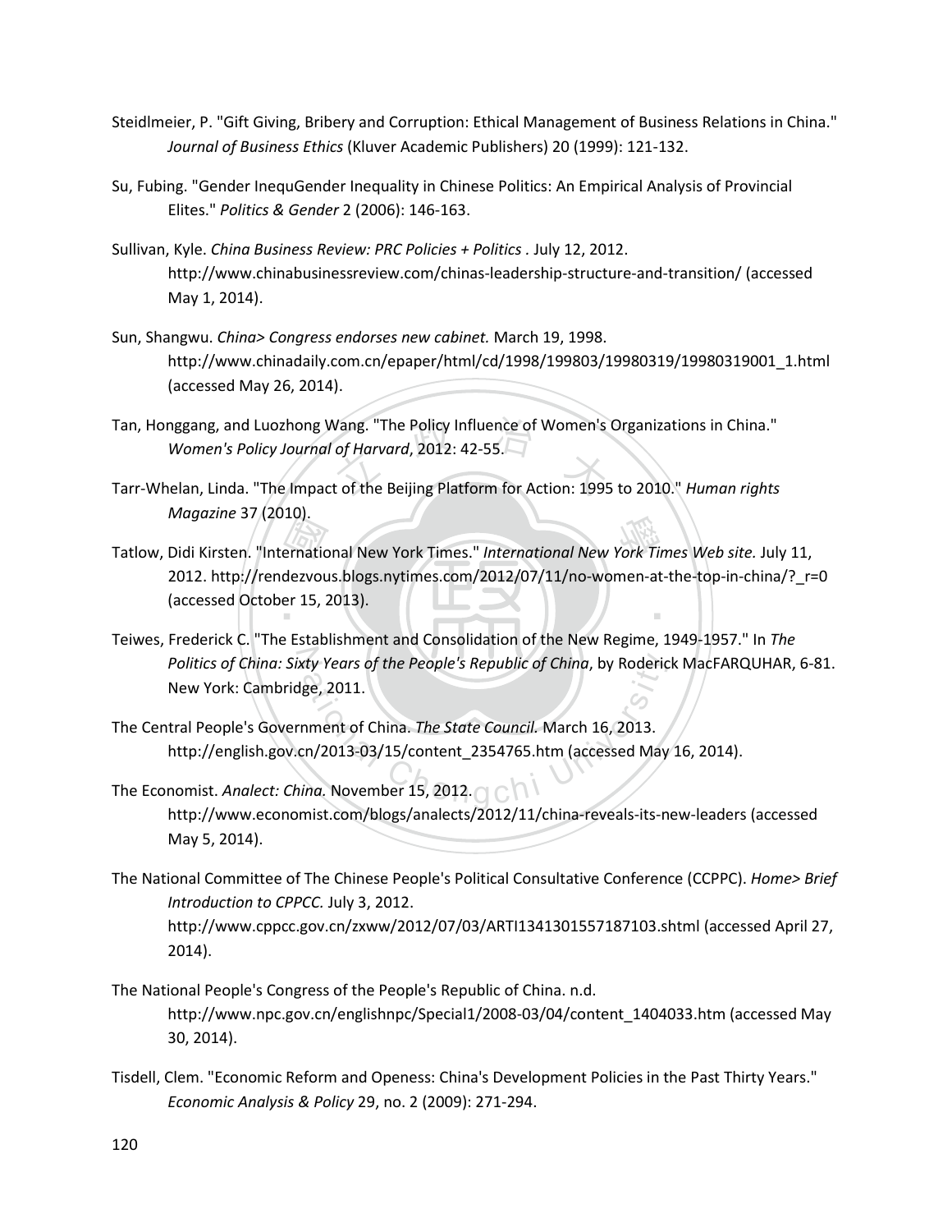Steidlmeier, P. "Gift Giving, Bribery and Corruption: Ethical Management of Business Relations in China." *Journal of Business Ethics* (Kluver Academic Publishers) 20 (1999): 121-132.

Su, Fubing. "Gender InequGender Inequality in Chinese Politics: An Empirical Analysis of Provincial Elites." *Politics & Gender* 2 (2006): 146-163.

Sullivan, Kyle. *China Business Review: PRC Policies + Politics .* July 12, 2012. http://www.chinabusinessreview.com/chinas-leadership-structure-and-transition/ (accessed May 1, 2014).

Sun, Shangwu. *China> Congress endorses new cabinet.* March 19, 1998. http://www.chinadaily.com.cn/epaper/html/cd/1998/199803/19980319/19980319001_1.html (accessed May 26, 2014).

Tan, Honggang, and Luozhong Wang. "The Policy Influence of Women's Organizations in China." *Women's Policy Journal of Harvard*, 2012: 42-55.

Tarr-Whelan, Linda. "The Impact of the Beijing Platform for Action: 1995 to 2010." *Human rights Magazine* 37 (2010).

Tatlow, Didi Kirsten. "International New York Times." *International New York Times Web site.* July 11, 2012. http://rendezvous.blogs.nytimes.com/2012/07/11/no-women-at-the-top-in-china/?_r=0 (accessed October 15, 2013).

Teiwes, Frederick C. "The Establishment and Consolidation of the New Regime, 1949-1957." In *The Politics of China: Sixty Years of the People's Republic of China*, by Roderick MacFARQUHAR, 6-81. New York: Cambridge, 2011.

The Central People's Government of China. *The State Council.* March 16, 2013. http://english.gov.cn/2013-03/15/content_2354765.htm (accessed May 16, 2014).

The Economist. *Analect: China.* November 15, 2012. http://www.economist.com/blogs/analects/2012/11/china-reveals-its-new-leaders (accessed May 5, 2014).

The National Committee of The Chinese People's Political Consultative Conference (CCPPC). *Home> Brief Introduction to CPPCC.* July 3, 2012. http://www.cppcc.gov.cn/zxww/2012/07/03/ARTI1341301557187103.shtml (accessed April 27, 2014).

The National People's Congress of the People's Republic of China. n.d. http://www.npc.gov.cn/englishnpc/Special1/2008-03/04/content_1404033.htm (accessed May 30, 2014).

Tisdell, Clem. "Economic Reform and Openess: China's Development Policies in the Past Thirty Years." *Economic Analysis & Policy* 29, no. 2 (2009): 271-294.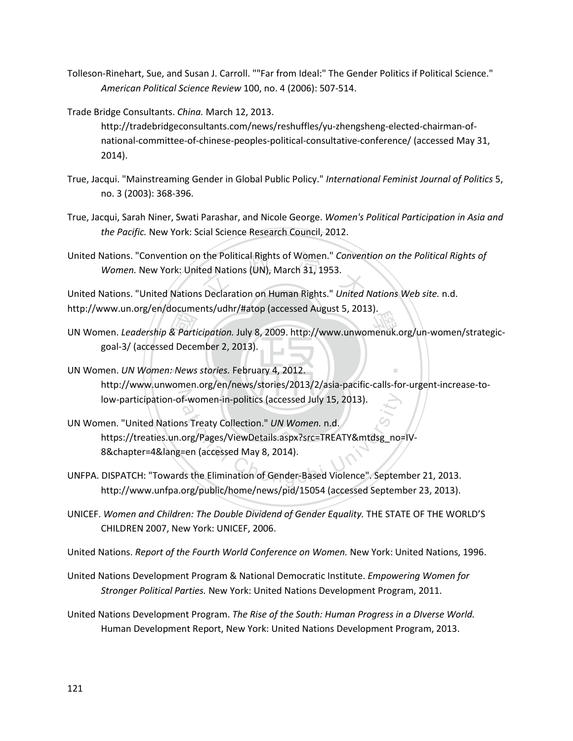Tolleson-Rinehart, Sue, and Susan J. Carroll. ""Far from Ideal:" The Gender Politics if Political Science." *American Political Science Review* 100, no. 4 (2006): 507-514.

Trade Bridge Consultants. *China.* March 12, 2013. http://tradebridgeconsultants.com/news/reshuffles/yu-zhengsheng-elected-chairman-of-national-committee-of-chinese-peoples-political-consultative-conference/ (accessed May 31, 2014).

True, Jacqui. "Mainstreaming Gender in Global Public Policy." *International Feminist Journal of Politics* 5, no. 3 (2003): 368-396.

True, Jacqui, Sarah Niner, Swati Parashar, and Nicole George. *Women's Political Participation in Asia and the Pacific.* New York: Scial Science Research Council, 2012.

United Nations. "Convention on the Political Rights of Women." *Convention on the Political Rights of Women.* New York: United Nations (UN), March 31, 1953.

United Nations. "United Nations Declaration on Human Rights." *United Nations Web site.* n.d. http://www.un.org/en/documents/udhr/#atop (accessed August 5, 2013).

UN Women. *Leadership & Participation.* July 8, 2009. http://www.unwomenuk.org/un-women/strategic-goal-3/ (accessed December 2, 2013).

UN Women. *UN Women: News stories.* February 4, 2012. http://www.unwomen.org/en/news/stories/2013/2/asia-pacific-calls-for-urgent-increase-to-low-participation-of-women-in-politics (accessed July 15, 2013).

UN Women. "United Nations Treaty Collection." *UN Women.* n.d. https://treaties.un.org/Pages/ViewDetails.aspx?src=TREATY&mtdsg_no=IV-8&chapter=4&lang=en (accessed May 8, 2014).

UNFPA. DISPATCH: "Towards the Elimination of Gender-Based Violence". September 21, 2013. http://www.unfpa.org/public/home/news/pid/15054 (accessed September 23, 2013).

UNICEF. *Women and Children: The Double Dividend of Gender Equality.* THE STATE OF THE WORLD'S CHILDREN 2007, New York: UNICEF, 2006.

United Nations. *Report of the Fourth World Conference on Women.* New York: United Nations, 1996.

United Nations Development Program & National Democratic Institute. *Empowering Women for Stronger Political Parties.* New York: United Nations Development Program, 2011.

United Nations Development Program. *The Rise of the South: Human Progress in a DIverse World.* Human Development Report, New York: United Nations Development Program, 2013.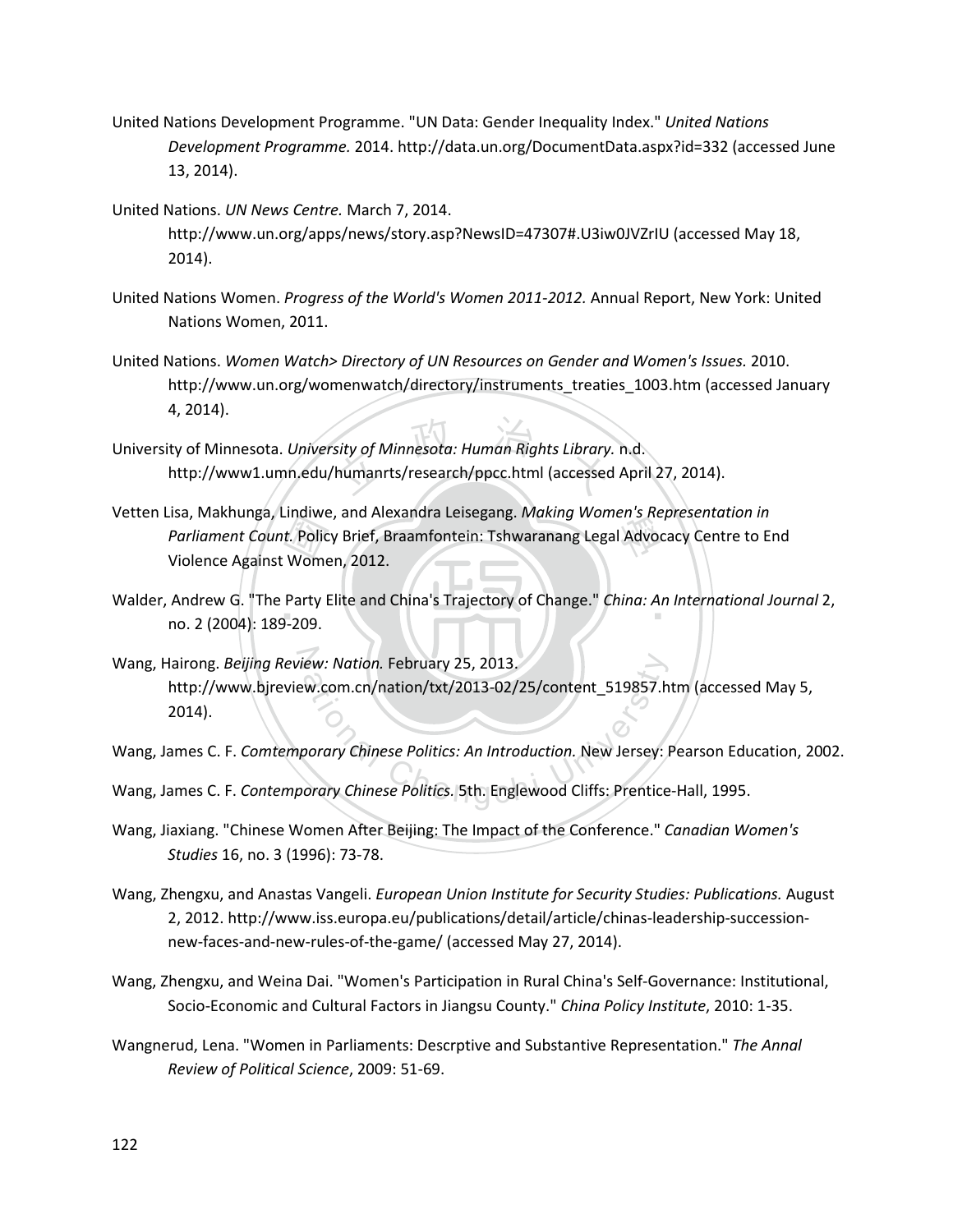United Nations Development Programme. "UN Data: Gender Inequality Index." *United Nations Development Programme.* 2014. http://data.un.org/DocumentData.aspx?id=332 (accessed June 13, 2014).

United Nations. *UN News Centre.* March 7, 2014. http://www.un.org/apps/news/story.asp?NewsID=47307#.U3iw0JVZrIU (accessed May 18, 2014).

United Nations Women. *Progress of the World's Women 2011-2012.* Annual Report, New York: United Nations Women, 2011.

United Nations. *Women Watch> Directory of UN Resources on Gender and Women's Issues.* 2010. http://www.un.org/womenwatch/directory/instruments_treaties_1003.htm (accessed January 4, 2014).

University of Minnesota. *University of Minnesota: Human Rights Library.* n.d. http://www1.umn.edu/humanrts/research/ppcc.html (accessed April 27, 2014).

Vetten Lisa, Makhunga, Lindiwe, and Alexandra Leisegang. *Making Women's Representation in Parliament Count.* Policy Brief, Braamfontein: Tshwaranang Legal Advocacy Centre to End Violence Against Women, 2012.

Walder, Andrew G. "The Party Elite and China's Trajectory of Change." *China: An International Journal* 2, no. 2 (2004): 189-209.

Wang, Hairong. *Beijing Review: Nation.* February 25, 2013. http://www.bjreview.com.cn/nation/txt/2013-02/25/content_519857.htm (accessed May 5, 2014).

Wang, James C. F. *Comtemporary Chinese Politics: An Introduction.* New Jersey: Pearson Education, 2002.

Wang, James C. F. *Contemporary Chinese Politics.* 5th. Englewood Cliffs: Prentice-Hall, 1995.

Wang, Jiaxiang. "Chinese Women After Beijing: The Impact of the Conference." *Canadian Women's Studies* 16, no. 3 (1996): 73-78.

Wang, Zhengxu, and Anastas Vangeli. *European Union Institute for Security Studies: Publications.* August 2, 2012. http://www.iss.europa.eu/publications/detail/article/chinas-leadership-succession-new-faces-and-new-rules-of-the-game/ (accessed May 27, 2014).

Wang, Zhengxu, and Weina Dai. "Women's Participation in Rural China's Self-Governance: Institutional, Socio-Economic and Cultural Factors in Jiangsu County." *China Policy Institute*, 2010: 1-35.

Wangnerud, Lena. "Women in Parliaments: Descrptive and Substantive Representation." *The Annal Review of Political Science*, 2009: 51-69.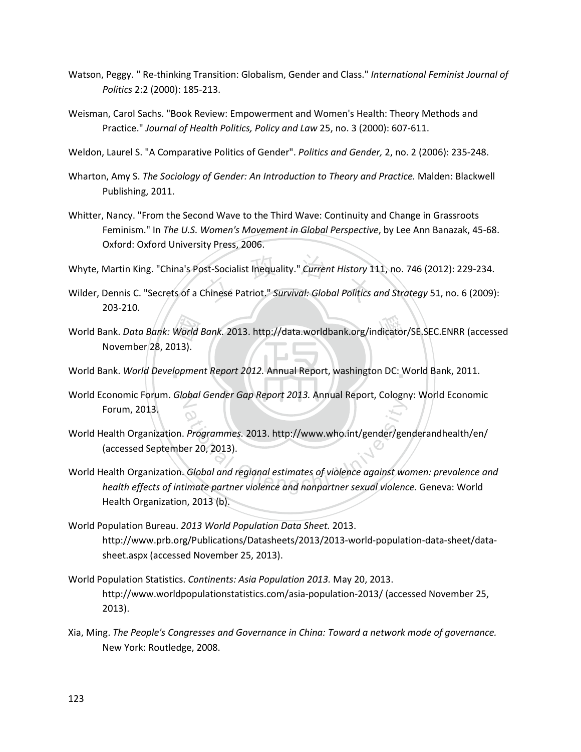Watson, Peggy. " Re-thinking Transition: Globalism, Gender and Class." *International Feminist Journal of Politics* 2:2 (2000): 185-213.

Weisman, Carol Sachs. "Book Review: Empowerment and Women's Health: Theory Methods and Practice." *Journal of Health Politics, Policy and Law* 25, no. 3 (2000): 607-611.

Weldon, Laurel S. "A Comparative Politics of Gender". *Politics and Gender,* 2, no. 2 (2006): 235-248.

Wharton, Amy S. *The Sociology of Gender: An Introduction to Theory and Practice.* Malden: Blackwell Publishing, 2011.

Whitter, Nancy. "From the Second Wave to the Third Wave: Continuity and Change in Grassroots Feminism." In *The U.S. Women's Movement in Global Perspective*, by Lee Ann Banazak, 45-68. Oxford: Oxford University Press, 2006.

Whyte, Martin King. "China's Post-Socialist Inequality." *Current History* 111, no. 746 (2012): 229-234.

Wilder, Dennis C. "Secrets of a Chinese Patriot." *Survival: Global Politics and Strategy* 51, no. 6 (2009): 203-210.

World Bank. *Data Bank: World Bank.* 2013. http://data.worldbank.org/indicator/SE.SEC.ENRR (accessed November 28, 2013).

World Bank. *World Development Report 2012.* Annual Report, washington DC: World Bank, 2011.

World Economic Forum. *Global Gender Gap Report 2013.* Annual Report, Cologny: World Economic Forum, 2013.

World Health Organization. *Programmes.* 2013. http://www.who.int/gender/genderandhealth/en/ (accessed September 20, 2013).

World Health Organization. *Global and regional estimates of violence against women: prevalence and health effects of intimate partner violence and nonpartner sexual violence.* Geneva: World Health Organization, 2013 (b).

World Population Bureau. *2013 World Population Data Sheet.* 2013. http://www.prb.org/Publications/Datasheets/2013/2013-world-population-data-sheet/data-sheet.aspx (accessed November 25, 2013).

World Population Statistics. *Continents: Asia Population 2013.* May 20, 2013. http://www.worldpopulationstatistics.com/asia-population-2013/ (accessed November 25, 2013).

Xia, Ming. *The People's Congresses and Governance in China: Toward a network mode of governance.* New York: Routledge, 2008.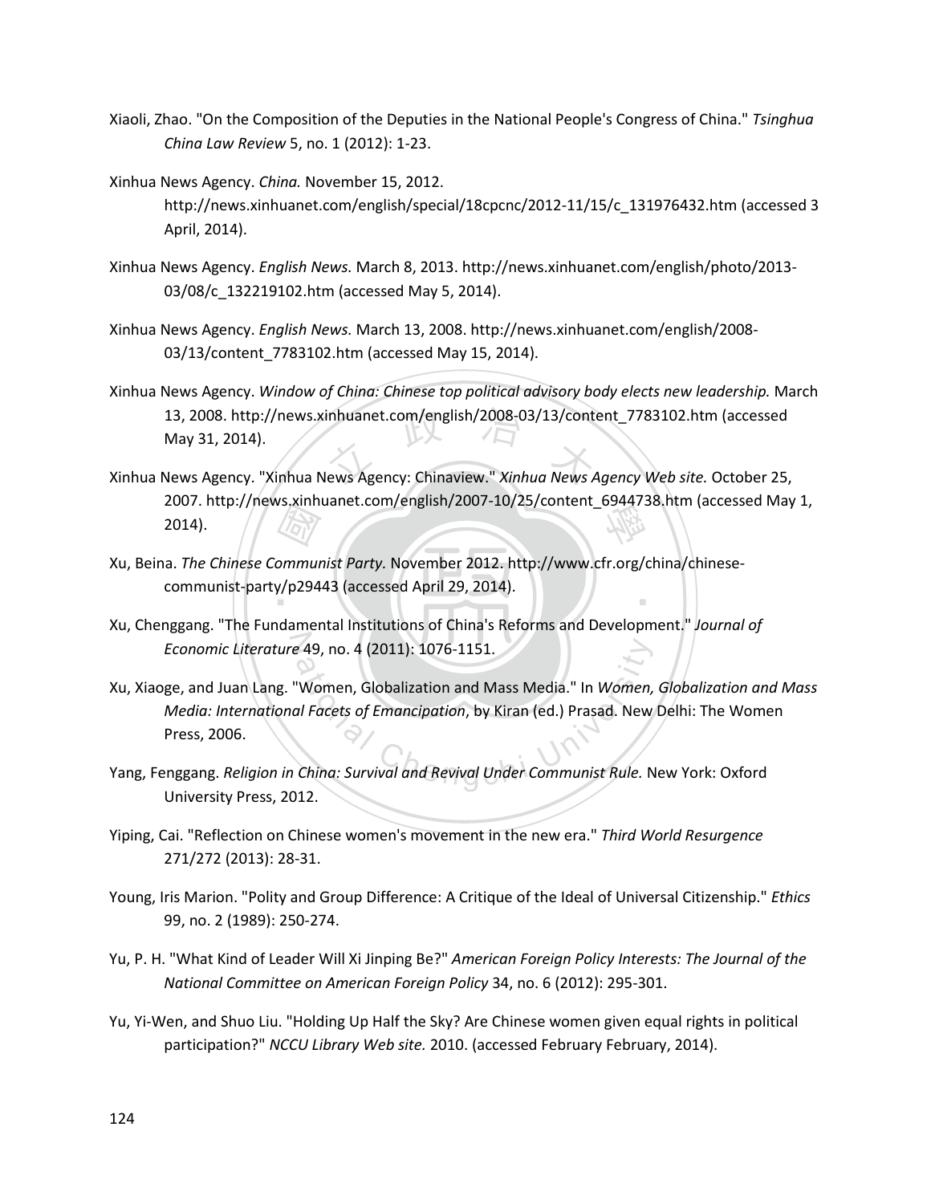Xiaoli, Zhao. "On the Composition of the Deputies in the National People's Congress of China." *Tsinghua China Law Review* 5, no. 1 (2012): 1-23.

Xinhua News Agency. *China.* November 15, 2012. http://news.xinhuanet.com/english/special/18cpcnc/2012-11/15/c_131976432.htm (accessed 3 April, 2014).

Xinhua News Agency. *English News.* March 8, 2013. http://news.xinhuanet.com/english/photo/2013-03/08/c_132219102.htm (accessed May 5, 2014).

Xinhua News Agency. *English News.* March 13, 2008. http://news.xinhuanet.com/english/2008-03/13/content_7783102.htm (accessed May 15, 2014).

Xinhua News Agency. *Window of China: Chinese top political advisory body elects new leadership.* March 13, 2008. http://news.xinhuanet.com/english/2008-03/13/content_7783102.htm (accessed May 31, 2014).

Xinhua News Agency. "Xinhua News Agency: Chinaview." *Xinhua News Agency Web site.* October 25, 2007. http://news.xinhuanet.com/english/2007-10/25/content_6944738.htm (accessed May 1, 2014).

Xu, Beina. *The Chinese Communist Party.* November 2012. http://www.cfr.org/china/chinese-communist-party/p29443 (accessed April 29, 2014).

Xu, Chenggang. "The Fundamental Institutions of China's Reforms and Development." *Journal of Economic Literature* 49, no. 4 (2011): 1076-1151.

Xu, Xiaoge, and Juan Lang. "Women, Globalization and Mass Media." In *Women, Globalization and Mass Media: International Facets of Emancipation*, by Kiran (ed.) Prasad. New Delhi: The Women Press, 2006.

Yang, Fenggang. *Religion in China: Survival and Revival Under Communist Rule.* New York: Oxford University Press, 2012.

Yiping, Cai. "Reflection on Chinese women's movement in the new era." *Third World Resurgence* 271/272 (2013): 28-31.

Young, Iris Marion. "Polity and Group Difference: A Critique of the Ideal of Universal Citizenship." *Ethics* 99, no. 2 (1989): 250-274.

Yu, P. H. "What Kind of Leader Will Xi Jinping Be?" *American Foreign Policy Interests: The Journal of the National Committee on American Foreign Policy* 34, no. 6 (2012): 295-301.

Yu, Yi-Wen, and Shuo Liu. "Holding Up Half the Sky? Are Chinese women given equal rights in political participation?" *NCCU Library Web site.* 2010. (accessed February February, 2014).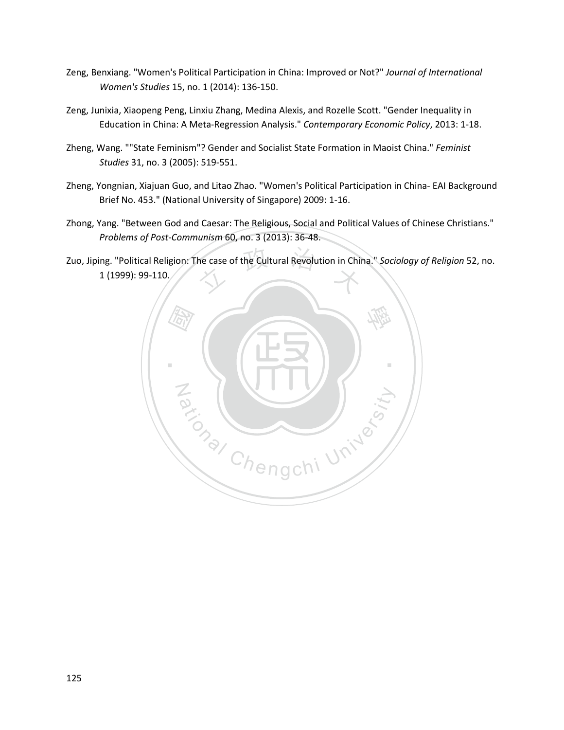Zeng, Benxiang. "Women's Political Participation in China: Improved or Not?" *Journal of International Women's Studies* 15, no. 1 (2014): 136-150.

Zeng, Junixia, Xiaopeng Peng, Linxiu Zhang, Medina Alexis, and Rozelle Scott. "Gender Inequality in Education in China: A Meta-Regression Analysis." *Contemporary Economic Policy*, 2013: 1-18.

Zheng, Wang. ""State Feminism"? Gender and Socialist State Formation in Maoist China." *Feminist Studies* 31, no. 3 (2005): 519-551.

Zheng, Yongnian, Xiajuan Guo, and Litao Zhao. "Women's Political Participation in China- EAI Background Brief No. 453." (National University of Singapore) 2009: 1-16.

Zhong, Yang. "Between God and Caesar: The Religious, Social and Political Values of Chinese Christians." *Problems of Post-Communism* 60, no. 3 (2013): 36-48.

Zuo, Jiping. "Political Religion: The case of the Cultural Revolution in China." *Sociology of Religion* 52, no. 1 (1999): 99-110.